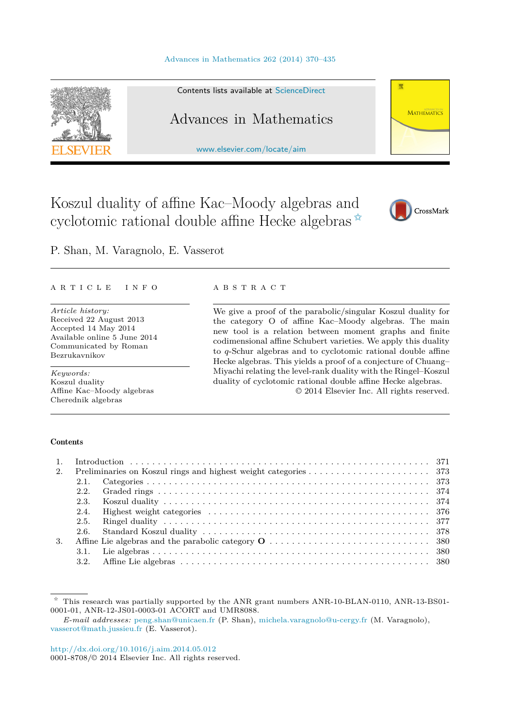# Koszul duality of affine Kac–Moody algebras and cyclotomic rational double affine Hecke algebras ☆

P. Shan, M. Varagnolo, E. Vasserot

ARTICLE INFO

*Article history:*
Received 22 August 2013
Accepted 14 May 2014
Available online 5 June 2014
Communicated by Roman Bezrukavnikov

*Keywords:*
Koszul duality
Affine Kac–Moody algebras
Cherednik algebras

ABSTRACT

We give a proof of the parabolic/singular Koszul duality for the category O of affine Kac–Moody algebras. The main new tool is a relation between moment graphs and finite codimensional affine Schubert varieties. We apply this duality to $q$-Schur algebras and to cyclotomic rational double affine Hecke algebras. This yields a proof of a conjecture of Chuang–Miyachi relating the level-rank duality with the Ringel–Koszul duality of cyclotomic rational double affine Hecke algebras.

© 2014 Elsevier Inc. All rights reserved.

**Contents**

| | | |
|---|---|---|
| 1. | Introduction | 371 |
| 2. | Preliminaries on Koszul rings and highest weight categories | 373 |
| 2.1. | Categories | 373 |
| 2.2. | Graded rings | 374 |
| 2.3. | Koszul duality | 374 |
| 2.4. | Highest weight categories | 376 |
| 2.5. | Ringel duality | 377 |
| 2.6. | Standard Koszul duality | 378 |
| 3. | Affine Lie algebras and the parabolic category **O** | 380 |
| 3.1. | Lie algebras | 380 |
| 3.2. | Affine Lie algebras | 380 |

☆ This research was partially supported by the ANR grant numbers ANR-10-BLAN-0110, ANR-13-BS01-0001-01, ANR-12-JS01-0003-01 ACORT and UMR8088.

*E-mail addresses:* peng.shan@unicaen.fr (P. Shan), michela.varagnolo@u-cergy.fr (M. Varagnolo), vasserot@math.jussieu.fr (E. Vasserot).

http://dx.doi.org/10.1016/j.aim.2014.05.012
0001-8708/© 2014 Elsevier Inc. All rights reserved.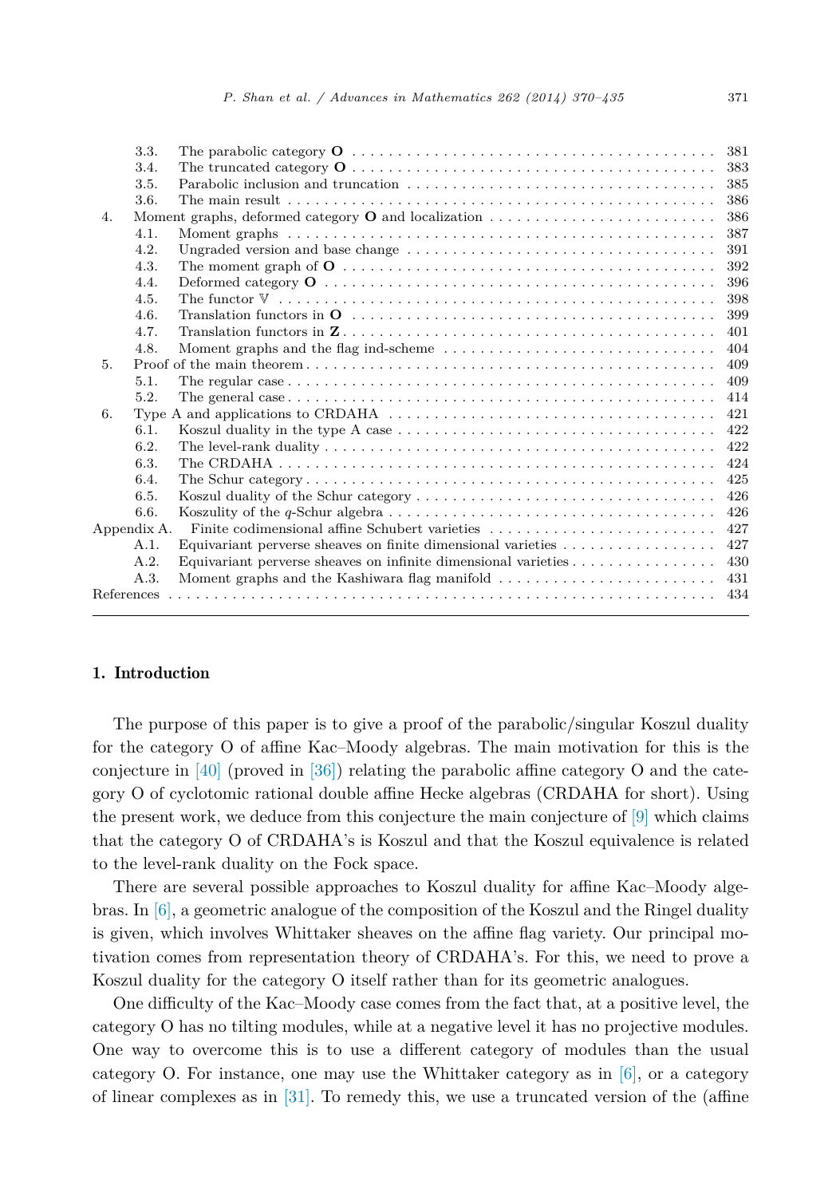3.3. The parabolic category **O** . . . . . 381
3.4. The truncated category **O** . . . . . 383
3.5. Parabolic inclusion and truncation . . . . . 385
3.6. The main result . . . . . 386

4. Moment graphs, deformed category **O** and localization . . . . . 386
   - 4.1. Moment graphs . . . . . 387
   - 4.2. Ungraded version and base change . . . . . 391
   - 4.3. The moment graph of **O** . . . . . 392
   - 4.4. Deformed category **O** . . . . . 396
   - 4.5. The functor $\mathbb{V}$ . . . . . 398
   - 4.6. Translation functors in **O** . . . . . 399
   - 4.7. Translation functors in **Z** . . . . . 401
   - 4.8. Moment graphs and the flag ind-scheme . . . . . 404
5. Proof of the main theorem . . . . . 409
   - 5.1. The regular case . . . . . 409
   - 5.2. The general case . . . . . 414
6. Type A and applications to CRDAHA . . . . . 421
   - 6.1. Koszul duality in the type A case . . . . . 422
   - 6.2. The level-rank duality . . . . . 422
   - 6.3. The CRDAHA . . . . . 424
   - 6.4. The Schur category . . . . . 425
   - 6.5. Koszul duality of the Schur category . . . . . 426
   - 6.6. Koszulity of the $q$-Schur algebra . . . . . 426

Appendix A. Finite codimensional affine Schubert varieties . . . . . 427
   - A.1. Equivariant perverse sheaves on finite dimensional varieties . . . . . 427
   - A.2. Equivariant perverse sheaves on infinite dimensional varieties . . . . . 430
   - A.3. Moment graphs and the Kashiwara flag manifold . . . . . 431

References . . . . . 434

## 1. Introduction

The purpose of this paper is to give a proof of the parabolic/singular Koszul duality for the category O of affine Kac–Moody algebras. The main motivation for this is the conjecture in [40] (proved in [36]) relating the parabolic affine category O and the category O of cyclotomic rational double affine Hecke algebras (CRDAHA for short). Using the present work, we deduce from this conjecture the main conjecture of [9] which claims that the category O of CRDAHA's is Koszul and that the Koszul equivalence is related to the level-rank duality on the Fock space.

There are several possible approaches to Koszul duality for affine Kac–Moody algebras. In [6], a geometric analogue of the composition of the Koszul and the Ringel duality is given, which involves Whittaker sheaves on the affine flag variety. Our principal motivation comes from representation theory of CRDAHA's. For this, we need to prove a Koszul duality for the category O itself rather than for its geometric analogues.

One difficulty of the Kac–Moody case comes from the fact that, at a positive level, the category O has no tilting modules, while at a negative level it has no projective modules. One way to overcome this is to use a different category of modules than the usual category O. For instance, one may use the Whittaker category as in [6], or a category of linear complexes as in [31]. To remedy this, we use a truncated version of the (affine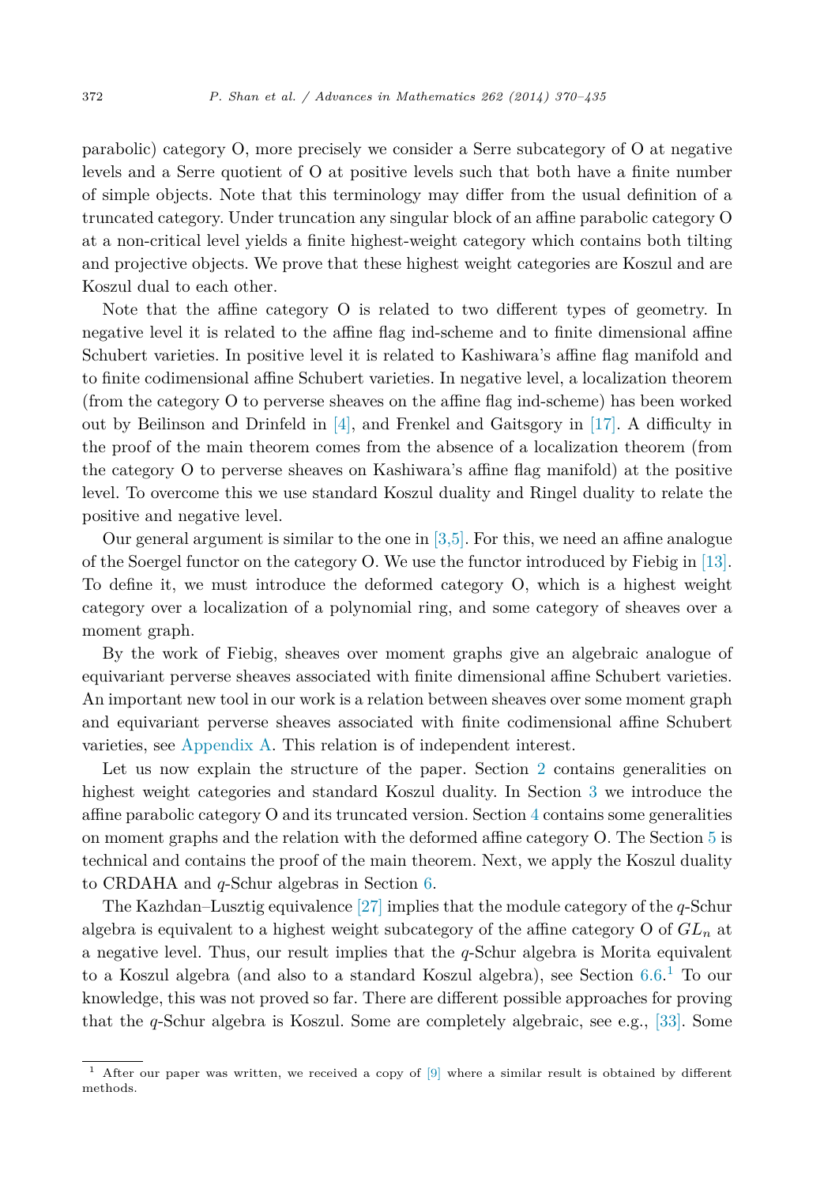parabolic) category O, more precisely we consider a Serre subcategory of O at negative levels and a Serre quotient of O at positive levels such that both have a finite number of simple objects. Note that this terminology may differ from the usual definition of a truncated category. Under truncation any singular block of an affine parabolic category O at a non-critical level yields a finite highest-weight category which contains both tilting and projective objects. We prove that these highest weight categories are Koszul and are Koszul dual to each other.

Note that the affine category O is related to two different types of geometry. In negative level it is related to the affine flag ind-scheme and to finite dimensional affine Schubert varieties. In positive level it is related to Kashiwara's affine flag manifold and to finite codimensional affine Schubert varieties. In negative level, a localization theorem (from the category O to perverse sheaves on the affine flag ind-scheme) has been worked out by Beilinson and Drinfeld in [4], and Frenkel and Gaitsgory in [17]. A difficulty in the proof of the main theorem comes from the absence of a localization theorem (from the category O to perverse sheaves on Kashiwara's affine flag manifold) at the positive level. To overcome this we use standard Koszul duality and Ringel duality to relate the positive and negative level.

Our general argument is similar to the one in [3,5]. For this, we need an affine analogue of the Soergel functor on the category O. We use the functor introduced by Fiebig in [13]. To define it, we must introduce the deformed category O, which is a highest weight category over a localization of a polynomial ring, and some category of sheaves over a moment graph.

By the work of Fiebig, sheaves over moment graphs give an algebraic analogue of equivariant perverse sheaves associated with finite dimensional affine Schubert varieties. An important new tool in our work is a relation between sheaves over some moment graph and equivariant perverse sheaves associated with finite codimensional affine Schubert varieties, see Appendix A. This relation is of independent interest.

Let us now explain the structure of the paper. Section 2 contains generalities on highest weight categories and standard Koszul duality. In Section 3 we introduce the affine parabolic category O and its truncated version. Section 4 contains some generalities on moment graphs and the relation with the deformed affine category O. The Section 5 is technical and contains the proof of the main theorem. Next, we apply the Koszul duality to CRDAHA and $q$-Schur algebras in Section 6.

The Kazhdan–Lusztig equivalence [27] implies that the module category of the $q$-Schur algebra is equivalent to a highest weight subcategory of the affine category O of $GL_n$ at a negative level. Thus, our result implies that the $q$-Schur algebra is Morita equivalent to a Koszul algebra (and also to a standard Koszul algebra), see Section 6.6.[1] To our knowledge, this was not proved so far. There are different possible approaches for proving that the $q$-Schur algebra is Koszul. Some are completely algebraic, see e.g., [33]. Some

[1] After our paper was written, we received a copy of [9] where a similar result is obtained by different methods.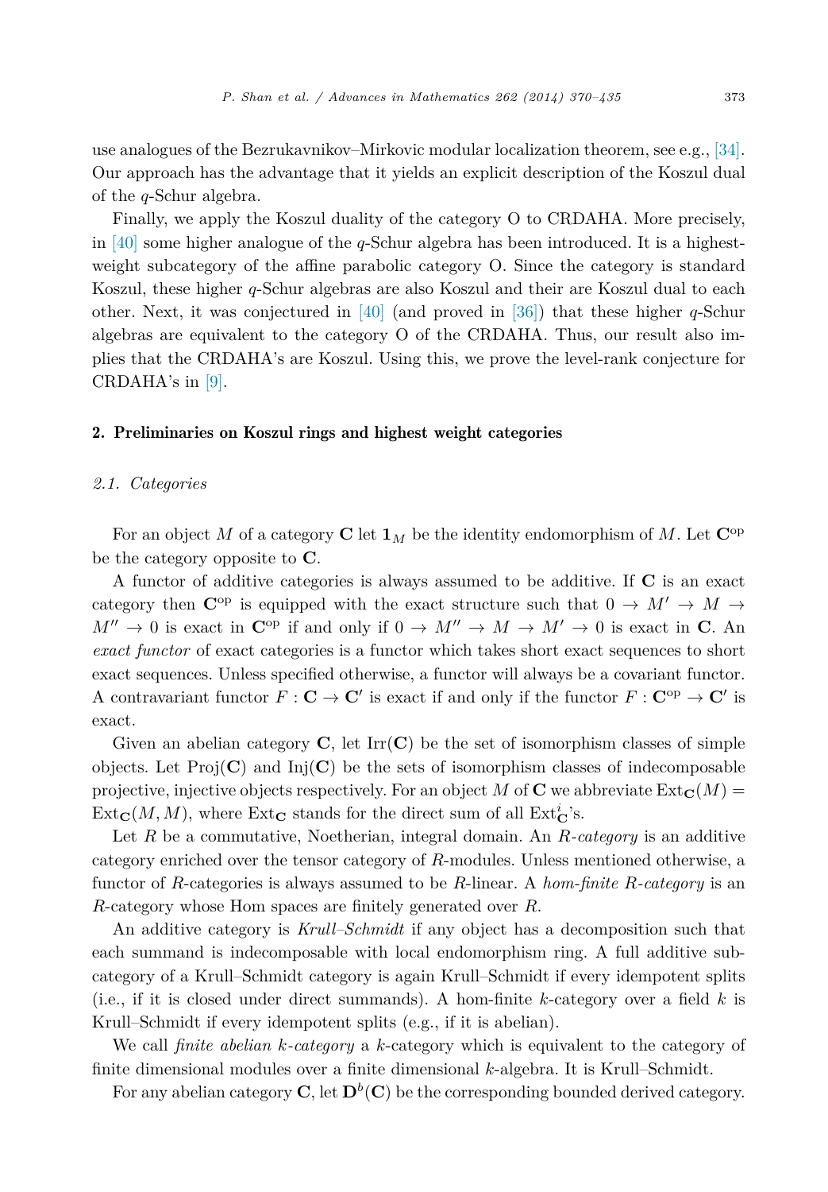use analogues of the Bezrukavnikov–Mirkovic modular localization theorem, see e.g., [34]. Our approach has the advantage that it yields an explicit description of the Koszul dual of the $q$-Schur algebra.

Finally, we apply the Koszul duality of the category O to CRDAHA. More precisely, in [40] some higher analogue of the $q$-Schur algebra has been introduced. It is a highest-weight subcategory of the affine parabolic category O. Since the category is standard Koszul, these higher $q$-Schur algebras are also Koszul and their are Koszul dual to each other. Next, it was conjectured in [40] (and proved in [36]) that these higher $q$-Schur algebras are equivalent to the category O of the CRDAHA. Thus, our result also implies that the CRDAHA's are Koszul. Using this, we prove the level-rank conjecture for CRDAHA's in [9].

## 2. Preliminaries on Koszul rings and highest weight categories

### 2.1. Categories

For an object $M$ of a category $\mathbf{C}$ let $\mathbf{1}_M$ be the identity endomorphism of $M$. Let $\mathbf{C}^{\mathrm{op}}$ be the category opposite to $\mathbf{C}$.

A functor of additive categories is always assumed to be additive. If $\mathbf{C}$ is an exact category then $\mathbf{C}^{\mathrm{op}}$ is equipped with the exact structure such that $0 \to M' \to M \to M'' \to 0$ is exact in $\mathbf{C}^{\mathrm{op}}$ if and only if $0 \to M'' \to M \to M' \to 0$ is exact in $\mathbf{C}$. An *exact functor* of exact categories is a functor which takes short exact sequences to short exact sequences. Unless specified otherwise, a functor will always be a covariant functor. A contravariant functor $F : \mathbf{C} \to \mathbf{C}'$ is exact if and only if the functor $F : \mathbf{C}^{\mathrm{op}} \to \mathbf{C}'$ is exact.

Given an abelian category $\mathbf{C}$, let $\mathrm{Irr}(\mathbf{C})$ be the set of isomorphism classes of simple objects. Let $\mathrm{Proj}(\mathbf{C})$ and $\mathrm{Inj}(\mathbf{C})$ be the sets of isomorphism classes of indecomposable projective, injective objects respectively. For an object $M$ of $\mathbf{C}$ we abbreviate $\mathrm{Ext}_{\mathbf{C}}(M) = \mathrm{Ext}_{\mathbf{C}}(M, M)$, where $\mathrm{Ext}_{\mathbf{C}}$ stands for the direct sum of all $\mathrm{Ext}^i_{\mathbf{C}}$'s.

Let $R$ be a commutative, Noetherian, integral domain. An *$R$-category* is an additive category enriched over the tensor category of $R$-modules. Unless mentioned otherwise, a functor of $R$-categories is always assumed to be $R$-linear. A *hom-finite $R$-category* is an $R$-category whose Hom spaces are finitely generated over $R$.

An additive category is *Krull–Schmidt* if any object has a decomposition such that each summand is indecomposable with local endomorphism ring. A full additive subcategory of a Krull–Schmidt category is again Krull–Schmidt if every idempotent splits (i.e., if it is closed under direct summands). A hom-finite $k$-category over a field $k$ is Krull–Schmidt if every idempotent splits (e.g., if it is abelian).

We call *finite abelian $k$-category* a $k$-category which is equivalent to the category of finite dimensional modules over a finite dimensional $k$-algebra. It is Krull–Schmidt.

For any abelian category $\mathbf{C}$, let $\mathbf{D}^b(\mathbf{C})$ be the corresponding bounded derived category.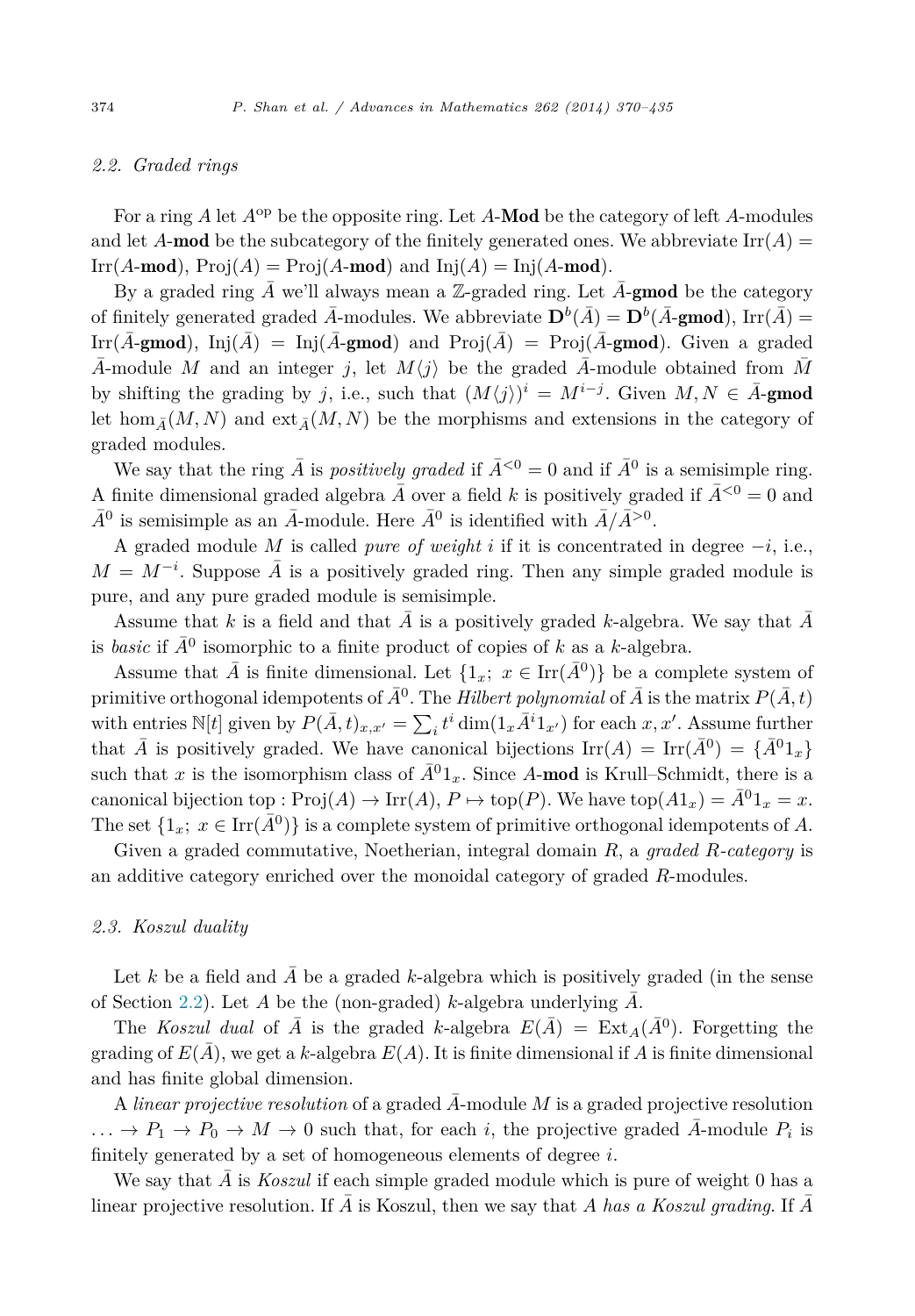### 2.2. Graded rings

For a ring $A$ let $A^{\mathrm{op}}$ be the opposite ring. Let $A$-**Mod** be the category of left $A$-modules and let $A$-**mod** be the subcategory of the finitely generated ones. We abbreviate $\mathrm{Irr}(A) = \mathrm{Irr}(A\text{-}\mathbf{mod})$, $\mathrm{Proj}(A) = \mathrm{Proj}(A\text{-}\mathbf{mod})$ and $\mathrm{Inj}(A) = \mathrm{Inj}(A\text{-}\mathbf{mod})$.

By a graded ring $\bar{A}$ we'll always mean a $\mathbb{Z}$-graded ring. Let $\bar{A}$-**gmod** be the category of finitely generated graded $\bar{A}$-modules. We abbreviate $\mathbf{D}^b(\bar{A}) = \mathbf{D}^b(\bar{A}\text{-}\mathbf{gmod})$, $\mathrm{Irr}(\bar{A}) = \mathrm{Irr}(\bar{A}\text{-}\mathbf{gmod})$, $\mathrm{Inj}(\bar{A}) = \mathrm{Inj}(\bar{A}\text{-}\mathbf{gmod})$ and $\mathrm{Proj}(\bar{A}) = \mathrm{Proj}(\bar{A}\text{-}\mathbf{gmod})$. Given a graded $\bar{A}$-module $M$ and an integer $j$, let $M\langle j\rangle$ be the graded $\bar{A}$-module obtained from $M$ by shifting the grading by $j$, i.e., such that $(M\langle j\rangle)^i = M^{i-j}$. Given $M, N \in \bar{A}$-**gmod** let $\hom_{\bar{A}}(M,N)$ and $\mathrm{ext}_{\bar{A}}(M,N)$ be the morphisms and extensions in the category of graded modules.

We say that the ring $\bar{A}$ is *positively graded* if $\bar{A}^{<0} = 0$ and if $\bar{A}^0$ is a semisimple ring. A finite dimensional graded algebra $\bar{A}$ over a field $k$ is positively graded if $\bar{A}^{<0} = 0$ and $\bar{A}^0$ is semisimple as an $\bar{A}$-module. Here $\bar{A}^0$ is identified with $\bar{A}/\bar{A}^{>0}$.

A graded module $M$ is called *pure of weight* $i$ if it is concentrated in degree $-i$, i.e., $M = M^{-i}$. Suppose $\bar{A}$ is a positively graded ring. Then any simple graded module is pure, and any pure graded module is semisimple.

Assume that $k$ is a field and that $\bar{A}$ is a positively graded $k$-algebra. We say that $\bar{A}$ is *basic* if $\bar{A}^0$ isomorphic to a finite product of copies of $k$ as a $k$-algebra.

Assume that $\bar{A}$ is finite dimensional. Let $\{1_x;\ x \in \mathrm{Irr}(\bar{A}^0)\}$ be a complete system of primitive orthogonal idempotents of $\bar{A}^0$. The *Hilbert polynomial* of $\bar{A}$ is the matrix $P(\bar{A},t)$ with entries $\mathbb{N}[t]$ given by $P(\bar{A},t)_{x,x'} = \sum_i t^i \dim(1_x \bar{A}^i 1_{x'})$ for each $x, x'$. Assume further that $\bar{A}$ is positively graded. We have canonical bijections $\mathrm{Irr}(A) = \mathrm{Irr}(\bar{A}^0) = \{\bar{A}^0 1_x\}$ such that $x$ is the isomorphism class of $\bar{A}^0 1_x$. Since $A$-**mod** is Krull–Schmidt, there is a canonical bijection $\mathrm{top} : \mathrm{Proj}(A) \to \mathrm{Irr}(A)$, $P \mapsto \mathrm{top}(P)$. We have $\mathrm{top}(A1_x) = \bar{A}^0 1_x = x$. The set $\{1_x;\ x \in \mathrm{Irr}(\bar{A}^0)\}$ is a complete system of primitive orthogonal idempotents of $A$.

Given a graded commutative, Noetherian, integral domain $R$, a *graded $R$-category* is an additive category enriched over the monoidal category of graded $R$-modules.

### 2.3. Koszul duality

Let $k$ be a field and $\bar{A}$ be a graded $k$-algebra which is positively graded (in the sense of Section 2.2). Let $A$ be the (non-graded) $k$-algebra underlying $\bar{A}$.

The *Koszul dual* of $\bar{A}$ is the graded $k$-algebra $E(\bar{A}) = \mathrm{Ext}_A(\bar{A}^0)$. Forgetting the grading of $E(\bar{A})$, we get a $k$-algebra $E(A)$. It is finite dimensional if $A$ is finite dimensional and has finite global dimension.

A *linear projective resolution* of a graded $\bar{A}$-module $M$ is a graded projective resolution $\ldots \to P_1 \to P_0 \to M \to 0$ such that, for each $i$, the projective graded $\bar{A}$-module $P_i$ is finitely generated by a set of homogeneous elements of degree $i$.

We say that $\bar{A}$ is *Koszul* if each simple graded module which is pure of weight 0 has a linear projective resolution. If $\bar{A}$ is Koszul, then we say that $A$ *has a Koszul grading*. If $\bar{A}$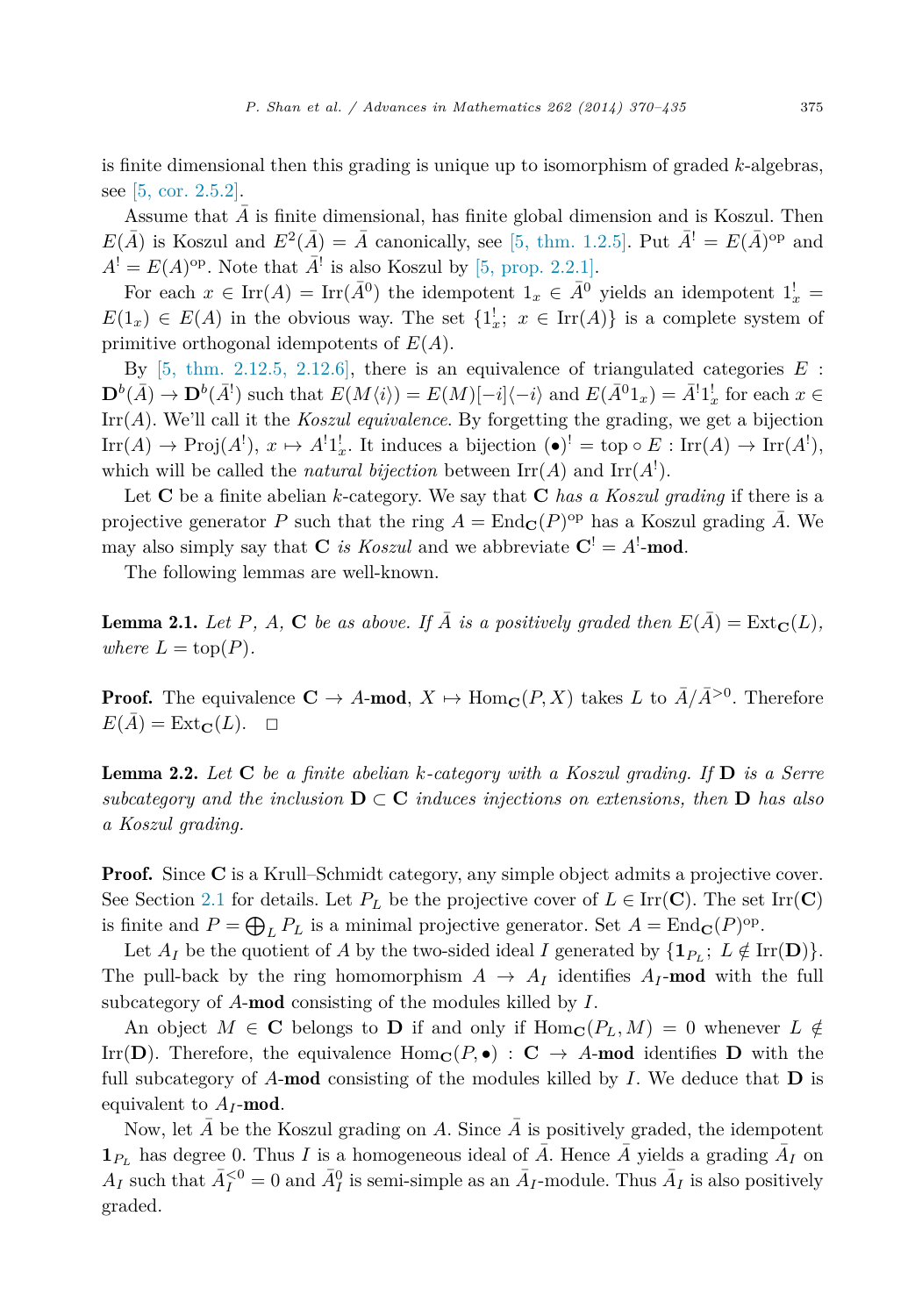is finite dimensional then this grading is unique up to isomorphism of graded $k$-algebras, see [5, cor. 2.5.2].

Assume that $\bar{A}$ is finite dimensional, has finite global dimension and is Koszul. Then $E(\bar{A})$ is Koszul and $E^2(\bar{A}) = \bar{A}$ canonically, see [5, thm. 1.2.5]. Put $\bar{A}^! = E(\bar{A})^{\mathrm{op}}$ and $A^! = E(A)^{\mathrm{op}}$. Note that $\bar{A}^!$ is also Koszul by [5, prop. 2.2.1].

For each $x \in \mathrm{Irr}(A) = \mathrm{Irr}(\bar{A}^0)$ the idempotent $1_x \in \bar{A}^0$ yields an idempotent $1_x^! = E(1_x) \in E(A)$ in the obvious way. The set $\{1_x^!;\ x \in \mathrm{Irr}(A)\}$ is a complete system of primitive orthogonal idempotents of $E(A)$.

By [5, thm. 2.12.5, 2.12.6], there is an equivalence of triangulated categories $E : \mathbf{D}^b(\bar{A}) \to \mathbf{D}^b(\bar{A}^!)$ such that $E(M\langle i\rangle) = E(M)[-i]\langle -i\rangle$ and $E(\bar{A}^0 1_x) = \bar{A}^! 1_x^!$ for each $x \in \mathrm{Irr}(A)$. We'll call it the *Koszul equivalence*. By forgetting the grading, we get a bijection $\mathrm{Irr}(A) \to \mathrm{Proj}(A^!)$, $x \mapsto A^! 1_x^!$. It induces a bijection $(\bullet)^! = \mathrm{top} \circ E : \mathrm{Irr}(A) \to \mathrm{Irr}(A^!)$, which will be called the *natural bijection* between $\mathrm{Irr}(A)$ and $\mathrm{Irr}(A^!)$.

Let $\mathbf{C}$ be a finite abelian $k$-category. We say that $\mathbf{C}$ *has a Koszul grading* if there is a projective generator $P$ such that the ring $A = \mathrm{End}_{\mathbf{C}}(P)^{\mathrm{op}}$ has a Koszul grading $\bar{A}$. We may also simply say that $\mathbf{C}$ *is Koszul* and we abbreviate $\mathbf{C}^! = A^!$-**mod**.

The following lemmas are well-known.

**Lemma 2.1.** *Let $P$, $A$, $\mathbf{C}$ be as above. If $\bar{A}$ is a positively graded then $E(\bar{A}) = \mathrm{Ext}_{\mathbf{C}}(L)$, where $L = \mathrm{top}(P)$.*

**Proof.** The equivalence $\mathbf{C} \to A$-**mod**, $X \mapsto \mathrm{Hom}_{\mathbf{C}}(P, X)$ takes $L$ to $\bar{A}/\bar{A}^{>0}$. Therefore $E(\bar{A}) = \mathrm{Ext}_{\mathbf{C}}(L)$. □

**Lemma 2.2.** *Let $\mathbf{C}$ be a finite abelian $k$-category with a Koszul grading. If $\mathbf{D}$ is a Serre subcategory and the inclusion $\mathbf{D} \subset \mathbf{C}$ induces injections on extensions, then $\mathbf{D}$ has also a Koszul grading.*

**Proof.** Since $\mathbf{C}$ is a Krull–Schmidt category, any simple object admits a projective cover. See Section 2.1 for details. Let $P_L$ be the projective cover of $L \in \mathrm{Irr}(\mathbf{C})$. The set $\mathrm{Irr}(\mathbf{C})$ is finite and $P = \bigoplus_L P_L$ is a minimal projective generator. Set $A = \mathrm{End}_{\mathbf{C}}(P)^{\mathrm{op}}$.

Let $A_I$ be the quotient of $A$ by the two-sided ideal $I$ generated by $\{\mathbf{1}_{P_L};\ L \notin \mathrm{Irr}(\mathbf{D})\}$. The pull-back by the ring homomorphism $A \to A_I$ identifies $A_I$-**mod** with the full subcategory of $A$-**mod** consisting of the modules killed by $I$.

An object $M \in \mathbf{C}$ belongs to $\mathbf{D}$ if and only if $\mathrm{Hom}_{\mathbf{C}}(P_L, M) = 0$ whenever $L \notin \mathrm{Irr}(\mathbf{D})$. Therefore, the equivalence $\mathrm{Hom}_{\mathbf{C}}(P, \bullet) : \mathbf{C} \to A$-**mod** identifies $\mathbf{D}$ with the full subcategory of $A$-**mod** consisting of the modules killed by $I$. We deduce that $\mathbf{D}$ is equivalent to $A_I$-**mod**.

Now, let $\bar{A}$ be the Koszul grading on $A$. Since $\bar{A}$ is positively graded, the idempotent $\mathbf{1}_{P_L}$ has degree 0. Thus $I$ is a homogeneous ideal of $\bar{A}$. Hence $\bar{A}$ yields a grading $\bar{A}_I$ on $A_I$ such that $\bar{A}_I^{<0} = 0$ and $\bar{A}_I^0$ is semi-simple as an $\bar{A}_I$-module. Thus $\bar{A}_I$ is also positively graded.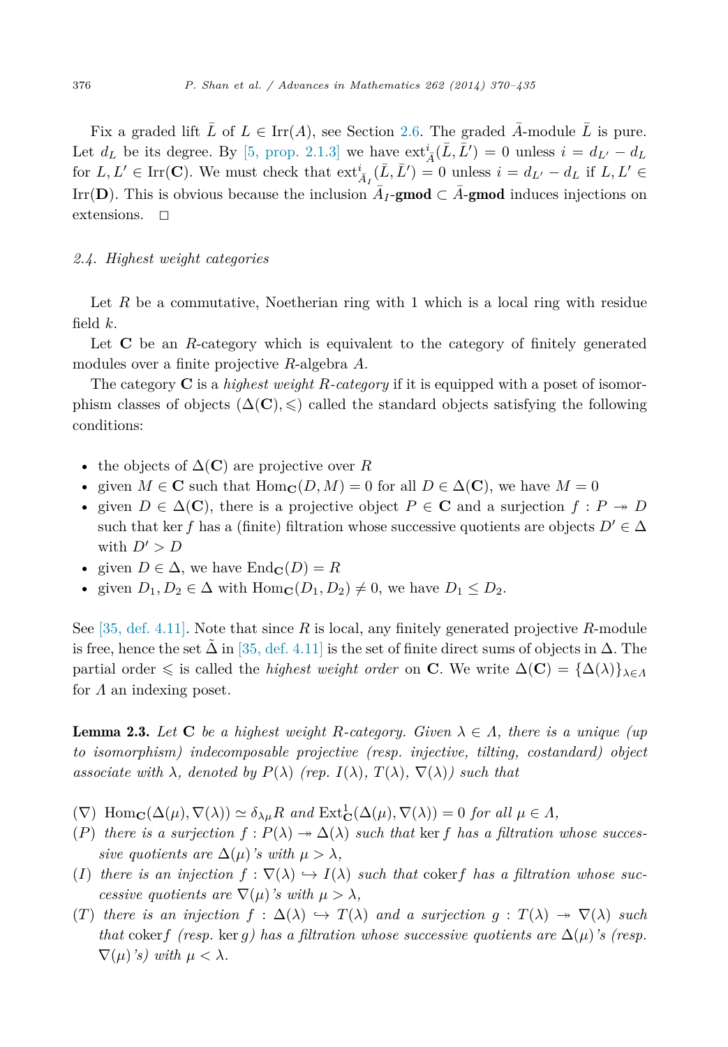Fix a graded lift $\bar{L}$ of $L \in \mathrm{Irr}(A)$, see Section 2.6. The graded $\bar{A}$-module $\bar{L}$ is pure. Let $d_L$ be its degree. By [5, prop. 2.1.3] we have $\mathrm{ext}^i_{\bar{A}}(\bar{L}, \bar{L}') = 0$ unless $i = d_{L'} - d_L$ for $L, L' \in \mathrm{Irr}(\mathbf{C})$. We must check that $\mathrm{ext}^i_{\bar{A}_I}(\bar{L}, \bar{L}') = 0$ unless $i = d_{L'} - d_L$ if $L, L' \in \mathrm{Irr}(\mathbf{D})$. This is obvious because the inclusion $\bar{A}_I$-**gmod** $\subset \bar{A}$-**gmod** induces injections on extensions. □

### 2.4. Highest weight categories

Let $R$ be a commutative, Noetherian ring with 1 which is a local ring with residue field $k$.

Let $\mathbf{C}$ be an $R$-category which is equivalent to the category of finitely generated modules over a finite projective $R$-algebra $A$.

The category $\mathbf{C}$ is a *highest weight $R$-category* if it is equipped with a poset of isomorphism classes of objects $(\Delta(\mathbf{C}), \leqslant)$ called the standard objects satisfying the following conditions:

- the objects of $\Delta(\mathbf{C})$ are projective over $R$
- given $M \in \mathbf{C}$ such that $\mathrm{Hom}_{\mathbf{C}}(D, M) = 0$ for all $D \in \Delta(\mathbf{C})$, we have $M = 0$
- given $D \in \Delta(\mathbf{C})$, there is a projective object $P \in \mathbf{C}$ and a surjection $f : P \twoheadrightarrow D$ such that $\ker f$ has a (finite) filtration whose successive quotients are objects $D' \in \Delta$ with $D' > D$
- given $D \in \Delta$, we have $\mathrm{End}_{\mathbf{C}}(D) = R$
- given $D_1, D_2 \in \Delta$ with $\mathrm{Hom}_{\mathbf{C}}(D_1, D_2) \neq 0$, we have $D_1 \leq D_2$.

See [35, def. 4.11]. Note that since $R$ is local, any finitely generated projective $R$-module is free, hence the set $\tilde{\Delta}$ in [35, def. 4.11] is the set of finite direct sums of objects in $\Delta$. The partial order $\leqslant$ is called the *highest weight order* on $\mathbf{C}$. We write $\Delta(\mathbf{C}) = \{\Delta(\lambda)\}_{\lambda \in \Lambda}$ for $\Lambda$ an indexing poset.

**Lemma 2.3.** *Let $\mathbf{C}$ be a highest weight $R$-category. Given $\lambda \in \Lambda$, there is a unique (up to isomorphism) indecomposable projective (resp. injective, tilting, costandard) object associate with $\lambda$, denoted by $P(\lambda)$ (rep. $I(\lambda)$, $T(\lambda)$, $\nabla(\lambda)$) such that*

- ($\nabla$) $\mathrm{Hom}_{\mathbf{C}}(\Delta(\mu), \nabla(\lambda)) \simeq \delta_{\lambda\mu} R$ *and* $\mathrm{Ext}^1_{\mathbf{C}}(\Delta(\mu), \nabla(\lambda)) = 0$ *for all* $\mu \in \Lambda$,
- ($P$) *there is a surjection* $f : P(\lambda) \twoheadrightarrow \Delta(\lambda)$ *such that* $\ker f$ *has a filtration whose successive quotients are* $\Delta(\mu)$*'s with* $\mu > \lambda$,
- ($I$) *there is an injection* $f : \nabla(\lambda) \hookrightarrow I(\lambda)$ *such that* $\mathrm{coker} f$ *has a filtration whose successive quotients are* $\nabla(\mu)$*'s with* $\mu > \lambda$,
- ($T$) *there is an injection* $f : \Delta(\lambda) \hookrightarrow T(\lambda)$ *and a surjection* $g : T(\lambda) \twoheadrightarrow \nabla(\lambda)$ *such that* $\mathrm{coker} f$ *(resp.* $\ker g$*) has a filtration whose successive quotients are* $\Delta(\mu)$*'s (resp.* $\nabla(\mu)$*'s) with* $\mu < \lambda$.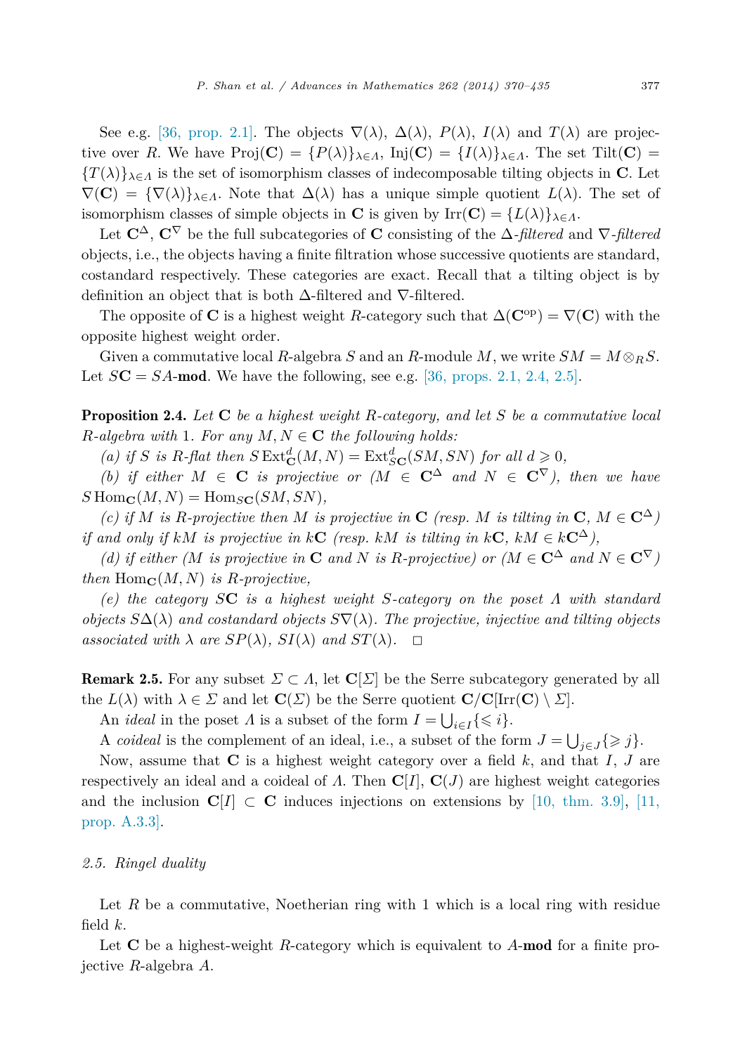See e.g. [36, prop. 2.1]. The objects $\nabla(\lambda)$, $\Delta(\lambda)$, $P(\lambda)$, $I(\lambda)$ and $T(\lambda)$ are projective over $R$. We have $\mathrm{Proj}(\mathbf{C}) = \{P(\lambda)\}_{\lambda\in\Lambda}$, $\mathrm{Inj}(\mathbf{C}) = \{I(\lambda)\}_{\lambda\in\Lambda}$. The set $\mathrm{Tilt}(\mathbf{C}) = \{T(\lambda)\}_{\lambda\in\Lambda}$ is the set of isomorphism classes of indecomposable tilting objects in $\mathbf{C}$. Let $\nabla(\mathbf{C}) = \{\nabla(\lambda)\}_{\lambda\in\Lambda}$. Note that $\Delta(\lambda)$ has a unique simple quotient $L(\lambda)$. The set of isomorphism classes of simple objects in $\mathbf{C}$ is given by $\mathrm{Irr}(\mathbf{C}) = \{L(\lambda)\}_{\lambda\in\Lambda}$.

Let $\mathbf{C}^\Delta$, $\mathbf{C}^\nabla$ be the full subcategories of $\mathbf{C}$ consisting of the $\Delta$-*filtered* and $\nabla$-*filtered* objects, i.e., the objects having a finite filtration whose successive quotients are standard, costandard respectively. These categories are exact. Recall that a tilting object is by definition an object that is both $\Delta$-filtered and $\nabla$-filtered.

The opposite of $\mathbf{C}$ is a highest weight $R$-category such that $\Delta(\mathbf{C}^{\mathrm{op}}) = \nabla(\mathbf{C})$ with the opposite highest weight order.

Given a commutative local $R$-algebra $S$ and an $R$-module $M$, we write $SM = M\otimes_R S$. Let $S\mathbf{C} = SA$-**mod**. We have the following, see e.g. [36, props. 2.1, 2.4, 2.5].

**Proposition 2.4.** *Let $\mathbf{C}$ be a highest weight $R$-category, and let $S$ be a commutative local $R$-algebra with 1. For any $M, N \in \mathbf{C}$ the following holds:*

*(a) if $S$ is $R$-flat then $S\,\mathrm{Ext}^d_{\mathbf{C}}(M,N) = \mathrm{Ext}^d_{S\mathbf{C}}(SM,SN)$ for all $d \geqslant 0$,*

*(b) if either $M \in \mathbf{C}$ is projective or ($M \in \mathbf{C}^\Delta$ and $N \in \mathbf{C}^\nabla$), then we have $S\,\mathrm{Hom}_{\mathbf{C}}(M,N) = \mathrm{Hom}_{S\mathbf{C}}(SM,SN)$,*

*(c) if $M$ is $R$-projective then $M$ is projective in $\mathbf{C}$ (resp. $M$ is tilting in $\mathbf{C}$, $M \in \mathbf{C}^\Delta$) if and only if $kM$ is projective in $k\mathbf{C}$ (resp. $kM$ is tilting in $k\mathbf{C}$, $kM \in k\mathbf{C}^\Delta$),*

*(d) if either ($M$ is projective in $\mathbf{C}$ and $N$ is $R$-projective) or ($M \in \mathbf{C}^\Delta$ and $N \in \mathbf{C}^\nabla$) then $\mathrm{Hom}_{\mathbf{C}}(M,N)$ is $R$-projective,*

*(e) the category $S\mathbf{C}$ is a highest weight $S$-category on the poset $\Lambda$ with standard objects $S\Delta(\lambda)$ and costandard objects $S\nabla(\lambda)$. The projective, injective and tilting objects associated with $\lambda$ are $SP(\lambda)$, $SI(\lambda)$ and $ST(\lambda)$.* □

**Remark 2.5.** For any subset $\Sigma \subset \Lambda$, let $\mathbf{C}[\Sigma]$ be the Serre subcategory generated by all the $L(\lambda)$ with $\lambda \in \Sigma$ and let $\mathbf{C}(\Sigma)$ be the Serre quotient $\mathbf{C}/\mathbf{C}[\mathrm{Irr}(\mathbf{C}) \setminus \Sigma]$.

An *ideal* in the poset $\Lambda$ is a subset of the form $I = \bigcup_{i\in I}\{\leqslant i\}$.

A *coideal* is the complement of an ideal, i.e., a subset of the form $J = \bigcup_{j\in J}\{\geqslant j\}$.

Now, assume that $\mathbf{C}$ is a highest weight category over a field $k$, and that $I$, $J$ are respectively an ideal and a coideal of $\Lambda$. Then $\mathbf{C}[I]$, $\mathbf{C}(J)$ are highest weight categories and the inclusion $\mathbf{C}[I] \subset \mathbf{C}$ induces injections on extensions by [10, thm. 3.9], [11, prop. A.3.3].

### 2.5. Ringel duality

Let $R$ be a commutative, Noetherian ring with 1 which is a local ring with residue field $k$.

Let $\mathbf{C}$ be a highest-weight $R$-category which is equivalent to $A$-**mod** for a finite projective $R$-algebra $A$.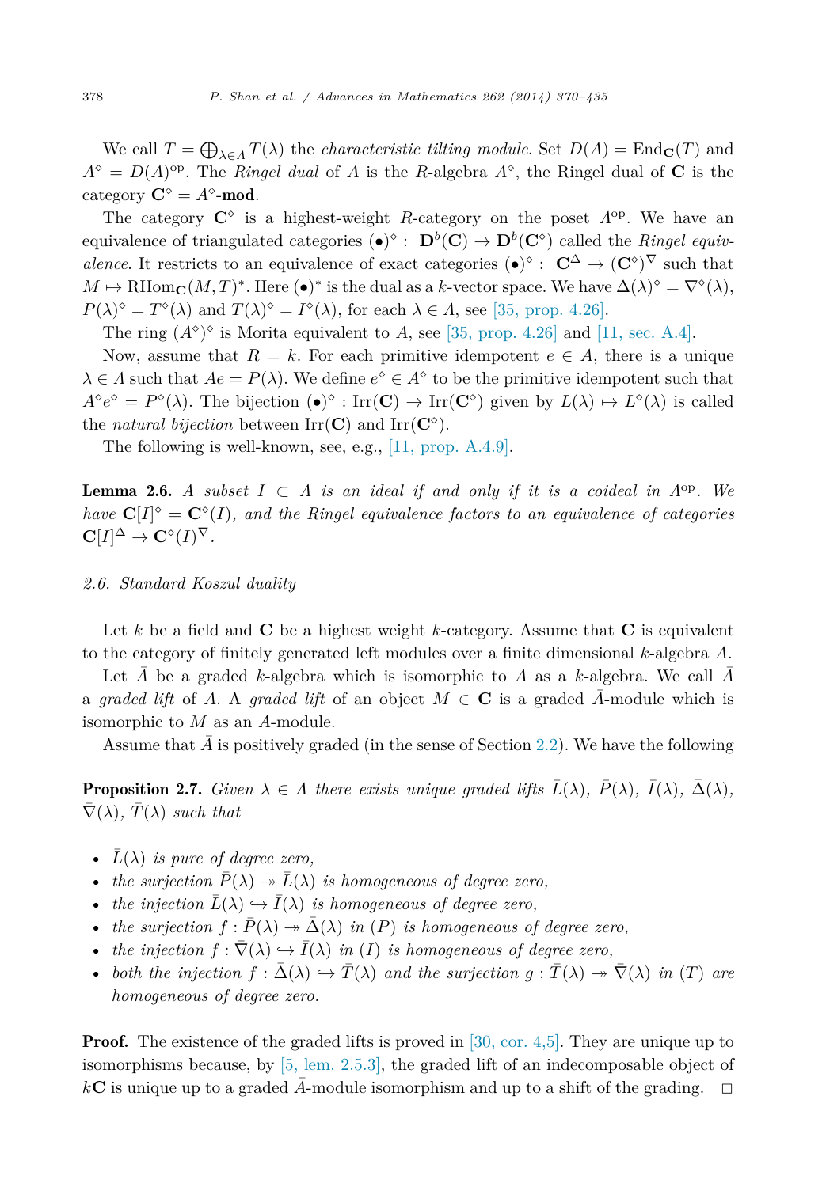We call $T = \bigoplus_{\lambda\in\Lambda} T(\lambda)$ the *characteristic tilting module*. Set $D(A) = \mathrm{End}_{\mathbf{C}}(T)$ and $A^\diamond = D(A)^{\mathrm{op}}$. The *Ringel dual* of $A$ is the $R$-algebra $A^\diamond$, the Ringel dual of $\mathbf{C}$ is the category $\mathbf{C}^\diamond = A^\diamond\text{-}\mathbf{mod}$.

The category $\mathbf{C}^\diamond$ is a highest-weight $R$-category on the poset $\Lambda^{\mathrm{op}}$. We have an equivalence of triangulated categories $(\bullet)^\diamond : \mathbf{D}^b(\mathbf{C}) \to \mathbf{D}^b(\mathbf{C}^\diamond)$ called the *Ringel equivalence*. It restricts to an equivalence of exact categories $(\bullet)^\diamond : \mathbf{C}^\Delta \to (\mathbf{C}^\diamond)^\nabla$ such that $M \mapsto \mathrm{RHom}_{\mathbf{C}}(M, T)^*$. Here $(\bullet)^*$ is the dual as a $k$-vector space. We have $\Delta(\lambda)^\diamond = \nabla^\diamond(\lambda)$, $P(\lambda)^\diamond = T^\diamond(\lambda)$ and $T(\lambda)^\diamond = I^\diamond(\lambda)$, for each $\lambda \in \Lambda$, see [35, prop. 4.26].

The ring $(A^\diamond)^\diamond$ is Morita equivalent to $A$, see [35, prop. 4.26] and [11, sec. A.4].

Now, assume that $R = k$. For each primitive idempotent $e \in A$, there is a unique $\lambda \in \Lambda$ such that $Ae = P(\lambda)$. We define $e^\diamond \in A^\diamond$ to be the primitive idempotent such that $A^\diamond e^\diamond = P^\diamond(\lambda)$. The bijection $(\bullet)^\diamond : \mathrm{Irr}(\mathbf{C}) \to \mathrm{Irr}(\mathbf{C}^\diamond)$ given by $L(\lambda) \mapsto L^\diamond(\lambda)$ is called the *natural bijection* between $\mathrm{Irr}(\mathbf{C})$ and $\mathrm{Irr}(\mathbf{C}^\diamond)$.

The following is well-known, see, e.g., [11, prop. A.4.9].

**Lemma 2.6.** *A subset $I \subset \Lambda$ is an ideal if and only if it is a coideal in $\Lambda^{\mathrm{op}}$. We have $\mathbf{C}[I]^\diamond = \mathbf{C}^\diamond(I)$, and the Ringel equivalence factors to an equivalence of categories $\mathbf{C}[I]^\Delta \to \mathbf{C}^\diamond(I)^\nabla$.*

### 2.6. Standard Koszul duality

Let $k$ be a field and $\mathbf{C}$ be a highest weight $k$-category. Assume that $\mathbf{C}$ is equivalent to the category of finitely generated left modules over a finite dimensional $k$-algebra $A$.

Let $\bar{A}$ be a graded $k$-algebra which is isomorphic to $A$ as a $k$-algebra. We call $\bar{A}$ a *graded lift* of $A$. A *graded lift* of an object $M \in \mathbf{C}$ is a graded $\bar{A}$-module which is isomorphic to $M$ as an $A$-module.

Assume that $\bar{A}$ is positively graded (in the sense of Section 2.2). We have the following

**Proposition 2.7.** *Given $\lambda \in \Lambda$ there exists unique graded lifts $\bar{L}(\lambda)$, $\bar{P}(\lambda)$, $\bar{I}(\lambda)$, $\bar{\Delta}(\lambda)$, $\bar{\nabla}(\lambda)$, $\bar{T}(\lambda)$ such that*

- *$\bar{L}(\lambda)$ is pure of degree zero,*
- *the surjection $\bar{P}(\lambda) \twoheadrightarrow \bar{L}(\lambda)$ is homogeneous of degree zero,*
- *the injection $\bar{L}(\lambda) \hookrightarrow \bar{I}(\lambda)$ is homogeneous of degree zero,*
- *the surjection $f : \bar{P}(\lambda) \twoheadrightarrow \bar{\Delta}(\lambda)$ in (P) is homogeneous of degree zero,*
- *the injection $f : \bar{\nabla}(\lambda) \hookrightarrow \bar{I}(\lambda)$ in (I) is homogeneous of degree zero,*
- *both the injection $f : \bar{\Delta}(\lambda) \hookrightarrow \bar{T}(\lambda)$ and the surjection $g : \bar{T}(\lambda) \twoheadrightarrow \bar{\nabla}(\lambda)$ in (T) are homogeneous of degree zero.*

**Proof.** The existence of the graded lifts is proved in [30, cor. 4,5]. They are unique up to isomorphisms because, by [5, lem. 2.5.3], the graded lift of an indecomposable object of $k\mathbf{C}$ is unique up to a graded $\bar{A}$-module isomorphism and up to a shift of the grading. $\square$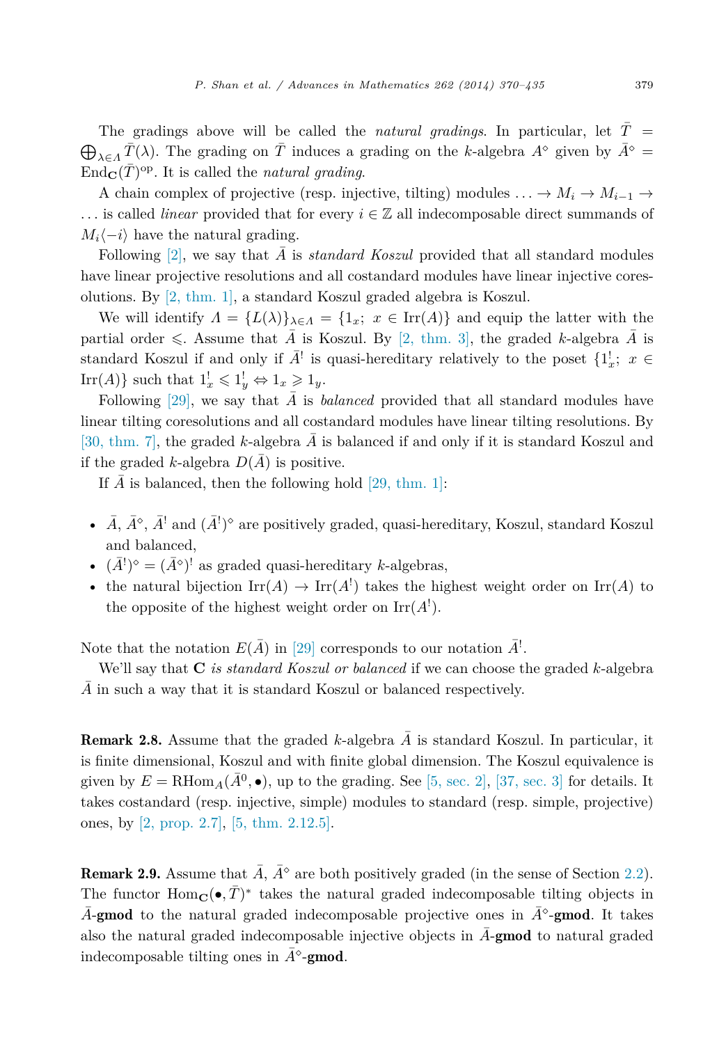The gradings above will be called the *natural gradings*. In particular, let $\bar{T} = \bigoplus_{\lambda \in \Lambda} \bar{T}(\lambda)$. The grading on $\bar{T}$ induces a grading on the $k$-algebra $A^\diamond$ given by $\bar{A}^\diamond = \mathrm{End}_{\mathbf{C}}(\bar{T})^{\mathrm{op}}$. It is called the *natural grading*.

A chain complex of projective (resp. injective, tilting) modules $\ldots \to M_i \to M_{i-1} \to \ldots$ is called *linear* provided that for every $i \in \mathbb{Z}$ all indecomposable direct summands of $M_i\langle -i \rangle$ have the natural grading.

Following [2], we say that $\bar{A}$ is *standard Koszul* provided that all standard modules have linear projective resolutions and all costandard modules have linear injective coresolutions. By [2, thm. 1], a standard Koszul graded algebra is Koszul.

We will identify $\Lambda = \{L(\lambda)\}_{\lambda \in \Lambda} = \{1_x;\ x \in \mathrm{Irr}(A)\}$ and equip the latter with the partial order $\leqslant$. Assume that $\bar{A}$ is Koszul. By [2, thm. 3], the graded $k$-algebra $\bar{A}$ is standard Koszul if and only if $\bar{A}^!$ is quasi-hereditary relatively to the poset $\{1^!_x;\ x \in \mathrm{Irr}(A)\}$ such that $1^!_x \leqslant 1^!_y \Leftrightarrow 1_x \geqslant 1_y$.

Following [29], we say that $\bar{A}$ is *balanced* provided that all standard modules have linear tilting coresolutions and all costandard modules have linear tilting resolutions. By [30, thm. 7], the graded $k$-algebra $\bar{A}$ is balanced if and only if it is standard Koszul and if the graded $k$-algebra $D(\bar{A})$ is positive.

If $\bar{A}$ is balanced, then the following hold [29, thm. 1]:

- $\bar{A}$, $\bar{A}^\diamond$, $\bar{A}^!$ and $(\bar{A}^!)^\diamond$ are positively graded, quasi-hereditary, Koszul, standard Koszul and balanced,
- $(\bar{A}^!)^\diamond = (\bar{A}^\diamond)^!$ as graded quasi-hereditary $k$-algebras,
- the natural bijection $\mathrm{Irr}(A) \to \mathrm{Irr}(A^!)$ takes the highest weight order on $\mathrm{Irr}(A)$ to the opposite of the highest weight order on $\mathrm{Irr}(A^!)$.

Note that the notation $E(\bar{A})$ in [29] corresponds to our notation $\bar{A}^!$.

We'll say that $\mathbf{C}$ *is standard Koszul or balanced* if we can choose the graded $k$-algebra $\bar{A}$ in such a way that it is standard Koszul or balanced respectively.

**Remark 2.8.** Assume that the graded $k$-algebra $\bar{A}$ is standard Koszul. In particular, it is finite dimensional, Koszul and with finite global dimension. The Koszul equivalence is given by $E = \mathrm{RHom}_A(\bar{A}^0, \bullet)$, up to the grading. See [5, sec. 2], [37, sec. 3] for details. It takes costandard (resp. injective, simple) modules to standard (resp. simple, projective) ones, by [2, prop. 2.7], [5, thm. 2.12.5].

**Remark 2.9.** Assume that $\bar{A}$, $\bar{A}^\diamond$ are both positively graded (in the sense of Section 2.2). The functor $\mathrm{Hom}_{\mathbf{C}}(\bullet, \bar{T})^*$ takes the natural graded indecomposable tilting objects in $\bar{A}$-**gmod** to the natural graded indecomposable projective ones in $\bar{A}^\diamond$-**gmod**. It takes also the natural graded indecomposable injective objects in $\bar{A}$-**gmod** to natural graded indecomposable tilting ones in $\bar{A}^\diamond$-**gmod**.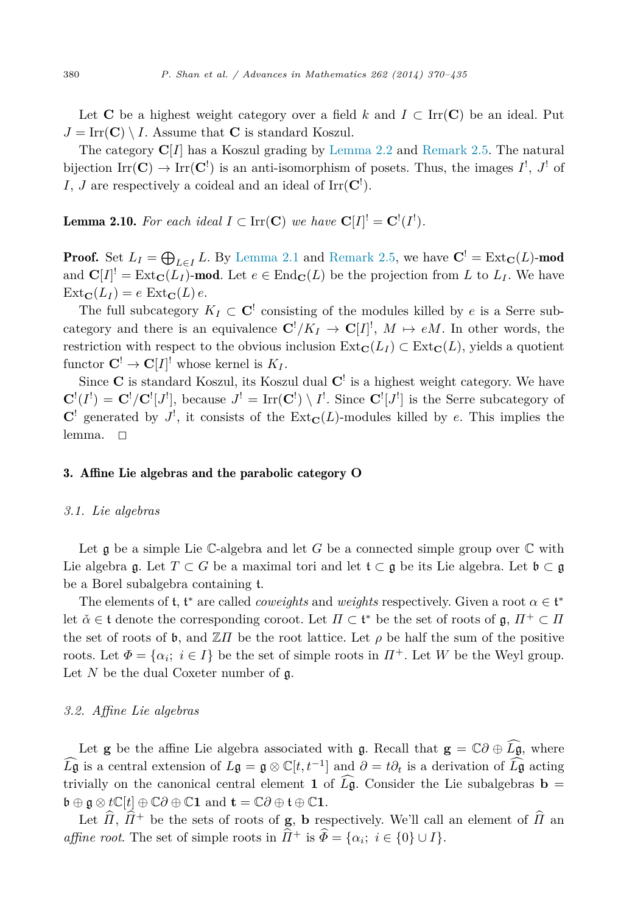Let $\mathbf{C}$ be a highest weight category over a field $k$ and $I \subset \mathrm{Irr}(\mathbf{C})$ be an ideal. Put $J = \mathrm{Irr}(\mathbf{C}) \setminus I$. Assume that $\mathbf{C}$ is standard Koszul.

The category $\mathbf{C}[I]$ has a Koszul grading by Lemma 2.2 and Remark 2.5. The natural bijection $\mathrm{Irr}(\mathbf{C}) \to \mathrm{Irr}(\mathbf{C}^!)$ is an anti-isomorphism of posets. Thus, the images $I^!$, $J^!$ of $I$, $J$ are respectively a coideal and an ideal of $\mathrm{Irr}(\mathbf{C}^!)$.

**Lemma 2.10.** *For each ideal $I \subset \mathrm{Irr}(\mathbf{C})$ we have $\mathbf{C}[I]^! = \mathbf{C}^!(I^!)$.*

**Proof.** Set $L_I = \bigoplus_{L \in I} L$. By Lemma 2.1 and Remark 2.5, we have $\mathbf{C}^! = \mathrm{Ext}_{\mathbf{C}}(L)$-**mod** and $\mathbf{C}[I]^! = \mathrm{Ext}_{\mathbf{C}}(L_I)$-**mod**. Let $e \in \mathrm{End}_{\mathbf{C}}(L)$ be the projection from $L$ to $L_I$. We have $\mathrm{Ext}_{\mathbf{C}}(L_I) = e\, \mathrm{Ext}_{\mathbf{C}}(L)\, e$.

The full subcategory $K_I \subset \mathbf{C}^!$ consisting of the modules killed by $e$ is a Serre subcategory and there is an equivalence $\mathbf{C}^!/K_I \to \mathbf{C}[I]^!$, $M \mapsto eM$. In other words, the restriction with respect to the obvious inclusion $\mathrm{Ext}_{\mathbf{C}}(L_I) \subset \mathrm{Ext}_{\mathbf{C}}(L)$, yields a quotient functor $\mathbf{C}^! \to \mathbf{C}[I]^!$ whose kernel is $K_I$.

Since $\mathbf{C}$ is standard Koszul, its Koszul dual $\mathbf{C}^!$ is a highest weight category. We have $\mathbf{C}^!(I^!) = \mathbf{C}^!/\mathbf{C}^![J^!]$, because $J^! = \mathrm{Irr}(\mathbf{C}^!) \setminus I^!$. Since $\mathbf{C}^![J^!]$ is the Serre subcategory of $\mathbf{C}^!$ generated by $J^!$, it consists of the $\mathrm{Ext}_{\mathbf{C}}(L)$-modules killed by $e$. This implies the lemma. $\square$

## 3. Affine Lie algebras and the parabolic category O

### 3.1. Lie algebras

Let $\mathfrak{g}$ be a simple Lie $\mathbb{C}$-algebra and let $G$ be a connected simple group over $\mathbb{C}$ with Lie algebra $\mathfrak{g}$. Let $T \subset G$ be a maximal tori and let $\mathfrak{t} \subset \mathfrak{g}$ be its Lie algebra. Let $\mathfrak{b} \subset \mathfrak{g}$ be a Borel subalgebra containing $\mathfrak{t}$.

The elements of $\mathfrak{t}$, $\mathfrak{t}^*$ are called *coweights* and *weights* respectively. Given a root $\alpha \in \mathfrak{t}^*$ let $\check{\alpha} \in \mathfrak{t}$ denote the corresponding coroot. Let $\Pi \subset \mathfrak{t}^*$ be the set of roots of $\mathfrak{g}$, $\Pi^+ \subset \Pi$ the set of roots of $\mathfrak{b}$, and $\mathbb{Z}\Pi$ be the root lattice. Let $\rho$ be half the sum of the positive roots. Let $\Phi = \{\alpha_i;\ i \in I\}$ be the set of simple roots in $\Pi^+$. Let $W$ be the Weyl group. Let $N$ be the dual Coxeter number of $\mathfrak{g}$.

### 3.2. Affine Lie algebras

Let $\mathbf{g}$ be the affine Lie algebra associated with $\mathfrak{g}$. Recall that $\mathbf{g} = \mathbb{C}\partial \oplus \widehat{L\mathfrak{g}}$, where $\widehat{L\mathfrak{g}}$ is a central extension of $L\mathfrak{g} = \mathfrak{g} \otimes \mathbb{C}[t, t^{-1}]$ and $\partial = t\partial_t$ is a derivation of $\widehat{L\mathfrak{g}}$ acting trivially on the canonical central element $\mathbf{1}$ of $\widehat{L\mathfrak{g}}$. Consider the Lie subalgebras $\mathbf{b} = \mathfrak{b} \oplus \mathfrak{g} \otimes t\mathbb{C}[t] \oplus \mathbb{C}\partial \oplus \mathbb{C}\mathbf{1}$ and $\mathbf{t} = \mathbb{C}\partial \oplus \mathfrak{t} \oplus \mathbb{C}\mathbf{1}$.

Let $\widehat{\Pi}$, $\widehat{\Pi}^+$ be the sets of roots of $\mathbf{g}$, $\mathbf{b}$ respectively. We'll call an element of $\widehat{\Pi}$ an *affine root*. The set of simple roots in $\widehat{\Pi}^+$ is $\widehat{\Phi} = \{\alpha_i;\ i \in \{0\} \cup I\}$.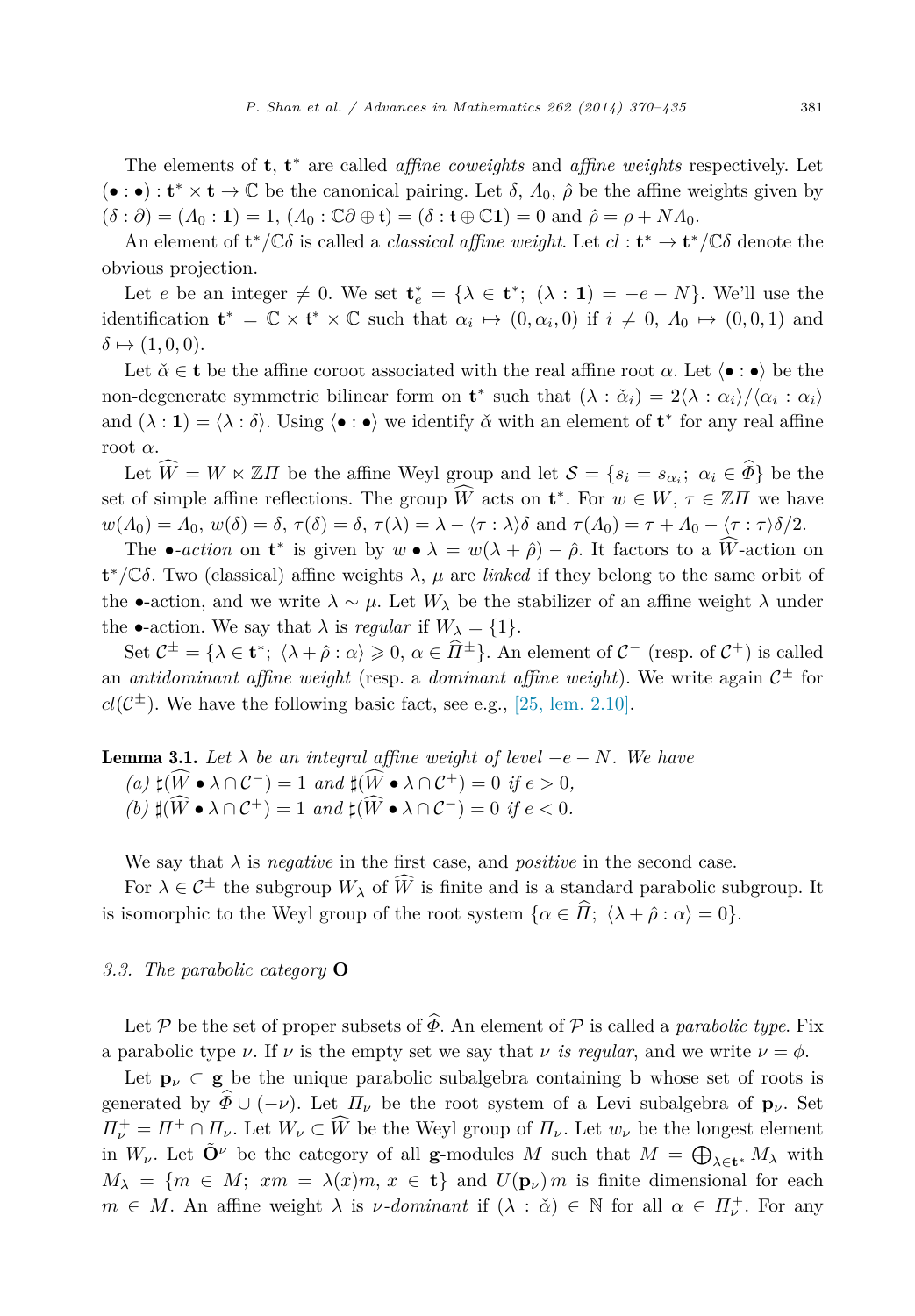The elements of $\mathbf{t}$, $\mathbf{t}^*$ are called *affine coweights* and *affine weights* respectively. Let $(\bullet : \bullet) : \mathbf{t}^* \times \mathbf{t} \to \mathbb{C}$ be the canonical pairing. Let $\delta$, $\Lambda_0$, $\hat{\rho}$ be the affine weights given by $(\delta : \partial) = (\Lambda_0 : \mathbf{1}) = 1$, $(\Lambda_0 : \mathbb{C}\partial \oplus \mathrm{t}) = (\delta : \mathrm{t} \oplus \mathbb{C}\mathbf{1}) = 0$ and $\hat{\rho} = \rho + N\Lambda_0$.

An element of $\mathbf{t}^*/\mathbb{C}\delta$ is called a *classical affine weight*. Let $cl : \mathbf{t}^* \to \mathbf{t}^*/\mathbb{C}\delta$ denote the obvious projection.

Let $e$ be an integer $\neq 0$. We set $\mathbf{t}^*_e = \{\lambda \in \mathbf{t}^*;\ (\lambda : \mathbf{1}) = -e - N\}$. We'll use the identification $\mathbf{t}^* = \mathbb{C} \times \mathrm{t}^* \times \mathbb{C}$ such that $\alpha_i \mapsto (0, \alpha_i, 0)$ if $i \neq 0$, $\Lambda_0 \mapsto (0, 0, 1)$ and $\delta \mapsto (1, 0, 0)$.

Let $\check{\alpha} \in \mathbf{t}$ be the affine coroot associated with the real affine root $\alpha$. Let $\langle \bullet : \bullet \rangle$ be the non-degenerate symmetric bilinear form on $\mathbf{t}^*$ such that $(\lambda : \check{\alpha}_i) = 2\langle \lambda : \alpha_i \rangle / \langle \alpha_i : \alpha_i \rangle$ and $(\lambda : \mathbf{1}) = \langle \lambda : \delta \rangle$. Using $\langle \bullet : \bullet \rangle$ we identify $\check{\alpha}$ with an element of $\mathbf{t}^*$ for any real affine root $\alpha$.

Let $\widehat{W} = W \ltimes \mathbb{Z}\Pi$ be the affine Weyl group and let $\mathcal{S} = \{s_i = s_{\alpha_i};\ \alpha_i \in \widehat{\Phi}\}$ be the set of simple affine reflections. The group $\widehat{W}$ acts on $\mathbf{t}^*$. For $w \in W$, $\tau \in \mathbb{Z}\Pi$ we have $w(\Lambda_0) = \Lambda_0$, $w(\delta) = \delta$, $\tau(\delta) = \delta$, $\tau(\lambda) = \lambda - \langle \tau : \lambda \rangle \delta$ and $\tau(\Lambda_0) = \tau + \Lambda_0 - \langle \tau : \tau \rangle \delta / 2$.

The $\bullet$-*action* on $\mathbf{t}^*$ is given by $w \bullet \lambda = w(\lambda + \hat{\rho}) - \hat{\rho}$. It factors to a $\widehat{W}$-action on $\mathbf{t}^*/\mathbb{C}\delta$. Two (classical) affine weights $\lambda$, $\mu$ are *linked* if they belong to the same orbit of the $\bullet$-action, and we write $\lambda \sim \mu$. Let $W_\lambda$ be the stabilizer of an affine weight $\lambda$ under the $\bullet$-action. We say that $\lambda$ is *regular* if $W_\lambda = \{1\}$.

Set $\mathcal{C}^\pm = \{\lambda \in \mathbf{t}^*;\ \langle \lambda + \hat{\rho} : \alpha \rangle \geqslant 0,\ \alpha \in \widehat{\Pi}^\pm\}$. An element of $\mathcal{C}^-$ (resp. of $\mathcal{C}^+$) is called an *antidominant affine weight* (resp. a *dominant affine weight*). We write again $\mathcal{C}^\pm$ for $cl(\mathcal{C}^\pm)$. We have the following basic fact, see e.g., [25, lem. 2.10].

**Lemma 3.1.** *Let $\lambda$ be an integral affine weight of level $-e-N$. We have*
*(a) $\sharp(\widehat{W} \bullet \lambda \cap \mathcal{C}^-) = 1$ and $\sharp(\widehat{W} \bullet \lambda \cap \mathcal{C}^+) = 0$ if $e > 0$,*
*(b) $\sharp(\widehat{W} \bullet \lambda \cap \mathcal{C}^+) = 1$ and $\sharp(\widehat{W} \bullet \lambda \cap \mathcal{C}^-) = 0$ if $e < 0$.*

We say that $\lambda$ is *negative* in the first case, and *positive* in the second case.

For $\lambda \in \mathcal{C}^\pm$ the subgroup $W_\lambda$ of $\widehat{W}$ is finite and is a standard parabolic subgroup. It is isomorphic to the Weyl group of the root system $\{\alpha \in \widehat{\Pi};\ \langle \lambda + \hat{\rho} : \alpha \rangle = 0\}$.

### *3.3. The parabolic category* $\mathbf{O}$

Let $\mathcal{P}$ be the set of proper subsets of $\widehat{\Phi}$. An element of $\mathcal{P}$ is called a *parabolic type*. Fix a parabolic type $\nu$. If $\nu$ is the empty set we say that $\nu$ *is regular*, and we write $\nu = \phi$.

Let $\mathbf{p}_\nu \subset \mathbf{g}$ be the unique parabolic subalgebra containing $\mathbf{b}$ whose set of roots is generated by $\widehat{\Phi} \cup (-\nu)$. Let $\Pi_\nu$ be the root system of a Levi subalgebra of $\mathbf{p}_\nu$. Set $\Pi_\nu^+ = \Pi^+ \cap \Pi_\nu$. Let $W_\nu \subset \widehat{W}$ be the Weyl group of $\Pi_\nu$. Let $w_\nu$ be the longest element in $W_\nu$. Let $\tilde{\mathbf{O}}^\nu$ be the category of all $\mathbf{g}$-modules $M$ such that $M = \bigoplus_{\lambda \in \mathbf{t}^*} M_\lambda$ with $M_\lambda = \{m \in M;\ xm = \lambda(x)m,\ x \in \mathbf{t}\}$ and $U(\mathbf{p}_\nu)m$ is finite dimensional for each $m \in M$. An affine weight $\lambda$ is $\nu$-*dominant* if $(\lambda : \check{\alpha}) \in \mathbb{N}$ for all $\alpha \in \Pi_\nu^+$. For any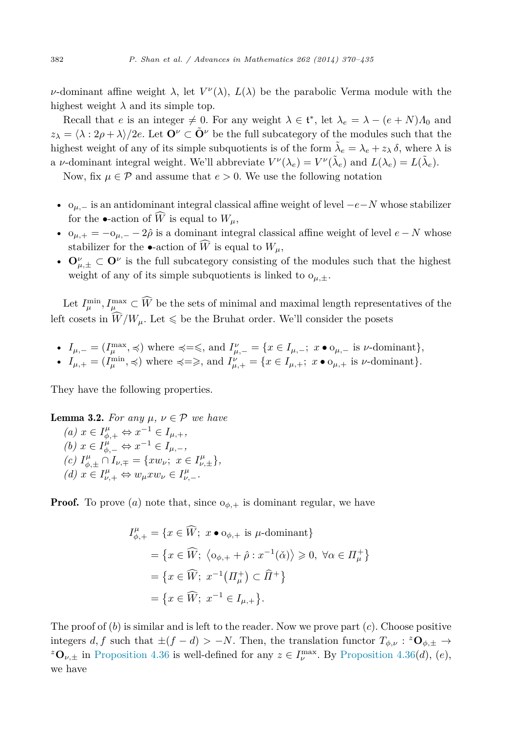$\nu$-dominant affine weight $\lambda$, let $V^\nu(\lambda)$, $L(\lambda)$ be the parabolic Verma module with the highest weight $\lambda$ and its simple top.

Recall that $e$ is an integer $\neq 0$. For any weight $\lambda \in \mathfrak{t}^*$, let $\lambda_e = \lambda - (e+N)\Lambda_0$ and $z_\lambda = \langle \lambda : 2\rho + \lambda \rangle / 2e$. Let $\mathbf{O}^\nu \subset \tilde{\mathbf{O}}^\nu$ be the full subcategory of the modules such that the highest weight of any of its simple subquotients is of the form $\tilde{\lambda}_e = \lambda_e + z_\lambda \delta$, where $\lambda$ is a $\nu$-dominant integral weight. We'll abbreviate $V^\nu(\lambda_e) = V^\nu(\tilde{\lambda}_e)$ and $L(\lambda_e) = L(\tilde{\lambda}_e)$.

Now, fix $\mu \in \mathcal{P}$ and assume that $e > 0$. We use the following notation

- $\mathrm{o}_{\mu,-}$ is an antidominant integral classical affine weight of level $-e-N$ whose stabilizer for the $\bullet$-action of $\widehat{W}$ is equal to $W_\mu$,
- $\mathrm{o}_{\mu,+} = -\mathrm{o}_{\mu,-} - 2\hat{\rho}$ is a dominant integral classical affine weight of level $e - N$ whose stabilizer for the $\bullet$-action of $\widehat{W}$ is equal to $W_\mu$,
- $\mathbf{O}^\nu_{\mu,\pm} \subset \mathbf{O}^\nu$ is the full subcategory consisting of the modules such that the highest weight of any of its simple subquotients is linked to $\mathrm{o}_{\mu,\pm}$.

Let $I^{\min}_\mu, I^{\max}_\mu \subset \widehat{W}$ be the sets of minimal and maximal length representatives of the left cosets in $\widehat{W}/W_\mu$. Let $\leqslant$ be the Bruhat order. We'll consider the posets

- $I_{\mu,-} = (I^{\max}_\mu, \preccurlyeq)$ where $\preccurlyeq = \leqslant$, and $I^\nu_{\mu,-} = \{x \in I_{\mu,-};\ x \bullet \mathrm{o}_{\mu,-} \text{ is } \nu\text{-dominant}\}$,
- $I_{\mu,+} = (I^{\min}_\mu, \preccurlyeq)$ where $\preccurlyeq = \geqslant$, and $I^\nu_{\mu,+} = \{x \in I_{\mu,+};\ x \bullet \mathrm{o}_{\mu,+} \text{ is } \nu\text{-dominant}\}$.

They have the following properties.

**Lemma 3.2.** *For any $\mu$, $\nu \in \mathcal{P}$ we have*

*(a) $x \in I^\mu_{\phi,+} \Leftrightarrow x^{-1} \in I_{\mu,+}$,*
*(b) $x \in I^\mu_{\phi,-} \Leftrightarrow x^{-1} \in I_{\mu,-}$,*
*(c) $I^\mu_{\phi,\pm} \cap I_{\nu,\mp} = \{x w_\nu;\ x \in I^\mu_{\nu,\pm}\}$,*
*(d) $x \in I^\mu_{\nu,+} \Leftrightarrow w_\mu x w_\nu \in I^\mu_{\nu,-}$.*

**Proof.** To prove $(a)$ note that, since $\mathrm{o}_{\phi,+}$ is dominant regular, we have

$$\begin{aligned} I^\mu_{\phi,+} &= \{x \in \widehat{W};\ x \bullet \mathrm{o}_{\phi,+} \text{ is } \mu\text{-dominant}\} \\ &= \{x \in \widehat{W};\ \langle \mathrm{o}_{\phi,+} + \hat{\rho} : x^{-1}(\check{\alpha}) \rangle \geqslant 0,\ \forall \alpha \in \Pi^+_\mu\} \\ &= \{x \in \widehat{W};\ x^{-1}(\Pi^+_\mu) \subset \widehat{\Pi}^+\} \\ &= \{x \in \widehat{W};\ x^{-1} \in I_{\mu,+}\}. \end{aligned}$$

The proof of $(b)$ is similar and is left to the reader. Now we prove part $(c)$. Choose positive integers $d, f$ such that $\pm(f-d) > -N$. Then, the translation functor $T_{\phi,\nu} : {}^z\mathbf{O}_{\phi,\pm} \to {}^z\mathbf{O}_{\nu,\pm}$ in Proposition 4.36 is well-defined for any $z \in I^{\max}_\nu$. By Proposition 4.36$(d)$, $(e)$, we have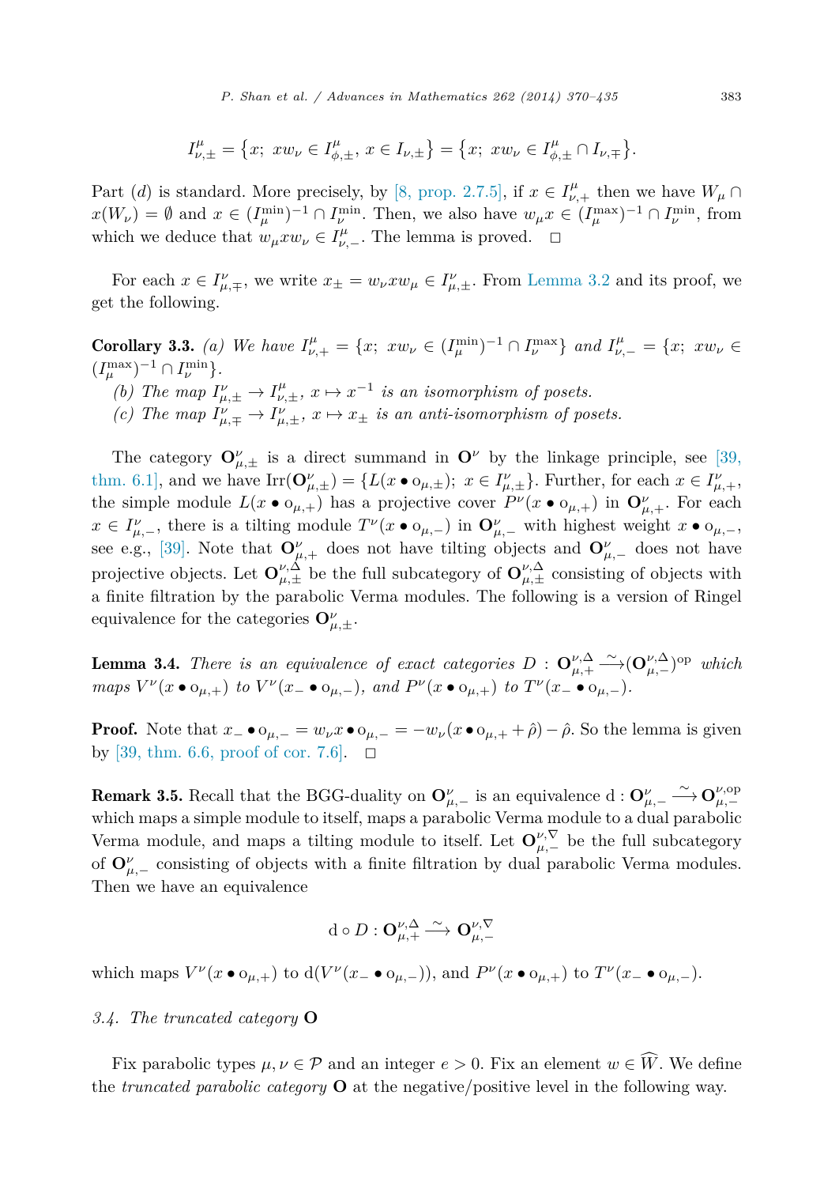$$I^{\mu}_{\nu,\pm} = \{x;\ xw_\nu \in I^{\mu}_{\phi,\pm},\ x \in I_{\nu,\pm}\} = \{x;\ xw_\nu \in I^{\mu}_{\phi,\pm} \cap I_{\nu,\mp}\}.$$

Part $(d)$ is standard. More precisely, by [8, prop. 2.7.5], if $x \in I^{\mu}_{\nu,+}$ then we have $W_\mu \cap x(W_\nu) = \emptyset$ and $x \in (I^{\min}_\mu)^{-1} \cap I^{\min}_\nu$. Then, we also have $w_\mu x \in (I^{\max}_\mu)^{-1} \cap I^{\min}_\nu$, from which we deduce that $w_\mu x w_\nu \in I^{\mu}_{\nu,-}$. The lemma is proved. □

For each $x \in I^{\nu}_{\mu,\mp}$, we write $x_\pm = w_\nu x w_\mu \in I^{\nu}_{\mu,\pm}$. From Lemma 3.2 and its proof, we get the following.

**Corollary 3.3.** *(a) We have* $I^{\mu}_{\nu,+} = \{x;\ xw_\nu \in (I^{\min}_\mu)^{-1} \cap I^{\max}_\nu\}$ *and* $I^{\mu}_{\nu,-} = \{x;\ xw_\nu \in (I^{\max}_\mu)^{-1} \cap I^{\min}_\nu\}$.

*(b) The map* $I^{\nu}_{\mu,\pm} \to I^{\mu}_{\nu,\pm}$, $x \mapsto x^{-1}$ *is an isomorphism of posets.*

*(c) The map* $I^{\nu}_{\mu,\mp} \to I^{\nu}_{\mu,\pm}$, $x \mapsto x_\pm$ *is an anti-isomorphism of posets.*

The category $\mathbf{O}^{\nu}_{\mu,\pm}$ is a direct summand in $\mathbf{O}^{\nu}$ by the linkage principle, see [39, thm. 6.1], and we have $\mathrm{Irr}(\mathbf{O}^{\nu}_{\mu,\pm}) = \{L(x \bullet \mathrm{o}_{\mu,\pm});\ x \in I^{\nu}_{\mu,\pm}\}$. Further, for each $x \in I^{\nu}_{\mu,+}$, the simple module $L(x \bullet \mathrm{o}_{\mu,+})$ has a projective cover $P^{\nu}(x \bullet \mathrm{o}_{\mu,+})$ in $\mathbf{O}^{\nu}_{\mu,+}$. For each $x \in I^{\nu}_{\mu,-}$, there is a tilting module $T^{\nu}(x \bullet \mathrm{o}_{\mu,-})$ in $\mathbf{O}^{\nu}_{\mu,-}$ with highest weight $x \bullet \mathrm{o}_{\mu,-}$, see e.g., [39]. Note that $\mathbf{O}^{\nu}_{\mu,+}$ does not have tilting objects and $\mathbf{O}^{\nu}_{\mu,-}$ does not have projective objects. Let $\mathbf{O}^{\nu,\Delta}_{\mu,\pm}$ be the full subcategory of $\mathbf{O}^{\nu,\Delta}_{\mu,\pm}$ consisting of objects with a finite filtration by the parabolic Verma modules. The following is a version of Ringel equivalence for the categories $\mathbf{O}^{\nu}_{\mu,\pm}$.

**Lemma 3.4.** *There is an equivalence of exact categories* $D : \mathbf{O}^{\nu,\Delta}_{\mu,+} \xrightarrow{\sim} (\mathbf{O}^{\nu,\Delta}_{\mu,-})^{\mathrm{op}}$ *which maps* $V^{\nu}(x \bullet \mathrm{o}_{\mu,+})$ *to* $V^{\nu}(x_- \bullet \mathrm{o}_{\mu,-})$, *and* $P^{\nu}(x \bullet \mathrm{o}_{\mu,+})$ *to* $T^{\nu}(x_- \bullet \mathrm{o}_{\mu,-})$.

**Proof.** Note that $x_- \bullet \mathrm{o}_{\mu,-} = w_\nu x \bullet \mathrm{o}_{\mu,-} = -w_\nu(x \bullet \mathrm{o}_{\mu,+} + \hat{\rho}) - \hat{\rho}$. So the lemma is given by [39, thm. 6.6, proof of cor. 7.6]. □

**Remark 3.5.** Recall that the BGG-duality on $\mathbf{O}^{\nu}_{\mu,-}$ is an equivalence $\mathrm{d} : \mathbf{O}^{\nu}_{\mu,-} \xrightarrow{\sim} \mathbf{O}^{\nu,\mathrm{op}}_{\mu,-}$ which maps a simple module to itself, maps a parabolic Verma module to a dual parabolic Verma module, and maps a tilting module to itself. Let $\mathbf{O}^{\nu,\nabla}_{\mu,-}$ be the full subcategory of $\mathbf{O}^{\nu}_{\mu,-}$ consisting of objects with a finite filtration by dual parabolic Verma modules. Then we have an equivalence

$$\mathrm{d} \circ D : \mathbf{O}^{\nu,\Delta}_{\mu,+} \xrightarrow{\sim} \mathbf{O}^{\nu,\nabla}_{\mu,-}$$

which maps $V^{\nu}(x \bullet \mathrm{o}_{\mu,+})$ to $\mathrm{d}(V^{\nu}(x_- \bullet \mathrm{o}_{\mu,-}))$, and $P^{\nu}(x \bullet \mathrm{o}_{\mu,+})$ to $T^{\nu}(x_- \bullet \mathrm{o}_{\mu,-})$.

### *3.4. The truncated category* $\mathbf{O}$

Fix parabolic types $\mu, \nu \in \mathcal{P}$ and an integer $e > 0$. Fix an element $w \in \widehat{W}$. We define the *truncated parabolic category* $\mathbf{O}$ at the negative/positive level in the following way.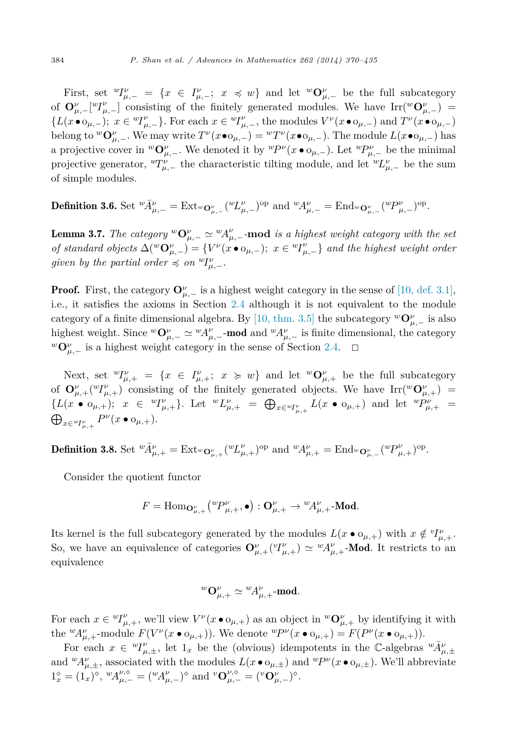First, set ${}^wI^\nu_{\mu,-} = \{x \in I^\nu_{\mu,-};\ x \preccurlyeq w\}$ and let ${}^w\mathbf{O}^\nu_{\mu,-}$ be the full subcategory of $\mathbf{O}^\nu_{\mu,-}[{}^wI^\nu_{\mu,-}]$ consisting of the finitely generated modules. We have $\mathrm{Irr}({}^w\mathbf{O}^\nu_{\mu,-}) = \{L(x \bullet \mathrm{o}_{\mu,-});\ x \in {}^wI^\nu_{\mu,-}\}$. For each $x \in {}^wI^\nu_{\mu,-}$, the modules $V^\nu(x \bullet \mathrm{o}_{\mu,-})$ and $T^\nu(x \bullet \mathrm{o}_{\mu,-})$ belong to ${}^w\mathbf{O}^\nu_{\mu,-}$. We may write $T^\nu(x \bullet \mathrm{o}_{\mu,-}) = {}^wT^\nu(x \bullet \mathrm{o}_{\mu,-})$. The module $L(x \bullet \mathrm{o}_{\mu,-})$ has a projective cover in ${}^w\mathbf{O}^\nu_{\mu,-}$. We denoted it by ${}^wP^\nu(x \bullet \mathrm{o}_{\mu,-})$. Let ${}^wP^\nu_{\mu,-}$ be the minimal projective generator, ${}^wT^\nu_{\mu,-}$ the characteristic tilting module, and let ${}^wL^\nu_{\mu,-}$ be the sum of simple modules.

**Definition 3.6.** Set ${}^w\bar{A}^\nu_{\mu,-} = \mathrm{Ext}_{{}^w\mathbf{O}^\nu_{\mu,-}}({}^wL^\nu_{\mu,-})^{\mathrm{op}}$ and ${}^wA^\nu_{\mu,-} = \mathrm{End}_{{}^w\mathbf{O}^\nu_{\mu,-}}({}^wP^\nu_{\mu,-})^{\mathrm{op}}$.

**Lemma 3.7.** *The category ${}^w\mathbf{O}^\nu_{\mu,-} \simeq {}^wA^\nu_{\mu,-}$-**mod** is a highest weight category with the set of standard objects $\Delta({}^w\mathbf{O}^\nu_{\mu,-}) = \{V^\nu(x \bullet \mathrm{o}_{\mu,-});\ x \in {}^wI^\nu_{\mu,-}\}$ and the highest weight order given by the partial order $\preccurlyeq$ on ${}^wI^\nu_{\mu,-}$.*

**Proof.** First, the category $\mathbf{O}^\nu_{\mu,-}$ is a highest weight category in the sense of [10, def. 3.1], i.e., it satisfies the axioms in Section 2.4 although it is not equivalent to the module category of a finite dimensional algebra. By [10, thm. 3.5] the subcategory ${}^w\mathbf{O}^\nu_{\mu,-}$ is also highest weight. Since ${}^w\mathbf{O}^\nu_{\mu,-} \simeq {}^wA^\nu_{\mu,-}$-**mod** and ${}^wA^\nu_{\mu,-}$ is finite dimensional, the category ${}^w\mathbf{O}^\nu_{\mu,-}$ is a highest weight category in the sense of Section 2.4. $\square$

Next, set ${}^wI^\nu_{\mu,+} = \{x \in I^\nu_{\mu,+};\ x \succcurlyeq w\}$ and let ${}^w\mathbf{O}^\nu_{\mu,+}$ be the full subcategory of $\mathbf{O}^\nu_{\mu,+}({}^wI^\nu_{\mu,+})$ consisting of the finitely generated objects. We have $\mathrm{Irr}({}^w\mathbf{O}^\nu_{\mu,+}) = \{L(x \bullet \mathrm{o}_{\mu,+});\ x \in {}^wI^\nu_{\mu,+}\}$. Let ${}^wL^\nu_{\mu,+} = \bigoplus_{x \in {}^wI^\nu_{\mu,+}} L(x \bullet \mathrm{o}_{\mu,+})$ and let ${}^wP^\nu_{\mu,+} = \bigoplus_{x \in {}^wI^\nu_{\mu,+}} P^\nu(x \bullet \mathrm{o}_{\mu,+})$.

**Definition 3.8.** Set ${}^w\bar{A}^\nu_{\mu,+} = \mathrm{Ext}_{{}^w\mathbf{O}^\nu_{\mu,+}}({}^wL^\nu_{\mu,+})^{\mathrm{op}}$ and ${}^wA^\nu_{\mu,+} = \mathrm{End}_{{}^w\mathbf{O}^\nu_{\mu,-}}({}^wP^\nu_{\mu,+})^{\mathrm{op}}$.

Consider the quotient functor

$$F = \mathrm{Hom}_{\mathbf{O}^\nu_{\mu,+}}\big({}^wP^\nu_{\mu,+}, \bullet\big) : \mathbf{O}^\nu_{\mu,+} \to {}^wA^\nu_{\mu,+}\text{-}\mathbf{Mod}.$$

Its kernel is the full subcategory generated by the modules $L(x \bullet \mathrm{o}_{\mu,+})$ with $x \notin {}^vI^\nu_{\mu,+}$. So, we have an equivalence of categories $\mathbf{O}^\nu_{\mu,+}({}^vI^\nu_{\mu,+}) \simeq {}^wA^\nu_{\mu,+}$-**Mod**. It restricts to an equivalence

$${}^w\mathbf{O}^\nu_{\mu,+} \simeq {}^wA^\nu_{\mu,+}\text{-}\mathbf{mod}.$$

For each $x \in {}^wI^\nu_{\mu,+}$, we'll view $V^\nu(x \bullet \mathrm{o}_{\mu,+})$ as an object in ${}^w\mathbf{O}^\nu_{\mu,+}$ by identifying it with the ${}^wA^\nu_{\mu,+}$-module $F(V^\nu(x \bullet \mathrm{o}_{\mu,+}))$. We denote ${}^wP^\nu(x \bullet \mathrm{o}_{\mu,+}) = F(P^\nu(x \bullet \mathrm{o}_{\mu,+}))$.

For each $x \in {}^wI^\nu_{\mu,\pm}$, let $1_x$ be the (obvious) idempotents in the $\mathbb{C}$-algebras ${}^w\bar{A}^\nu_{\mu,\pm}$ and ${}^wA^\nu_{\mu,\pm}$, associated with the modules $L(x \bullet \mathrm{o}_{\mu,\pm})$ and ${}^wP^\nu(x \bullet \mathrm{o}_{\mu,\pm})$. We'll abbreviate $1^\diamond_x = (1_x)^\diamond$, ${}^wA^{\nu,\diamond}_{\mu,-} = ({}^wA^\nu_{\mu,-})^\diamond$ and ${}^v\mathbf{O}^{\nu,\diamond}_{\mu,-} = ({}^v\mathbf{O}^\nu_{\mu,-})^\diamond$.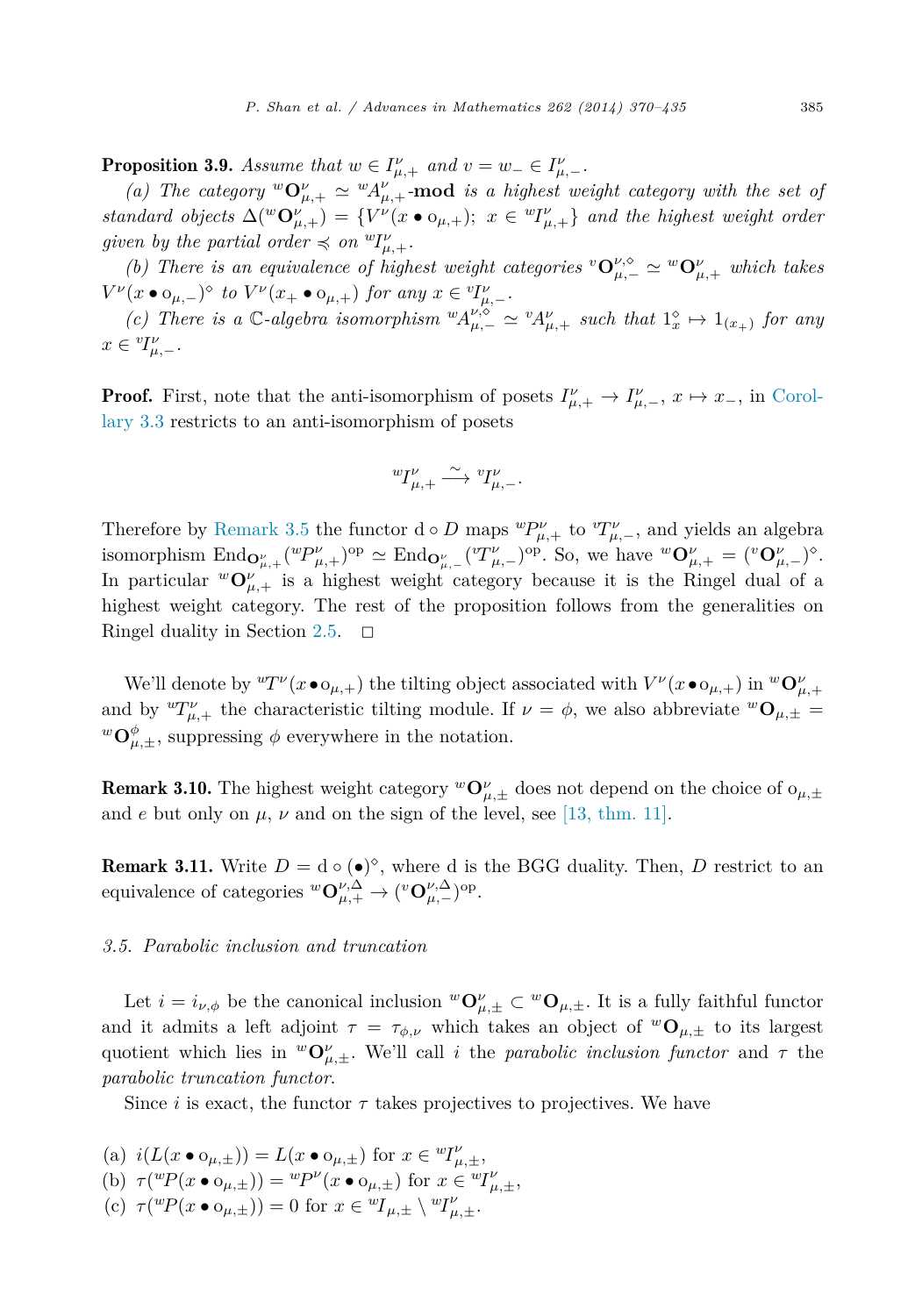**Proposition 3.9.** *Assume that $w \in I^\nu_{\mu,+}$ and $v = w_- \in I^\nu_{\mu,-}$.*

*(a) The category ${}^w\mathbf{O}^\nu_{\mu,+} \simeq {}^wA^\nu_{\mu,+}$-**mod** is a highest weight category with the set of standard objects $\Delta({}^w\mathbf{O}^\nu_{\mu,+}) = \{V^\nu(x \bullet \mathrm{o}_{\mu,+});\ x \in {}^wI^\nu_{\mu,+}\}$ and the highest weight order given by the partial order $\preccurlyeq$ on ${}^wI^\nu_{\mu,+}$.*

*(b) There is an equivalence of highest weight categories ${}^v\mathbf{O}^{\nu,\diamond}_{\mu,-} \simeq {}^w\mathbf{O}^\nu_{\mu,+}$ which takes $V^\nu(x \bullet \mathrm{o}_{\mu,-})^\diamond$ to $V^\nu(x_+ \bullet \mathrm{o}_{\mu,+})$ for any $x \in {}^vI^\nu_{\mu,-}$.*

*(c) There is a $\mathbb{C}$-algebra isomorphism ${}^wA^{\nu,\diamond}_{\mu,-} \simeq {}^vA^\nu_{\mu,+}$ such that $1^\diamond_x \mapsto 1_{(x_+)}$ for any $x \in {}^vI^\nu_{\mu,-}$.*

**Proof.** First, note that the anti-isomorphism of posets $I^\nu_{\mu,+} \to I^\nu_{\mu,-}$, $x \mapsto x_-$, in Corollary 3.3 restricts to an anti-isomorphism of posets

$$
{}^wI^\nu_{\mu,+} \xrightarrow{\sim} {}^vI^\nu_{\mu,-}.
$$

Therefore by Remark 3.5 the functor $\mathrm{d} \circ D$ maps ${}^wP^\nu_{\mu,+}$ to ${}^vT^\nu_{\mu,-}$, and yields an algebra isomorphism $\mathrm{End}_{\mathbf{O}^\nu_{\mu,+}}({}^wP^\nu_{\mu,+})^{\mathrm{op}} \simeq \mathrm{End}_{\mathbf{O}^\nu_{\mu,-}}({}^vT^\nu_{\mu,-})^{\mathrm{op}}$. So, we have ${}^w\mathbf{O}^\nu_{\mu,+} = ({}^v\mathbf{O}^\nu_{\mu,-})^\diamond$. In particular ${}^w\mathbf{O}^\nu_{\mu,+}$ is a highest weight category because it is the Ringel dual of a highest weight category. The rest of the proposition follows from the generalities on Ringel duality in Section 2.5. $\square$

We'll denote by ${}^wT^\nu(x \bullet \mathrm{o}_{\mu,+})$ the tilting object associated with $V^\nu(x \bullet \mathrm{o}_{\mu,+})$ in ${}^w\mathbf{O}^\nu_{\mu,+}$ and by ${}^wT^\nu_{\mu,+}$ the characteristic tilting module. If $\nu = \phi$, we also abbreviate ${}^w\mathbf{O}_{\mu,\pm} = {}^w\mathbf{O}^\phi_{\mu,\pm}$, suppressing $\phi$ everywhere in the notation.

**Remark 3.10.** The highest weight category ${}^w\mathbf{O}^\nu_{\mu,\pm}$ does not depend on the choice of $\mathrm{o}_{\mu,\pm}$ and $e$ but only on $\mu$, $\nu$ and on the sign of the level, see [13, thm. 11].

**Remark 3.11.** Write $D = \mathrm{d} \circ (\bullet)^\diamond$, where d is the BGG duality. Then, $D$ restrict to an equivalence of categories ${}^w\mathbf{O}^{\nu,\Delta}_{\mu,+} \to ({}^v\mathbf{O}^{\nu,\Delta}_{\mu,-})^{\mathrm{op}}$.

### *3.5. Parabolic inclusion and truncation*

Let $i = i_{\nu,\phi}$ be the canonical inclusion ${}^w\mathbf{O}^\nu_{\mu,\pm} \subset {}^w\mathbf{O}_{\mu,\pm}$. It is a fully faithful functor and it admits a left adjoint $\tau = \tau_{\phi,\nu}$ which takes an object of ${}^w\mathbf{O}_{\mu,\pm}$ to its largest quotient which lies in ${}^w\mathbf{O}^\nu_{\mu,\pm}$. We'll call $i$ the *parabolic inclusion functor* and $\tau$ the *parabolic truncation functor*.

Since $i$ is exact, the functor $\tau$ takes projectives to projectives. We have

(a) $i(L(x \bullet \mathrm{o}_{\mu,\pm})) = L(x \bullet \mathrm{o}_{\mu,\pm})$ for $x \in {}^wI^\nu_{\mu,\pm}$,
(b) $\tau({}^wP(x \bullet \mathrm{o}_{\mu,\pm})) = {}^wP^\nu(x \bullet \mathrm{o}_{\mu,\pm})$ for $x \in {}^wI^\nu_{\mu,\pm}$,
(c) $\tau({}^wP(x \bullet \mathrm{o}_{\mu,\pm})) = 0$ for $x \in {}^wI_{\mu,\pm} \setminus {}^wI^\nu_{\mu,\pm}$.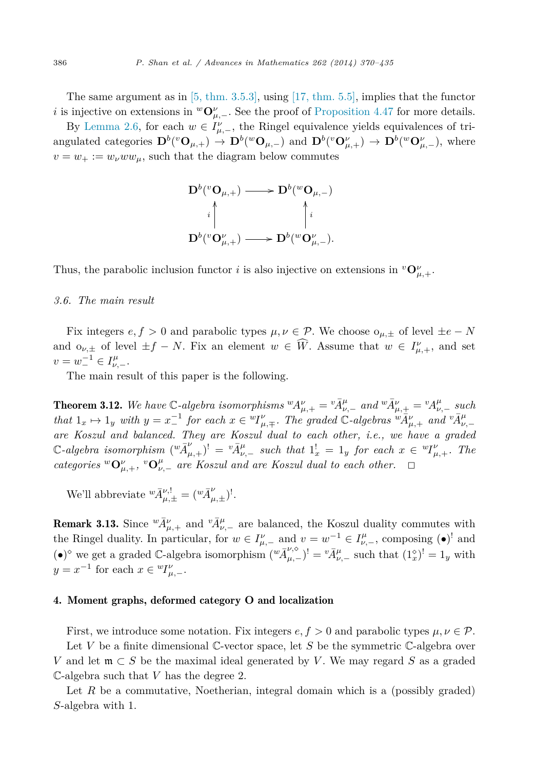The same argument as in [5, thm. 3.5.3], using [17, thm. 5.5], implies that the functor $i$ is injective on extensions in ${}^{w}\mathbf{O}^{\nu}_{\mu,-}$. See the proof of Proposition 4.47 for more details.

By Lemma 2.6, for each $w \in I^{\nu}_{\mu,-}$, the Ringel equivalence yields equivalences of triangulated categories $\mathbf{D}^b({}^{v}\mathbf{O}_{\mu,+}) \to \mathbf{D}^b({}^{w}\mathbf{O}_{\mu,-})$ and $\mathbf{D}^b({}^{v}\mathbf{O}^{\nu}_{\mu,+}) \to \mathbf{D}^b({}^{w}\mathbf{O}^{\nu}_{\mu,-})$, where $v = w_+ := w_\nu w w_\mu$, such that the diagram below commutes

$$\begin{array}{ccc}
\mathbf{D}^b({}^{v}\mathbf{O}_{\mu,+}) & \longrightarrow & \mathbf{D}^b({}^{w}\mathbf{O}_{\mu,-}) \\
{\scriptstyle i}\uparrow & & \uparrow{\scriptstyle i} \\
\mathbf{D}^b({}^{v}\mathbf{O}^{\nu}_{\mu,+}) & \longrightarrow & \mathbf{D}^b({}^{w}\mathbf{O}^{\nu}_{\mu,-}).
\end{array}$$

Thus, the parabolic inclusion functor $i$ is also injective on extensions in ${}^{v}\mathbf{O}^{\nu}_{\mu,+}$.

### 3.6. The main result

Fix integers $e, f > 0$ and parabolic types $\mu, \nu \in \mathcal{P}$. We choose $\mathrm{o}_{\mu,\pm}$ of level $\pm e - N$ and $\mathrm{o}_{\nu,\pm}$ of level $\pm f - N$. Fix an element $w \in \widehat{W}$. Assume that $w \in I^{\nu}_{\mu,+}$, and set $v = w_-^{-1} \in I^{\mu}_{\nu,-}$.

The main result of this paper is the following.

**Theorem 3.12.** *We have $\mathbb{C}$-algebra isomorphisms ${}^{w}A^{\nu}_{\mu,+} = {}^{v}\bar{A}^{\mu}_{\nu,-}$ and ${}^{w}\bar{A}^{\nu}_{\mu,+} = {}^{v}A^{\mu}_{\nu,-}$ such that $1_x \mapsto 1_y$ with $y = x_-^{-1}$ for each $x \in {}^{w}I^{\nu}_{\mu,\mp}$. The graded $\mathbb{C}$-algebras ${}^{w}\bar{A}^{\nu}_{\mu,+}$ and ${}^{v}\bar{A}^{\mu}_{\nu,-}$ are Koszul and balanced. They are Koszul dual to each other, i.e., we have a graded $\mathbb{C}$-algebra isomorphism $({}^{w}\bar{A}^{\nu}_{\mu,+})^! = {}^{v}\bar{A}^{\mu}_{\nu,-}$ such that $1^!_x = 1_y$ for each $x \in {}^{w}I^{\nu}_{\mu,+}$. The categories ${}^{w}\mathbf{O}^{\nu}_{\mu,+}$, ${}^{v}\mathbf{O}^{\mu}_{\nu,-}$ are Koszul and are Koszul dual to each other.* $\square$

We'll abbreviate ${}^{w}\bar{A}^{\nu,!}_{\mu,\pm} = ({}^{w}\bar{A}^{\nu}_{\mu,\pm})^!$.

**Remark 3.13.** Since ${}^{w}\bar{A}^{\nu}_{\mu,+}$ and ${}^{v}\bar{A}^{\mu}_{\nu,-}$ are balanced, the Koszul duality commutes with the Ringel duality. In particular, for $w \in I^{\nu}_{\mu,-}$ and $v = w^{-1} \in I^{\mu}_{\nu,-}$, composing $(\bullet)^!$ and $(\bullet)^\diamond$ we get a graded $\mathbb{C}$-algebra isomorphism $({}^{w}\bar{A}^{\nu,\diamond}_{\mu,-})^! = {}^{v}\bar{A}^{\mu}_{\nu,-}$ such that $(1^\diamond_x)^! = 1_y$ with $y = x^{-1}$ for each $x \in {}^{w}I^{\nu}_{\mu,-}$.

## 4. Moment graphs, deformed category O and localization

First, we introduce some notation. Fix integers $e, f > 0$ and parabolic types $\mu, \nu \in \mathcal{P}$.

Let $V$ be a finite dimensional $\mathbb{C}$-vector space, let $S$ be the symmetric $\mathbb{C}$-algebra over $V$ and let $\mathfrak{m} \subset S$ be the maximal ideal generated by $V$. We may regard $S$ as a graded $\mathbb{C}$-algebra such that $V$ has the degree 2.

Let $R$ be a commutative, Noetherian, integral domain which is a (possibly graded) $S$-algebra with 1.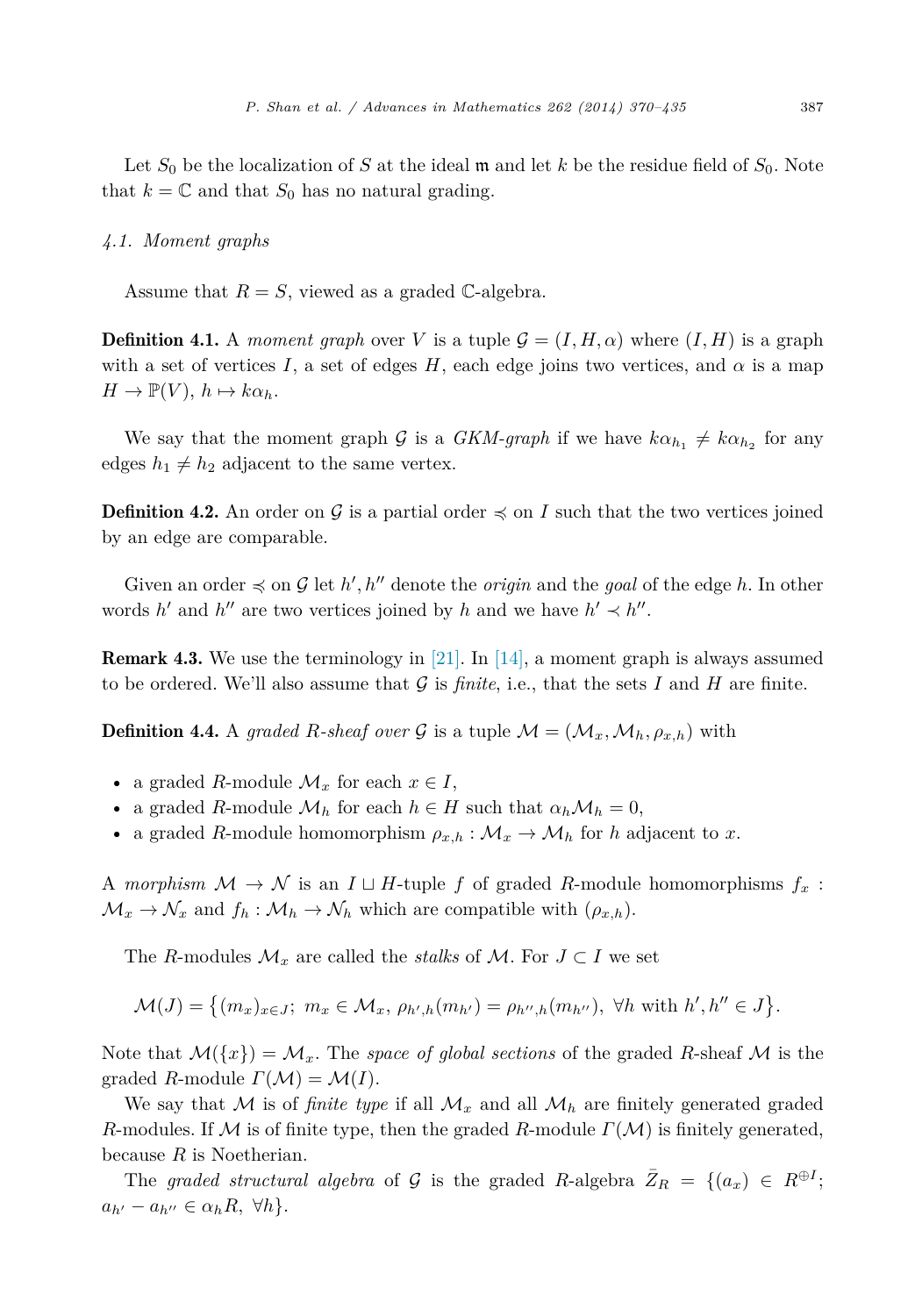Let $S_0$ be the localization of $S$ at the ideal $\mathfrak{m}$ and let $k$ be the residue field of $S_0$. Note that $k = \mathbb{C}$ and that $S_0$ has no natural grading.

### *4.1. Moment graphs*

Assume that $R = S$, viewed as a graded $\mathbb{C}$-algebra.

**Definition 4.1.** A *moment graph* over $V$ is a tuple $\mathcal{G} = (I, H, \alpha)$ where $(I, H)$ is a graph with a set of vertices $I$, a set of edges $H$, each edge joins two vertices, and $\alpha$ is a map $H \to \mathbb{P}(V)$, $h \mapsto k\alpha_h$.

We say that the moment graph $\mathcal{G}$ is a *GKM-graph* if we have $k\alpha_{h_1} \neq k\alpha_{h_2}$ for any edges $h_1 \neq h_2$ adjacent to the same vertex.

**Definition 4.2.** An order on $\mathcal{G}$ is a partial order $\preccurlyeq$ on $I$ such that the two vertices joined by an edge are comparable.

Given an order $\preccurlyeq$ on $\mathcal{G}$ let $h', h''$ denote the *origin* and the *goal* of the edge $h$. In other words $h'$ and $h''$ are two vertices joined by $h$ and we have $h' \prec h''$.

**Remark 4.3.** We use the terminology in [21]. In [14], a moment graph is always assumed to be ordered. We'll also assume that $\mathcal{G}$ is *finite*, i.e., that the sets $I$ and $H$ are finite.

**Definition 4.4.** A *graded $R$-sheaf over* $\mathcal{G}$ is a tuple $\mathcal{M} = (\mathcal{M}_x, \mathcal{M}_h, \rho_{x,h})$ with

- a graded $R$-module $\mathcal{M}_x$ for each $x \in I$,
- a graded $R$-module $\mathcal{M}_h$ for each $h \in H$ such that $\alpha_h \mathcal{M}_h = 0$,
- a graded $R$-module homomorphism $\rho_{x,h} : \mathcal{M}_x \to \mathcal{M}_h$ for $h$ adjacent to $x$.

A *morphism* $\mathcal{M} \to \mathcal{N}$ is an $I \sqcup H$-tuple $f$ of graded $R$-module homomorphisms $f_x : \mathcal{M}_x \to \mathcal{N}_x$ and $f_h : \mathcal{M}_h \to \mathcal{N}_h$ which are compatible with $(\rho_{x,h})$.

The $R$-modules $\mathcal{M}_x$ are called the *stalks* of $\mathcal{M}$. For $J \subset I$ we set

$$\mathcal{M}(J) = \left\{(m_x)_{x \in J};\ m_x \in \mathcal{M}_x,\ \rho_{h',h}(m_{h'}) = \rho_{h'',h}(m_{h''}),\ \forall h \text{ with } h', h'' \in J\right\}.$$

Note that $\mathcal{M}(\{x\}) = \mathcal{M}_x$. The *space of global sections* of the graded $R$-sheaf $\mathcal{M}$ is the graded $R$-module $\Gamma(\mathcal{M}) = \mathcal{M}(I)$.

We say that $\mathcal{M}$ is of *finite type* if all $\mathcal{M}_x$ and all $\mathcal{M}_h$ are finitely generated graded $R$-modules. If $\mathcal{M}$ is of finite type, then the graded $R$-module $\Gamma(\mathcal{M})$ is finitely generated, because $R$ is Noetherian.

The *graded structural algebra* of $\mathcal{G}$ is the graded $R$-algebra $\bar{Z}_R = \{(a_x) \in R^{\oplus I};\ a_{h'} - a_{h''} \in \alpha_h R,\ \forall h\}$.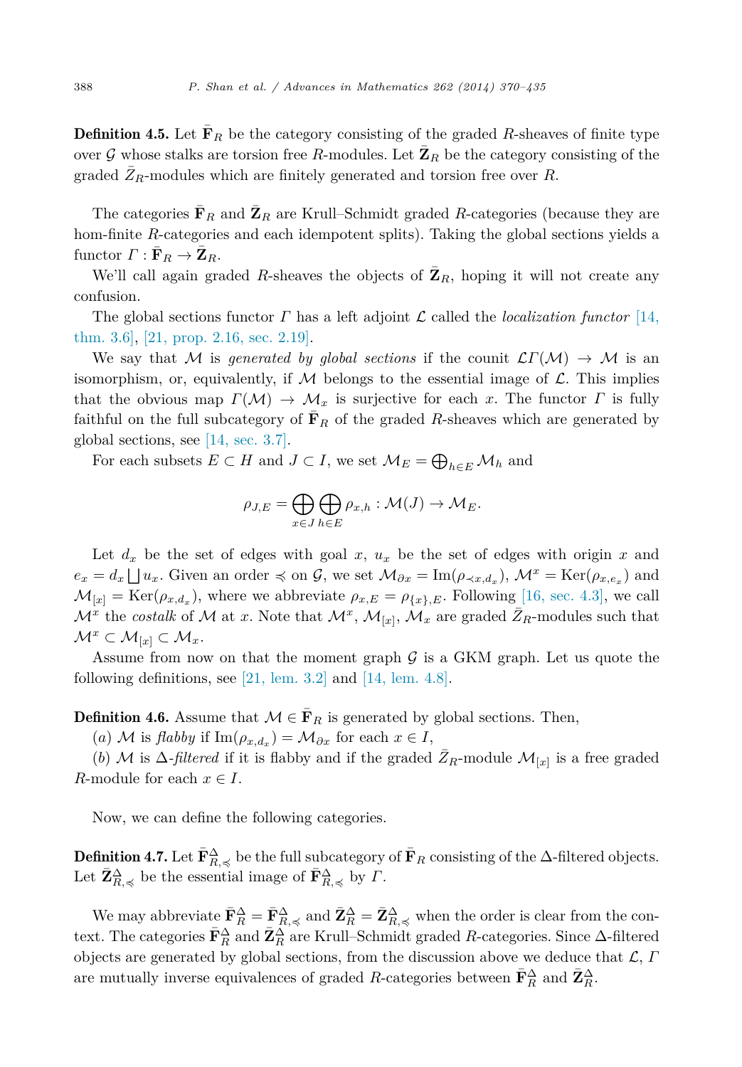**Definition 4.5.** Let $\bar{\mathbf{F}}_R$ be the category consisting of the graded $R$-sheaves of finite type over $\mathcal{G}$ whose stalks are torsion free $R$-modules. Let $\bar{\mathbf{Z}}_R$ be the category consisting of the graded $\bar{Z}_R$-modules which are finitely generated and torsion free over $R$.

The categories $\bar{\mathbf{F}}_R$ and $\bar{\mathbf{Z}}_R$ are Krull–Schmidt graded $R$-categories (because they are hom-finite $R$-categories and each idempotent splits). Taking the global sections yields a functor $\Gamma : \bar{\mathbf{F}}_R \to \bar{\mathbf{Z}}_R$.

We'll call again graded $R$-sheaves the objects of $\bar{\mathbf{Z}}_R$, hoping it will not create any confusion.

The global sections functor $\Gamma$ has a left adjoint $\mathcal{L}$ called the *localization functor* [14, thm. 3.6], [21, prop. 2.16, sec. 2.19].

We say that $\mathcal{M}$ is *generated by global sections* if the counit $\mathcal{L}\Gamma(\mathcal{M}) \to \mathcal{M}$ is an isomorphism, or, equivalently, if $\mathcal{M}$ belongs to the essential image of $\mathcal{L}$. This implies that the obvious map $\Gamma(\mathcal{M}) \to \mathcal{M}_x$ is surjective for each $x$. The functor $\Gamma$ is fully faithful on the full subcategory of $\bar{\mathbf{F}}_R$ of the graded $R$-sheaves which are generated by global sections, see [14, sec. 3.7].

For each subsets $E \subset H$ and $J \subset I$, we set $\mathcal{M}_E = \bigoplus_{h \in E} \mathcal{M}_h$ and

$$\rho_{J,E} = \bigoplus_{x \in J} \bigoplus_{h \in E} \rho_{x,h} : \mathcal{M}(J) \to \mathcal{M}_E.$$

Let $d_x$ be the set of edges with goal $x$, $u_x$ be the set of edges with origin $x$ and $e_x = d_x \bigsqcup u_x$. Given an order $\preccurlyeq$ on $\mathcal{G}$, we set $\mathcal{M}_{\partial x} = \operatorname{Im}(\rho_{\prec x, d_x})$, $\mathcal{M}^x = \operatorname{Ker}(\rho_{x,e_x})$ and $\mathcal{M}_{[x]} = \operatorname{Ker}(\rho_{x,d_x})$, where we abbreviate $\rho_{x,E} = \rho_{\{x\},E}$. Following [16, sec. 4.3], we call $\mathcal{M}^x$ the *costalk* of $\mathcal{M}$ at $x$. Note that $\mathcal{M}^x$, $\mathcal{M}_{[x]}$, $\mathcal{M}_x$ are graded $\bar{Z}_R$-modules such that $\mathcal{M}^x \subset \mathcal{M}_{[x]} \subset \mathcal{M}_x$.

Assume from now on that the moment graph $\mathcal{G}$ is a GKM graph. Let us quote the following definitions, see [21, lem. 3.2] and [14, lem. 4.8].

**Definition 4.6.** Assume that $\mathcal{M} \in \bar{\mathbf{F}}_R$ is generated by global sections. Then,

(*a*) $\mathcal{M}$ is *flabby* if $\operatorname{Im}(\rho_{x,d_x}) = \mathcal{M}_{\partial x}$ for each $x \in I$,

(*b*) $\mathcal{M}$ is $\Delta$-*filtered* if it is flabby and if the graded $\bar{Z}_R$-module $\mathcal{M}_{[x]}$ is a free graded $R$-module for each $x \in I$.

Now, we can define the following categories.

**Definition 4.7.** Let $\bar{\mathbf{F}}^{\Delta}_{R,\preccurlyeq}$ be the full subcategory of $\bar{\mathbf{F}}_R$ consisting of the $\Delta$-filtered objects. Let $\bar{\mathbf{Z}}^{\Delta}_{R,\preccurlyeq}$ be the essential image of $\bar{\mathbf{F}}^{\Delta}_{R,\preccurlyeq}$ by $\Gamma$.

We may abbreviate $\bar{\mathbf{F}}^{\Delta}_R = \bar{\mathbf{F}}^{\Delta}_{R,\preccurlyeq}$ and $\bar{\mathbf{Z}}^{\Delta}_R = \bar{\mathbf{Z}}^{\Delta}_{R,\preccurlyeq}$ when the order is clear from the context. The categories $\bar{\mathbf{F}}^{\Delta}_R$ and $\bar{\mathbf{Z}}^{\Delta}_R$ are Krull–Schmidt graded $R$-categories. Since $\Delta$-filtered objects are generated by global sections, from the discussion above we deduce that $\mathcal{L}$, $\Gamma$ are mutually inverse equivalences of graded $R$-categories between $\bar{\mathbf{F}}^{\Delta}_R$ and $\bar{\mathbf{Z}}^{\Delta}_R$.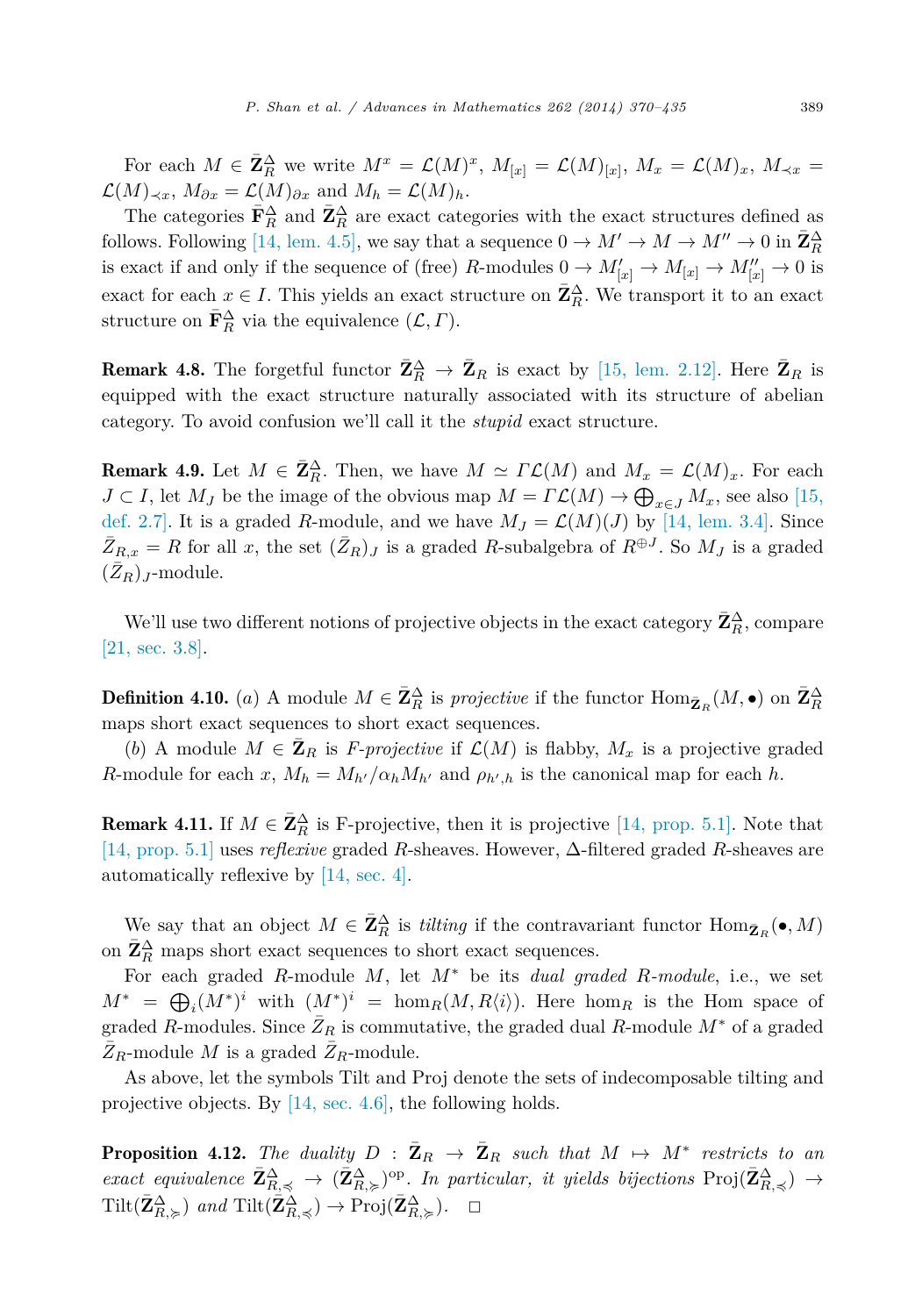For each $M \in \bar{\mathbf{Z}}_R^\Delta$ we write $M^x = \mathcal{L}(M)^x$, $M_{[x]} = \mathcal{L}(M)_{[x]}$, $M_x = \mathcal{L}(M)_x$, $M_{\prec x} = \mathcal{L}(M)_{\prec x}$, $M_{\partial x} = \mathcal{L}(M)_{\partial x}$ and $M_h = \mathcal{L}(M)_h$.

The categories $\bar{\mathbf{F}}_R^\Delta$ and $\bar{\mathbf{Z}}_R^\Delta$ are exact categories with the exact structures defined as follows. Following [14, lem. 4.5], we say that a sequence $0 \to M' \to M \to M'' \to 0$ in $\bar{\mathbf{Z}}_R^\Delta$ is exact if and only if the sequence of (free) $R$-modules $0 \to M'_{[x]} \to M_{[x]} \to M''_{[x]} \to 0$ is exact for each $x \in I$. This yields an exact structure on $\bar{\mathbf{Z}}_R^\Delta$. We transport it to an exact structure on $\bar{\mathbf{F}}_R^\Delta$ via the equivalence $(\mathcal{L}, \Gamma)$.

**Remark 4.8.** The forgetful functor $\bar{\mathbf{Z}}_R^\Delta \to \bar{\mathbf{Z}}_R$ is exact by [15, lem. 2.12]. Here $\bar{\mathbf{Z}}_R$ is equipped with the exact structure naturally associated with its structure of abelian category. To avoid confusion we'll call it the *stupid* exact structure.

**Remark 4.9.** Let $M \in \bar{\mathbf{Z}}_R^\Delta$. Then, we have $M \simeq \Gamma\mathcal{L}(M)$ and $M_x = \mathcal{L}(M)_x$. For each $J \subset I$, let $M_J$ be the image of the obvious map $M = \Gamma\mathcal{L}(M) \to \bigoplus_{x\in J} M_x$, see also [15, def. 2.7]. It is a graded $R$-module, and we have $M_J = \mathcal{L}(M)(J)$ by [14, lem. 3.4]. Since $\bar{Z}_{R,x} = R$ for all $x$, the set $(\bar{Z}_R)_J$ is a graded $R$-subalgebra of $R^{\oplus J}$. So $M_J$ is a graded $(\bar{Z}_R)_J$-module.

We'll use two different notions of projective objects in the exact category $\bar{\mathbf{Z}}_R^\Delta$, compare [21, sec. 3.8].

**Definition 4.10.** (*a*) A module $M \in \bar{\mathbf{Z}}_R^\Delta$ is *projective* if the functor $\mathrm{Hom}_{\bar{\mathbf{Z}}_R}(M, \bullet)$ on $\bar{\mathbf{Z}}_R^\Delta$ maps short exact sequences to short exact sequences.

(*b*) A module $M \in \bar{\mathbf{Z}}_R$ is *F-projective* if $\mathcal{L}(M)$ is flabby, $M_x$ is a projective graded $R$-module for each $x$, $M_h = M_{h'}/\alpha_h M_{h'}$ and $\rho_{h',h}$ is the canonical map for each $h$.

**Remark 4.11.** If $M \in \bar{\mathbf{Z}}_R^\Delta$ is F-projective, then it is projective [14, prop. 5.1]. Note that [14, prop. 5.1] uses *reflexive* graded $R$-sheaves. However, $\Delta$-filtered graded $R$-sheaves are automatically reflexive by [14, sec. 4].

We say that an object $M \in \bar{\mathbf{Z}}_R^\Delta$ is *tilting* if the contravariant functor $\mathrm{Hom}_{\bar{\mathbf{Z}}_R}(\bullet, M)$ on $\bar{\mathbf{Z}}_R^\Delta$ maps short exact sequences to short exact sequences.

For each graded $R$-module $M$, let $M^*$ be its *dual graded R-module*, i.e., we set $M^* = \bigoplus_i (M^*)^i$ with $(M^*)^i = \mathrm{hom}_R(M, R\langle i\rangle)$. Here $\mathrm{hom}_R$ is the Hom space of graded $R$-modules. Since $\bar{Z}_R$ is commutative, the graded dual $R$-module $M^*$ of a graded $\bar{Z}_R$-module $M$ is a graded $\bar{Z}_R$-module.

As above, let the symbols Tilt and Proj denote the sets of indecomposable tilting and projective objects. By [14, sec. 4.6], the following holds.

**Proposition 4.12.** *The duality $D : \bar{\mathbf{Z}}_R \to \bar{\mathbf{Z}}_R$ such that $M \mapsto M^*$ restricts to an exact equivalence $\bar{\mathbf{Z}}_{R,\preccurlyeq}^\Delta \to (\bar{\mathbf{Z}}_{R,\succcurlyeq}^\Delta)^{\mathrm{op}}$. In particular, it yields bijections $\mathrm{Proj}(\bar{\mathbf{Z}}_{R,\preccurlyeq}^\Delta) \to \mathrm{Tilt}(\bar{\mathbf{Z}}_{R,\succcurlyeq}^\Delta)$ and $\mathrm{Tilt}(\bar{\mathbf{Z}}_{R,\preccurlyeq}^\Delta) \to \mathrm{Proj}(\bar{\mathbf{Z}}_{R,\succcurlyeq}^\Delta)$.* $\square$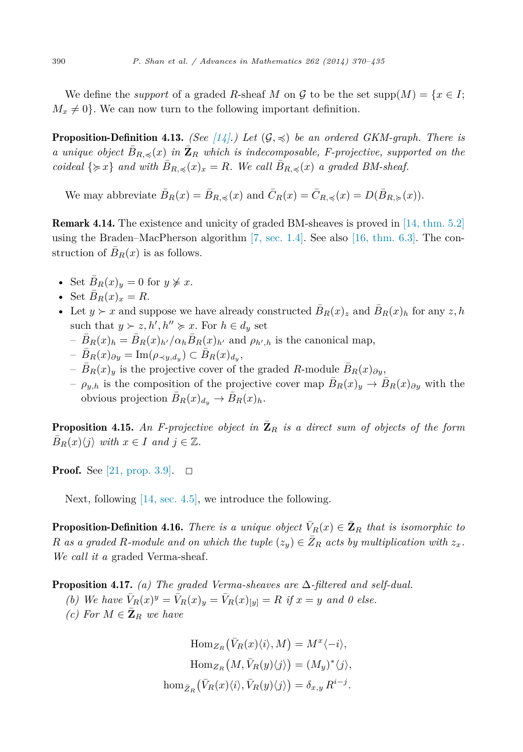We define the *support* of a graded $R$-sheaf $M$ on $\mathcal{G}$ to be the set $\mathrm{supp}(M) = \{x \in I; M_x \neq 0\}$. We can now turn to the following important definition.

**Proposition-Definition 4.13.** *(See [14].) Let $(\mathcal{G}, \preccurlyeq)$ be an ordered GKM-graph. There is a unique object $\bar{B}_{R,\preccurlyeq}(x)$ in $\bar{\mathbf{Z}}_R$ which is indecomposable, F-projective, supported on the coideal $\{\succcurlyeq x\}$ and with $\bar{B}_{R,\preccurlyeq}(x)_x = R$. We call $\bar{B}_{R,\preccurlyeq}(x)$ a graded BM-sheaf.*

We may abbreviate $\bar{B}_R(x) = \bar{B}_{R,\preccurlyeq}(x)$ and $\bar{C}_R(x) = \bar{C}_{R,\preccurlyeq}(x) = D(\bar{B}_{R,\succcurlyeq}(x))$.

**Remark 4.14.** The existence and unicity of graded BM-sheaves is proved in [14, thm. 5.2] using the Braden–MacPherson algorithm [7, sec. 1.4]. See also [16, thm. 6.3]. The construction of $\bar{B}_R(x)$ is as follows.

- Set $\bar{B}_R(x)_y = 0$ for $y \not\succcurlyeq x$.
- Set $\bar{B}_R(x)_x = R$.
- Let $y \succ x$ and suppose we have already constructed $\bar{B}_R(x)_z$ and $\bar{B}_R(x)_h$ for any $z, h$ such that $y \succ z, h', h'' \succcurlyeq x$. For $h \in d_y$ set
  - $\bar{B}_R(x)_h = \bar{B}_R(x)_{h'}/\alpha_h \bar{B}_R(x)_{h'}$ and $\rho_{h',h}$ is the canonical map,
  - $\bar{B}_R(x)_{\partial y} = \mathrm{Im}(\rho_{\prec y, d_y}) \subset \bar{B}_R(x)_{d_y}$,
  - $\bar{B}_R(x)_y$ is the projective cover of the graded $R$-module $\bar{B}_R(x)_{\partial y}$,
  - $\rho_{y,h}$ is the composition of the projective cover map $\bar{B}_R(x)_y \to \bar{B}_R(x)_{\partial y}$ with the obvious projection $\bar{B}_R(x)_{d_y} \to \bar{B}_R(x)_h$.

**Proposition 4.15.** *An F-projective object in $\bar{\mathbf{Z}}_R$ is a direct sum of objects of the form $\bar{B}_R(x)\langle j\rangle$ with $x \in I$ and $j \in \mathbb{Z}$.*

**Proof.** See [21, prop. 3.9]. $\square$

Next, following [14, sec. 4.5], we introduce the following.

**Proposition-Definition 4.16.** *There is a unique object $\bar{V}_R(x) \in \bar{\mathbf{Z}}_R$ that is isomorphic to $R$ as a graded $R$-module and on which the tuple $(z_y) \in \bar{Z}_R$ acts by multiplication with $z_x$. We call it a* graded Verma-sheaf.

**Proposition 4.17.** *(a) The graded Verma-sheaves are $\Delta$-filtered and self-dual.*

*(b) We have $\bar{V}_R(x)^y = \bar{V}_R(x)_y = \bar{V}_R(x)_{[y]} = R$ if $x = y$ and 0 else.*

*(c) For $M \in \bar{\mathbf{Z}}_R$ we have*

$$\mathrm{Hom}_{Z_R}\big(\bar{V}_R(x)\langle i\rangle, M\big) = M^x\langle -i\rangle,$$

$$\mathrm{Hom}_{Z_R}\big(M, \bar{V}_R(y)\langle j\rangle\big) = (M_y)^*\langle j\rangle,$$

$$\mathrm{hom}_{\bar{Z}_R}\big(\bar{V}_R(x)\langle i\rangle, \bar{V}_R(y)\langle j\rangle\big) = \delta_{x,y}\, R^{i-j}.$$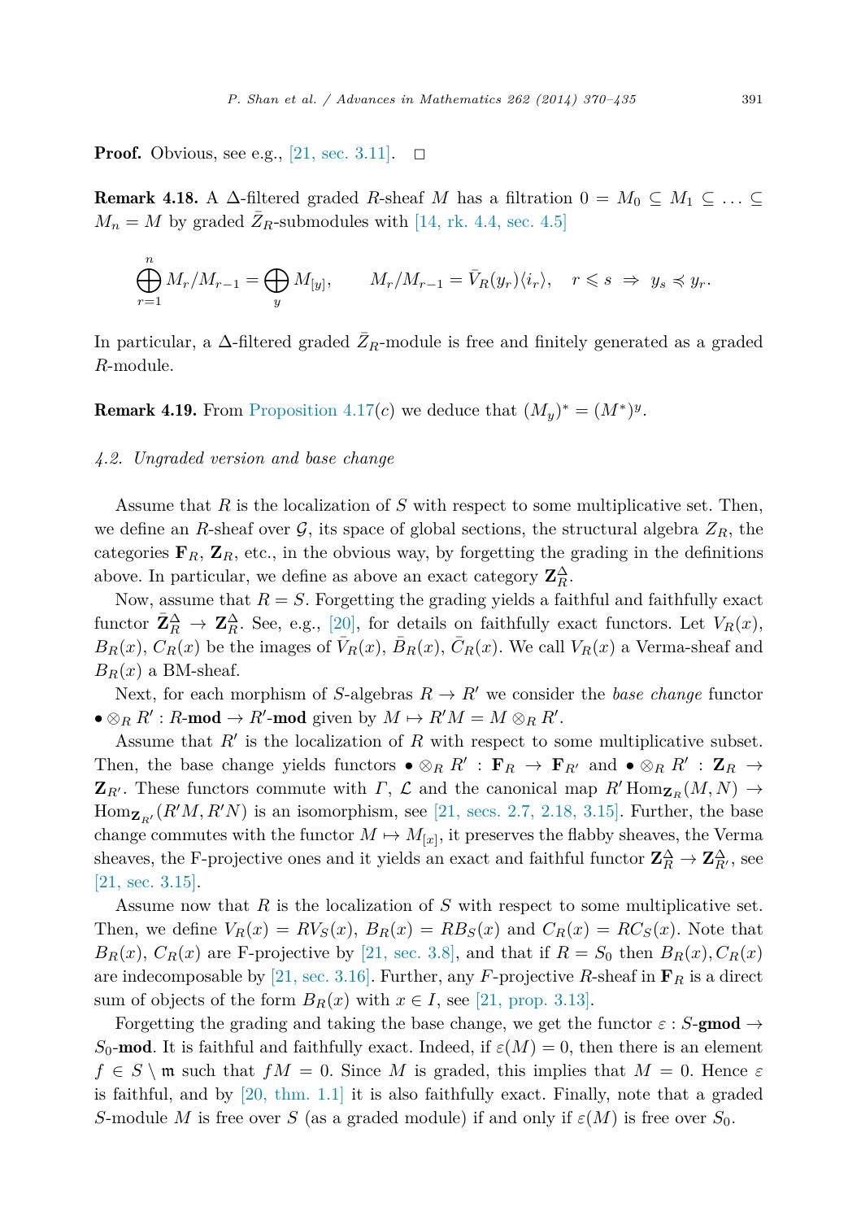**Proof.** Obvious, see e.g., [21, sec. 3.11]. □

**Remark 4.18.** A Δ-filtered graded $R$-sheaf $M$ has a filtration $0 = M_0 \subseteq M_1 \subseteq \ldots \subseteq M_n = M$ by graded $\bar{Z}_R$-submodules with [14, rk. 4.4, sec. 4.5]

$$\bigoplus_{r=1}^{n} M_r/M_{r-1} = \bigoplus_{y} M_{[y]}, \qquad M_r/M_{r-1} = \bar{V}_R(y_r)\langle i_r\rangle, \quad r \leqslant s \ \Rightarrow\ y_s \preccurlyeq y_r.$$

In particular, a Δ-filtered graded $\bar{Z}_R$-module is free and finitely generated as a graded $R$-module.

**Remark 4.19.** From Proposition 4.17(*c*) we deduce that $(M_y)^* = (M^*)^y$.

*4.2. Ungraded version and base change*

Assume that $R$ is the localization of $S$ with respect to some multiplicative set. Then, we define an $R$-sheaf over $\mathcal{G}$, its space of global sections, the structural algebra $Z_R$, the categories $\mathbf{F}_R$, $\mathbf{Z}_R$, etc., in the obvious way, by forgetting the grading in the definitions above. In particular, we define as above an exact category $\mathbf{Z}_R^\Delta$.

Now, assume that $R = S$. Forgetting the grading yields a faithful and faithfully exact functor $\bar{\mathbf{Z}}_R^\Delta \to \mathbf{Z}_R^\Delta$. See, e.g., [20], for details on faithfully exact functors. Let $V_R(x)$, $B_R(x)$, $C_R(x)$ be the images of $\bar{V}_R(x)$, $\bar{B}_R(x)$, $\bar{C}_R(x)$. We call $V_R(x)$ a Verma-sheaf and $B_R(x)$ a BM-sheaf.

Next, for each morphism of $S$-algebras $R \to R'$ we consider the *base change* functor $\bullet \otimes_R R' : R\text{-}\mathbf{mod} \to R'\text{-}\mathbf{mod}$ given by $M \mapsto R'M = M \otimes_R R'$.

Assume that $R'$ is the localization of $R$ with respect to some multiplicative subset. Then, the base change yields functors $\bullet \otimes_R R' : \mathbf{F}_R \to \mathbf{F}_{R'}$ and $\bullet \otimes_R R' : \mathbf{Z}_R \to \mathbf{Z}_{R'}$. These functors commute with $\Gamma$, $\mathcal{L}$ and the canonical map $R' \operatorname{Hom}_{\mathbf{Z}_R}(M, N) \to \operatorname{Hom}_{\mathbf{Z}_{R'}}(R'M, R'N)$ is an isomorphism, see [21, secs. 2.7, 2.18, 3.15]. Further, the base change commutes with the functor $M \mapsto M_{[x]}$, it preserves the flabby sheaves, the Verma sheaves, the F-projective ones and it yields an exact and faithful functor $\mathbf{Z}_R^\Delta \to \mathbf{Z}_{R'}^\Delta$, see [21, sec. 3.15].

Assume now that $R$ is the localization of $S$ with respect to some multiplicative set. Then, we define $V_R(x) = RV_S(x)$, $B_R(x) = RB_S(x)$ and $C_R(x) = RC_S(x)$. Note that $B_R(x)$, $C_R(x)$ are F-projective by [21, sec. 3.8], and that if $R = S_0$ then $B_R(x), C_R(x)$ are indecomposable by [21, sec. 3.16]. Further, any $F$-projective $R$-sheaf in $\mathbf{F}_R$ is a direct sum of objects of the form $B_R(x)$ with $x \in I$, see [21, prop. 3.13].

Forgetting the grading and taking the base change, we get the functor $\varepsilon : S\text{-}\mathbf{gmod} \to S_0\text{-}\mathbf{mod}$. It is faithful and faithfully exact. Indeed, if $\varepsilon(M) = 0$, then there is an element $f \in S \setminus \mathfrak{m}$ such that $fM = 0$. Since $M$ is graded, this implies that $M = 0$. Hence $\varepsilon$ is faithful, and by [20, thm. 1.1] it is also faithfully exact. Finally, note that a graded $S$-module $M$ is free over $S$ (as a graded module) if and only if $\varepsilon(M)$ is free over $S_0$.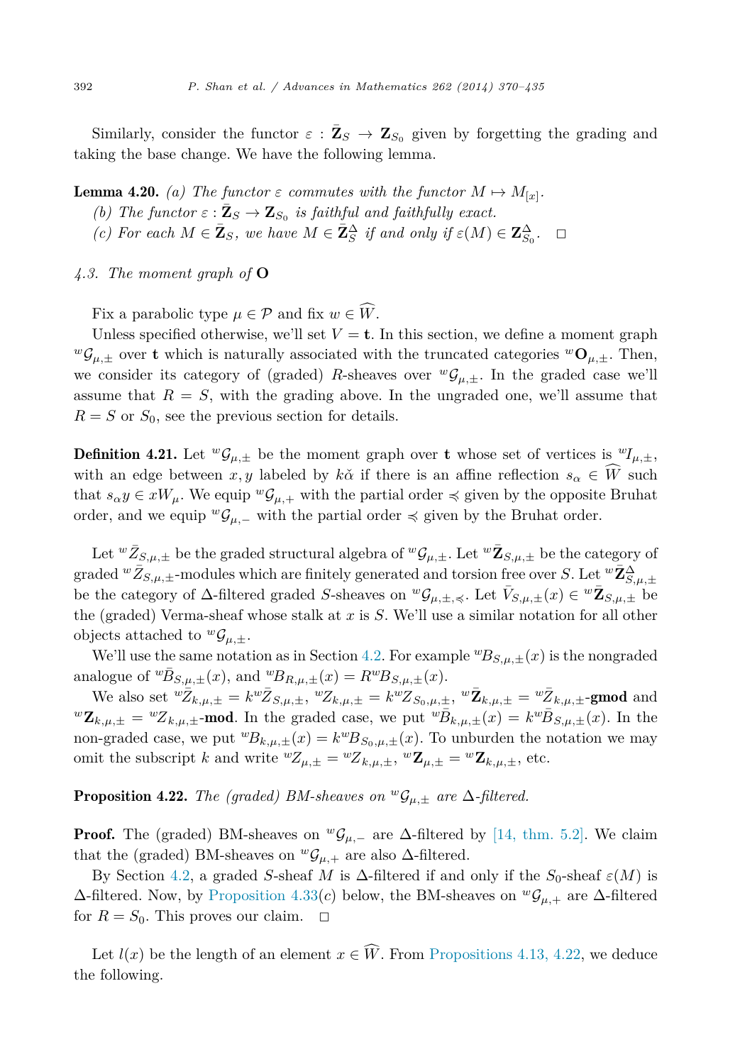Similarly, consider the functor $\varepsilon : \bar{\mathbf{Z}}_S \to \mathbf{Z}_{S_0}$ given by forgetting the grading and taking the base change. We have the following lemma.

**Lemma 4.20.** *(a) The functor $\varepsilon$ commutes with the functor $M \mapsto M_{[x]}$.*
*(b) The functor $\varepsilon : \bar{\mathbf{Z}}_S \to \mathbf{Z}_{S_0}$ is faithful and faithfully exact.*
*(c) For each $M \in \bar{\mathbf{Z}}_S$, we have $M \in \bar{\mathbf{Z}}_S^\Delta$ if and only if $\varepsilon(M) \in \mathbf{Z}_{S_0}^\Delta$.* □

### *4.3. The moment graph of* $\mathbf{O}$

Fix a parabolic type $\mu \in \mathcal{P}$ and fix $w \in \widehat{W}$.

Unless specified otherwise, we'll set $V = \mathbf{t}$. In this section, we define a moment graph ${}^w\mathcal{G}_{\mu,\pm}$ over $\mathbf{t}$ which is naturally associated with the truncated categories ${}^w\mathbf{O}_{\mu,\pm}$. Then, we consider its category of (graded) $R$-sheaves over ${}^w\mathcal{G}_{\mu,\pm}$. In the graded case we'll assume that $R = S$, with the grading above. In the ungraded one, we'll assume that $R = S$ or $S_0$, see the previous section for details.

**Definition 4.21.** Let ${}^w\mathcal{G}_{\mu,\pm}$ be the moment graph over $\mathbf{t}$ whose set of vertices is ${}^wI_{\mu,\pm}$, with an edge between $x, y$ labeled by $k\check{\alpha}$ if there is an affine reflection $s_\alpha \in \widehat{W}$ such that $s_\alpha y \in xW_\mu$. We equip ${}^w\mathcal{G}_{\mu,+}$ with the partial order $\preccurlyeq$ given by the opposite Bruhat order, and we equip ${}^w\mathcal{G}_{\mu,-}$ with the partial order $\preccurlyeq$ given by the Bruhat order.

Let ${}^w\bar{Z}_{S,\mu,\pm}$ be the graded structural algebra of ${}^w\mathcal{G}_{\mu,\pm}$. Let ${}^w\bar{\mathbf{Z}}_{S,\mu,\pm}$ be the category of graded ${}^w\bar{Z}_{S,\mu,\pm}$-modules which are finitely generated and torsion free over $S$. Let ${}^w\bar{\mathbf{Z}}^\Delta_{S,\mu,\pm}$ be the category of $\Delta$-filtered graded $S$-sheaves on ${}^w\mathcal{G}_{\mu,\pm,\preccurlyeq}$. Let $\bar{V}_{S,\mu,\pm}(x) \in {}^w\bar{\mathbf{Z}}_{S,\mu,\pm}$ be the (graded) Verma-sheaf whose stalk at $x$ is $S$. We'll use a similar notation for all other objects attached to ${}^w\mathcal{G}_{\mu,\pm}$.

We'll use the same notation as in Section 4.2. For example ${}^wB_{S,\mu,\pm}(x)$ is the nongraded analogue of ${}^w\bar{B}_{S,\mu,\pm}(x)$, and ${}^wB_{R,\mu,\pm}(x) = R^wB_{S,\mu,\pm}(x)$.

We also set ${}^w\bar{Z}_{k,\mu,\pm} = k^w\bar{Z}_{S,\mu,\pm}$, ${}^wZ_{k,\mu,\pm} = k^wZ_{S_0,\mu,\pm}$, ${}^w\bar{\mathbf{Z}}_{k,\mu,\pm} = {}^w\bar{Z}_{k,\mu,\pm}$-**gmod** and ${}^w\mathbf{Z}_{k,\mu,\pm} = {}^wZ_{k,\mu,\pm}$-**mod**. In the graded case, we put ${}^w\bar{B}_{k,\mu,\pm}(x) = k^w\bar{B}_{S,\mu,\pm}(x)$. In the non-graded case, we put ${}^wB_{k,\mu,\pm}(x) = k^wB_{S_0,\mu,\pm}(x)$. To unburden the notation we may omit the subscript $k$ and write ${}^wZ_{\mu,\pm} = {}^wZ_{k,\mu,\pm}$, ${}^w\mathbf{Z}_{\mu,\pm} = {}^w\mathbf{Z}_{k,\mu,\pm}$, etc.

**Proposition 4.22.** *The (graded) BM-sheaves on ${}^w\mathcal{G}_{\mu,\pm}$ are $\Delta$-filtered.*

**Proof.** The (graded) BM-sheaves on ${}^w\mathcal{G}_{\mu,-}$ are $\Delta$-filtered by [14, thm. 5.2]. We claim that the (graded) BM-sheaves on ${}^w\mathcal{G}_{\mu,+}$ are also $\Delta$-filtered.

By Section 4.2, a graded $S$-sheaf $M$ is $\Delta$-filtered if and only if the $S_0$-sheaf $\varepsilon(M)$ is $\Delta$-filtered. Now, by Proposition 4.33(c) below, the BM-sheaves on ${}^w\mathcal{G}_{\mu,+}$ are $\Delta$-filtered for $R = S_0$. This proves our claim. □

Let $l(x)$ be the length of an element $x \in \widehat{W}$. From Propositions 4.13, 4.22, we deduce the following.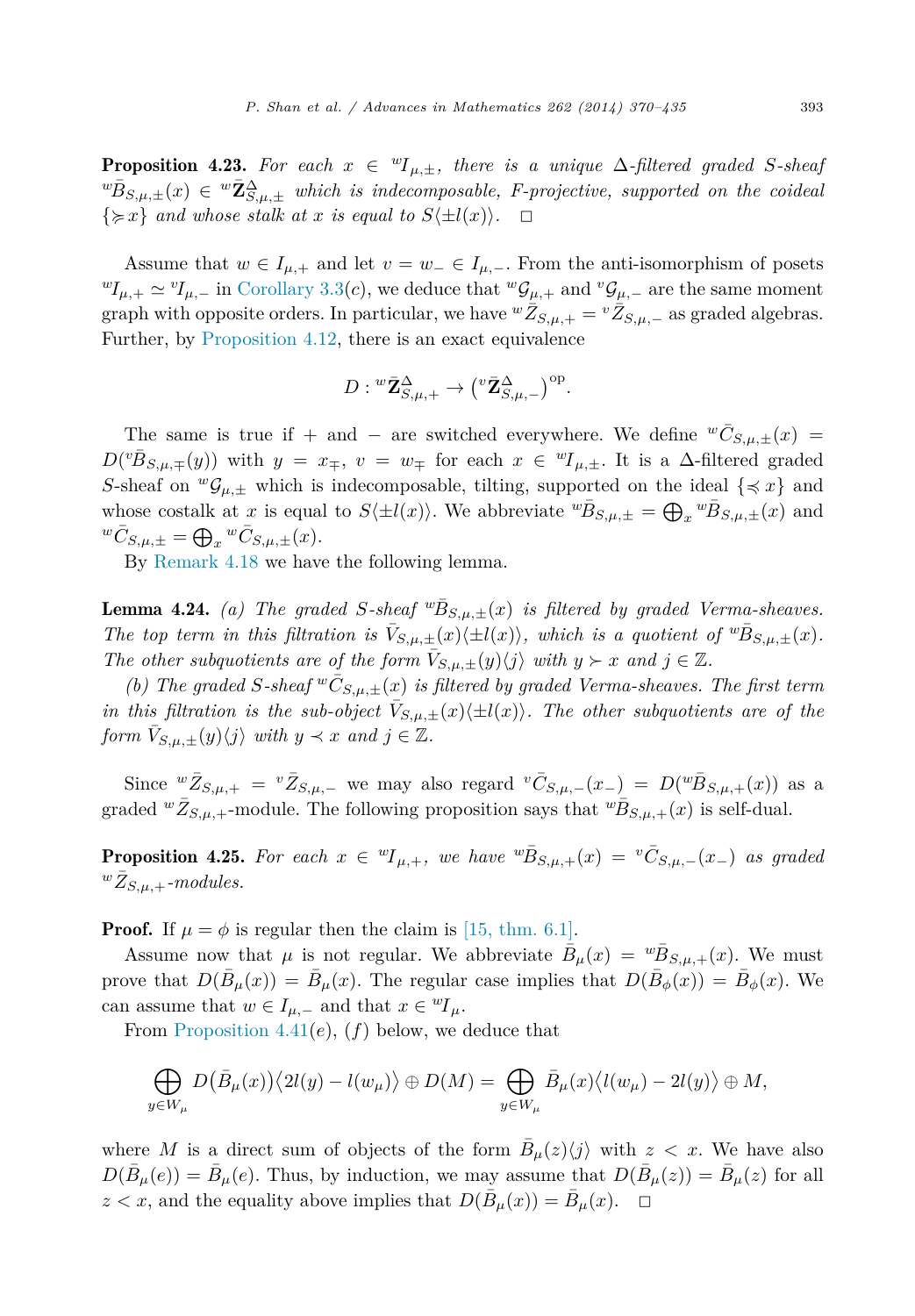**Proposition 4.23.** *For each $x \in {}^wI_{\mu,\pm}$, there is a unique $\Delta$-filtered graded $S$-sheaf ${}^w\bar{B}_{S,\mu,\pm}(x) \in {}^w\bar{\mathbf{Z}}^{\Delta}_{S,\mu,\pm}$ which is indecomposable, $F$-projective, supported on the coideal $\{\succcurlyeq x\}$ and whose stalk at $x$ is equal to $S\langle \pm l(x)\rangle$.* □

Assume that $w \in I_{\mu,+}$ and let $v = w_- \in I_{\mu,-}$. From the anti-isomorphism of posets ${}^wI_{\mu,+} \simeq {}^vI_{\mu,-}$ in Corollary 3.3(*c*), we deduce that ${}^w\mathcal{G}_{\mu,+}$ and ${}^v\mathcal{G}_{\mu,-}$ are the same moment graph with opposite orders. In particular, we have ${}^w\bar{Z}_{S,\mu,+} = {}^v\bar{Z}_{S,\mu,-}$ as graded algebras. Further, by Proposition 4.12, there is an exact equivalence

$$D : {}^w\bar{\mathbf{Z}}^{\Delta}_{S,\mu,+} \to \left({}^v\bar{\mathbf{Z}}^{\Delta}_{S,\mu,-}\right)^{\mathrm{op}}.$$

The same is true if $+$ and $-$ are switched everywhere. We define ${}^w\bar{C}_{S,\mu,\pm}(x) = D({}^v\bar{B}_{S,\mu,\mp}(y))$ with $y = x_\mp$, $v = w_\mp$ for each $x \in {}^wI_{\mu,\pm}$. It is a $\Delta$-filtered graded $S$-sheaf on ${}^w\mathcal{G}_{\mu,\pm}$ which is indecomposable, tilting, supported on the ideal $\{\preccurlyeq x\}$ and whose costalk at $x$ is equal to $S\langle \pm l(x)\rangle$. We abbreviate ${}^w\bar{B}_{S,\mu,\pm} = \bigoplus_x {}^w\bar{B}_{S,\mu,\pm}(x)$ and ${}^w\bar{C}_{S,\mu,\pm} = \bigoplus_x {}^w\bar{C}_{S,\mu,\pm}(x)$.

By Remark 4.18 we have the following lemma.

**Lemma 4.24.** *(a) The graded $S$-sheaf ${}^w\bar{B}_{S,\mu,\pm}(x)$ is filtered by graded Verma-sheaves. The top term in this filtration is $\bar{V}_{S,\mu,\pm}(x)\langle \pm l(x)\rangle$, which is a quotient of ${}^w\bar{B}_{S,\mu,\pm}(x)$. The other subquotients are of the form $\bar{V}_{S,\mu,\pm}(y)\langle j\rangle$ with $y \succ x$ and $j \in \mathbb{Z}$.*

*(b) The graded $S$-sheaf ${}^w\bar{C}_{S,\mu,\pm}(x)$ is filtered by graded Verma-sheaves. The first term in this filtration is the sub-object $\bar{V}_{S,\mu,\pm}(x)\langle \pm l(x)\rangle$. The other subquotients are of the form $\bar{V}_{S,\mu,\pm}(y)\langle j\rangle$ with $y \prec x$ and $j \in \mathbb{Z}$.*

Since ${}^w\bar{Z}_{S,\mu,+} = {}^v\bar{Z}_{S,\mu,-}$ we may also regard ${}^v\bar{C}_{S,\mu,-}(x_-) = D({}^w\bar{B}_{S,\mu,+}(x))$ as a graded ${}^w\bar{Z}_{S,\mu,+}$-module. The following proposition says that ${}^w\bar{B}_{S,\mu,+}(x)$ is self-dual.

**Proposition 4.25.** *For each $x \in {}^wI_{\mu,+}$, we have ${}^w\bar{B}_{S,\mu,+}(x) = {}^v\bar{C}_{S,\mu,-}(x_-)$ as graded ${}^w\bar{Z}_{S,\mu,+}$-modules.*

**Proof.** If $\mu = \phi$ is regular then the claim is [15, thm. 6.1].

Assume now that $\mu$ is not regular. We abbreviate $\bar{B}_\mu(x) = {}^w\bar{B}_{S,\mu,+}(x)$. We must prove that $D(\bar{B}_\mu(x)) = \bar{B}_\mu(x)$. The regular case implies that $D(\bar{B}_\phi(x)) = \bar{B}_\phi(x)$. We can assume that $w \in I_{\mu,-}$ and that $x \in {}^wI_\mu$.

From Proposition 4.41(*e*), (*f*) below, we deduce that

$$\bigoplus_{y \in W_\mu} D(\bar{B}_\mu(x))\langle 2l(y) - l(w_\mu)\rangle \oplus D(M) = \bigoplus_{y \in W_\mu} \bar{B}_\mu(x)\langle l(w_\mu) - 2l(y)\rangle \oplus M,$$

where $M$ is a direct sum of objects of the form $\bar{B}_\mu(z)\langle j\rangle$ with $z < x$. We have also $D(\bar{B}_\mu(e)) = \bar{B}_\mu(e)$. Thus, by induction, we may assume that $D(\bar{B}_\mu(z)) = \bar{B}_\mu(z)$ for all $z < x$, and the equality above implies that $D(\bar{B}_\mu(x)) = \bar{B}_\mu(x)$. □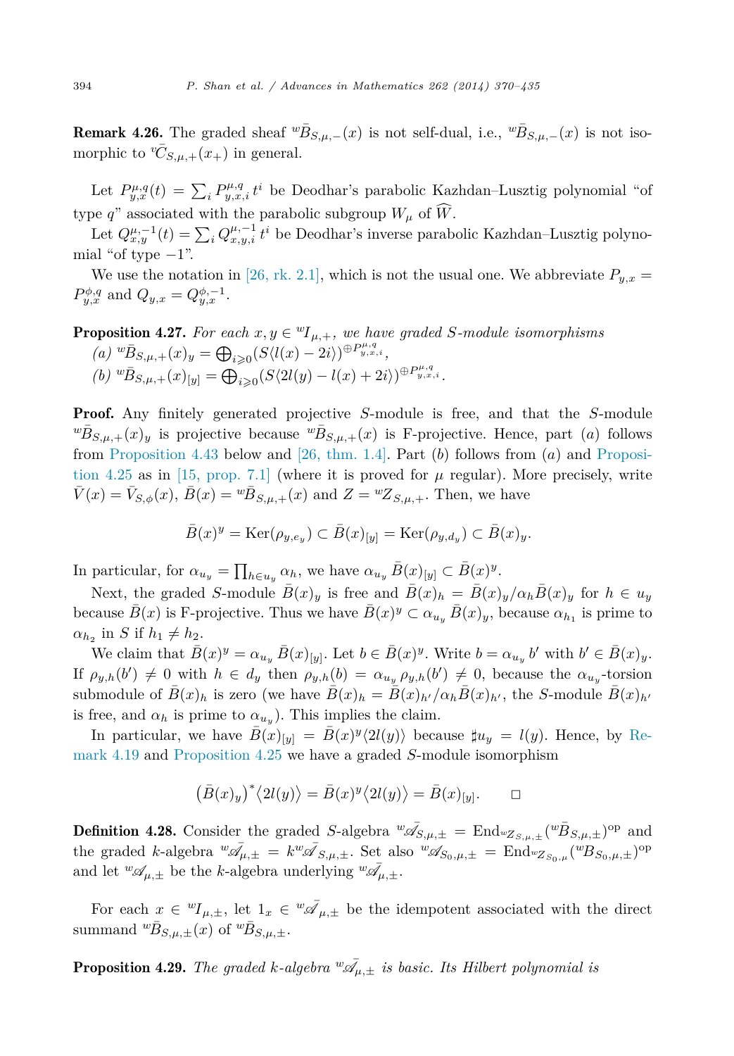**Remark 4.26.** The graded sheaf ${}^w\bar{B}_{S,\mu,-}(x)$ is not self-dual, i.e., ${}^w\bar{B}_{S,\mu,-}(x)$ is not isomorphic to ${}^v\bar{C}_{S,\mu,+}(x_+)$ in general.

Let $P^{\mu,q}_{y,x}(t) = \sum_i P^{\mu,q}_{y,x,i}\, t^i$ be Deodhar's parabolic Kazhdan–Lusztig polynomial "of type $q$" associated with the parabolic subgroup $W_\mu$ of $\widehat{W}$.

Let $Q^{\mu,-1}_{x,y}(t) = \sum_i Q^{\mu,-1}_{x,y,i}\, t^i$ be Deodhar's inverse parabolic Kazhdan–Lusztig polynomial "of type $-1$".

We use the notation in [26, rk. 2.1], which is not the usual one. We abbreviate $P_{y,x} = P^{\phi,q}_{y,x}$ and $Q_{y,x} = Q^{\phi,-1}_{y,x}$.

**Proposition 4.27.** *For each $x, y \in {}^wI_{\mu,+}$, we have graded $S$-module isomorphisms*

*(a) ${}^w\bar{B}_{S,\mu,+}(x)_y = \bigoplus_{i\geqslant 0}(S\langle l(x)-2i\rangle)^{\oplus P^{\mu,q}_{y,x,i}}$,*

*(b) ${}^w\bar{B}_{S,\mu,+}(x)_{[y]} = \bigoplus_{i\geqslant 0}(S\langle 2l(y)-l(x)+2i\rangle)^{\oplus P^{\mu,q}_{y,x,i}}$.*

**Proof.** Any finitely generated projective $S$-module is free, and that the $S$-module ${}^w\bar{B}_{S,\mu,+}(x)_y$ is projective because ${}^w\bar{B}_{S,\mu,+}(x)$ is F-projective. Hence, part $(a)$ follows from Proposition 4.43 below and [26, thm. 1.4]. Part $(b)$ follows from $(a)$ and Proposition 4.25 as in [15, prop. 7.1] (where it is proved for $\mu$ regular). More precisely, write $\bar{V}(x) = \bar{V}_{S,\phi}(x)$, $\bar{B}(x) = {}^w\bar{B}_{S,\mu,+}(x)$ and $Z = {}^wZ_{S,\mu,+}$. Then, we have

$$\bar{B}(x)^y = \mathrm{Ker}(\rho_{y,e_y}) \subset \bar{B}(x)_{[y]} = \mathrm{Ker}(\rho_{y,d_y}) \subset \bar{B}(x)_y.$$

In particular, for $\alpha_{u_y} = \prod_{h\in u_y}\alpha_h$, we have $\alpha_{u_y}\,\bar{B}(x)_{[y]} \subset \bar{B}(x)^y$.

Next, the graded $S$-module $\bar{B}(x)_y$ is free and $\bar{B}(x)_h = \bar{B}(x)_y/\alpha_h\bar{B}(x)_y$ for $h \in u_y$ because $\bar{B}(x)$ is F-projective. Thus we have $\bar{B}(x)^y \subset \alpha_{u_y}\,\bar{B}(x)_y$, because $\alpha_{h_1}$ is prime to $\alpha_{h_2}$ in $S$ if $h_1 \neq h_2$.

We claim that $\bar{B}(x)^y = \alpha_{u_y}\,\bar{B}(x)_{[y]}$. Let $b \in \bar{B}(x)^y$. Write $b = \alpha_{u_y}\,b'$ with $b' \in \bar{B}(x)_y$. If $\rho_{y,h}(b') \neq 0$ with $h \in d_y$ then $\rho_{y,h}(b) = \alpha_{u_y}\,\rho_{y,h}(b') \neq 0$, because the $\alpha_{u_y}$-torsion submodule of $\bar{B}(x)_h$ is zero (we have $\bar{B}(x)_h = \bar{B}(x)_{h'}/\alpha_h\bar{B}(x)_{h'}$, the $S$-module $\bar{B}(x)_{h'}$ is free, and $\alpha_h$ is prime to $\alpha_{u_y}$). This implies the claim.

In particular, we have $\bar{B}(x)_{[y]} = \bar{B}(x)^y\langle 2l(y)\rangle$ because $\sharp u_y = l(y)$. Hence, by Remark 4.19 and Proposition 4.25 we have a graded $S$-module isomorphism

$$\big(\bar{B}(x)_y\big)^*\langle 2l(y)\rangle = \bar{B}(x)^y\langle 2l(y)\rangle = \bar{B}(x)_{[y]}. \qquad \square$$

**Definition 4.28.** Consider the graded $S$-algebra ${}^w\bar{\mathscr{A}}_{S,\mu,\pm} = \mathrm{End}_{{}^wZ_{S,\mu,\pm}}({}^w\bar{B}_{S,\mu,\pm})^{\mathrm{op}}$ and the graded $k$-algebra ${}^w\bar{\mathscr{A}}_{\mu,\pm} = k\,{}^w\bar{\mathscr{A}}_{S,\mu,\pm}$. Set also ${}^w\mathscr{A}_{S_0,\mu,\pm} = \mathrm{End}_{{}^wZ_{S_0,\mu}}({}^wB_{S_0,\mu,\pm})^{\mathrm{op}}$ and let ${}^w\mathscr{A}_{\mu,\pm}$ be the $k$-algebra underlying ${}^w\bar{\mathscr{A}}_{\mu,\pm}$.

For each $x \in {}^wI_{\mu,\pm}$, let $1_x \in {}^w\bar{\mathscr{A}}_{\mu,\pm}$ be the idempotent associated with the direct summand ${}^w\bar{B}_{S,\mu,\pm}(x)$ of ${}^w\bar{B}_{S,\mu,\pm}$.

**Proposition 4.29.** *The graded $k$-algebra ${}^w\bar{\mathscr{A}}_{\mu,\pm}$ is basic. Its Hilbert polynomial is*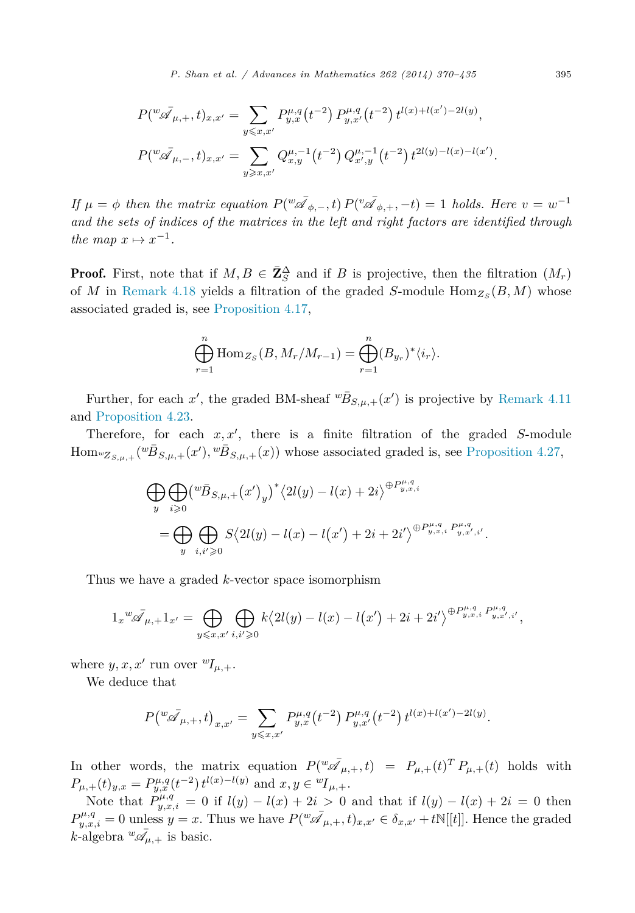$$P({}^w\bar{\mathscr{A}}_{\mu,+},t)_{x,x'} = \sum_{y\leqslant x,x'} P^{\mu,q}_{y,x}\big(t^{-2}\big)\,P^{\mu,q}_{y,x'}\big(t^{-2}\big)\,t^{l(x)+l(x')-2l(y)},$$

$$P({}^w\bar{\mathscr{A}}_{\mu,-},t)_{x,x'} = \sum_{y\geqslant x,x'} Q^{\mu,-1}_{x,y}\big(t^{-2}\big)\,Q^{\mu,-1}_{x',y}\big(t^{-2}\big)\,t^{2l(y)-l(x)-l(x')}.$$

*If $\mu=\phi$ then the matrix equation $P({}^w\bar{\mathscr{A}}_{\phi,-},t)\,P({}^v\bar{\mathscr{A}}_{\phi,+},-t)=1$ holds. Here $v=w^{-1}$ and the sets of indices of the matrices in the left and right factors are identified through the map $x\mapsto x^{-1}$.*

**Proof.** First, note that if $M,B\in \bar{\mathbf{Z}}^{\Delta}_S$ and if $B$ is projective, then the filtration $(M_r)$ of $M$ in Remark 4.18 yields a filtration of the graded $S$-module $\mathrm{Hom}_{Z_S}(B,M)$ whose associated graded is, see Proposition 4.17,

$$\bigoplus_{r=1}^{n}\mathrm{Hom}_{Z_S}(B,M_r/M_{r-1}) = \bigoplus_{r=1}^{n}(B_{y_r})^*\langle i_r\rangle.$$

Further, for each $x'$, the graded BM-sheaf ${}^w\bar{B}_{S,\mu,+}(x')$ is projective by Remark 4.11 and Proposition 4.23.

Therefore, for each $x,x'$, there is a finite filtration of the graded $S$-module $\mathrm{Hom}_{{}^wZ_{S,\mu,+}}({}^w\bar{B}_{S,\mu,+}(x'),{}^w\bar{B}_{S,\mu,+}(x))$ whose associated graded is, see Proposition 4.27,

$$\begin{aligned}
&\bigoplus_{y}\bigoplus_{i\geqslant 0}\big({}^w\bar{B}_{S,\mu,+}\big(x'\big)_y\big)^*\big\langle 2l(y)-l(x)+2i\big\rangle^{\oplus P^{\mu,q}_{y,x,i}}\\
&\quad=\bigoplus_{y}\bigoplus_{i,i'\geqslant 0} S\big\langle 2l(y)-l(x)-l\big(x'\big)+2i+2i'\big\rangle^{\oplus P^{\mu,q}_{y,x,i}\,P^{\mu,q}_{y,x',i'}}.
\end{aligned}$$

Thus we have a graded $k$-vector space isomorphism

$$1_x\,{}^w\bar{\mathscr{A}}_{\mu,+}1_{x'} = \bigoplus_{y\leqslant x,x'}\bigoplus_{i,i'\geqslant 0} k\big\langle 2l(y)-l(x)-l\big(x'\big)+2i+2i'\big\rangle^{\oplus P^{\mu,q}_{y,x,i}\,P^{\mu,q}_{y,x',i'}},$$

where $y,x,x'$ run over ${}^wI_{\mu,+}$.

We deduce that

$$P\big({}^w\bar{\mathscr{A}}_{\mu,+},t\big)_{x,x'} = \sum_{y\leqslant x,x'} P^{\mu,q}_{y,x}\big(t^{-2}\big)\,P^{\mu,q}_{y,x'}\big(t^{-2}\big)\,t^{l(x)+l(x')-2l(y)}.$$

In other words, the matrix equation $P({}^w\bar{\mathscr{A}}_{\mu,+},t) = P_{\mu,+}(t)^T\,P_{\mu,+}(t)$ holds with $P_{\mu,+}(t)_{y,x}=P^{\mu,q}_{y,x}(t^{-2})\,t^{l(x)-l(y)}$ and $x,y\in{}^wI_{\mu,+}$.

Note that $P^{\mu,q}_{y,x,i}=0$ if $l(y)-l(x)+2i>0$ and that if $l(y)-l(x)+2i=0$ then $P^{\mu,q}_{y,x,i}=0$ unless $y=x$. Thus we have $P({}^w\bar{\mathscr{A}}_{\mu,+},t)_{x,x'}\in\delta_{x,x'}+t\mathbb{N}[[t]]$. Hence the graded $k$-algebra ${}^w\bar{\mathscr{A}}_{\mu,+}$ is basic.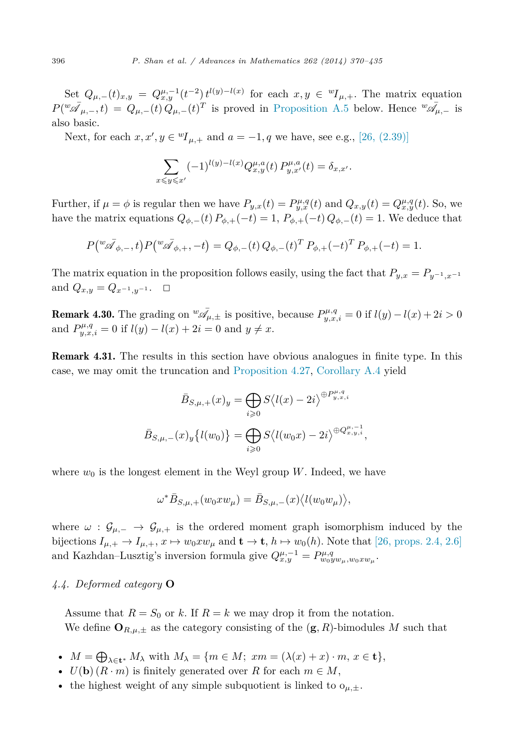Set $Q_{\mu,-}(t)_{x,y} = Q^{\mu,-1}_{x,y}(t^{-2})\, t^{l(y)-l(x)}$ for each $x, y \in {}^wI_{\mu,+}$. The matrix equation $P({}^w\bar{\mathscr{A}}_{\mu,-}, t) = Q_{\mu,-}(t)\, Q_{\mu,-}(t)^T$ is proved in Proposition A.5 below. Hence ${}^w\bar{\mathscr{A}}_{\mu,-}$ is also basic.

Next, for each $x, x', y \in {}^wI_{\mu,+}$ and $a = -1, q$ we have, see e.g., [26, (2.39)]

$$\sum_{x \leqslant y \leqslant x'} (-1)^{l(y)-l(x)} Q^{\mu,a}_{x,y}(t)\, P^{\mu,a}_{y,x'}(t) = \delta_{x,x'}.$$

Further, if $\mu = \phi$ is regular then we have $P_{y,x}(t) = P^{\mu,q}_{y,x}(t)$ and $Q_{x,y}(t) = Q^{\mu,q}_{x,y}(t)$. So, we have the matrix equations $Q_{\phi,-}(t)\, P_{\phi,+}(-t) = 1$, $P_{\phi,+}(-t)\, Q_{\phi,-}(t) = 1$. We deduce that

$$P\big({}^w\bar{\mathscr{A}}_{\phi,-}, t\big) P\big({}^w\bar{\mathscr{A}}_{\phi,+}, -t\big) = Q_{\phi,-}(t)\, Q_{\phi,-}(t)^T\, P_{\phi,+}(-t)^T\, P_{\phi,+}(-t) = 1.$$

The matrix equation in the proposition follows easily, using the fact that $P_{y,x} = P_{y^{-1},x^{-1}}$ and $Q_{x,y} = Q_{x^{-1},y^{-1}}$. $\square$

**Remark 4.30.** The grading on ${}^w\bar{\mathscr{A}}_{\mu,\pm}$ is positive, because $P^{\mu,q}_{y,x,i} = 0$ if $l(y) - l(x) + 2i > 0$ and $P^{\mu,q}_{y,x,i} = 0$ if $l(y) - l(x) + 2i = 0$ and $y \neq x$.

**Remark 4.31.** The results in this section have obvious analogues in finite type. In this case, we may omit the truncation and Proposition 4.27, Corollary A.4 yield

$$\bar{B}_{S,\mu,+}(x)_y = \bigoplus_{i \geqslant 0} S\big\langle l(x) - 2i\big\rangle^{\oplus P^{\mu,q}_{y,x,i}}$$

$$\bar{B}_{S,\mu,-}(x)_y\big\{l(w_0)\big\} = \bigoplus_{i \geqslant 0} S\big\langle l(w_0 x) - 2i\big\rangle^{\oplus Q^{\mu,-1}_{x,y,i}},$$

where $w_0$ is the longest element in the Weyl group $W$. Indeed, we have

$$\omega^* \bar{B}_{S,\mu,+}(w_0 x w_\mu) = \bar{B}_{S,\mu,-}(x)\big\langle l(w_0 w_\mu)\big\rangle,$$

where $\omega : \mathcal{G}_{\mu,-} \to \mathcal{G}_{\mu,+}$ is the ordered moment graph isomorphism induced by the bijections $I_{\mu,+} \to I_{\mu,+}$, $x \mapsto w_0 x w_\mu$ and $\mathbf{t} \to \mathbf{t}$, $h \mapsto w_0(h)$. Note that [26, props. 2.4, 2.6] and Kazhdan–Lusztig's inversion formula give $Q^{\mu,-1}_{x,y} = P^{\mu,q}_{w_0 y w_\mu, w_0 x w_\mu}$.

### *4.4. Deformed category* $\mathbf{O}$

Assume that $R = S_0$ or $k$. If $R = k$ we may drop it from the notation.

We define $\mathbf{O}_{R,\mu,\pm}$ as the category consisting of the $(\mathbf{g}, R)$-bimodules $M$ such that

- $M = \bigoplus_{\lambda \in \mathbf{t}^*} M_\lambda$ with $M_\lambda = \{m \in M;\ xm = (\lambda(x) + x) \cdot m,\ x \in \mathbf{t}\}$,
- $U(\mathbf{b})\,(R \cdot m)$ is finitely generated over $R$ for each $m \in M$,
- the highest weight of any simple subquotient is linked to $\mathrm{o}_{\mu,\pm}$.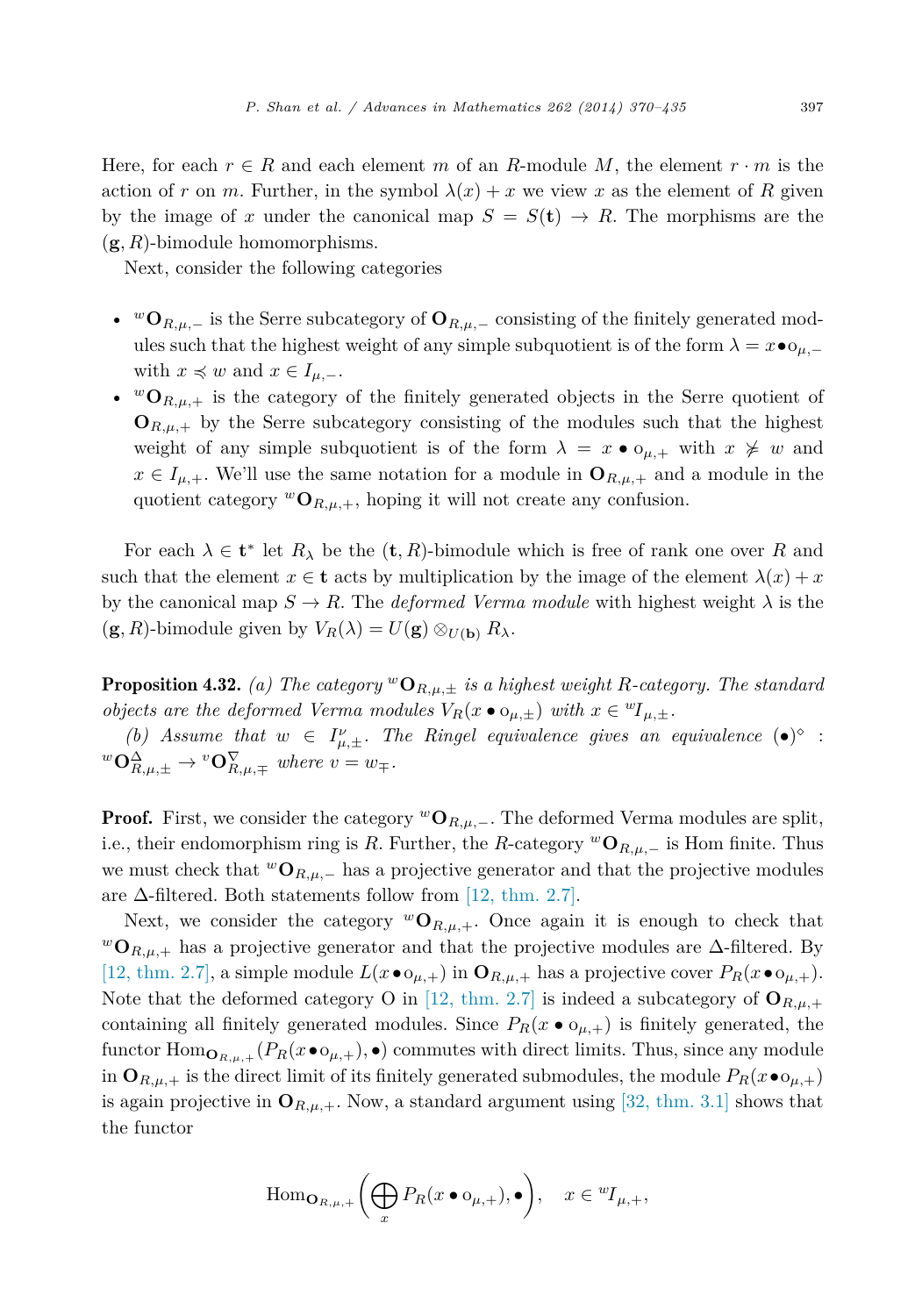Here, for each $r \in R$ and each element $m$ of an $R$-module $M$, the element $r \cdot m$ is the action of $r$ on $m$. Further, in the symbol $\lambda(x) + x$ we view $x$ as the element of $R$ given by the image of $x$ under the canonical map $S = S(\mathbf{t}) \to R$. The morphisms are the $(\mathbf{g}, R)$-bimodule homomorphisms.

Next, consider the following categories

- ${}^w\mathbf{O}_{R,\mu,-}$ is the Serre subcategory of $\mathbf{O}_{R,\mu,-}$ consisting of the finitely generated modules such that the highest weight of any simple subquotient is of the form $\lambda = x \bullet \mathrm{o}_{\mu,-}$ with $x \preccurlyeq w$ and $x \in I_{\mu,-}$.
- ${}^w\mathbf{O}_{R,\mu,+}$ is the category of the finitely generated objects in the Serre quotient of $\mathbf{O}_{R,\mu,+}$ by the Serre subcategory consisting of the modules such that the highest weight of any simple subquotient is of the form $\lambda = x \bullet \mathrm{o}_{\mu,+}$ with $x \not\succcurlyeq w$ and $x \in I_{\mu,+}$. We'll use the same notation for a module in $\mathbf{O}_{R,\mu,+}$ and a module in the quotient category ${}^w\mathbf{O}_{R,\mu,+}$, hoping it will not create any confusion.

For each $\lambda \in \mathbf{t}^*$ let $R_\lambda$ be the $(\mathbf{t}, R)$-bimodule which is free of rank one over $R$ and such that the element $x \in \mathbf{t}$ acts by multiplication by the image of the element $\lambda(x) + x$ by the canonical map $S \to R$. The *deformed Verma module* with highest weight $\lambda$ is the $(\mathbf{g}, R)$-bimodule given by $V_R(\lambda) = U(\mathbf{g}) \otimes_{U(\mathbf{b})} R_\lambda$.

**Proposition 4.32.** *(a) The category ${}^w\mathbf{O}_{R,\mu,\pm}$ is a highest weight $R$-category. The standard objects are the deformed Verma modules $V_R(x \bullet \mathrm{o}_{\mu,\pm})$ with $x \in {}^wI_{\mu,\pm}$.*

*(b) Assume that $w \in I^\nu_{\mu,\pm}$. The Ringel equivalence gives an equivalence $(\bullet)^\diamond : {}^w\mathbf{O}^\Delta_{R,\mu,\pm} \to {}^v\mathbf{O}^\nabla_{R,\mu,\mp}$ where $v = w_\mp$.*

**Proof.** First, we consider the category ${}^w\mathbf{O}_{R,\mu,-}$. The deformed Verma modules are split, i.e., their endomorphism ring is $R$. Further, the $R$-category ${}^w\mathbf{O}_{R,\mu,-}$ is Hom finite. Thus we must check that ${}^w\mathbf{O}_{R,\mu,-}$ has a projective generator and that the projective modules are $\Delta$-filtered. Both statements follow from [12, thm. 2.7].

Next, we consider the category ${}^w\mathbf{O}_{R,\mu,+}$. Once again it is enough to check that ${}^w\mathbf{O}_{R,\mu,+}$ has a projective generator and that the projective modules are $\Delta$-filtered. By [12, thm. 2.7], a simple module $L(x \bullet \mathrm{o}_{\mu,+})$ in $\mathbf{O}_{R,\mu,+}$ has a projective cover $P_R(x \bullet \mathrm{o}_{\mu,+})$. Note that the deformed category O in [12, thm. 2.7] is indeed a subcategory of $\mathbf{O}_{R,\mu,+}$ containing all finitely generated modules. Since $P_R(x \bullet \mathrm{o}_{\mu,+})$ is finitely generated, the functor $\mathrm{Hom}_{\mathbf{O}_{R,\mu,+}}(P_R(x \bullet \mathrm{o}_{\mu,+}), \bullet)$ commutes with direct limits. Thus, since any module in $\mathbf{O}_{R,\mu,+}$ is the direct limit of its finitely generated submodules, the module $P_R(x \bullet \mathrm{o}_{\mu,+})$ is again projective in $\mathbf{O}_{R,\mu,+}$. Now, a standard argument using [32, thm. 3.1] shows that the functor

$$\mathrm{Hom}_{\mathbf{O}_{R,\mu,+}}\left(\bigoplus_x P_R(x \bullet \mathrm{o}_{\mu,+}), \bullet\right), \quad x \in {}^wI_{\mu,+},$$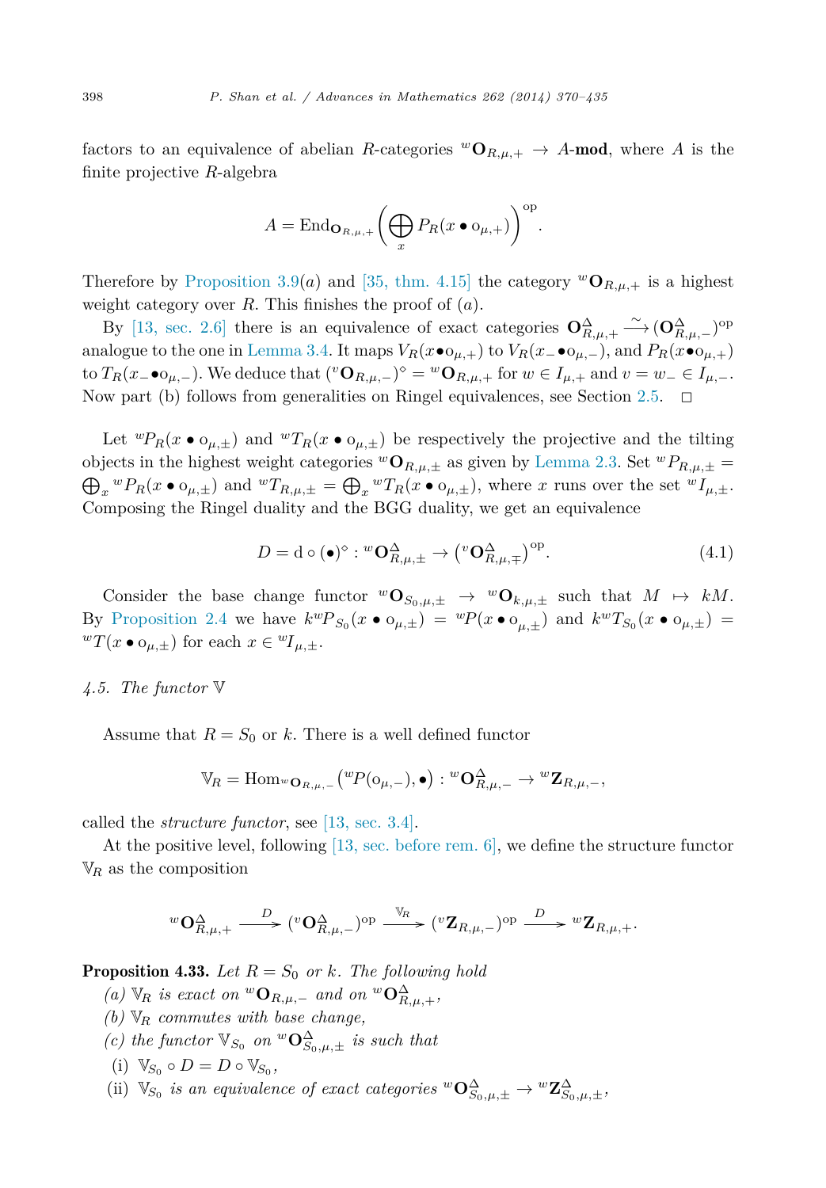factors to an equivalence of abelian $R$-categories ${}^w\mathbf{O}_{R,\mu,+} \to A$-**mod**, where $A$ is the finite projective $R$-algebra

$$A = \mathrm{End}_{\mathbf{O}_{R,\mu,+}}\left(\bigoplus_x P_R(x \bullet \mathrm{o}_{\mu,+})\right)^{\mathrm{op}}.$$

Therefore by Proposition 3.9(*a*) and [35, thm. 4.15] the category ${}^w\mathbf{O}_{R,\mu,+}$ is a highest weight category over $R$. This finishes the proof of (*a*).

By [13, sec. 2.6] there is an equivalence of exact categories $\mathbf{O}^{\Delta}_{R,\mu,+} \xrightarrow{\sim} (\mathbf{O}^{\Delta}_{R,\mu,-})^{\mathrm{op}}$ analogue to the one in Lemma 3.4. It maps $V_R(x \bullet \mathrm{o}_{\mu,+})$ to $V_R(x_- \bullet \mathrm{o}_{\mu,-})$, and $P_R(x \bullet \mathrm{o}_{\mu,+})$ to $T_R(x_- \bullet \mathrm{o}_{\mu,-})$. We deduce that $({}^v\mathbf{O}_{R,\mu,-})^{\diamond} = {}^w\mathbf{O}_{R,\mu,+}$ for $w \in I_{\mu,+}$ and $v = w_- \in I_{\mu,-}$. Now part (b) follows from generalities on Ringel equivalences, see Section 2.5. $\square$

Let ${}^wP_R(x \bullet \mathrm{o}_{\mu,\pm})$ and ${}^wT_R(x \bullet \mathrm{o}_{\mu,\pm})$ be respectively the projective and the tilting objects in the highest weight categories ${}^w\mathbf{O}_{R,\mu,\pm}$ as given by Lemma 2.3. Set ${}^wP_{R,\mu,\pm} = \bigoplus_x {}^wP_R(x \bullet \mathrm{o}_{\mu,\pm})$ and ${}^wT_{R,\mu,\pm} = \bigoplus_x {}^wT_R(x \bullet \mathrm{o}_{\mu,\pm})$, where $x$ runs over the set ${}^wI_{\mu,\pm}$. Composing the Ringel duality and the BGG duality, we get an equivalence

$$D = \mathrm{d} \circ (\bullet)^{\diamond} : {}^w\mathbf{O}^{\Delta}_{R,\mu,\pm} \to \left({}^v\mathbf{O}^{\Delta}_{R,\mu,\mp}\right)^{\mathrm{op}}. \tag{4.1}$$

Consider the base change functor ${}^w\mathbf{O}_{S_0,\mu,\pm} \to {}^w\mathbf{O}_{k,\mu,\pm}$ such that $M \mapsto kM$. By Proposition 2.4 we have $k{}^wP_{S_0}(x \bullet \mathrm{o}_{\mu,\pm}) = {}^wP(x \bullet \mathrm{o}_{\mu,\pm})$ and $k{}^wT_{S_0}(x \bullet \mathrm{o}_{\mu,\pm}) = {}^wT(x \bullet \mathrm{o}_{\mu,\pm})$ for each $x \in {}^wI_{\mu,\pm}$.

### *4.5. The functor* $\mathbb{V}$

Assume that $R = S_0$ or $k$. There is a well defined functor

$$\mathbb{V}_R = \mathrm{Hom}_{{}^w\mathbf{O}_{R,\mu,-}}\left({}^wP(\mathrm{o}_{\mu,-}), \bullet\right) : {}^w\mathbf{O}^{\Delta}_{R,\mu,-} \to {}^w\mathbf{Z}_{R,\mu,-},$$

called the *structure functor*, see [13, sec. 3.4].

At the positive level, following [13, sec. before rem. 6], we define the structure functor $\mathbb{V}_R$ as the composition

$${}^w\mathbf{O}^{\Delta}_{R,\mu,+} \xrightarrow{D} ({}^v\mathbf{O}^{\Delta}_{R,\mu,-})^{\mathrm{op}} \xrightarrow{\mathbb{V}_R} ({}^v\mathbf{Z}_{R,\mu,-})^{\mathrm{op}} \xrightarrow{D} {}^w\mathbf{Z}_{R,\mu,+}.$$

**Proposition 4.33.** *Let $R = S_0$ or $k$. The following hold*

(a) *$\mathbb{V}_R$ is exact on ${}^w\mathbf{O}_{R,\mu,-}$ and on ${}^w\mathbf{O}^{\Delta}_{R,\mu,+}$,*

(b) *$\mathbb{V}_R$ commutes with base change,*

(c) *the functor $\mathbb{V}_{S_0}$ on ${}^w\mathbf{O}^{\Delta}_{S_0,\mu,\pm}$ is such that*

(i) *$\mathbb{V}_{S_0} \circ D = D \circ \mathbb{V}_{S_0}$,*

(ii) *$\mathbb{V}_{S_0}$ is an equivalence of exact categories ${}^w\mathbf{O}^{\Delta}_{S_0,\mu,\pm} \to {}^w\mathbf{Z}^{\Delta}_{S_0,\mu,\pm}$,*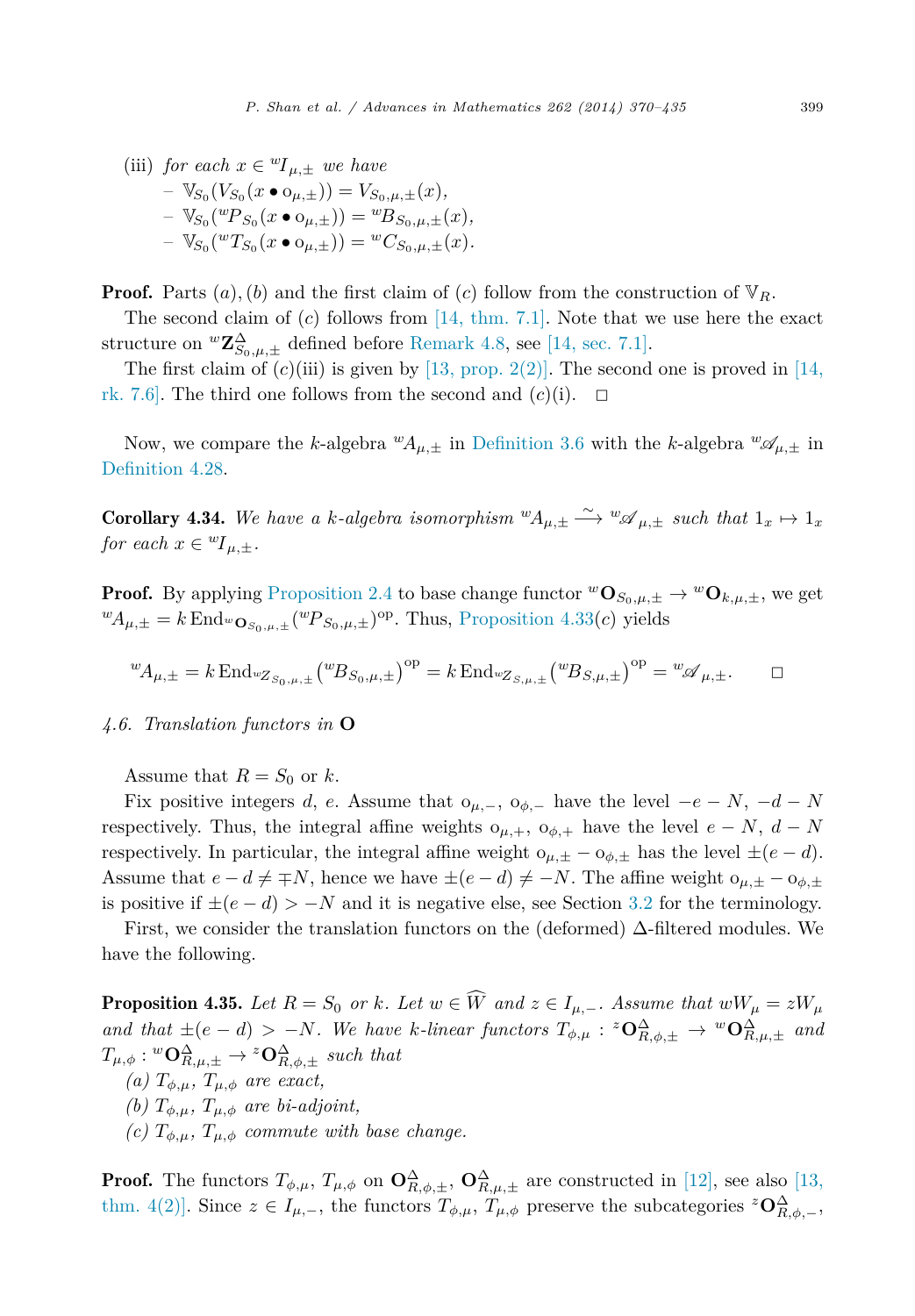(iii) *for each* $x \in {}^wI_{\mu,\pm}$ *we have*
   – $\mathbb{V}_{S_0}(V_{S_0}(x \bullet \mathrm{o}_{\mu,\pm})) = V_{S_0,\mu,\pm}(x)$,
   – $\mathbb{V}_{S_0}({}^wP_{S_0}(x \bullet \mathrm{o}_{\mu,\pm})) = {}^wB_{S_0,\mu,\pm}(x)$,
   – $\mathbb{V}_{S_0}({}^wT_{S_0}(x \bullet \mathrm{o}_{\mu,\pm})) = {}^wC_{S_0,\mu,\pm}(x)$.

**Proof.** Parts $(a), (b)$ and the first claim of $(c)$ follow from the construction of $\mathbb{V}_R$.

The second claim of $(c)$ follows from [14, thm. 7.1]. Note that we use here the exact structure on ${}^w\mathbf{Z}^{\Delta}_{S_0,\mu,\pm}$ defined before Remark 4.8, see [14, sec. 7.1].

The first claim of $(c)$(iii) is given by [13, prop. 2(2)]. The second one is proved in [14, rk. 7.6]. The third one follows from the second and $(c)$(i). □

Now, we compare the $k$-algebra ${}^wA_{\mu,\pm}$ in Definition 3.6 with the $k$-algebra ${}^w\mathscr{A}_{\mu,\pm}$ in Definition 4.28.

**Corollary 4.34.** *We have a $k$-algebra isomorphism* ${}^wA_{\mu,\pm} \xrightarrow{\sim} {}^w\mathscr{A}_{\mu,\pm}$ *such that* $1_x \mapsto 1_x$ *for each* $x \in {}^wI_{\mu,\pm}$.

**Proof.** By applying Proposition 2.4 to base change functor ${}^w\mathbf{O}_{S_0,\mu,\pm} \to {}^w\mathbf{O}_{k,\mu,\pm}$, we get ${}^wA_{\mu,\pm} = k\,\mathrm{End}_{{}^w\mathbf{O}_{S_0,\mu,\pm}}({}^wP_{S_0,\mu,\pm})^{\mathrm{op}}$. Thus, Proposition 4.33$(c)$ yields

$$
{}^wA_{\mu,\pm} = k\,\mathrm{End}_{{}^wZ_{S_0,\mu,\pm}}\left({}^wB_{S_0,\mu,\pm}\right)^{\mathrm{op}} = k\,\mathrm{End}_{{}^wZ_{S,\mu,\pm}}\left({}^wB_{S,\mu,\pm}\right)^{\mathrm{op}} = {}^w\mathscr{A}_{\mu,\pm}. \qquad \square
$$

### *4.6. Translation functors in* $\mathbf{O}$

Assume that $R = S_0$ or $k$.

Fix positive integers $d$, $e$. Assume that $\mathrm{o}_{\mu,-}$, $\mathrm{o}_{\phi,-}$ have the level $-e-N$, $-d-N$ respectively. Thus, the integral affine weights $\mathrm{o}_{\mu,+}$, $\mathrm{o}_{\phi,+}$ have the level $e-N$, $d-N$ respectively. In particular, the integral affine weight $\mathrm{o}_{\mu,\pm} - \mathrm{o}_{\phi,\pm}$ has the level $\pm(e-d)$. Assume that $e - d \neq \mp N$, hence we have $\pm(e-d) \neq -N$. The affine weight $\mathrm{o}_{\mu,\pm} - \mathrm{o}_{\phi,\pm}$ is positive if $\pm(e-d) > -N$ and it is negative else, see Section 3.2 for the terminology.

First, we consider the translation functors on the (deformed) $\Delta$-filtered modules. We have the following.

**Proposition 4.35.** *Let $R = S_0$ or $k$. Let $w \in \widehat{W}$ and $z \in I_{\mu,-}$. Assume that $wW_\mu = zW_\mu$ and that $\pm(e-d) > -N$. We have $k$-linear functors* $T_{\phi,\mu} : {}^z\mathbf{O}^{\Delta}_{R,\phi,\pm} \to {}^w\mathbf{O}^{\Delta}_{R,\mu,\pm}$ *and* $T_{\mu,\phi} : {}^w\mathbf{O}^{\Delta}_{R,\mu,\pm} \to {}^z\mathbf{O}^{\Delta}_{R,\phi,\pm}$ *such that*
*(a)* $T_{\phi,\mu}$, $T_{\mu,\phi}$ *are exact,*
*(b)* $T_{\phi,\mu}$, $T_{\mu,\phi}$ *are bi-adjoint,*
*(c)* $T_{\phi,\mu}$, $T_{\mu,\phi}$ *commute with base change.*

**Proof.** The functors $T_{\phi,\mu}$, $T_{\mu,\phi}$ on $\mathbf{O}^{\Delta}_{R,\phi,\pm}$, $\mathbf{O}^{\Delta}_{R,\mu,\pm}$ are constructed in [12], see also [13, thm. 4(2)]. Since $z \in I_{\mu,-}$, the functors $T_{\phi,\mu}$, $T_{\mu,\phi}$ preserve the subcategories ${}^z\mathbf{O}^{\Delta}_{R,\phi,-}$,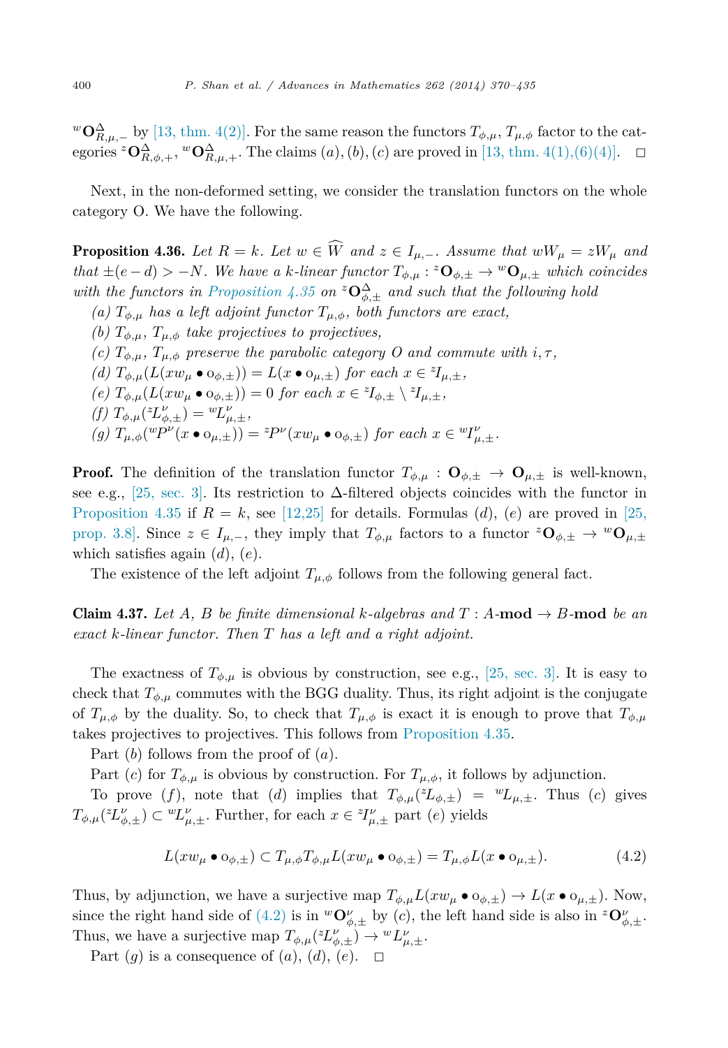${}^w\mathbf{O}^\Delta_{R,\mu,-}$ by [13, thm. 4(2)]. For the same reason the functors $T_{\phi,\mu}$, $T_{\mu,\phi}$ factor to the categories ${}^z\mathbf{O}^\Delta_{R,\phi,+}$, ${}^w\mathbf{O}^\Delta_{R,\mu,+}$. The claims $(a), (b), (c)$ are proved in [13, thm. 4(1),(6)(4)]. □

Next, in the non-deformed setting, we consider the translation functors on the whole category O. We have the following.

**Proposition 4.36.** *Let $R = k$. Let $w \in \widehat{W}$ and $z \in I_{\mu,-}$. Assume that $wW_\mu = zW_\mu$ and that $\pm(e-d) > -N$. We have a $k$-linear functor $T_{\phi,\mu} : {}^z\mathbf{O}_{\phi,\pm} \to {}^w\mathbf{O}_{\mu,\pm}$ which coincides with the functors in Proposition 4.35 on ${}^z\mathbf{O}^\Delta_{\phi,\pm}$ and such that the following hold*

*(a) $T_{\phi,\mu}$ has a left adjoint functor $T_{\mu,\phi}$, both functors are exact,*
*(b) $T_{\phi,\mu}$, $T_{\mu,\phi}$ take projectives to projectives,*
*(c) $T_{\phi,\mu}$, $T_{\mu,\phi}$ preserve the parabolic category O and commute with $i, \tau$,*
*(d) $T_{\phi,\mu}(L(xw_\mu \bullet \mathrm{o}_{\phi,\pm})) = L(x \bullet \mathrm{o}_{\mu,\pm})$ for each $x \in {}^zI_{\mu,\pm}$,*
*(e) $T_{\phi,\mu}(L(xw_\mu \bullet \mathrm{o}_{\phi,\pm})) = 0$ for each $x \in {}^zI_{\phi,\pm} \setminus {}^zI_{\mu,\pm}$,*
*(f) $T_{\phi,\mu}({}^zL^\nu_{\phi,\pm}) = {}^wL^\nu_{\mu,\pm}$,*
*(g) $T_{\mu,\phi}({}^wP^\nu(x \bullet \mathrm{o}_{\mu,\pm})) = {}^zP^\nu(xw_\mu \bullet \mathrm{o}_{\phi,\pm})$ for each $x \in {}^wI^\nu_{\mu,\pm}$.*

**Proof.** The definition of the translation functor $T_{\phi,\mu} : \mathbf{O}_{\phi,\pm} \to \mathbf{O}_{\mu,\pm}$ is well-known, see e.g., [25, sec. 3]. Its restriction to $\Delta$-filtered objects coincides with the functor in Proposition 4.35 if $R = k$, see [12,25] for details. Formulas $(d)$, $(e)$ are proved in [25, prop. 3.8]. Since $z \in I_{\mu,-}$, they imply that $T_{\phi,\mu}$ factors to a functor ${}^z\mathbf{O}_{\phi,\pm} \to {}^w\mathbf{O}_{\mu,\pm}$ which satisfies again $(d)$, $(e)$.

The existence of the left adjoint $T_{\mu,\phi}$ follows from the following general fact.

**Claim 4.37.** *Let $A$, $B$ be finite dimensional $k$-algebras and $T : A\text{-}\mathbf{mod} \to B\text{-}\mathbf{mod}$ be an exact $k$-linear functor. Then $T$ has a left and a right adjoint.*

The exactness of $T_{\phi,\mu}$ is obvious by construction, see e.g., [25, sec. 3]. It is easy to check that $T_{\phi,\mu}$ commutes with the BGG duality. Thus, its right adjoint is the conjugate of $T_{\mu,\phi}$ by the duality. So, to check that $T_{\mu,\phi}$ is exact it is enough to prove that $T_{\phi,\mu}$ takes projectives to projectives. This follows from Proposition 4.35.

Part $(b)$ follows from the proof of $(a)$.

Part $(c)$ for $T_{\phi,\mu}$ is obvious by construction. For $T_{\mu,\phi}$, it follows by adjunction.

To prove $(f)$, note that $(d)$ implies that $T_{\phi,\mu}({}^zL_{\phi,\pm}) = {}^wL_{\mu,\pm}$. Thus $(c)$ gives $T_{\phi,\mu}({}^zL^\nu_{\phi,\pm}) \subset {}^wL^\nu_{\mu,\pm}$. Further, for each $x \in {}^zI^\nu_{\mu,\pm}$ part $(e)$ yields

$$L(xw_\mu \bullet \mathrm{o}_{\phi,\pm}) \subset T_{\mu,\phi}T_{\phi,\mu}L(xw_\mu \bullet \mathrm{o}_{\phi,\pm}) = T_{\mu,\phi}L(x \bullet \mathrm{o}_{\mu,\pm}). \tag{4.2}$$

Thus, by adjunction, we have a surjective map $T_{\phi,\mu}L(xw_\mu \bullet \mathrm{o}_{\phi,\pm}) \to L(x \bullet \mathrm{o}_{\mu,\pm})$. Now, since the right hand side of (4.2) is in ${}^w\mathbf{O}^\nu_{\phi,\pm}$ by $(c)$, the left hand side is also in ${}^z\mathbf{O}^\nu_{\phi,\pm}$. Thus, we have a surjective map $T_{\phi,\mu}({}^zL^\nu_{\phi,\pm}) \to {}^wL^\nu_{\mu,\pm}$.

Part $(g)$ is a consequence of $(a)$, $(d)$, $(e)$. □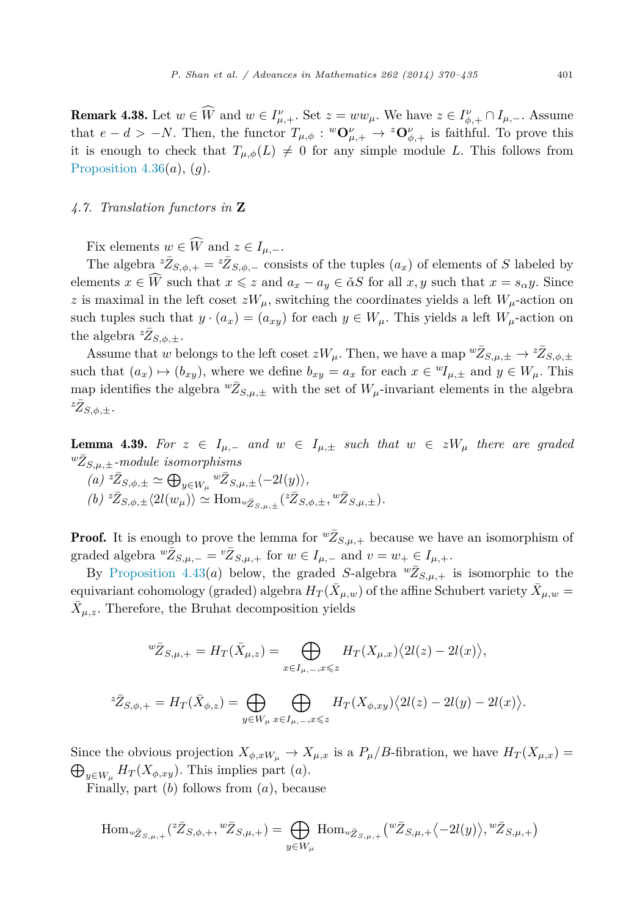**Remark 4.38.** Let $w \in \widehat{W}$ and $w \in I^{\nu}_{\mu,+}$. Set $z = ww_\mu$. We have $z \in I^{\nu}_{\phi,+} \cap I_{\mu,-}$. Assume that $e - d > -N$. Then, the functor $T_{\mu,\phi} : {}^w\mathbf{O}^{\nu}_{\mu,+} \to {}^z\mathbf{O}^{\nu}_{\phi,+}$ is faithful. To prove this it is enough to check that $T_{\mu,\phi}(L) \neq 0$ for any simple module $L$. This follows from Proposition 4.36(*a*), (*g*).

### *4.7. Translation functors in* $\mathbf{Z}$

Fix elements $w \in \widehat{W}$ and $z \in I_{\mu,-}$.

The algebra ${}^z\bar{Z}_{S,\phi,+} = {}^z\bar{Z}_{S,\phi,-}$ consists of the tuples $(a_x)$ of elements of $S$ labeled by elements $x \in \widehat{W}$ such that $x \leqslant z$ and $a_x - a_y \in \check{\alpha}S$ for all $x, y$ such that $x = s_\alpha y$. Since $z$ is maximal in the left coset $zW_\mu$, switching the coordinates yields a left $W_\mu$-action on such tuples such that $y \cdot (a_x) = (a_{xy})$ for each $y \in W_\mu$. This yields a left $W_\mu$-action on the algebra ${}^z\bar{Z}_{S,\phi,\pm}$.

Assume that $w$ belongs to the left coset $zW_\mu$. Then, we have a map ${}^w\bar{Z}_{S,\mu,\pm} \to {}^z\bar{Z}_{S,\phi,\pm}$ such that $(a_x) \mapsto (b_{xy})$, where we define $b_{xy} = a_x$ for each $x \in {}^wI_{\mu,\pm}$ and $y \in W_\mu$. This map identifies the algebra ${}^w\bar{Z}_{S,\mu,\pm}$ with the set of $W_\mu$-invariant elements in the algebra ${}^z\bar{Z}_{S,\phi,\pm}$.

**Lemma 4.39.** *For $z \in I_{\mu,-}$ and $w \in I_{\mu,\pm}$ such that $w \in zW_\mu$ there are graded ${}^w\bar{Z}_{S,\mu,\pm}$-module isomorphisms*

*(a)* ${}^z\bar{Z}_{S,\phi,\pm} \simeq \bigoplus_{y \in W_\mu} {}^w\bar{Z}_{S,\mu,\pm}\langle -2l(y)\rangle$,

*(b)* ${}^z\bar{Z}_{S,\phi,\pm}\langle 2l(w_\mu)\rangle \simeq \operatorname{Hom}_{{}^w\bar{Z}_{S,\mu,\pm}}({}^z\bar{Z}_{S,\phi,\pm}, {}^w\bar{Z}_{S,\mu,\pm})$.

**Proof.** It is enough to prove the lemma for ${}^w\bar{Z}_{S,\mu,+}$ because we have an isomorphism of graded algebra ${}^w\bar{Z}_{S,\mu,-} = {}^v\bar{Z}_{S,\mu,+}$ for $w \in I_{\mu,-}$ and $v = w_+ \in I_{\mu,+}$.

By Proposition 4.43(*a*) below, the graded $S$-algebra ${}^w\bar{Z}_{S,\mu,+}$ is isomorphic to the equivariant cohomology (graded) algebra $H_T(\bar{X}_{\mu,w})$ of the affine Schubert variety $\bar{X}_{\mu,w} = \bar{X}_{\mu,z}$. Therefore, the Bruhat decomposition yields

$$ {}^w\bar{Z}_{S,\mu,+} = H_T(\bar{X}_{\mu,z}) = \bigoplus_{x \in I_{\mu,-}, x \leqslant z} H_T(X_{\mu,x})\langle 2l(z) - 2l(x)\rangle, $$

$$ {}^z\bar{Z}_{S,\phi,+} = H_T(\bar{X}_{\phi,z}) = \bigoplus_{y \in W_\mu} \bigoplus_{x \in I_{\mu,-}, x \leqslant z} H_T(X_{\phi,xy})\langle 2l(z) - 2l(y) - 2l(x)\rangle. $$

Since the obvious projection $X_{\phi,xW_\mu} \to X_{\mu,x}$ is a $P_\mu/B$-fibration, we have $H_T(X_{\mu,x}) = \bigoplus_{y \in W_\mu} H_T(X_{\phi,xy})$. This implies part (*a*).

Finally, part (*b*) follows from (*a*), because

$$ \operatorname{Hom}_{{}^w\bar{Z}_{S,\mu,+}}({}^z\bar{Z}_{S,\phi,+}, {}^w\bar{Z}_{S,\mu,+}) = \bigoplus_{y \in W_\mu} \operatorname{Hom}_{{}^w\bar{Z}_{S,\mu,+}}\big({}^w\bar{Z}_{S,\mu,+}\langle -2l(y)\rangle, {}^w\bar{Z}_{S,\mu,+}\big) $$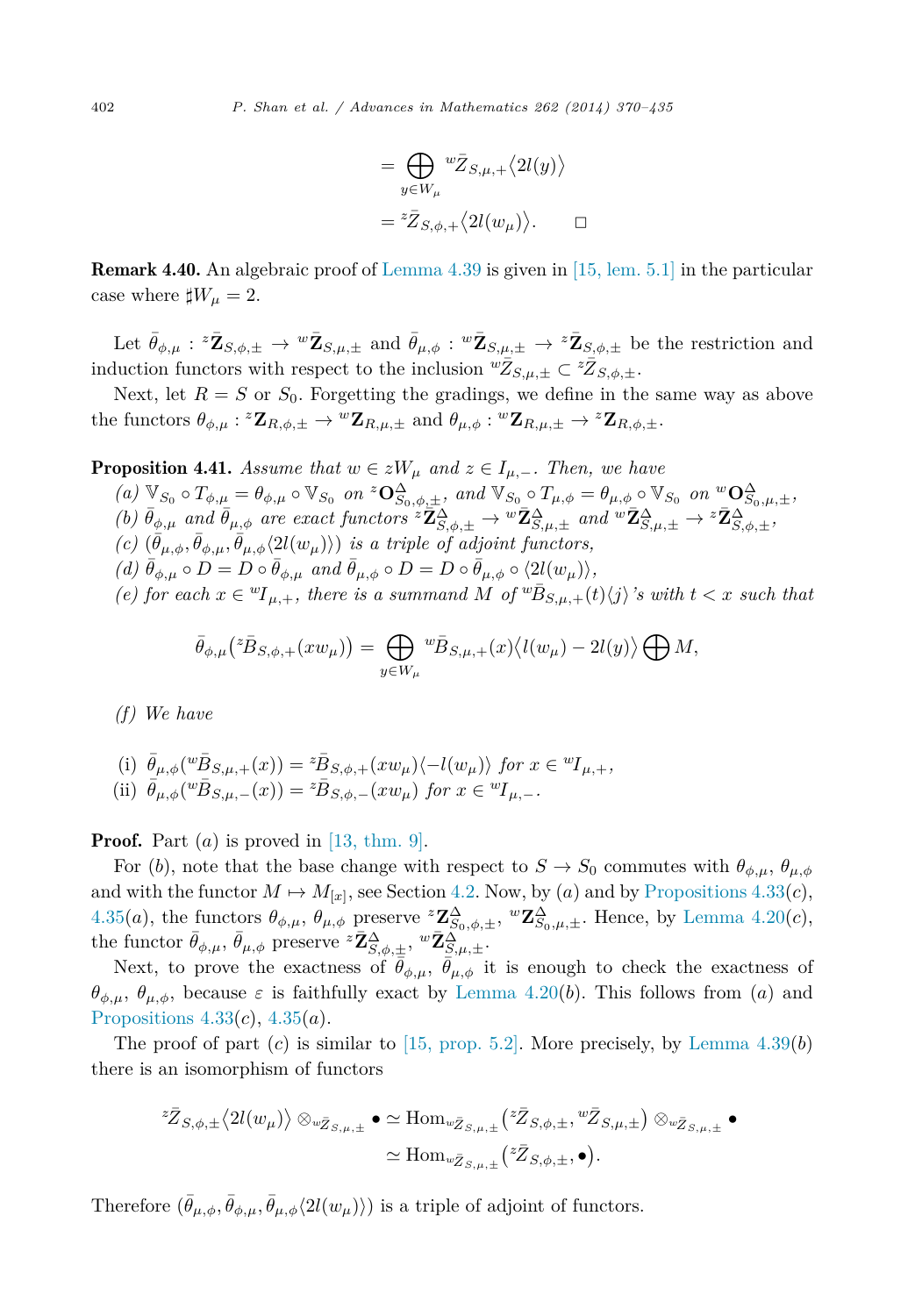$$= \bigoplus_{y \in W_\mu} {}^w\bar{Z}_{S,\mu,+}\langle 2l(y)\rangle$$
$$= {}^z\bar{Z}_{S,\phi,+}\langle 2l(w_\mu)\rangle. \qquad \square$$

**Remark 4.40.** An algebraic proof of Lemma 4.39 is given in [15, lem. 5.1] in the particular case where $\sharp W_\mu = 2$.

Let $\bar{\theta}_{\phi,\mu} : {}^z\bar{\mathbf{Z}}_{S,\phi,\pm} \to {}^w\bar{\mathbf{Z}}_{S,\mu,\pm}$ and $\bar{\theta}_{\mu,\phi} : {}^w\bar{\mathbf{Z}}_{S,\mu,\pm} \to {}^z\bar{\mathbf{Z}}_{S,\phi,\pm}$ be the restriction and induction functors with respect to the inclusion ${}^w\bar{Z}_{S,\mu,\pm} \subset {}^z\bar{Z}_{S,\phi,\pm}$.

Next, let $R = S$ or $S_0$. Forgetting the gradings, we define in the same way as above the functors $\theta_{\phi,\mu} : {}^z\mathbf{Z}_{R,\phi,\pm} \to {}^w\mathbf{Z}_{R,\mu,\pm}$ and $\theta_{\mu,\phi} : {}^w\mathbf{Z}_{R,\mu,\pm} \to {}^z\mathbf{Z}_{R,\phi,\pm}$.

**Proposition 4.41.** *Assume that $w \in zW_\mu$ and $z \in I_{\mu,-}$. Then, we have*

*(a) $\mathbb{V}_{S_0} \circ T_{\phi,\mu} = \theta_{\phi,\mu} \circ \mathbb{V}_{S_0}$ on ${}^z\mathbf{O}^\Delta_{S_0,\phi,\pm}$, and $\mathbb{V}_{S_0} \circ T_{\mu,\phi} = \theta_{\mu,\phi} \circ \mathbb{V}_{S_0}$ on ${}^w\mathbf{O}^\Delta_{S_0,\mu,\pm}$,*
*(b) $\bar{\theta}_{\phi,\mu}$ and $\bar{\theta}_{\mu,\phi}$ are exact functors ${}^z\bar{\mathbf{Z}}^\Delta_{S,\phi,\pm} \to {}^w\bar{\mathbf{Z}}^\Delta_{S,\mu,\pm}$ and ${}^w\bar{\mathbf{Z}}^\Delta_{S,\mu,\pm} \to {}^z\bar{\mathbf{Z}}^\Delta_{S,\phi,\pm}$,*
*(c) $(\bar{\theta}_{\mu,\phi}, \bar{\theta}_{\phi,\mu}, \bar{\theta}_{\mu,\phi}\langle 2l(w_\mu)\rangle)$ is a triple of adjoint functors,*
*(d) $\bar{\theta}_{\phi,\mu} \circ D = D \circ \bar{\theta}_{\phi,\mu}$ and $\bar{\theta}_{\mu,\phi} \circ D = D \circ \bar{\theta}_{\mu,\phi} \circ \langle 2l(w_\mu)\rangle$,*
*(e) for each $x \in {}^wI_{\mu,+}$, there is a summand $M$ of ${}^w\bar{B}_{S,\mu,+}(t)\langle j\rangle$'s with $t < x$ such that*

$$\bar{\theta}_{\phi,\mu}\big({}^z\bar{B}_{S,\phi,+}(xw_\mu)\big) = \bigoplus_{y \in W_\mu} {}^w\bar{B}_{S,\mu,+}(x)\big\langle l(w_\mu) - 2l(y)\big\rangle \bigoplus M,$$

*(f) We have*

(i) $\bar{\theta}_{\mu,\phi}({}^w\bar{B}_{S,\mu,+}(x)) = {}^z\bar{B}_{S,\phi,+}(xw_\mu)\langle -l(w_\mu)\rangle$ *for $x \in {}^wI_{\mu,+}$,*
(ii) $\bar{\theta}_{\mu,\phi}({}^w\bar{B}_{S,\mu,-}(x)) = {}^z\bar{B}_{S,\phi,-}(xw_\mu)$ *for $x \in {}^wI_{\mu,-}$.*

**Proof.** Part $(a)$ is proved in [13, thm. 9].

For $(b)$, note that the base change with respect to $S \to S_0$ commutes with $\theta_{\phi,\mu}$, $\theta_{\mu,\phi}$ and with the functor $M \mapsto M_{[x]}$, see Section 4.2. Now, by $(a)$ and by Propositions 4.33$(c)$, 4.35$(a)$, the functors $\theta_{\phi,\mu}$, $\theta_{\mu,\phi}$ preserve ${}^z\mathbf{Z}^\Delta_{S_0,\phi,\pm}$, ${}^w\mathbf{Z}^\Delta_{S_0,\mu,\pm}$. Hence, by Lemma 4.20$(c)$, the functor $\bar{\theta}_{\phi,\mu}$, $\bar{\theta}_{\mu,\phi}$ preserve ${}^z\bar{\mathbf{Z}}^\Delta_{S,\phi,\pm}$, ${}^w\bar{\mathbf{Z}}^\Delta_{S,\mu,\pm}$.

Next, to prove the exactness of $\bar{\theta}_{\phi,\mu}$, $\bar{\theta}_{\mu,\phi}$ it is enough to check the exactness of $\theta_{\phi,\mu}$, $\theta_{\mu,\phi}$, because $\varepsilon$ is faithfully exact by Lemma 4.20$(b)$. This follows from $(a)$ and Propositions 4.33$(c)$, 4.35$(a)$.

The proof of part $(c)$ is similar to [15, prop. 5.2]. More precisely, by Lemma 4.39$(b)$ there is an isomorphism of functors

$${}^z\bar{Z}_{S,\phi,\pm}\big\langle 2l(w_\mu)\big\rangle \otimes_{{}^w\bar{Z}_{S,\mu,\pm}} \bullet \simeq \operatorname{Hom}_{{}^w\bar{Z}_{S,\mu,\pm}}\big({}^z\bar{Z}_{S,\phi,\pm}, {}^w\bar{Z}_{S,\mu,\pm}\big) \otimes_{{}^w\bar{Z}_{S,\mu,\pm}} \bullet$$
$$\simeq \operatorname{Hom}_{{}^w\bar{Z}_{S,\mu,\pm}}\big({}^z\bar{Z}_{S,\phi,\pm}, \bullet\big).$$

Therefore $(\bar{\theta}_{\mu,\phi}, \bar{\theta}_{\phi,\mu}, \bar{\theta}_{\mu,\phi}\langle 2l(w_\mu)\rangle)$ is a triple of adjoint functors.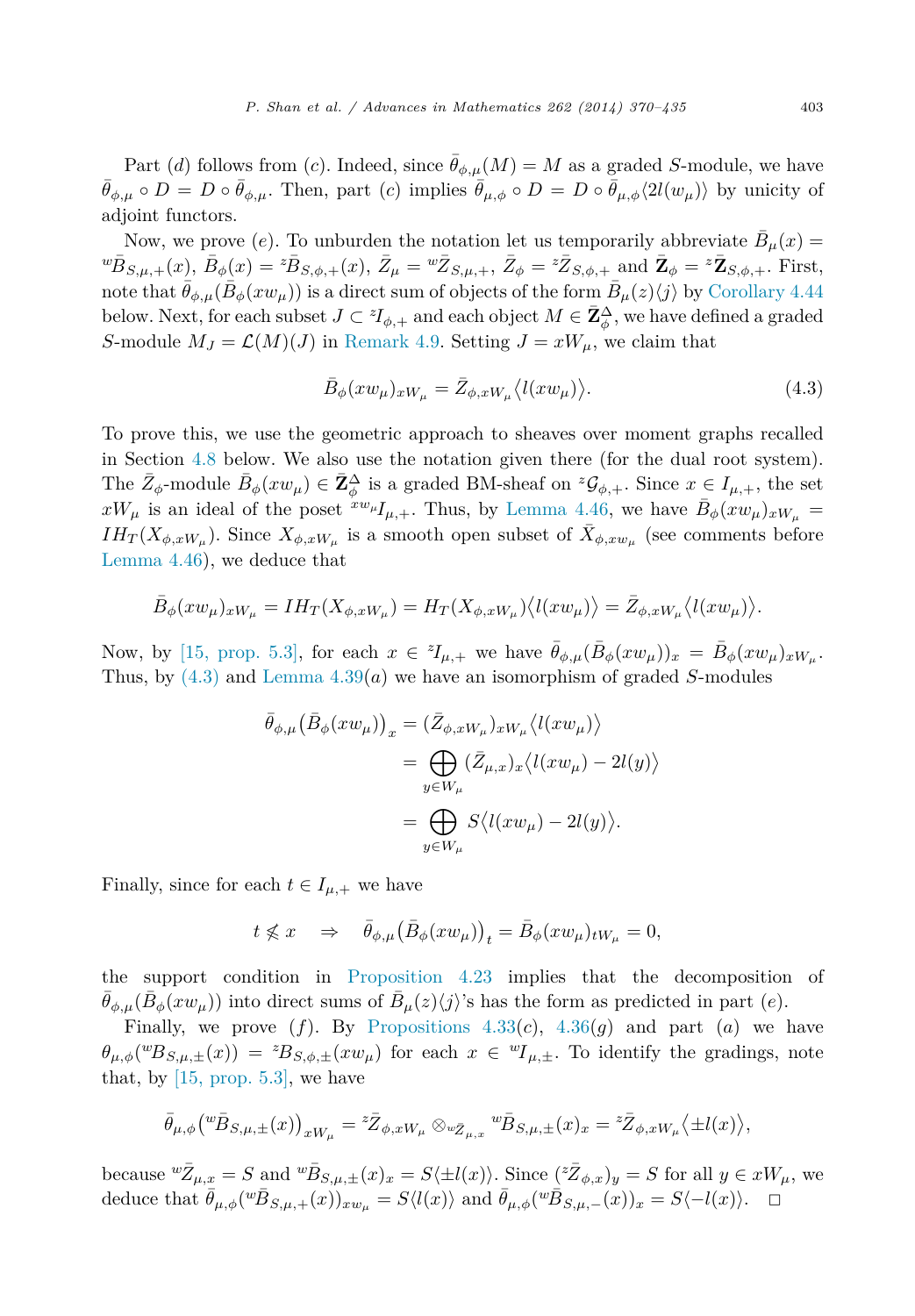Part $(d)$ follows from $(c)$. Indeed, since $\bar{\theta}_{\phi,\mu}(M) = M$ as a graded $S$-module, we have $\bar{\theta}_{\phi,\mu} \circ D = D \circ \bar{\theta}_{\phi,\mu}$. Then, part $(c)$ implies $\bar{\theta}_{\mu,\phi} \circ D = D \circ \bar{\theta}_{\mu,\phi}\langle 2l(w_\mu)\rangle$ by unicity of adjoint functors.

Now, we prove $(e)$. To unburden the notation let us temporarily abbreviate $\bar{B}_\mu(x) = {}^w\bar{B}_{S,\mu,+}(x)$, $\bar{B}_\phi(x) = {}^z\bar{B}_{S,\phi,+}(x)$, $\bar{Z}_\mu = {}^w\bar{Z}_{S,\mu,+}$, $\bar{Z}_\phi = {}^z\bar{Z}_{S,\phi,+}$ and $\bar{\mathbf{Z}}_\phi = {}^z\bar{\mathbf{Z}}_{S,\phi,+}$. First, note that $\bar{\theta}_{\phi,\mu}(\bar{B}_\phi(xw_\mu))$ is a direct sum of objects of the form $\bar{B}_\mu(z)\langle j\rangle$ by Corollary 4.44 below. Next, for each subset $J \subset {}^zI_{\phi,+}$ and each object $M \in \bar{\mathbf{Z}}_\phi^\Delta$, we have defined a graded $S$-module $M_J = \mathcal{L}(M)(J)$ in Remark 4.9. Setting $J = xW_\mu$, we claim that

$$\bar{B}_\phi(xw_\mu)_{xW_\mu} = \bar{Z}_{\phi,xW_\mu}\big\langle l(xw_\mu)\big\rangle. \tag{4.3}$$

To prove this, we use the geometric approach to sheaves over moment graphs recalled in Section 4.8 below. We also use the notation given there (for the dual root system). The $\bar{Z}_\phi$-module $\bar{B}_\phi(xw_\mu) \in \bar{\mathbf{Z}}_\phi^\Delta$ is a graded BM-sheaf on ${}^z\mathcal{G}_{\phi,+}$. Since $x \in I_{\mu,+}$, the set $xW_\mu$ is an ideal of the poset ${}^{xw_\mu}I_{\mu,+}$. Thus, by Lemma 4.46, we have $\bar{B}_\phi(xw_\mu)_{xW_\mu} = IH_T(X_{\phi,xW_\mu})$. Since $X_{\phi,xW_\mu}$ is a smooth open subset of $\bar{X}_{\phi,xw_\mu}$ (see comments before Lemma 4.46), we deduce that

$$\bar{B}_\phi(xw_\mu)_{xW_\mu} = IH_T(X_{\phi,xW_\mu}) = H_T(X_{\phi,xW_\mu})\big\langle l(xw_\mu)\big\rangle = \bar{Z}_{\phi,xW_\mu}\big\langle l(xw_\mu)\big\rangle.$$

Now, by [15, prop. 5.3], for each $x \in {}^zI_{\mu,+}$ we have $\bar{\theta}_{\phi,\mu}(\bar{B}_\phi(xw_\mu))_x = \bar{B}_\phi(xw_\mu)_{xW_\mu}$. Thus, by (4.3) and Lemma 4.39$(a)$ we have an isomorphism of graded $S$-modules

$$\begin{aligned}
\bar{\theta}_{\phi,\mu}\big(\bar{B}_\phi(xw_\mu)\big)_x &= (\bar{Z}_{\phi,xW_\mu})_{xW_\mu}\big\langle l(xw_\mu)\big\rangle \\
&= \bigoplus_{y\in W_\mu} (\bar{Z}_{\mu,x})_x\big\langle l(xw_\mu) - 2l(y)\big\rangle \\
&= \bigoplus_{y\in W_\mu} S\big\langle l(xw_\mu) - 2l(y)\big\rangle.
\end{aligned}$$

Finally, since for each $t \in I_{\mu,+}$ we have

$$t \not\leqslant x \quad \Rightarrow \quad \bar{\theta}_{\phi,\mu}\big(\bar{B}_\phi(xw_\mu)\big)_t = \bar{B}_\phi(xw_\mu)_{tW_\mu} = 0,$$

the support condition in Proposition 4.23 implies that the decomposition of $\bar{\theta}_{\phi,\mu}(\bar{B}_\phi(xw_\mu))$ into direct sums of $\bar{B}_\mu(z)\langle j\rangle$'s has the form as predicted in part $(e)$.

Finally, we prove $(f)$. By Propositions 4.33$(c)$, 4.36$(g)$ and part $(a)$ we have $\theta_{\mu,\phi}({}^wB_{S,\mu,\pm}(x)) = {}^zB_{S,\phi,\pm}(xw_\mu)$ for each $x \in {}^wI_{\mu,\pm}$. To identify the gradings, note that, by [15, prop. 5.3], we have

$$\bar{\theta}_{\mu,\phi}\big({}^w\bar{B}_{S,\mu,\pm}(x)\big)_{xW_\mu} = {}^z\bar{Z}_{\phi,xW_\mu} \otimes_{{}^w\bar{Z}_{\mu,x}} {}^w\bar{B}_{S,\mu,\pm}(x)_x = {}^z\bar{Z}_{\phi,xW_\mu}\big\langle \pm l(x)\big\rangle,$$

because ${}^w\bar{Z}_{\mu,x} = S$ and ${}^w\bar{B}_{S,\mu,\pm}(x)_x = S\langle \pm l(x)\rangle$. Since $({}^z\bar{Z}_{\phi,x})_y = S$ for all $y \in xW_\mu$, we deduce that $\bar{\theta}_{\mu,\phi}({}^w\bar{B}_{S,\mu,+}(x))_{xw_\mu} = S\langle l(x)\rangle$ and $\bar{\theta}_{\mu,\phi}({}^w\bar{B}_{S,\mu,-}(x))_x = S\langle -l(x)\rangle$. $\square$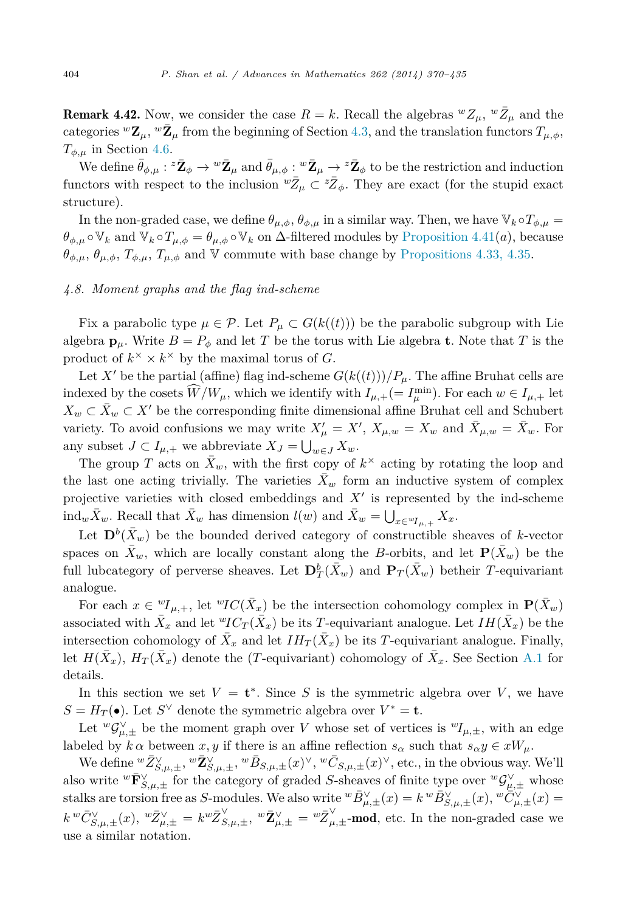**Remark 4.42.** Now, we consider the case $R = k$. Recall the algebras ${}^wZ_\mu$, ${}^w\bar{Z}_\mu$ and the categories ${}^w\mathbf{Z}_\mu$, ${}^w\bar{\mathbf{Z}}_\mu$ from the beginning of Section 4.3, and the translation functors $T_{\mu,\phi}$, $T_{\phi,\mu}$ in Section 4.6.

We define $\bar{\theta}_{\phi,\mu} : {}^z\bar{\mathbf{Z}}_\phi \to {}^w\bar{\mathbf{Z}}_\mu$ and $\bar{\theta}_{\mu,\phi} : {}^w\bar{\mathbf{Z}}_\mu \to {}^z\bar{\mathbf{Z}}_\phi$ to be the restriction and induction functors with respect to the inclusion ${}^w\bar{Z}_\mu \subset {}^z\bar{Z}_\phi$. They are exact (for the stupid exact structure).

In the non-graded case, we define $\theta_{\mu,\phi}$, $\theta_{\phi,\mu}$ in a similar way. Then, we have $\mathbb{V}_k \circ T_{\phi,\mu} = \theta_{\phi,\mu} \circ \mathbb{V}_k$ and $\mathbb{V}_k \circ T_{\mu,\phi} = \theta_{\mu,\phi} \circ \mathbb{V}_k$ on $\Delta$-filtered modules by Proposition 4.41(*a*), because $\theta_{\phi,\mu}$, $\theta_{\mu,\phi}$, $T_{\phi,\mu}$, $T_{\mu,\phi}$ and $\mathbb{V}$ commute with base change by Propositions 4.33, 4.35.

### *4.8. Moment graphs and the flag ind-scheme*

Fix a parabolic type $\mu \in \mathcal{P}$. Let $P_\mu \subset G(k((t)))$ be the parabolic subgroup with Lie algebra $\mathbf{p}_\mu$. Write $B = P_\phi$ and let $T$ be the torus with Lie algebra $\mathbf{t}$. Note that $T$ is the product of $k^\times \times k^\times$ by the maximal torus of $G$.

Let $X'$ be the partial (affine) flag ind-scheme $G(k((t)))/P_\mu$. The affine Bruhat cells are indexed by the cosets $\widehat{W}/W_\mu$, which we identify with $I_{\mu,+}(= I_\mu^{\min})$. For each $w \in I_{\mu,+}$ let $X_w \subset \bar{X}_w \subset X'$ be the corresponding finite dimensional affine Bruhat cell and Schubert variety. To avoid confusions we may write $X'_\mu = X'$, $X_{\mu,w} = X_w$ and $\bar{X}_{\mu,w} = \bar{X}_w$. For any subset $J \subset I_{\mu,+}$ we abbreviate $X_J = \bigcup_{w \in J} X_w$.

The group $T$ acts on $\bar{X}_w$, with the first copy of $k^\times$ acting by rotating the loop and the last one acting trivially. The varieties $\bar{X}_w$ form an inductive system of complex projective varieties with closed embeddings and $X'$ is represented by the ind-scheme $\mathrm{ind}_w \bar{X}_w$. Recall that $\bar{X}_w$ has dimension $l(w)$ and $\bar{X}_w = \bigcup_{x \in {}^wI_{\mu,+}} X_x$.

Let $\mathbf{D}^b(\bar{X}_w)$ be the bounded derived category of constructible sheaves of $k$-vector spaces on $\bar{X}_w$, which are locally constant along the $B$-orbits, and let $\mathbf{P}(\bar{X}_w)$ be the full lubcategory of perverse sheaves. Let $\mathbf{D}^b_T(\bar{X}_w)$ and $\mathbf{P}_T(\bar{X}_w)$ betheir $T$-equivariant analogue.

For each $x \in {}^wI_{\mu,+}$, let ${}^wIC(\bar{X}_x)$ be the intersection cohomology complex in $\mathbf{P}(\bar{X}_w)$ associated with $\bar{X}_x$ and let ${}^wIC_T(\bar{X}_x)$ be its $T$-equivariant analogue. Let $IH(\bar{X}_x)$ be the intersection cohomology of $\bar{X}_x$ and let $IH_T(\bar{X}_x)$ be its $T$-equivariant analogue. Finally, let $H(\bar{X}_x)$, $H_T(\bar{X}_x)$ denote the ($T$-equivariant) cohomology of $\bar{X}_x$. See Section A.1 for details.

In this section we set $V = \mathbf{t}^*$. Since $S$ is the symmetric algebra over $V$, we have $S = H_T(\bullet)$. Let $S^\vee$ denote the symmetric algebra over $V^* = \mathbf{t}$.

Let ${}^w\mathcal{G}^\vee_{\mu,\pm}$ be the moment graph over $V$ whose set of vertices is ${}^wI_{\mu,\pm}$, with an edge labeled by $k\,\alpha$ between $x, y$ if there is an affine reflection $s_\alpha$ such that $s_\alpha y \in xW_\mu$.

We define ${}^w\bar{Z}^\vee_{S,\mu,\pm}$, ${}^w\bar{\mathbf{Z}}^\vee_{S,\mu,\pm}$, ${}^w\bar{B}_{S,\mu,\pm}(x)^\vee$, ${}^w\bar{C}_{S,\mu,\pm}(x)^\vee$, etc., in the obvious way. We'll also write ${}^w\bar{\mathbf{F}}^\vee_{S,\mu,\pm}$ for the category of graded $S$-sheaves of finite type over ${}^w\mathcal{G}^\vee_{\mu,\pm}$ whose stalks are torsion free as $S$-modules. We also write ${}^w\bar{B}^\vee_{\mu,\pm}(x) = k\,{}^w\bar{B}^\vee_{S,\mu,\pm}(x)$, ${}^w\bar{C}^\vee_{\mu,\pm}(x) = k\,{}^w\bar{C}^\vee_{S,\mu,\pm}(x)$, ${}^w\bar{Z}^\vee_{\mu,\pm} = k{}^w\bar{Z}^\vee_{S,\mu,\pm}$, ${}^w\bar{\mathbf{Z}}^\vee_{\mu,\pm} = {}^w\bar{Z}^\vee_{\mu,\pm}$-**mod**, etc. In the non-graded case we use a similar notation.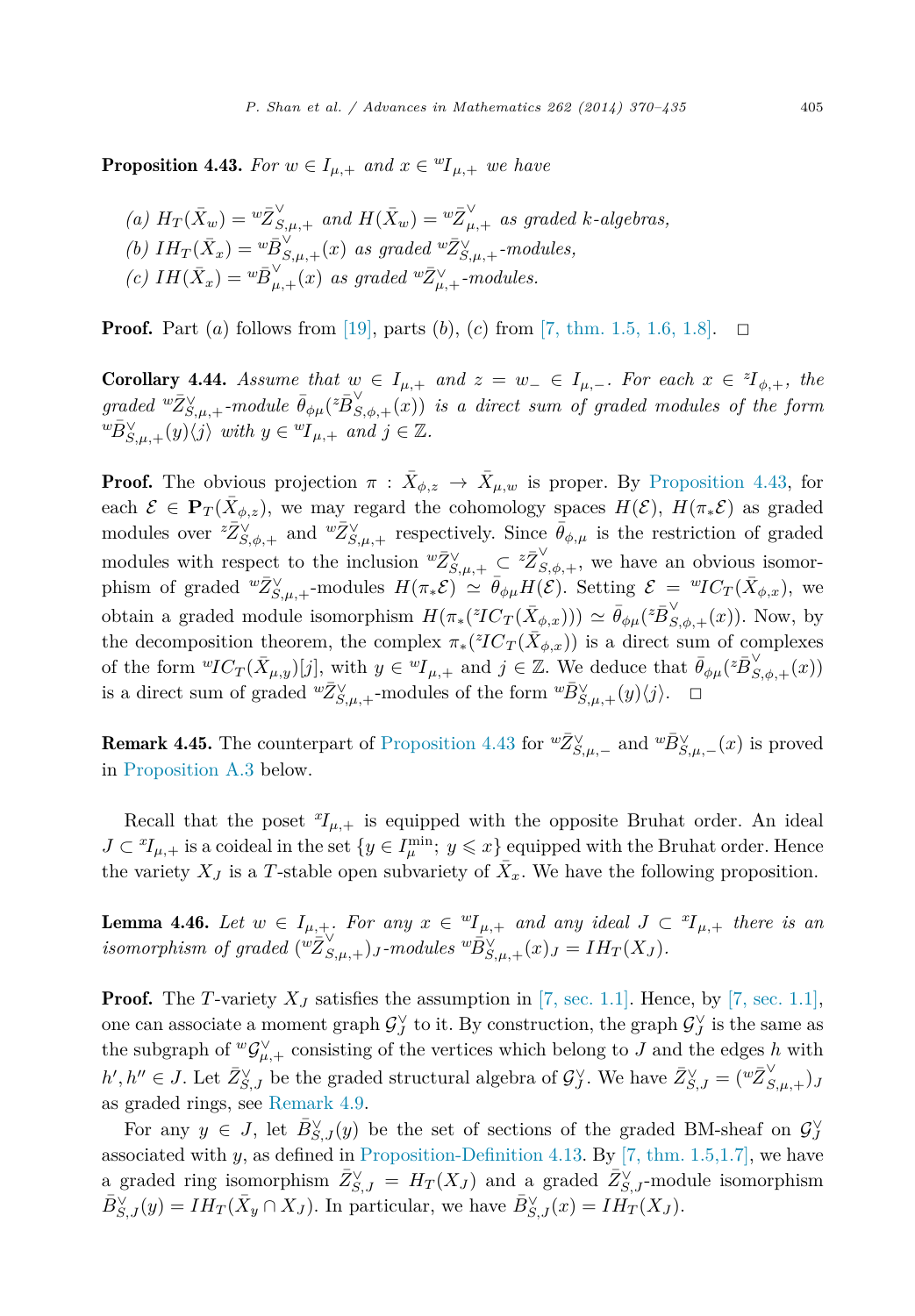**Proposition 4.43.** *For $w \in I_{\mu,+}$ and $x \in {}^wI_{\mu,+}$ we have*

*(a) $H_T(\bar{X}_w) = {}^w\bar{Z}^\vee_{S,\mu,+}$ and $H(\bar{X}_w) = {}^w\bar{Z}^\vee_{\mu,+}$ as graded $k$-algebras,*
*(b) $IH_T(\bar{X}_x) = {}^w\bar{B}^\vee_{S,\mu,+}(x)$ as graded ${}^w\bar{Z}^\vee_{S,\mu,+}$-modules,*
*(c) $IH(\bar{X}_x) = {}^w\bar{B}^\vee_{\mu,+}(x)$ as graded ${}^w\bar{Z}^\vee_{\mu,+}$-modules.*

**Proof.** Part $(a)$ follows from [19], parts $(b)$, $(c)$ from [7, thm. 1.5, 1.6, 1.8]. □

**Corollary 4.44.** *Assume that $w \in I_{\mu,+}$ and $z = w_- \in I_{\mu,-}$. For each $x \in {}^zI_{\phi,+}$, the graded ${}^w\bar{Z}^\vee_{S,\mu,+}$-module $\bar{\theta}_{\phi\mu}({}^z\bar{B}^\vee_{S,\phi,+}(x))$ is a direct sum of graded modules of the form ${}^w\bar{B}^\vee_{S,\mu,+}(y)\langle j\rangle$ with $y \in {}^wI_{\mu,+}$ and $j \in \mathbb{Z}$.*

**Proof.** The obvious projection $\pi : \bar{X}_{\phi,z} \to \bar{X}_{\mu,w}$ is proper. By Proposition 4.43, for each $\mathcal{E} \in \mathbf{P}_T(\bar{X}_{\phi,z})$, we may regard the cohomology spaces $H(\mathcal{E})$, $H(\pi_*\mathcal{E})$ as graded modules over ${}^z\bar{Z}^\vee_{S,\phi,+}$ and ${}^w\bar{Z}^\vee_{S,\mu,+}$ respectively. Since $\bar{\theta}_{\phi,\mu}$ is the restriction of graded modules with respect to the inclusion ${}^w\bar{Z}^\vee_{S,\mu,+} \subset {}^z\bar{Z}^\vee_{S,\phi,+}$, we have an obvious isomorphism of graded ${}^w\bar{Z}^\vee_{S,\mu,+}$-modules $H(\pi_*\mathcal{E}) \simeq \bar{\theta}_{\phi\mu}H(\mathcal{E})$. Setting $\mathcal{E} = {}^wIC_T(\bar{X}_{\phi,x})$, we obtain a graded module isomorphism $H(\pi_*({}^zIC_T(\bar{X}_{\phi,x}))) \simeq \bar{\theta}_{\phi\mu}({}^z\bar{B}^\vee_{S,\phi,+}(x))$. Now, by the decomposition theorem, the complex $\pi_*({}^zIC_T(\bar{X}_{\phi,x}))$ is a direct sum of complexes of the form ${}^wIC_T(\bar{X}_{\mu,y})[j]$, with $y \in {}^wI_{\mu,+}$ and $j \in \mathbb{Z}$. We deduce that $\bar{\theta}_{\phi\mu}({}^z\bar{B}^\vee_{S,\phi,+}(x))$ is a direct sum of graded ${}^w\bar{Z}^\vee_{S,\mu,+}$-modules of the form ${}^w\bar{B}^\vee_{S,\mu,+}(y)\langle j\rangle$. □

**Remark 4.45.** The counterpart of Proposition 4.43 for ${}^w\bar{Z}^\vee_{S,\mu,-}$ and ${}^w\bar{B}^\vee_{S,\mu,-}(x)$ is proved in Proposition A.3 below.

Recall that the poset ${}^xI_{\mu,+}$ is equipped with the opposite Bruhat order. An ideal $J \subset {}^xI_{\mu,+}$ is a coideal in the set $\{y \in I^{\min}_\mu;\ y \leqslant x\}$ equipped with the Bruhat order. Hence the variety $X_J$ is a $T$-stable open subvariety of $\bar{X}_x$. We have the following proposition.

**Lemma 4.46.** *Let $w \in I_{\mu,+}$. For any $x \in {}^wI_{\mu,+}$ and any ideal $J \subset {}^xI_{\mu,+}$ there is an isomorphism of graded $({}^w\bar{Z}^\vee_{S,\mu,+})_J$-modules ${}^w\bar{B}^\vee_{S,\mu,+}(x)_J = IH_T(X_J)$.*

**Proof.** The $T$-variety $X_J$ satisfies the assumption in [7, sec. 1.1]. Hence, by [7, sec. 1.1], one can associate a moment graph $\mathcal{G}^\vee_J$ to it. By construction, the graph $\mathcal{G}^\vee_J$ is the same as the subgraph of ${}^w\mathcal{G}^\vee_{\mu,+}$ consisting of the vertices which belong to $J$ and the edges $h$ with $h', h'' \in J$. Let $\bar{Z}^\vee_{S,J}$ be the graded structural algebra of $\mathcal{G}^\vee_J$. We have $\bar{Z}^\vee_{S,J} = ({}^w\bar{Z}^\vee_{S,\mu,+})_J$ as graded rings, see Remark 4.9.

For any $y \in J$, let $\bar{B}^\vee_{S,J}(y)$ be the set of sections of the graded BM-sheaf on $\mathcal{G}^\vee_J$ associated with $y$, as defined in Proposition-Definition 4.13. By [7, thm. 1.5,1.7], we have a graded ring isomorphism $\bar{Z}^\vee_{S,J} = H_T(X_J)$ and a graded $\bar{Z}^\vee_{S,J}$-module isomorphism $\bar{B}^\vee_{S,J}(y) = IH_T(\bar{X}_y \cap X_J)$. In particular, we have $\bar{B}^\vee_{S,J}(x) = IH_T(X_J)$.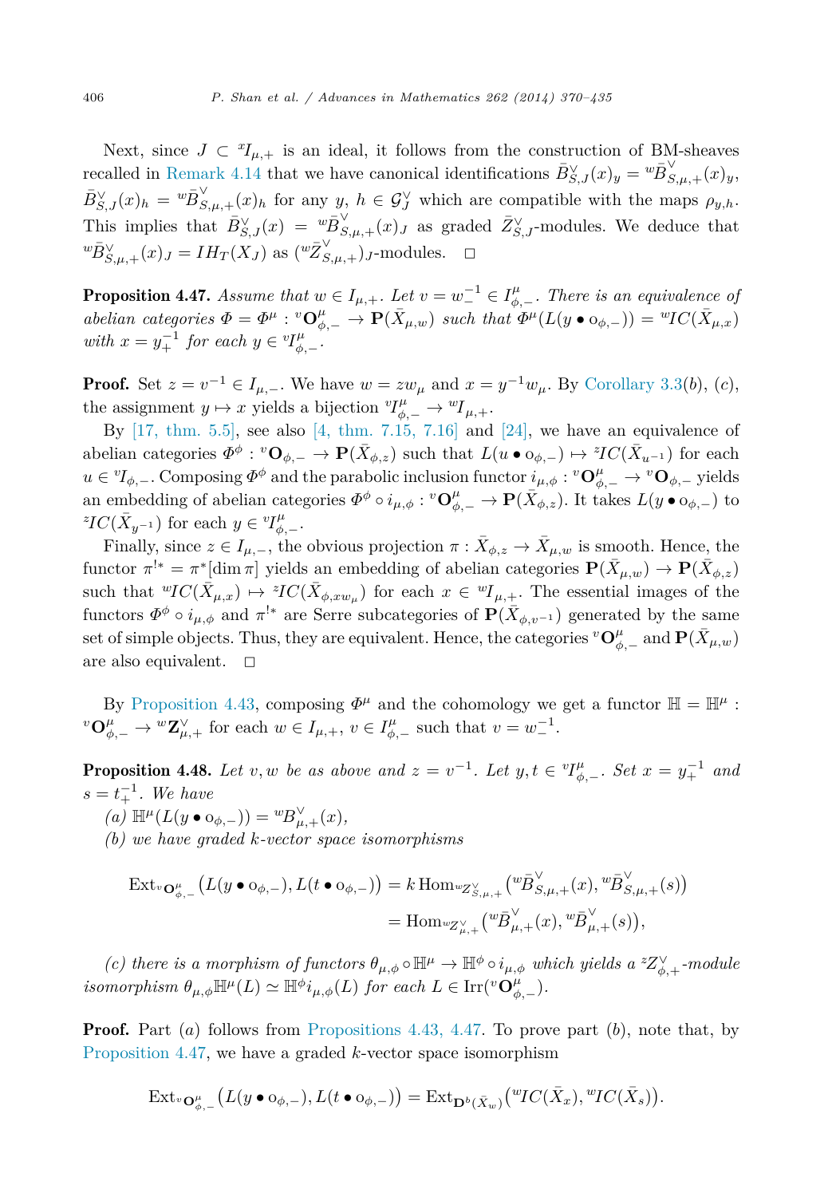Next, since $J \subset {}^xI_{\mu,+}$ is an ideal, it follows from the construction of BM-sheaves recalled in Remark 4.14 that we have canonical identifications $\bar{B}^\vee_{S,J}(x)_y = {}^w\bar{B}^\vee_{S,\mu,+}(x)_y$, $\bar{B}^\vee_{S,J}(x)_h = {}^w\bar{B}^\vee_{S,\mu,+}(x)_h$ for any $y$, $h \in \mathcal{G}^\vee_J$ which are compatible with the maps $\rho_{y,h}$. This implies that $\bar{B}^\vee_{S,J}(x) = {}^w\bar{B}^\vee_{S,\mu,+}(x)_J$ as graded $\bar{Z}^\vee_{S,J}$-modules. We deduce that ${}^w\bar{B}^\vee_{S,\mu,+}(x)_J = IH_T(X_J)$ as $({}^w\bar{Z}^\vee_{S,\mu,+})_J$-modules. $\square$

**Proposition 4.47.** *Assume that $w \in I_{\mu,+}$. Let $v = w_-^{-1} \in I^\mu_{\phi,-}$. There is an equivalence of abelian categories $\Phi = \Phi^\mu : {}^v\mathbf{O}^\mu_{\phi,-} \to \mathbf{P}(\bar{X}_{\mu,w})$ such that $\Phi^\mu(L(y \bullet o_{\phi,-})) = {}^wIC(\bar{X}_{\mu,x})$ with $x = y_+^{-1}$ for each $y \in {}^vI^\mu_{\phi,-}$.*

**Proof.** Set $z = v^{-1} \in I_{\mu,-}$. We have $w = zw_\mu$ and $x = y^{-1}w_\mu$. By Corollary 3.3(*b*), (*c*), the assignment $y \mapsto x$ yields a bijection ${}^vI^\mu_{\phi,-} \to {}^wI_{\mu,+}$.

By [17, thm. 5.5], see also [4, thm. 7.15, 7.16] and [24], we have an equivalence of abelian categories $\Phi^\phi : {}^v\mathbf{O}_{\phi,-} \to \mathbf{P}(\bar{X}_{\phi,z})$ such that $L(u \bullet o_{\phi,-}) \mapsto {}^zIC(\bar{X}_{u^{-1}})$ for each $u \in {}^vI_{\phi,-}$. Composing $\Phi^\phi$ and the parabolic inclusion functor $i_{\mu,\phi} : {}^v\mathbf{O}^\mu_{\phi,-} \to {}^v\mathbf{O}_{\phi,-}$ yields an embedding of abelian categories $\Phi^\phi \circ i_{\mu,\phi} : {}^v\mathbf{O}^\mu_{\phi,-} \to \mathbf{P}(\bar{X}_{\phi,z})$. It takes $L(y \bullet o_{\phi,-})$ to ${}^zIC(\bar{X}_{y^{-1}})$ for each $y \in {}^vI^\mu_{\phi,-}$.

Finally, since $z \in I_{\mu,-}$, the obvious projection $\pi : \bar{X}_{\phi,z} \to \bar{X}_{\mu,w}$ is smooth. Hence, the functor $\pi^{!*} = \pi^*[\dim \pi]$ yields an embedding of abelian categories $\mathbf{P}(\bar{X}_{\mu,w}) \to \mathbf{P}(\bar{X}_{\phi,z})$ such that ${}^wIC(\bar{X}_{\mu,x}) \mapsto {}^zIC(\bar{X}_{\phi,xw_\mu})$ for each $x \in {}^wI_{\mu,+}$. The essential images of the functors $\Phi^\phi \circ i_{\mu,\phi}$ and $\pi^{!*}$ are Serre subcategories of $\mathbf{P}(\bar{X}_{\phi,v^{-1}})$ generated by the same set of simple objects. Thus, they are equivalent. Hence, the categories ${}^v\mathbf{O}^\mu_{\phi,-}$ and $\mathbf{P}(\bar{X}_{\mu,w})$ are also equivalent. $\square$

By Proposition 4.43, composing $\Phi^\mu$ and the cohomology we get a functor $\mathbb{H} = \mathbb{H}^\mu : {}^v\mathbf{O}^\mu_{\phi,-} \to {}^w\mathbf{Z}^\vee_{\mu,+}$ for each $w \in I_{\mu,+}$, $v \in I^\mu_{\phi,-}$ such that $v = w_-^{-1}$.

**Proposition 4.48.** *Let $v, w$ be as above and $z = v^{-1}$. Let $y, t \in {}^vI^\mu_{\phi,-}$. Set $x = y_+^{-1}$ and $s = t_+^{-1}$. We have*

*(a) $\mathbb{H}^\mu(L(y \bullet o_{\phi,-})) = {}^wB^\vee_{\mu,+}(x)$,*

*(b) we have graded $k$-vector space isomorphisms*

$$\operatorname{Ext}_{{}^v\mathbf{O}^\mu_{\phi,-}}\big(L(y \bullet o_{\phi,-}), L(t \bullet o_{\phi,-})\big) = k\operatorname{Hom}_{{}^wZ^\vee_{S,\mu,+}}\big({}^w\bar{B}^\vee_{S,\mu,+}(x), {}^w\bar{B}^\vee_{S,\mu,+}(s)\big)$$
$$= \operatorname{Hom}_{{}^wZ^\vee_{\mu,+}}\big({}^w\bar{B}^\vee_{\mu,+}(x), {}^w\bar{B}^\vee_{\mu,+}(s)\big),$$

*(c) there is a morphism of functors $\theta_{\mu,\phi} \circ \mathbb{H}^\mu \to \mathbb{H}^\phi \circ i_{\mu,\phi}$ which yields a ${}^zZ^\vee_{\phi,+}$-module isomorphism $\theta_{\mu,\phi}\mathbb{H}^\mu(L) \simeq \mathbb{H}^\phi i_{\mu,\phi}(L)$ for each $L \in \operatorname{Irr}({}^v\mathbf{O}^\mu_{\phi,-})$.*

**Proof.** Part (*a*) follows from Propositions 4.43, 4.47. To prove part (*b*), note that, by Proposition 4.47, we have a graded $k$-vector space isomorphism

$$\operatorname{Ext}_{{}^v\mathbf{O}^\mu_{\phi,-}}\big(L(y \bullet o_{\phi,-}), L(t \bullet o_{\phi,-})\big) = \operatorname{Ext}_{\mathbf{D}^b(\bar{X}_w)}\big({}^wIC(\bar{X}_x), {}^wIC(\bar{X}_s)\big).$$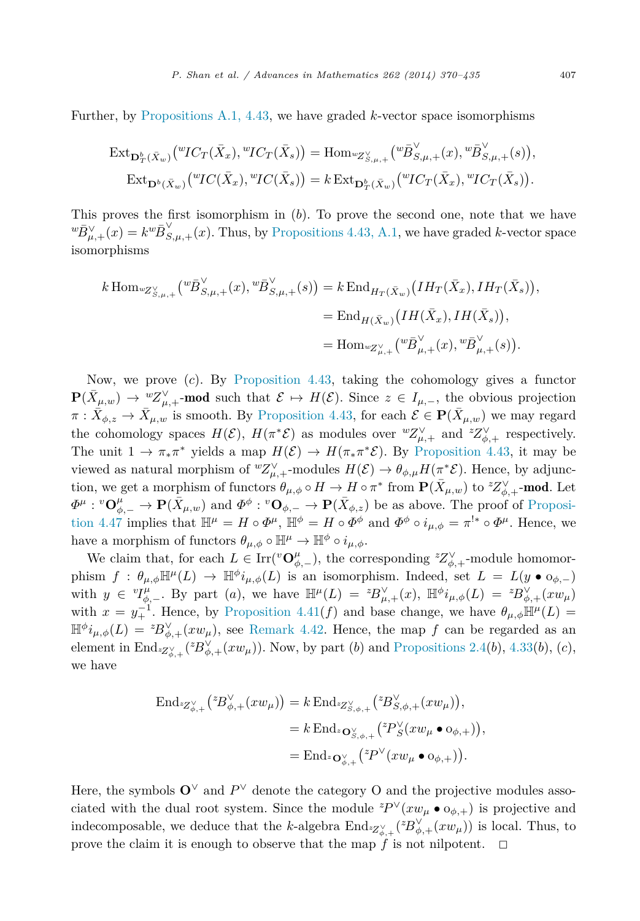Further, by Propositions A.1, 4.43, we have graded $k$-vector space isomorphisms

$$\operatorname{Ext}_{\mathbf{D}^b_T(\bar{X}_w)}\big({}^wIC_T(\bar{X}_x), {}^wIC_T(\bar{X}_s)\big) = \operatorname{Hom}_{{}^wZ^\vee_{S,\mu,+}}\big({}^w\bar{B}^\vee_{S,\mu,+}(x), {}^w\bar{B}^\vee_{S,\mu,+}(s)\big),$$
$$\operatorname{Ext}_{\mathbf{D}^b(\bar{X}_w)}\big({}^wIC(\bar{X}_x), {}^wIC(\bar{X}_s)\big) = k\operatorname{Ext}_{\mathbf{D}^b_T(\bar{X}_w)}\big({}^wIC_T(\bar{X}_x), {}^wIC_T(\bar{X}_s)\big).$$

This proves the first isomorphism in $(b)$. To prove the second one, note that we have ${}^w\bar{B}^\vee_{\mu,+}(x) = k{}^w\bar{B}^\vee_{S,\mu,+}(x)$. Thus, by Propositions 4.43, A.1, we have graded $k$-vector space isomorphisms

$$\begin{aligned}
k\operatorname{Hom}_{{}^wZ^\vee_{S,\mu,+}}\big({}^w\bar{B}^\vee_{S,\mu,+}(x), {}^w\bar{B}^\vee_{S,\mu,+}(s)\big) &= k\operatorname{End}_{H_T(\bar{X}_w)}\big(IH_T(\bar{X}_x), IH_T(\bar{X}_s)\big),\\
&= \operatorname{End}_{H(\bar{X}_w)}\big(IH(\bar{X}_x), IH(\bar{X}_s)\big),\\
&= \operatorname{Hom}_{{}^wZ^\vee_{\mu,+}}\big({}^w\bar{B}^\vee_{\mu,+}(x), {}^w\bar{B}^\vee_{\mu,+}(s)\big).
\end{aligned}$$

Now, we prove $(c)$. By Proposition 4.43, taking the cohomology gives a functor $\mathbf{P}(\bar{X}_{\mu,w}) \to {}^wZ^\vee_{\mu,+}$-**mod** such that $\mathcal{E} \mapsto H(\mathcal{E})$. Since $z \in I_{\mu,-}$, the obvious projection $\pi : \bar{X}_{\phi,z} \to \bar{X}_{\mu,w}$ is smooth. By Proposition 4.43, for each $\mathcal{E} \in \mathbf{P}(\bar{X}_{\mu,w})$ we may regard the cohomology spaces $H(\mathcal{E})$, $H(\pi^*\mathcal{E})$ as modules over ${}^wZ^\vee_{\mu,+}$ and ${}^zZ^\vee_{\phi,+}$ respectively. The unit $1 \to \pi_*\pi^*$ yields a map $H(\mathcal{E}) \to H(\pi_*\pi^*\mathcal{E})$. By Proposition 4.43, it may be viewed as natural morphism of ${}^wZ^\vee_{\mu,+}$-modules $H(\mathcal{E}) \to \theta_{\phi,\mu}H(\pi^*\mathcal{E})$. Hence, by adjunction, we get a morphism of functors $\theta_{\mu,\phi} \circ H \to H \circ \pi^*$ from $\mathbf{P}(\bar{X}_{\mu,w})$ to ${}^zZ^\vee_{\phi,+}$-**mod**. Let $\Phi^\mu : {}^v\mathbf{O}^\mu_{\phi,-} \to \mathbf{P}(\bar{X}_{\mu,w})$ and $\Phi^\phi : {}^v\mathbf{O}_{\phi,-} \to \mathbf{P}(\bar{X}_{\phi,z})$ be as above. The proof of Proposition 4.47 implies that $\mathbb{H}^\mu = H \circ \Phi^\mu$, $\mathbb{H}^\phi = H \circ \Phi^\phi$ and $\Phi^\phi \circ i_{\mu,\phi} = \pi^{!*} \circ \Phi^\mu$. Hence, we have a morphism of functors $\theta_{\mu,\phi} \circ \mathbb{H}^\mu \to \mathbb{H}^\phi \circ i_{\mu,\phi}$.

We claim that, for each $L \in \operatorname{Irr}({}^v\mathbf{O}^\mu_{\phi,-})$, the corresponding ${}^zZ^\vee_{\phi,+}$-module homomorphism $f : \theta_{\mu,\phi}\mathbb{H}^\mu(L) \to \mathbb{H}^\phi i_{\mu,\phi}(L)$ is an isomorphism. Indeed, set $L = L(y \bullet o_{\phi,-})$ with $y \in {}^vI^\mu_{\phi,-}$. By part $(a)$, we have $\mathbb{H}^\mu(L) = {}^zB^\vee_{\mu,+}(x)$, $\mathbb{H}^\phi i_{\mu,\phi}(L) = {}^zB^\vee_{\phi,+}(xw_\mu)$ with $x = y_+^{-1}$. Hence, by Proposition 4.41$(f)$ and base change, we have $\theta_{\mu,\phi}\mathbb{H}^\mu(L) = \mathbb{H}^\phi i_{\mu,\phi}(L) = {}^zB^\vee_{\phi,+}(xw_\mu)$, see Remark 4.42. Hence, the map $f$ can be regarded as an element in $\operatorname{End}_{{}^zZ^\vee_{\phi,+}}({}^zB^\vee_{\phi,+}(xw_\mu))$. Now, by part $(b)$ and Propositions 2.4$(b)$, 4.33$(b)$, $(c)$, we have

$$\begin{aligned}
\operatorname{End}_{{}^zZ^\vee_{\phi,+}}\big({}^zB^\vee_{\phi,+}(xw_\mu)\big) &= k\operatorname{End}_{{}^zZ^\vee_{S,\phi,+}}\big({}^zB^\vee_{S,\phi,+}(xw_\mu)\big),\\
&= k\operatorname{End}_{{}^z\mathbf{O}^\vee_{S,\phi,+}}\big({}^zP^\vee_S(xw_\mu \bullet o_{\phi,+})\big),\\
&= \operatorname{End}_{{}^z\mathbf{O}^\vee_{\phi,+}}\big({}^zP^\vee(xw_\mu \bullet o_{\phi,+})\big).
\end{aligned}$$

Here, the symbols $\mathbf{O}^\vee$ and $P^\vee$ denote the category O and the projective modules associated with the dual root system. Since the module ${}^zP^\vee(xw_\mu \bullet o_{\phi,+})$ is projective and indecomposable, we deduce that the $k$-algebra $\operatorname{End}_{{}^zZ^\vee_{\phi,+}}({}^zB^\vee_{\phi,+}(xw_\mu))$ is local. Thus, to prove the claim it is enough to observe that the map $f$ is not nilpotent. □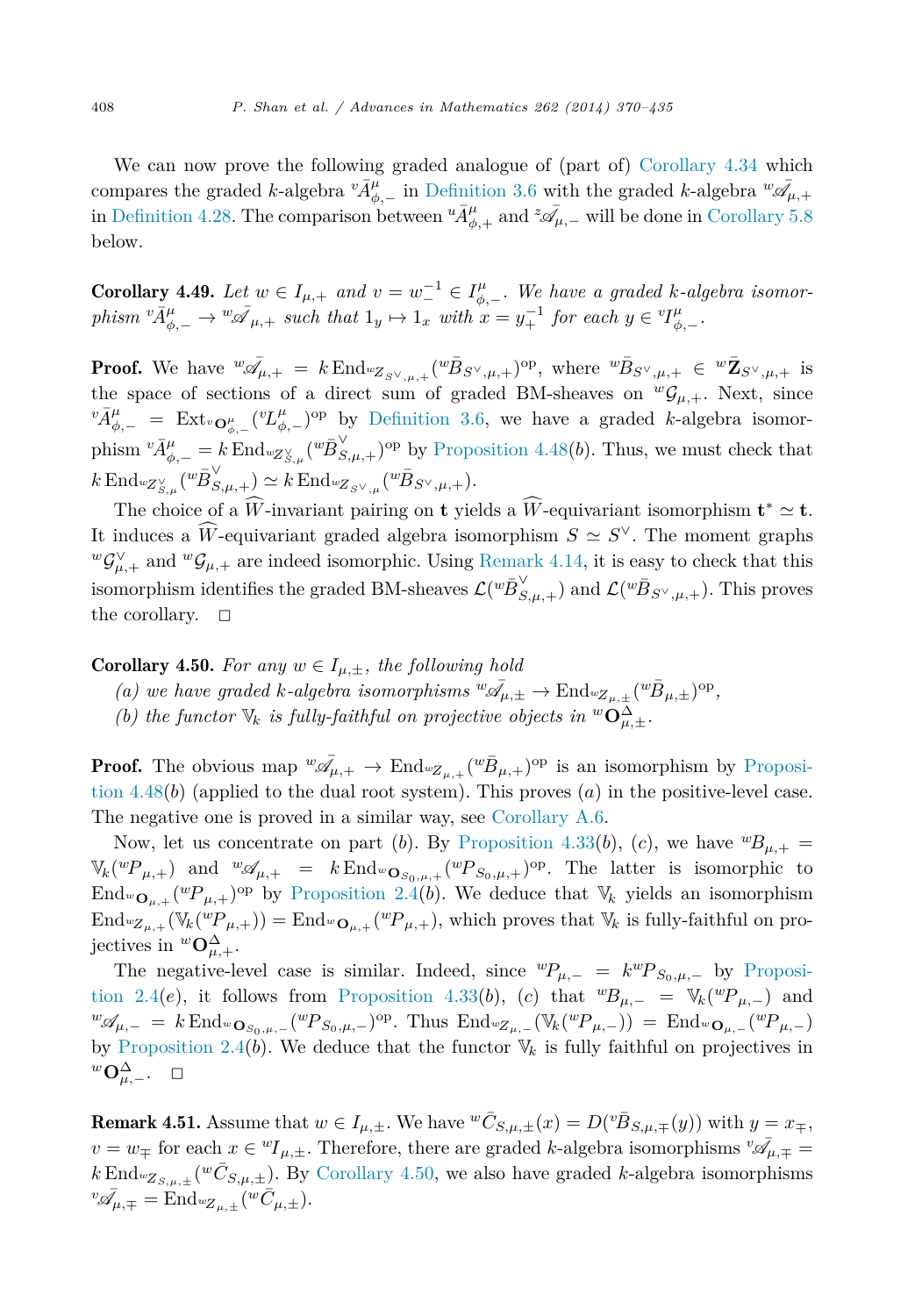We can now prove the following graded analogue of (part of) Corollary 4.34 which compares the graded $k$-algebra ${}^v\bar{A}^\mu_{\phi,-}$ in Definition 3.6 with the graded $k$-algebra ${}^w\bar{\mathscr{A}}_{\mu,+}$ in Definition 4.28. The comparison between ${}^u\bar{A}^\mu_{\phi,+}$ and ${}^z\bar{\mathscr{A}}_{\mu,-}$ will be done in Corollary 5.8 below.

**Corollary 4.49.** *Let $w \in I_{\mu,+}$ and $v = w_-^{-1} \in I^\mu_{\phi,-}$. We have a graded $k$-algebra isomorphism ${}^v\bar{A}^\mu_{\phi,-} \to {}^w\bar{\mathscr{A}}_{\mu,+}$ such that $1_y \mapsto 1_x$ with $x = y_+^{-1}$ for each $y \in {}^vI^\mu_{\phi,-}$.*

**Proof.** We have ${}^w\bar{\mathscr{A}}_{\mu,+} = k\,\mathrm{End}_{{}^wZ_{S^\vee,\mu,+}}({}^w\bar{B}_{S^\vee,\mu,+})^{\mathrm{op}}$, where ${}^w\bar{B}_{S^\vee,\mu,+} \in {}^w\bar{\mathbf{Z}}_{S^\vee,\mu,+}$ is the space of sections of a direct sum of graded BM-sheaves on ${}^w\mathcal{G}_{\mu,+}$. Next, since ${}^v\bar{A}^\mu_{\phi,-} = \mathrm{Ext}_{{}^v\mathbf{O}^\mu_{\phi,-}}({}^vL^\mu_{\phi,-})^{\mathrm{op}}$ by Definition 3.6, we have a graded $k$-algebra isomorphism ${}^v\bar{A}^\mu_{\phi,-} = k\,\mathrm{End}_{{}^wZ^\vee_{S,\mu}}({}^w\bar{B}^\vee_{S,\mu,+})^{\mathrm{op}}$ by Proposition 4.48($b$). Thus, we must check that $k\,\mathrm{End}_{{}^wZ^\vee_{S,\mu}}({}^w\bar{B}^\vee_{S,\mu,+}) \simeq k\,\mathrm{End}_{{}^wZ_{S^\vee,\mu}}({}^w\bar{B}_{S^\vee,\mu,+})$.

The choice of a $\widehat{W}$-invariant pairing on $\mathbf{t}$ yields a $\widehat{W}$-equivariant isomorphism $\mathbf{t}^* \simeq \mathbf{t}$. It induces a $\widehat{W}$-equivariant graded algebra isomorphism $S \simeq S^\vee$. The moment graphs ${}^w\mathcal{G}^\vee_{\mu,+}$ and ${}^w\mathcal{G}_{\mu,+}$ are indeed isomorphic. Using Remark 4.14, it is easy to check that this isomorphism identifies the graded BM-sheaves $\mathcal{L}({}^w\bar{B}^\vee_{S,\mu,+})$ and $\mathcal{L}({}^w\bar{B}_{S^\vee,\mu,+})$. This proves the corollary. $\square$

**Corollary 4.50.** *For any $w \in I_{\mu,\pm}$, the following hold*

*(a) we have graded $k$-algebra isomorphisms ${}^w\bar{\mathscr{A}}_{\mu,\pm} \to \mathrm{End}_{{}^wZ_{\mu,\pm}}({}^w\bar{B}_{\mu,\pm})^{\mathrm{op}}$,*

*(b) the functor $\mathbb{V}_k$ is fully-faithful on projective objects in ${}^w\mathbf{O}^\Delta_{\mu,\pm}$.*

**Proof.** The obvious map ${}^w\bar{\mathscr{A}}_{\mu,+} \to \mathrm{End}_{{}^wZ_{\mu,+}}({}^w\bar{B}_{\mu,+})^{\mathrm{op}}$ is an isomorphism by Proposition 4.48($b$) (applied to the dual root system). This proves ($a$) in the positive-level case. The negative one is proved in a similar way, see Corollary A.6.

Now, let us concentrate on part ($b$). By Proposition 4.33($b$), ($c$), we have ${}^wB_{\mu,+} = \mathbb{V}_k({}^wP_{\mu,+})$ and ${}^w\mathscr{A}_{\mu,+} = k\,\mathrm{End}_{{}^w\mathbf{O}_{S_0,\mu,+}}({}^wP_{S_0,\mu,+})^{\mathrm{op}}$. The latter is isomorphic to $\mathrm{End}_{{}^w\mathbf{O}_{\mu,+}}({}^wP_{\mu,+})^{\mathrm{op}}$ by Proposition 2.4($b$). We deduce that $\mathbb{V}_k$ yields an isomorphism $\mathrm{End}_{{}^wZ_{\mu,+}}(\mathbb{V}_k({}^wP_{\mu,+})) = \mathrm{End}_{{}^w\mathbf{O}_{\mu,+}}({}^wP_{\mu,+})$, which proves that $\mathbb{V}_k$ is fully-faithful on projectives in ${}^w\mathbf{O}^\Delta_{\mu,+}$.

The negative-level case is similar. Indeed, since ${}^wP_{\mu,-} = k\,{}^wP_{S_0,\mu,-}$ by Proposition 2.4($e$), it follows from Proposition 4.33($b$), ($c$) that ${}^wB_{\mu,-} = \mathbb{V}_k({}^wP_{\mu,-})$ and ${}^w\mathscr{A}_{\mu,-} = k\,\mathrm{End}_{{}^w\mathbf{O}_{S_0,\mu,-}}({}^wP_{S_0,\mu,-})^{\mathrm{op}}$. Thus $\mathrm{End}_{{}^wZ_{\mu,-}}(\mathbb{V}_k({}^wP_{\mu,-})) = \mathrm{End}_{{}^w\mathbf{O}_{\mu,-}}({}^wP_{\mu,-})$ by Proposition 2.4($b$). We deduce that the functor $\mathbb{V}_k$ is fully faithful on projectives in ${}^w\mathbf{O}^\Delta_{\mu,-}$. $\square$

**Remark 4.51.** Assume that $w \in I_{\mu,\pm}$. We have ${}^w\bar{C}_{S,\mu,\pm}(x) = D({}^v\bar{B}_{S,\mu,\mp}(y))$ with $y = x_\mp$, $v = w_\mp$ for each $x \in {}^wI_{\mu,\pm}$. Therefore, there are graded $k$-algebra isomorphisms ${}^v\bar{\mathscr{A}}_{\mu,\mp} = k\,\mathrm{End}_{Z_{S,\mu,\pm}}({}^w\bar{C}_{S,\mu,\pm})$. By Corollary 4.50, we also have graded $k$-algebra isomorphisms ${}^v\bar{\mathscr{A}}_{\mu,\mp} = \mathrm{End}_{{}^wZ_{\mu,\pm}}({}^w\bar{C}_{\mu,\pm})$.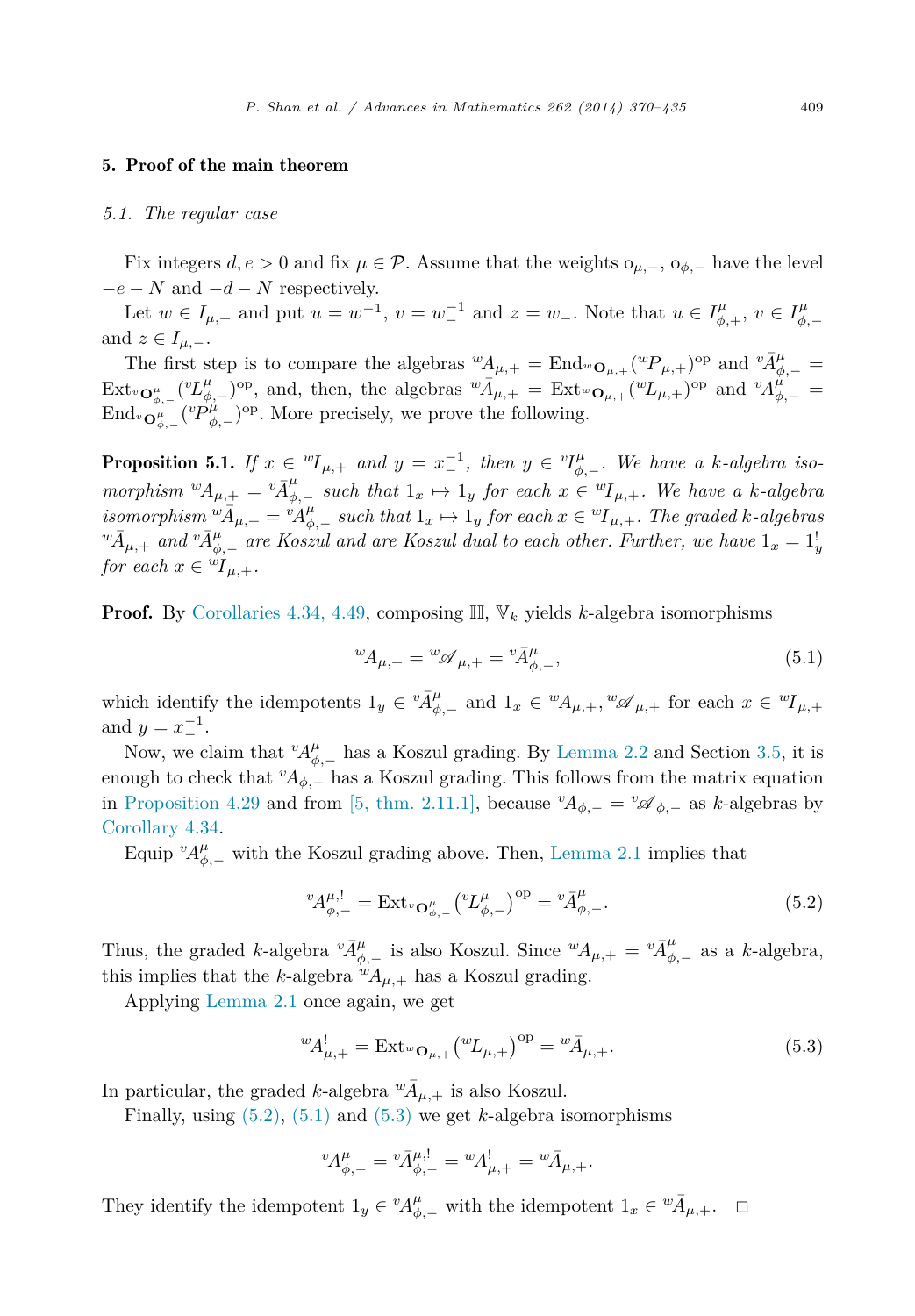## 5. Proof of the main theorem

### 5.1. The regular case

Fix integers $d, e > 0$ and fix $\mu \in \mathcal{P}$. Assume that the weights $\mathrm{o}_{\mu,-}$, $\mathrm{o}_{\phi,-}$ have the level $-e-N$ and $-d-N$ respectively.

Let $w \in I_{\mu,+}$ and put $u = w^{-1}$, $v = w_-^{-1}$ and $z = w_-$. Note that $u \in I^\mu_{\phi,+}$, $v \in I^\mu_{\phi,-}$ and $z \in I_{\mu,-}$.

The first step is to compare the algebras ${}^wA_{\mu,+} = \mathrm{End}_{{}^w\mathbf{O}_{\mu,+}}({}^wP_{\mu,+})^{\mathrm{op}}$ and ${}^v\bar{A}^\mu_{\phi,-} = \mathrm{Ext}_{{}^v\mathbf{O}^\mu_{\phi,-}}({}^vL^\mu_{\phi,-})^{\mathrm{op}}$, and, then, the algebras ${}^w\bar{A}_{\mu,+} = \mathrm{Ext}_{{}^w\mathbf{O}_{\mu,+}}({}^wL_{\mu,+})^{\mathrm{op}}$ and ${}^vA^\mu_{\phi,-} = \mathrm{End}_{{}^v\mathbf{O}^\mu_{\phi,-}}({}^vP^\mu_{\phi,-})^{\mathrm{op}}$. More precisely, we prove the following.

**Proposition 5.1.** *If $x \in {}^wI_{\mu,+}$ and $y = x_-^{-1}$, then $y \in {}^vI^\mu_{\phi,-}$. We have a $k$-algebra isomorphism ${}^wA_{\mu,+} = {}^v\bar{A}^\mu_{\phi,-}$ such that $1_x \mapsto 1_y$ for each $x \in {}^wI_{\mu,+}$. We have a $k$-algebra isomorphism ${}^w\bar{A}_{\mu,+} = {}^vA^\mu_{\phi,-}$ such that $1_x \mapsto 1_y$ for each $x \in {}^wI_{\mu,+}$. The graded $k$-algebras ${}^w\bar{A}_{\mu,+}$ and ${}^v\bar{A}^\mu_{\phi,-}$ are Koszul and are Koszul dual to each other. Further, we have $1_x = 1^!_y$ for each $x \in {}^wI_{\mu,+}$.*

**Proof.** By Corollaries 4.34, 4.49, composing $\mathbb{H}$, $\mathbb{V}_k$ yields $k$-algebra isomorphisms

$$
{}^wA_{\mu,+} = {}^w\mathscr{A}_{\mu,+} = {}^v\bar{A}^\mu_{\phi,-}, \tag{5.1}
$$

which identify the idempotents $1_y \in {}^v\bar{A}^\mu_{\phi,-}$ and $1_x \in {}^wA_{\mu,+}, {}^w\mathscr{A}_{\mu,+}$ for each $x \in {}^wI_{\mu,+}$ and $y = x_-^{-1}$.

Now, we claim that ${}^vA^\mu_{\phi,-}$ has a Koszul grading. By Lemma 2.2 and Section 3.5, it is enough to check that ${}^vA_{\phi,-}$ has a Koszul grading. This follows from the matrix equation in Proposition 4.29 and from [5, thm. 2.11.1], because ${}^vA_{\phi,-} = {}^v\mathscr{A}_{\phi,-}$ as $k$-algebras by Corollary 4.34.

Equip ${}^vA^\mu_{\phi,-}$ with the Koszul grading above. Then, Lemma 2.1 implies that

$$
{}^vA^{\mu,!}_{\phi,-} = \mathrm{Ext}_{{}^v\mathbf{O}^\mu_{\phi,-}}\big({}^vL^\mu_{\phi,-}\big)^{\mathrm{op}} = {}^v\bar{A}^\mu_{\phi,-}. \tag{5.2}
$$

Thus, the graded $k$-algebra ${}^v\bar{A}^\mu_{\phi,-}$ is also Koszul. Since ${}^wA_{\mu,+} = {}^v\bar{A}^\mu_{\phi,-}$ as a $k$-algebra, this implies that the $k$-algebra ${}^wA_{\mu,+}$ has a Koszul grading.

Applying Lemma 2.1 once again, we get

$$
{}^wA^!_{\mu,+} = \mathrm{Ext}_{{}^w\mathbf{O}_{\mu,+}}\big({}^wL_{\mu,+}\big)^{\mathrm{op}} = {}^w\bar{A}_{\mu,+}. \tag{5.3}
$$

In particular, the graded $k$-algebra ${}^w\bar{A}_{\mu,+}$ is also Koszul.

Finally, using (5.2), (5.1) and (5.3) we get $k$-algebra isomorphisms

$$
{}^vA^\mu_{\phi,-} = {}^v\bar{A}^{\mu,!}_{\phi,-} = {}^wA^!_{\mu,+} = {}^w\bar{A}_{\mu,+}.
$$

They identify the idempotent $1_y \in {}^vA^\mu_{\phi,-}$ with the idempotent $1_x \in {}^w\bar{A}_{\mu,+}$. $\square$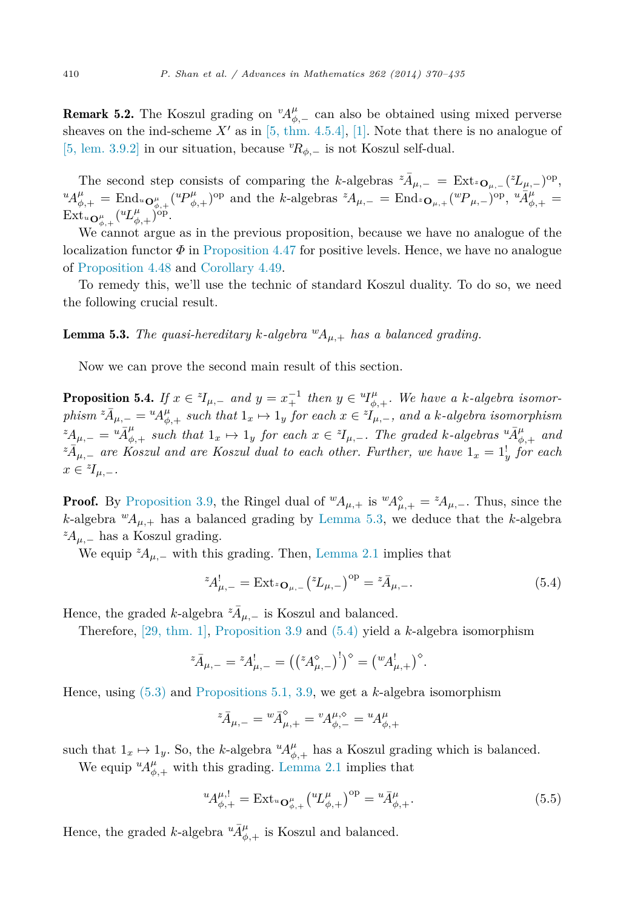**Remark 5.2.** The Koszul grading on ${}^vA^\mu_{\phi,-}$ can also be obtained using mixed perverse sheaves on the ind-scheme $X'$ as in [5, thm. 4.5.4], [1]. Note that there is no analogue of [5, lem. 3.9.2] in our situation, because ${}^vR_{\phi,-}$ is not Koszul self-dual.

The second step consists of comparing the $k$-algebras ${}^z\bar{A}_{\mu,-} = \mathrm{Ext}_{{}^z\mathbf{O}_{\mu,-}}({}^zL_{\mu,-})^{\mathrm{op}}$, ${}^uA^\mu_{\phi,+} = \mathrm{End}_{{}^u\mathbf{O}^\mu_{\phi,+}}({}^uP^\mu_{\phi,+})^{\mathrm{op}}$ and the $k$-algebras ${}^zA_{\mu,-} = \mathrm{End}_{{}^z\mathbf{O}_{\mu,+}}({}^wP_{\mu,-})^{\mathrm{op}}$, ${}^u\bar{A}^\mu_{\phi,+} = \mathrm{Ext}_{{}^u\mathbf{O}^\mu_{\phi,+}}({}^uL^\mu_{\phi,+})^{\mathrm{op}}$.

We cannot argue as in the previous proposition, because we have no analogue of the localization functor $\Phi$ in Proposition 4.47 for positive levels. Hence, we have no analogue of Proposition 4.48 and Corollary 4.49.

To remedy this, we'll use the technic of standard Koszul duality. To do so, we need the following crucial result.

**Lemma 5.3.** *The quasi-hereditary $k$-algebra ${}^wA_{\mu,+}$ has a balanced grading.*

Now we can prove the second main result of this section.

**Proposition 5.4.** *If $x \in {}^zI_{\mu,-}$ and $y = x_+^{-1}$ then $y \in {}^uI^\mu_{\phi,+}$. We have a $k$-algebra isomorphism ${}^z\bar{A}_{\mu,-} = {}^uA^\mu_{\phi,+}$ such that $1_x \mapsto 1_y$ for each $x \in {}^zI_{\mu,-}$, and a $k$-algebra isomorphism ${}^zA_{\mu,-} = {}^u\bar{A}^\mu_{\phi,+}$ such that $1_x \mapsto 1_y$ for each $x \in {}^zI_{\mu,-}$. The graded $k$-algebras ${}^u\bar{A}^\mu_{\phi,+}$ and ${}^z\bar{A}_{\mu,-}$ are Koszul and are Koszul dual to each other. Further, we have $1_x = 1^!_y$ for each $x \in {}^zI_{\mu,-}$.*

**Proof.** By Proposition 3.9, the Ringel dual of ${}^wA_{\mu,+}$ is ${}^wA^\diamond_{\mu,+} = {}^zA_{\mu,-}$. Thus, since the $k$-algebra ${}^wA_{\mu,+}$ has a balanced grading by Lemma 5.3, we deduce that the $k$-algebra ${}^zA_{\mu,-}$ has a Koszul grading.

We equip ${}^zA_{\mu,-}$ with this grading. Then, Lemma 2.1 implies that

$$ {}^zA^!_{\mu,-} = \mathrm{Ext}_{{}^z\mathbf{O}_{\mu,-}}\big({}^zL_{\mu,-}\big)^{\mathrm{op}} = {}^z\bar{A}_{\mu,-}. \tag{5.4} $$

Hence, the graded $k$-algebra ${}^z\bar{A}_{\mu,-}$ is Koszul and balanced.

Therefore, [29, thm. 1], Proposition 3.9 and (5.4) yield a $k$-algebra isomorphism

$$ {}^z\bar{A}_{\mu,-} = {}^zA^!_{\mu,-} = \big(\big({}^zA^\diamond_{\mu,-}\big)^!\big)^\diamond = \big({}^wA^!_{\mu,+}\big)^\diamond. $$

Hence, using (5.3) and Propositions 5.1, 3.9, we get a $k$-algebra isomorphism

$$ {}^z\bar{A}_{\mu,-} = {}^w\bar{A}^\diamond_{\mu,+} = {}^vA^{\mu,\diamond}_{\phi,-} = {}^uA^\mu_{\phi,+} $$

such that $1_x \mapsto 1_y$. So, the $k$-algebra ${}^uA^\mu_{\phi,+}$ has a Koszul grading which is balanced.

We equip ${}^uA^\mu_{\phi,+}$ with this grading. Lemma 2.1 implies that

$$ {}^uA^{\mu,!}_{\phi,+} = \mathrm{Ext}_{{}^u\mathbf{O}^\mu_{\phi,+}}\big({}^uL^\mu_{\phi,+}\big)^{\mathrm{op}} = {}^u\bar{A}^\mu_{\phi,+}. \tag{5.5} $$

Hence, the graded $k$-algebra ${}^u\bar{A}^\mu_{\phi,+}$ is Koszul and balanced.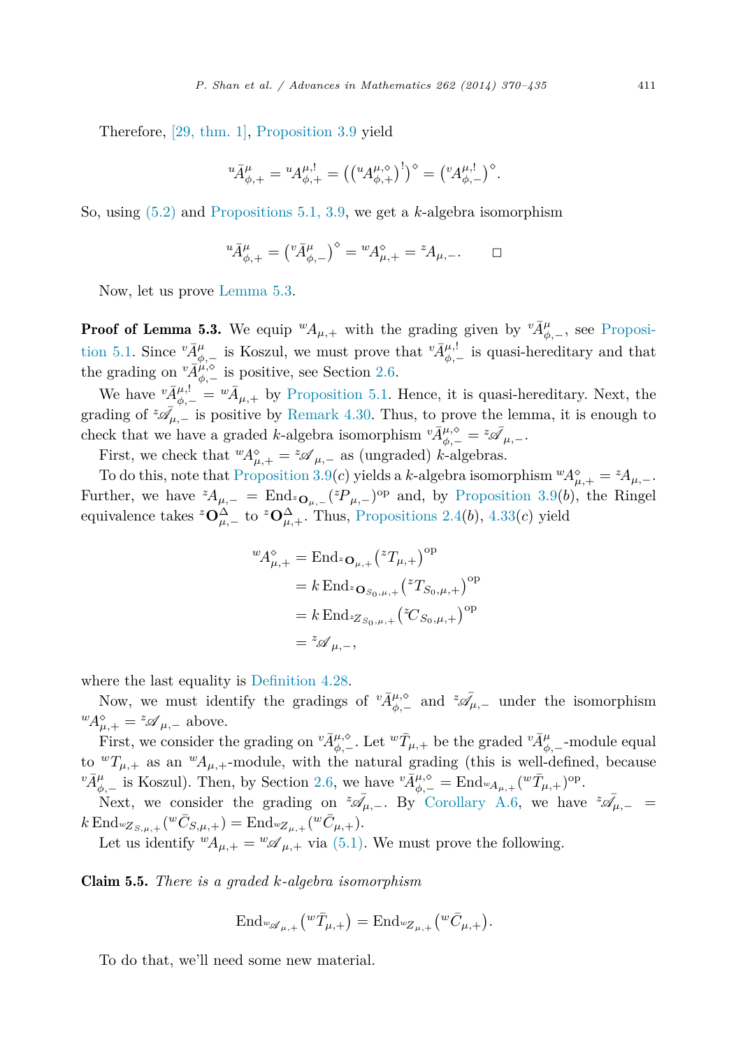Therefore, [29, thm. 1], Proposition 3.9 yield

$$ {}^{u}\bar{A}^{\mu}_{\phi,+} = {}^{u}A^{\mu,!}_{\phi,+} = \left(\left({}^{u}A^{\mu,\diamond}_{\phi,+}\right)^{!}\right)^{\diamond} = \left({}^{v}A^{\mu,!}_{\phi,-}\right)^{\diamond}. $$

So, using (5.2) and Propositions 5.1, 3.9, we get a $k$-algebra isomorphism

$$ {}^{u}\bar{A}^{\mu}_{\phi,+} = \left({}^{v}\bar{A}^{\mu}_{\phi,-}\right)^{\diamond} = {}^{w}A^{\diamond}_{\mu,+} = {}^{z}A_{\mu,-}. \qquad \square $$

Now, let us prove Lemma 5.3.

**Proof of Lemma 5.3.** We equip ${}^{w}A_{\mu,+}$ with the grading given by ${}^{v}\bar{A}^{\mu}_{\phi,-}$, see Proposition 5.1. Since ${}^{v}\bar{A}^{\mu}_{\phi,-}$ is Koszul, we must prove that ${}^{v}\bar{A}^{\mu,!}_{\phi,-}$ is quasi-hereditary and that the grading on ${}^{v}\bar{A}^{\mu,\diamond}_{\phi,-}$ is positive, see Section 2.6.

We have ${}^{v}\bar{A}^{\mu,!}_{\phi,-} = {}^{w}\bar{A}_{\mu,+}$ by Proposition 5.1. Hence, it is quasi-hereditary. Next, the grading of ${}^{z}\bar{\mathscr{A}}_{\mu,-}$ is positive by Remark 4.30. Thus, to prove the lemma, it is enough to check that we have a graded $k$-algebra isomorphism ${}^{v}\bar{A}^{\mu,\diamond}_{\phi,-} = {}^{z}\bar{\mathscr{A}}_{\mu,-}$.

First, we check that ${}^{w}A^{\diamond}_{\mu,+} = {}^{z}\mathscr{A}_{\mu,-}$ as (ungraded) $k$-algebras.

To do this, note that Proposition 3.9($c$) yields a $k$-algebra isomorphism ${}^{w}A^{\diamond}_{\mu,+} = {}^{z}A_{\mu,-}$. Further, we have ${}^{z}A_{\mu,-} = \mathrm{End}_{{}^{z}\mathbf{O}_{\mu,-}}({}^{z}P_{\mu,-})^{\mathrm{op}}$ and, by Proposition 3.9($b$), the Ringel equivalence takes ${}^{z}\mathbf{O}^{\Delta}_{\mu,-}$ to ${}^{z}\mathbf{O}^{\Delta}_{\mu,+}$. Thus, Propositions 2.4($b$), 4.33($c$) yield

$$
\begin{aligned}
{}^{w}A^{\diamond}_{\mu,+} &= \mathrm{End}_{{}^{z}\mathbf{O}_{\mu,+}}\left({}^{z}T_{\mu,+}\right)^{\mathrm{op}} \\
&= k\,\mathrm{End}_{{}^{z}\mathbf{O}_{S_0,\mu,+}}\left({}^{z}T_{S_0,\mu,+}\right)^{\mathrm{op}} \\
&= k\,\mathrm{End}_{{}^{z}Z_{S_0,\mu,+}}\left({}^{z}C_{S_0,\mu,+}\right)^{\mathrm{op}} \\
&= {}^{z}\mathscr{A}_{\mu,-},
\end{aligned}
$$

where the last equality is Definition 4.28.

Now, we must identify the gradings of ${}^{v}\bar{A}^{\mu,\diamond}_{\phi,-}$ and ${}^{z}\bar{\mathscr{A}}_{\mu,-}$ under the isomorphism ${}^{w}A^{\diamond}_{\mu,+} = {}^{z}\mathscr{A}_{\mu,-}$ above.

First, we consider the grading on ${}^{v}\bar{A}^{\mu,\diamond}_{\phi,-}$. Let ${}^{w}\bar{T}_{\mu,+}$ be the graded ${}^{v}\bar{A}^{\mu}_{\phi,-}$-module equal to ${}^{w}T_{\mu,+}$ as an ${}^{w}A_{\mu,+}$-module, with the natural grading (this is well-defined, because ${}^{v}\bar{A}^{\mu}_{\phi,-}$ is Koszul). Then, by Section 2.6, we have ${}^{v}\bar{A}^{\mu,\diamond}_{\phi,-} = \mathrm{End}_{{}^{w}A_{\mu,+}}({}^{w}\bar{T}_{\mu,+})^{\mathrm{op}}$.

Next, we consider the grading on ${}^{z}\bar{\mathscr{A}}_{\mu,-}$. By Corollary A.6, we have ${}^{z}\bar{\mathscr{A}}_{\mu,-} = k\,\mathrm{End}_{{}^{w}Z_{S,\mu,+}}({}^{w}\bar{C}_{S,\mu,+}) = \mathrm{End}_{{}^{w}Z_{\mu,+}}({}^{w}\bar{C}_{\mu,+})$.

Let us identify ${}^{w}A_{\mu,+} = {}^{w}\mathscr{A}_{\mu,+}$ via (5.1). We must prove the following.

**Claim 5.5.** *There is a graded $k$-algebra isomorphism*

$$ \mathrm{End}_{{}^{w}\mathscr{A}_{\mu,+}}\left({}^{w}\bar{T}_{\mu,+}\right) = \mathrm{End}_{{}^{w}Z_{\mu,+}}\left({}^{w}\bar{C}_{\mu,+}\right). $$

To do that, we'll need some new material.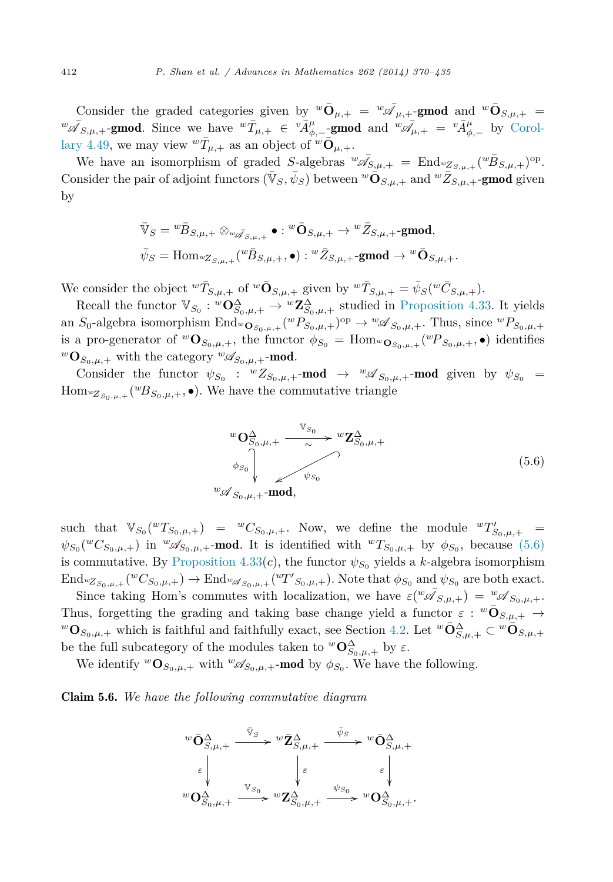Consider the graded categories given by ${}^w\bar{\mathbf{O}}_{\mu,+} = {}^w\bar{\mathscr{A}}_{\mu,+}$-**gmod** and ${}^w\bar{\mathbf{O}}_{S,\mu,+} = {}^w\bar{\mathscr{A}}_{S,\mu,+}$-**gmod**. Since we have ${}^w\bar{T}_{\mu,+} \in {}^v\bar{A}^{\mu}_{\phi,-}$-**gmod** and ${}^w\bar{\mathscr{A}}_{\mu,+} = {}^v\bar{A}^{\mu}_{\phi,-}$ by Corollary 4.49, we may view ${}^w\bar{T}_{\mu,+}$ as an object of ${}^w\bar{\mathbf{O}}_{\mu,+}$.

We have an isomorphism of graded $S$-algebras ${}^w\bar{\mathscr{A}}_{S,\mu,+} = \mathrm{End}_{{}^w\bar{Z}_{S,\mu,+}}({}^w\bar{B}_{S,\mu,+})^{\mathrm{op}}$. Consider the pair of adjoint functors $(\bar{\mathbb{V}}_S, \bar{\psi}_S)$ between ${}^w\bar{\mathbf{O}}_{S,\mu,+}$ and ${}^w\bar{Z}_{S,\mu,+}$-**gmod** given by

$$\bar{\mathbb{V}}_S = {}^w\bar{B}_{S,\mu,+} \otimes_{{}^w\bar{\mathscr{A}}_{S,\mu,+}} \bullet : {}^w\bar{\mathbf{O}}_{S,\mu,+} \to {}^w\bar{Z}_{S,\mu,+}\text{-}\mathbf{gmod},$$

$$\bar{\psi}_S = \mathrm{Hom}_{{}^w\bar{Z}_{S,\mu,+}}({}^w\bar{B}_{S,\mu,+}, \bullet) : {}^w\bar{Z}_{S,\mu,+}\text{-}\mathbf{gmod} \to {}^w\bar{\mathbf{O}}_{S,\mu,+}.$$

We consider the object ${}^w\bar{T}_{S,\mu,+}$ of ${}^w\bar{\mathbf{O}}_{S,\mu,+}$ given by ${}^w\bar{T}_{S,\mu,+} = \bar{\psi}_S({}^w\bar{C}_{S,\mu,+})$.

Recall the functor $\mathbb{V}_{S_0} : {}^w\mathbf{O}^{\Delta}_{S_0,\mu,+} \to {}^w\mathbf{Z}^{\Delta}_{S_0,\mu,+}$ studied in Proposition 4.33. It yields an $S_0$-algebra isomorphism $\mathrm{End}_{{}^w\mathbf{O}_{S_0,\mu,+}}({}^wP_{S_0,\mu,+})^{\mathrm{op}} \to {}^w\mathscr{A}_{S_0,\mu,+}$. Thus, since ${}^wP_{S_0,\mu,+}$ is a pro-generator of ${}^w\mathbf{O}_{S_0,\mu,+}$, the functor $\phi_{S_0} = \mathrm{Hom}_{{}^w\mathbf{O}_{S_0,\mu,+}}({}^wP_{S_0,\mu,+}, \bullet)$ identifies ${}^w\mathbf{O}_{S_0,\mu,+}$ with the category ${}^w\mathscr{A}_{S_0,\mu,+}$-**mod**.

Consider the functor $\psi_{S_0} : {}^wZ_{S_0,\mu,+}$-**mod** $\to {}^w\mathscr{A}_{S_0,\mu,+}$-**mod** given by $\psi_{S_0} = \mathrm{Hom}_{{}^wZ_{S_0,\mu,+}}({}^wB_{S_0,\mu,+}, \bullet)$. We have the commutative triangle

$$\begin{array}{ccc}
{}^w\mathbf{O}^{\Delta}_{S_0,\mu,+} & \xrightarrow[\sim]{\mathbb{V}_{S_0}} & {}^w\mathbf{Z}^{\Delta}_{S_0,\mu,+} \\
\downarrow{\scriptstyle \phi_{S_0}} & \swarrow{\scriptstyle \psi_{S_0}} & \\
{}^w\mathscr{A}_{S_0,\mu,+}\text{-}\mathbf{mod}, & &
\end{array} \tag{5.6}$$

such that $\mathbb{V}_{S_0}({}^wT_{S_0,\mu,+}) = {}^wC_{S_0,\mu,+}$. Now, we define the module ${}^wT'_{S_0,\mu,+} = \psi_{S_0}({}^wC_{S_0,\mu,+})$ in ${}^w\mathscr{A}_{S_0,\mu,+}$-**mod**. It is identified with ${}^wT_{S_0,\mu,+}$ by $\phi_{S_0}$, because (5.6) is commutative. By Proposition 4.33(*c*), the functor $\psi_{S_0}$ yields a $k$-algebra isomorphism $\mathrm{End}_{{}^wZ_{S_0,\mu,+}}({}^wC_{S_0,\mu,+}) \to \mathrm{End}_{{}^w\mathscr{A}_{S_0,\mu,+}}({}^wT'_{S_0,\mu,+})$. Note that $\phi_{S_0}$ and $\psi_{S_0}$ are both exact.

Since taking Hom's commutes with localization, we have $\varepsilon({}^w\bar{\mathscr{A}}_{S,\mu,+}) = {}^w\mathscr{A}_{S_0,\mu,+}$. Thus, forgetting the grading and taking base change yield a functor $\varepsilon : {}^w\bar{\mathbf{O}}_{S,\mu,+} \to {}^w\mathbf{O}_{S_0,\mu,+}$ which is faithful and faithfully exact, see Section 4.2. Let ${}^w\bar{\mathbf{O}}^{\Delta}_{S,\mu,+} \subset {}^w\bar{\mathbf{O}}_{S,\mu,+}$ be the full subcategory of the modules taken to ${}^w\mathbf{O}^{\Delta}_{S_0,\mu,+}$ by $\varepsilon$.

We identify ${}^w\mathbf{O}_{S_0,\mu,+}$ with ${}^w\mathscr{A}_{S_0,\mu,+}$-**mod** by $\phi_{S_0}$. We have the following.

**Claim 5.6.** *We have the following commutative diagram*

$$\begin{array}{ccccc}
{}^w\bar{\mathbf{O}}^{\Delta}_{S,\mu,+} & \xrightarrow{\bar{\mathbb{V}}_S} & {}^w\bar{\mathbf{Z}}^{\Delta}_{S,\mu,+} & \xrightarrow{\bar{\psi}_S} & {}^w\bar{\mathbf{O}}^{\Delta}_{S,\mu,+} \\
\downarrow{\scriptstyle \varepsilon} & & \downarrow{\scriptstyle \varepsilon} & & \downarrow{\scriptstyle \varepsilon} \\
{}^w\mathbf{O}^{\Delta}_{S_0,\mu,+} & \xrightarrow{\mathbb{V}_{S_0}} & {}^w\mathbf{Z}^{\Delta}_{S_0,\mu,+} & \xrightarrow{\psi_{S_0}} & {}^w\mathbf{O}^{\Delta}_{S_0,\mu,+}.
\end{array}$$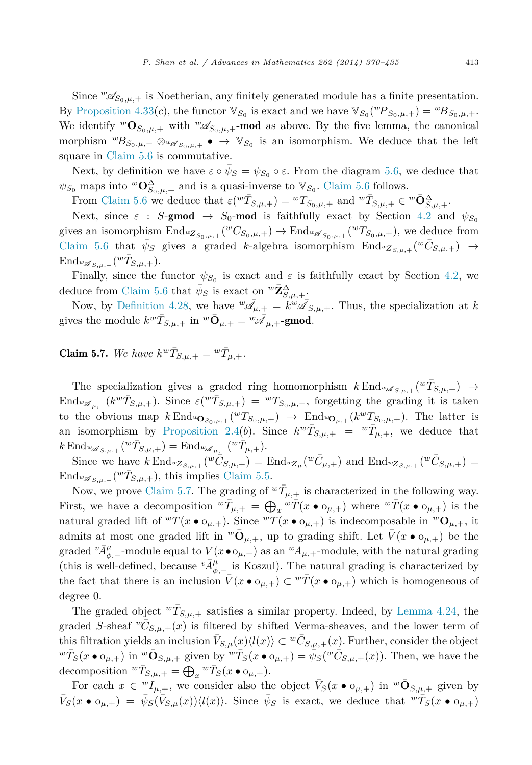Since ${}^w\mathscr{A}_{S_0,\mu,+}$ is Noetherian, any finitely generated module has a finite presentation. By Proposition 4.33(*c*), the functor $\mathbb{V}_{S_0}$ is exact and we have $\mathbb{V}_{S_0}({}^wP_{S_0,\mu,+}) = {}^wB_{S_0,\mu,+}$. We identify ${}^w\mathbf{O}_{S_0,\mu,+}$ with ${}^w\mathscr{A}_{S_0,\mu,+}$-**mod** as above. By the five lemma, the canonical morphism ${}^wB_{S_0,\mu,+} \otimes_{{}^w\mathscr{A}_{S_0,\mu,+}} \bullet \to \mathbb{V}_{S_0}$ is an isomorphism. We deduce that the left square in Claim 5.6 is commutative.

Next, by definition we have $\varepsilon \circ \bar{\psi}_S = \psi_{S_0} \circ \varepsilon$. From the diagram 5.6, we deduce that $\psi_{S_0}$ maps into ${}^w\mathbf{O}^{\Delta}_{S_0,\mu,+}$ and is a quasi-inverse to $\mathbb{V}_{S_0}$. Claim 5.6 follows.

From Claim 5.6 we deduce that $\varepsilon({}^w\bar{T}_{S,\mu,+}) = {}^wT_{S_0,\mu,+}$ and ${}^w\bar{T}_{S,\mu,+} \in {}^w\bar{\mathbf{O}}^{\Delta}_{S,\mu,+}$.

Next, since $\varepsilon : S$-**gmod** $\to S_0$-**mod** is faithfully exact by Section 4.2 and $\psi_{S_0}$ gives an isomorphism $\mathrm{End}_{{}^wZ_{S_0,\mu,+}}({}^wC_{S_0,\mu,+}) \to \mathrm{End}_{{}^w\mathscr{A}_{S_0,\mu,+}}({}^wT_{S_0,\mu,+})$, we deduce from Claim 5.6 that $\bar{\psi}_S$ gives a graded $k$-algebra isomorphism $\mathrm{End}_{{}^wZ_{S,\mu,+}}({}^w\bar{C}_{S,\mu,+}) \to \mathrm{End}_{{}^w\mathscr{A}_{S,\mu,+}}({}^w\bar{T}_{S,\mu,+})$.

Finally, since the functor $\psi_{S_0}$ is exact and $\varepsilon$ is faithfully exact by Section 4.2, we deduce from Claim 5.6 that $\bar{\psi}_S$ is exact on ${}^w\bar{\mathbf{Z}}^{\Delta}_{S,\mu,+}$.

Now, by Definition 4.28, we have ${}^w\bar{\mathscr{A}}_{\mu,+} = k{}^w\bar{\mathscr{A}}_{S,\mu,+}$. Thus, the specialization at $k$ gives the module $k{}^w\bar{T}_{S,\mu,+}$ in ${}^w\bar{\mathbf{O}}_{\mu,+} = {}^w\bar{\mathscr{A}}_{\mu,+}$-**gmod**.

**Claim 5.7.** *We have* $k{}^w\bar{T}_{S,\mu,+} = {}^w\bar{T}_{\mu,+}$.

The specialization gives a graded ring homomorphism $k\,\mathrm{End}_{{}^w\mathscr{A}_{S,\mu,+}}({}^w\bar{T}_{S,\mu,+}) \to \mathrm{End}_{{}^w\mathscr{A}_{\mu,+}}(k{}^w\bar{T}_{S,\mu,+})$. Since $\varepsilon({}^w\bar{T}_{S,\mu,+}) = {}^wT_{S_0,\mu,+}$, forgetting the grading it is taken to the obvious map $k\,\mathrm{End}_{{}^w\mathbf{O}_{S_0,\mu,+}}({}^wT_{S_0,\mu,+}) \to \mathrm{End}_{{}^w\mathbf{O}_{\mu,+}}(k{}^wT_{S_0,\mu,+})$. The latter is an isomorphism by Proposition 2.4(*b*). Since $k{}^w\bar{T}_{S,\mu,+} = {}^w\bar{T}_{\mu,+}$, we deduce that $k\,\mathrm{End}_{{}^w\mathscr{A}_{S,\mu,+}}({}^w\bar{T}_{S,\mu,+}) = \mathrm{End}_{{}^w\mathscr{A}_{\mu,+}}({}^w\bar{T}_{\mu,+})$.

Since we have $k\,\mathrm{End}_{{}^wZ_{S,\mu,+}}({}^w\bar{C}_{S,\mu,+}) = \mathrm{End}_{{}^wZ_{\mu}}({}^w\bar{C}_{\mu,+})$ and $\mathrm{End}_{{}^wZ_{S,\mu,+}}({}^w\bar{C}_{S,\mu,+}) = \mathrm{End}_{{}^w\mathscr{A}_{S,\mu,+}}({}^w\bar{T}_{S,\mu,+})$, this implies Claim 5.5.

Now, we prove Claim 5.7. The grading of ${}^w\bar{T}_{\mu,+}$ is characterized in the following way. First, we have a decomposition ${}^w\bar{T}_{\mu,+} = \bigoplus_x {}^w\bar{T}(x \bullet o_{\mu,+})$ where ${}^w\bar{T}(x \bullet o_{\mu,+})$ is the natural graded lift of ${}^wT(x \bullet o_{\mu,+})$. Since ${}^wT(x \bullet o_{\mu,+})$ is indecomposable in ${}^w\mathbf{O}_{\mu,+}$, it admits at most one graded lift in ${}^w\bar{\mathbf{O}}_{\mu,+}$, up to grading shift. Let $\bar{V}(x \bullet o_{\mu,+})$ be the graded ${}^v\bar{A}^{\mu}_{\phi,-}$-module equal to $V(x \bullet o_{\mu,+})$ as an ${}^wA_{\mu,+}$-module, with the natural grading (this is well-defined, because ${}^v\bar{A}^{\mu}_{\phi,-}$ is Koszul). The natural grading is characterized by the fact that there is an inclusion $\bar{V}(x \bullet o_{\mu,+}) \subset {}^w\bar{T}(x \bullet o_{\mu,+})$ which is homogeneous of degree 0.

The graded object ${}^w\bar{T}_{S,\mu,+}$ satisfies a similar property. Indeed, by Lemma 4.24, the graded $S$-sheaf ${}^w\bar{C}_{S,\mu,+}(x)$ is filtered by shifted Verma-sheaves, and the lower term of this filtration yields an inclusion $\bar{V}_{S,\mu}(x)\langle l(x)\rangle \subset {}^w\bar{C}_{S,\mu,+}(x)$. Further, consider the object ${}^w\bar{T}_S(x \bullet o_{\mu,+})$ in ${}^w\bar{\mathbf{O}}_{S,\mu,+}$ given by ${}^w\bar{T}_S(x \bullet o_{\mu,+}) = \bar{\psi}_S({}^w\bar{C}_{S,\mu,+}(x))$. Then, we have the decomposition ${}^w\bar{T}_{S,\mu,+} = \bigoplus_x {}^w\bar{T}_S(x \bullet o_{\mu,+})$.

For each $x \in {}^wI_{\mu,+}$, we consider also the object $\bar{V}_S(x \bullet o_{\mu,+})$ in ${}^w\bar{\mathbf{O}}_{S,\mu,+}$ given by $\bar{V}_S(x \bullet o_{\mu,+}) = \bar{\psi}_S(\bar{V}_{S,\mu}(x))\langle l(x)\rangle$. Since $\bar{\psi}_S$ is exact, we deduce that ${}^w\bar{T}_S(x \bullet o_{\mu,+})$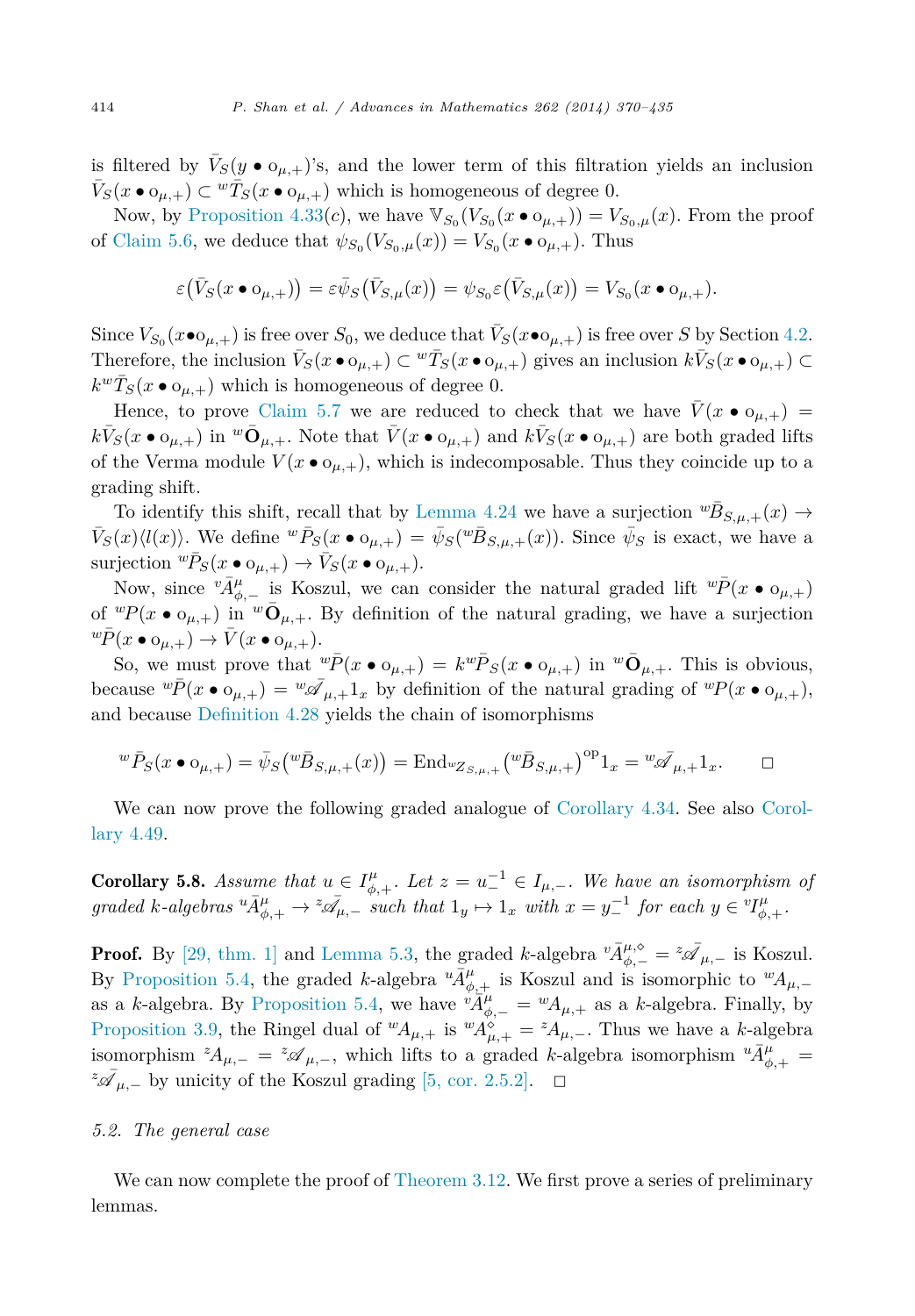is filtered by $\bar{V}_S(y \bullet \mathrm{o}_{\mu,+})$'s, and the lower term of this filtration yields an inclusion $\bar{V}_S(x \bullet \mathrm{o}_{\mu,+}) \subset {}^w\bar{T}_S(x \bullet \mathrm{o}_{\mu,+})$ which is homogeneous of degree 0.

Now, by Proposition 4.33(c), we have $\mathbb{V}_{S_0}(V_{S_0}(x \bullet \mathrm{o}_{\mu,+})) = V_{S_0,\mu}(x)$. From the proof of Claim 5.6, we deduce that $\psi_{S_0}(V_{S_0,\mu}(x)) = V_{S_0}(x \bullet \mathrm{o}_{\mu,+})$. Thus

$$\varepsilon\big(\bar{V}_S(x \bullet \mathrm{o}_{\mu,+})\big) = \varepsilon\bar{\psi}_S\big(\bar{V}_{S,\mu}(x)\big) = \psi_{S_0}\varepsilon\big(\bar{V}_{S,\mu}(x)\big) = V_{S_0}(x \bullet \mathrm{o}_{\mu,+}).$$

Since $V_{S_0}(x\bullet\mathrm{o}_{\mu,+})$ is free over $S_0$, we deduce that $\bar{V}_S(x\bullet\mathrm{o}_{\mu,+})$ is free over $S$ by Section 4.2. Therefore, the inclusion $\bar{V}_S(x \bullet \mathrm{o}_{\mu,+}) \subset {}^w\bar{T}_S(x \bullet \mathrm{o}_{\mu,+})$ gives an inclusion $k\bar{V}_S(x \bullet \mathrm{o}_{\mu,+}) \subset k{}^w\bar{T}_S(x \bullet \mathrm{o}_{\mu,+})$ which is homogeneous of degree 0.

Hence, to prove Claim 5.7 we are reduced to check that we have $\bar{V}(x \bullet \mathrm{o}_{\mu,+}) = k\bar{V}_S(x \bullet \mathrm{o}_{\mu,+})$ in ${}^w\bar{\mathbf{O}}_{\mu,+}$. Note that $\bar{V}(x \bullet \mathrm{o}_{\mu,+})$ and $k\bar{V}_S(x \bullet \mathrm{o}_{\mu,+})$ are both graded lifts of the Verma module $V(x \bullet \mathrm{o}_{\mu,+})$, which is indecomposable. Thus they coincide up to a grading shift.

To identify this shift, recall that by Lemma 4.24 we have a surjection ${}^w\bar{B}_{S,\mu,+}(x) \to \bar{V}_S(x)\langle l(x)\rangle$. We define ${}^w\bar{P}_S(x \bullet \mathrm{o}_{\mu,+}) = \bar{\psi}_S({}^w\bar{B}_{S,\mu,+}(x))$. Since $\bar{\psi}_S$ is exact, we have a surjection ${}^w\bar{P}_S(x \bullet \mathrm{o}_{\mu,+}) \to \bar{V}_S(x \bullet \mathrm{o}_{\mu,+})$.

Now, since ${}^v\bar{A}^\mu_{\phi,-}$ is Koszul, we can consider the natural graded lift ${}^w\bar{P}(x \bullet \mathrm{o}_{\mu,+})$ of ${}^wP(x \bullet \mathrm{o}_{\mu,+})$ in ${}^w\bar{\mathbf{O}}_{\mu,+}$. By definition of the natural grading, we have a surjection ${}^w\bar{P}(x \bullet \mathrm{o}_{\mu,+}) \to \bar{V}(x \bullet \mathrm{o}_{\mu,+})$.

So, we must prove that ${}^w\bar{P}(x \bullet \mathrm{o}_{\mu,+}) = k{}^w\bar{P}_S(x \bullet \mathrm{o}_{\mu,+})$ in ${}^w\bar{\mathbf{O}}_{\mu,+}$. This is obvious, because ${}^w\bar{P}(x \bullet \mathrm{o}_{\mu,+}) = {}^w\bar{\mathscr{A}}_{\mu,+}1_x$ by definition of the natural grading of ${}^wP(x \bullet \mathrm{o}_{\mu,+})$, and because Definition 4.28 yields the chain of isomorphisms

$${}^w\bar{P}_S(x \bullet \mathrm{o}_{\mu,+}) = \bar{\psi}_S\big({}^w\bar{B}_{S,\mu,+}(x)\big) = \mathrm{End}_{{}^wZ_{S,\mu,+}}\big({}^w\bar{B}_{S,\mu,+}\big)^{\mathrm{op}}1_x = {}^w\bar{\mathscr{A}}_{\mu,+}1_x. \qquad \square$$

We can now prove the following graded analogue of Corollary 4.34. See also Corollary 4.49.

**Corollary 5.8.** *Assume that $u \in I^\mu_{\phi,+}$. Let $z = u_-^{-1} \in I_{\mu,-}$. We have an isomorphism of graded $k$-algebras ${}^u\bar{A}^\mu_{\phi,+} \to {}^z\bar{\mathscr{A}}_{\mu,-}$ such that $1_y \mapsto 1_x$ with $x = y_-^{-1}$ for each $y \in {}^vI^\mu_{\phi,+}$.*

**Proof.** By [29, thm. 1] and Lemma 5.3, the graded $k$-algebra ${}^v\bar{A}^{\mu,\diamond}_{\phi,-} = {}^z\bar{\mathscr{A}}_{\mu,-}$ is Koszul. By Proposition 5.4, the graded $k$-algebra ${}^u\bar{A}^\mu_{\phi,+}$ is Koszul and is isomorphic to ${}^wA_{\mu,-}$ as a $k$-algebra. By Proposition 5.4, we have ${}^v\bar{A}^\mu_{\phi,-} = {}^wA_{\mu,+}$ as a $k$-algebra. Finally, by Proposition 3.9, the Ringel dual of ${}^wA_{\mu,+}$ is ${}^wA^\diamond_{\mu,+} = {}^zA_{\mu,-}$. Thus we have a $k$-algebra isomorphism ${}^zA_{\mu,-} = {}^z\mathscr{A}_{\mu,-}$, which lifts to a graded $k$-algebra isomorphism ${}^u\bar{A}^\mu_{\phi,+} = {}^z\bar{\mathscr{A}}_{\mu,-}$ by unicity of the Koszul grading [5, cor. 2.5.2]. $\square$

### 5.2. The general case

We can now complete the proof of Theorem 3.12. We first prove a series of preliminary lemmas.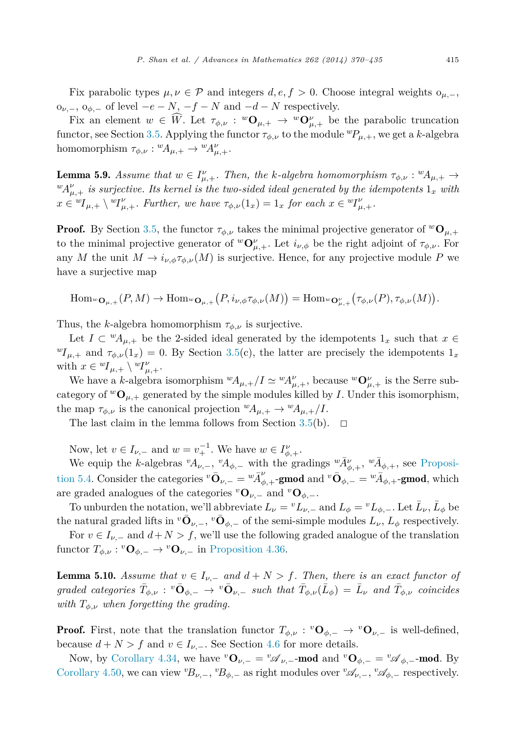Fix parabolic types $\mu, \nu \in \mathcal{P}$ and integers $d, e, f > 0$. Choose integral weights $\mathrm{o}_{\mu,-}$, $\mathrm{o}_{\nu,-}$, $\mathrm{o}_{\phi,-}$ of level $-e-N$, $-f-N$ and $-d-N$ respectively.

Fix an element $w \in \widehat{W}$. Let $\tau_{\phi,\nu} : {}^w\mathbf{O}_{\mu,+} \to {}^w\mathbf{O}^\nu_{\mu,+}$ be the parabolic truncation functor, see Section 3.5. Applying the functor $\tau_{\phi,\nu}$ to the module ${}^wP_{\mu,+}$, we get a $k$-algebra homomorphism $\tau_{\phi,\nu} : {}^wA_{\mu,+} \to {}^wA^\nu_{\mu,+}$.

**Lemma 5.9.** *Assume that $w \in I^\nu_{\mu,+}$. Then, the $k$-algebra homomorphism $\tau_{\phi,\nu} : {}^wA_{\mu,+} \to {}^wA^\nu_{\mu,+}$ is surjective. Its kernel is the two-sided ideal generated by the idempotents $1_x$ with $x \in {}^wI_{\mu,+} \setminus {}^wI^\nu_{\mu,+}$. Further, we have $\tau_{\phi,\nu}(1_x) = 1_x$ for each $x \in {}^wI^\nu_{\mu,+}$.*

**Proof.** By Section 3.5, the functor $\tau_{\phi,\nu}$ takes the minimal projective generator of ${}^w\mathbf{O}_{\mu,+}$ to the minimal projective generator of ${}^w\mathbf{O}^\nu_{\mu,+}$. Let $i_{\nu,\phi}$ be the right adjoint of $\tau_{\phi,\nu}$. For any $M$ the unit $M \to i_{\nu,\phi}\tau_{\phi,\nu}(M)$ is surjective. Hence, for any projective module $P$ we have a surjective map

$$\mathrm{Hom}_{{}^w\mathbf{O}_{\mu,+}}(P, M) \to \mathrm{Hom}_{{}^w\mathbf{O}_{\mu,+}}\big(P, i_{\nu,\phi}\tau_{\phi,\nu}(M)\big) = \mathrm{Hom}_{{}^w\mathbf{O}^\nu_{\mu,+}}\big(\tau_{\phi,\nu}(P), \tau_{\phi,\nu}(M)\big).$$

Thus, the $k$-algebra homomorphism $\tau_{\phi,\nu}$ is surjective.

Let $I \subset {}^wA_{\mu,+}$ be the 2-sided ideal generated by the idempotents $1_x$ such that $x \in {}^wI_{\mu,+}$ and $\tau_{\phi,\nu}(1_x) = 0$. By Section 3.5(c), the latter are precisely the idempotents $1_x$ with $x \in {}^wI_{\mu,+} \setminus {}^wI^\nu_{\mu,+}$.

We have a $k$-algebra isomorphism ${}^wA_{\mu,+}/I \simeq {}^wA^\nu_{\mu,+}$, because ${}^w\mathbf{O}^\nu_{\mu,+}$ is the Serre subcategory of ${}^w\mathbf{O}_{\mu,+}$ generated by the simple modules killed by $I$. Under this isomorphism, the map $\tau_{\phi,\nu}$ is the canonical projection ${}^wA_{\mu,+} \to {}^wA_{\mu,+}/I$.

The last claim in the lemma follows from Section 3.5(b). $\square$

Now, let $v \in I_{\nu,-}$ and $w = v_+^{-1}$. We have $w \in I^\nu_{\phi,+}$.

We equip the $k$-algebras ${}^vA_{\nu,-}$, ${}^vA_{\phi,-}$ with the gradings ${}^w\bar{A}^\nu_{\phi,+}$, ${}^w\bar{A}_{\phi,+}$, see Proposition 5.4. Consider the categories ${}^v\bar{\mathbf{O}}_{\nu,-} = {}^w\bar{A}^\nu_{\phi,+}$-**gmod** and ${}^v\bar{\mathbf{O}}_{\phi,-} = {}^w\bar{A}_{\phi,+}$-**gmod**, which are graded analogues of the categories ${}^v\mathbf{O}_{\nu,-}$ and ${}^v\mathbf{O}_{\phi,-}$.

To unburden the notation, we'll abbreviate $L_\nu = {}^vL_{\nu,-}$ and $L_\phi = {}^vL_{\phi,-}$. Let $\bar{L}_\nu$, $\bar{L}_\phi$ be the natural graded lifts in ${}^v\bar{\mathbf{O}}_{\nu,-}$, ${}^v\bar{\mathbf{O}}_{\phi,-}$ of the semi-simple modules $L_\nu$, $L_\phi$ respectively.

For $v \in I_{\nu,-}$ and $d + N > f$, we'll use the following graded analogue of the translation functor $T_{\phi,\nu} : {}^v\mathbf{O}_{\phi,-} \to {}^v\mathbf{O}_{\nu,-}$ in Proposition 4.36.

**Lemma 5.10.** *Assume that $v \in I_{\nu,-}$ and $d + N > f$. Then, there is an exact functor of graded categories $\bar{T}_{\phi,\nu} : {}^v\bar{\mathbf{O}}_{\phi,-} \to {}^v\bar{\mathbf{O}}_{\nu,-}$ such that $\bar{T}_{\phi,\nu}(\bar{L}_\phi) = \bar{L}_\nu$ and $\bar{T}_{\phi,\nu}$ coincides with $T_{\phi,\nu}$ when forgetting the grading.*

**Proof.** First, note that the translation functor $T_{\phi,\nu} : {}^v\mathbf{O}_{\phi,-} \to {}^v\mathbf{O}_{\nu,-}$ is well-defined, because $d + N > f$ and $v \in I_{\nu,-}$. See Section 4.6 for more details.

Now, by Corollary 4.34, we have ${}^v\mathbf{O}_{\nu,-} = {}^v\mathscr{A}_{\nu,-}$-**mod** and ${}^v\mathbf{O}_{\phi,-} = {}^v\mathscr{A}_{\phi,-}$-**mod**. By Corollary 4.50, we can view ${}^vB_{\nu,-}$, ${}^vB_{\phi,-}$ as right modules over ${}^v\mathscr{A}_{\nu,-}$, ${}^v\mathscr{A}_{\phi,-}$ respectively.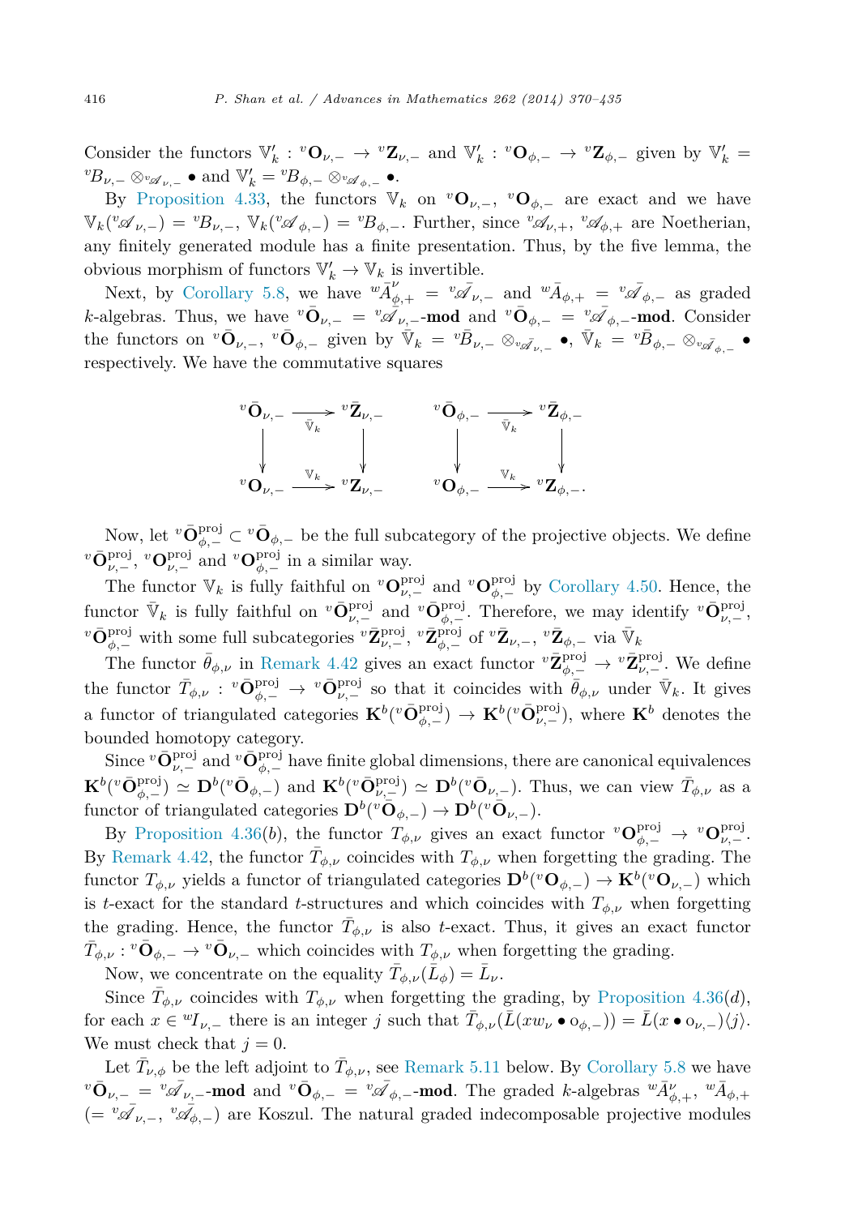Consider the functors $\mathbb{V}'_k : {}^v\mathbf{O}_{\nu,-} \to {}^v\mathbf{Z}_{\nu,-}$ and $\mathbb{V}'_k : {}^v\mathbf{O}_{\phi,-} \to {}^v\mathbf{Z}_{\phi,-}$ given by $\mathbb{V}'_k = {}^vB_{\nu,-} \otimes_{{}^v\mathscr{A}_{\nu,-}} \bullet$ and $\mathbb{V}'_k = {}^vB_{\phi,-} \otimes_{{}^v\mathscr{A}_{\phi,-}} \bullet$.

By Proposition 4.33, the functors $\mathbb{V}_k$ on ${}^v\mathbf{O}_{\nu,-}$, ${}^v\mathbf{O}_{\phi,-}$ are exact and we have $\mathbb{V}_k({}^v\mathscr{A}_{\nu,-}) = {}^vB_{\nu,-}$, $\mathbb{V}_k({}^v\mathscr{A}_{\phi,-}) = {}^vB_{\phi,-}$. Further, since ${}^v\mathscr{A}_{\nu,+}$, ${}^v\mathscr{A}_{\phi,+}$ are Noetherian, any finitely generated module has a finite presentation. Thus, by the five lemma, the obvious morphism of functors $\mathbb{V}'_k \to \mathbb{V}_k$ is invertible.

Next, by Corollary 5.8, we have ${}^w\bar{A}^{\nu}_{\phi,+} = {}^v\bar{\mathscr{A}}_{\nu,-}$ and ${}^w\bar{A}_{\phi,+} = {}^v\bar{\mathscr{A}}_{\phi,-}$ as graded $k$-algebras. Thus, we have ${}^v\bar{\mathbf{O}}_{\nu,-} = {}^v\bar{\mathscr{A}}_{\nu,-}$-**mod** and ${}^v\bar{\mathbf{O}}_{\phi,-} = {}^v\bar{\mathscr{A}}_{\phi,-}$-**mod**. Consider the functors on ${}^v\bar{\mathbf{O}}_{\nu,-}$, ${}^v\bar{\mathbf{O}}_{\phi,-}$ given by $\bar{\mathbb{V}}_k = {}^v\bar{B}_{\nu,-} \otimes_{{}^v\bar{\mathscr{A}}_{\nu,-}} \bullet$, $\bar{\mathbb{V}}_k = {}^v\bar{B}_{\phi,-} \otimes_{{}^v\bar{\mathscr{A}}_{\phi,-}} \bullet$ respectively. We have the commutative squares

$$\begin{array}{ccc} {}^v\bar{\mathbf{O}}_{\nu,-} & \xrightarrow{\bar{\mathbb{V}}_k} & {}^v\bar{\mathbf{Z}}_{\nu,-} \\ \downarrow & & \downarrow \\ {}^v\mathbf{O}_{\nu,-} & \xrightarrow{\mathbb{V}_k} & {}^v\mathbf{Z}_{\nu,-} \end{array} \qquad \begin{array}{ccc} {}^v\bar{\mathbf{O}}_{\phi,-} & \xrightarrow{\bar{\mathbb{V}}_k} & {}^v\bar{\mathbf{Z}}_{\phi,-} \\ \downarrow & & \downarrow \\ {}^v\mathbf{O}_{\phi,-} & \xrightarrow{\mathbb{V}_k} & {}^v\mathbf{Z}_{\phi,-}. \end{array}$$

Now, let ${}^v\bar{\mathbf{O}}^{\mathrm{proj}}_{\phi,-} \subset {}^v\bar{\mathbf{O}}_{\phi,-}$ be the full subcategory of the projective objects. We define ${}^v\bar{\mathbf{O}}^{\mathrm{proj}}_{\nu,-}$, ${}^v\mathbf{O}^{\mathrm{proj}}_{\nu,-}$ and ${}^v\mathbf{O}^{\mathrm{proj}}_{\phi,-}$ in a similar way.

The functor $\mathbb{V}_k$ is fully faithful on ${}^v\mathbf{O}^{\mathrm{proj}}_{\nu,-}$ and ${}^v\mathbf{O}^{\mathrm{proj}}_{\phi,-}$ by Corollary 4.50. Hence, the functor $\bar{\mathbb{V}}_k$ is fully faithful on ${}^v\bar{\mathbf{O}}^{\mathrm{proj}}_{\nu,-}$ and ${}^v\bar{\mathbf{O}}^{\mathrm{proj}}_{\phi,-}$. Therefore, we may identify ${}^v\bar{\mathbf{O}}^{\mathrm{proj}}_{\nu,-}$, ${}^v\bar{\mathbf{O}}^{\mathrm{proj}}_{\phi,-}$ with some full subcategories ${}^v\bar{\mathbf{Z}}^{\mathrm{proj}}_{\nu,-}$, ${}^v\bar{\mathbf{Z}}^{\mathrm{proj}}_{\phi,-}$ of ${}^v\bar{\mathbf{Z}}_{\nu,-}$, ${}^v\bar{\mathbf{Z}}_{\phi,-}$ via $\bar{\mathbb{V}}_k$

The functor $\bar{\theta}_{\phi,\nu}$ in Remark 4.42 gives an exact functor ${}^v\bar{\mathbf{Z}}^{\mathrm{proj}}_{\phi,-} \to {}^v\bar{\mathbf{Z}}^{\mathrm{proj}}_{\nu,-}$. We define the functor $\bar{T}_{\phi,\nu} : {}^v\bar{\mathbf{O}}^{\mathrm{proj}}_{\phi,-} \to {}^v\bar{\mathbf{O}}^{\mathrm{proj}}_{\nu,-}$ so that it coincides with $\bar{\theta}_{\phi,\nu}$ under $\bar{\mathbb{V}}_k$. It gives a functor of triangulated categories $\mathbf{K}^b({}^v\bar{\mathbf{O}}^{\mathrm{proj}}_{\phi,-}) \to \mathbf{K}^b({}^v\bar{\mathbf{O}}^{\mathrm{proj}}_{\nu,-})$, where $\mathbf{K}^b$ denotes the bounded homotopy category.

Since ${}^v\bar{\mathbf{O}}^{\mathrm{proj}}_{\nu,-}$ and ${}^v\bar{\mathbf{O}}^{\mathrm{proj}}_{\phi,-}$ have finite global dimensions, there are canonical equivalences $\mathbf{K}^b({}^v\bar{\mathbf{O}}^{\mathrm{proj}}_{\phi,-}) \simeq \mathbf{D}^b({}^v\bar{\mathbf{O}}_{\phi,-})$ and $\mathbf{K}^b({}^v\bar{\mathbf{O}}^{\mathrm{proj}}_{\nu,-}) \simeq \mathbf{D}^b({}^v\bar{\mathbf{O}}_{\nu,-})$. Thus, we can view $\bar{T}_{\phi,\nu}$ as a functor of triangulated categories $\mathbf{D}^b({}^v\bar{\mathbf{O}}_{\phi,-}) \to \mathbf{D}^b({}^v\bar{\mathbf{O}}_{\nu,-})$.

By Proposition 4.36$(b)$, the functor $T_{\phi,\nu}$ gives an exact functor ${}^v\mathbf{O}^{\mathrm{proj}}_{\phi,-} \to {}^v\mathbf{O}^{\mathrm{proj}}_{\nu,-}$. By Remark 4.42, the functor $\bar{T}_{\phi,\nu}$ coincides with $T_{\phi,\nu}$ when forgetting the grading. The functor $T_{\phi,\nu}$ yields a functor of triangulated categories $\mathbf{D}^b({}^v\mathbf{O}_{\phi,-}) \to \mathbf{K}^b({}^v\mathbf{O}_{\nu,-})$ which is $t$-exact for the standard $t$-structures and which coincides with $T_{\phi,\nu}$ when forgetting the grading. Hence, the functor $\bar{T}_{\phi,\nu}$ is also $t$-exact. Thus, it gives an exact functor $\bar{T}_{\phi,\nu} : {}^v\bar{\mathbf{O}}_{\phi,-} \to {}^v\bar{\mathbf{O}}_{\nu,-}$ which coincides with $T_{\phi,\nu}$ when forgetting the grading.

Now, we concentrate on the equality $\bar{T}_{\phi,\nu}(\bar{L}_{\phi}) = \bar{L}_{\nu}$.

Since $\bar{T}_{\phi,\nu}$ coincides with $T_{\phi,\nu}$ when forgetting the grading, by Proposition 4.36$(d)$, for each $x \in {}^wI_{\nu,-}$ there is an integer $j$ such that $\bar{T}_{\phi,\nu}(\bar{L}(xw_{\nu} \bullet \mathrm{o}_{\phi,-})) = \bar{L}(x \bullet \mathrm{o}_{\nu,-})\langle j\rangle$. We must check that $j = 0$.

Let $\bar{T}_{\nu,\phi}$ be the left adjoint to $\bar{T}_{\phi,\nu}$, see Remark 5.11 below. By Corollary 5.8 we have ${}^v\bar{\mathbf{O}}_{\nu,-} = {}^v\bar{\mathscr{A}}_{\nu,-}$-**mod** and ${}^v\bar{\mathbf{O}}_{\phi,-} = {}^v\bar{\mathscr{A}}_{\phi,-}$-**mod**. The graded $k$-algebras ${}^w\bar{A}^{\nu}_{\phi,+}$, ${}^w\bar{A}_{\phi,+}$ $(= {}^v\bar{\mathscr{A}}_{\nu,-}, {}^v\bar{\mathscr{A}}_{\phi,-})$ are Koszul. The natural graded indecomposable projective modules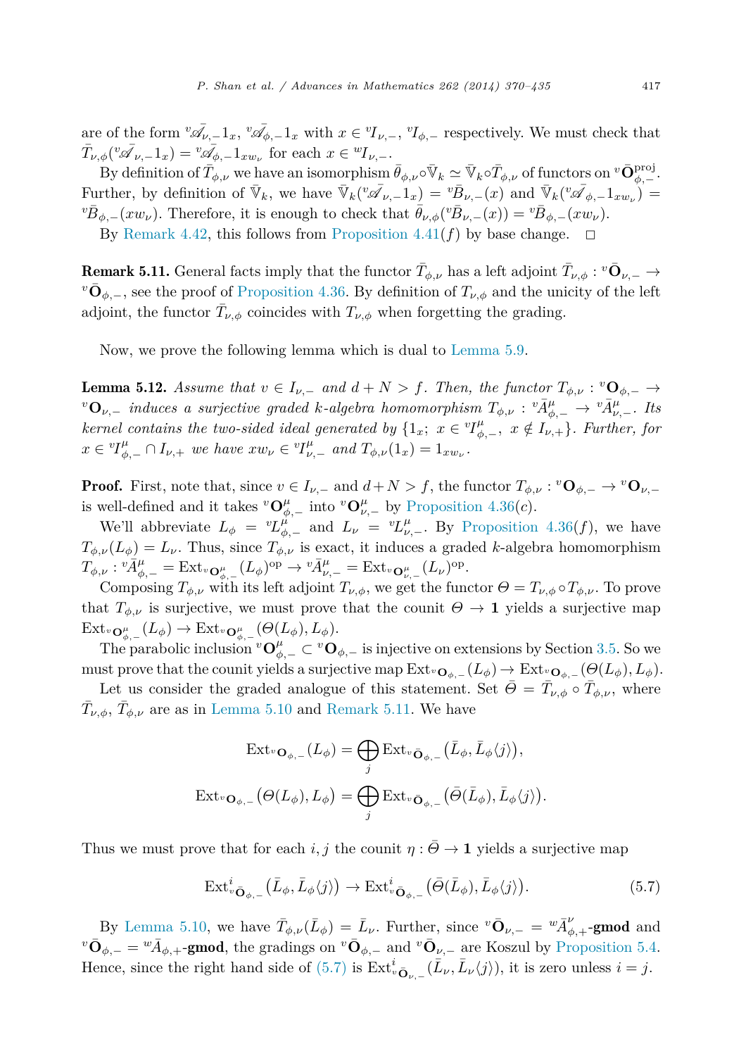are of the form ${}^v\bar{\mathscr{A}}_{\nu,-}1_x$, ${}^v\bar{\mathscr{A}}_{\phi,-}1_x$ with $x \in {}^vI_{\nu,-}$, ${}^vI_{\phi,-}$ respectively. We must check that $\bar{T}_{\nu,\phi}({}^v\bar{\mathscr{A}}_{\nu,-}1_x) = {}^v\bar{\mathscr{A}}_{\phi,-}1_{xw_\nu}$ for each $x \in {}^wI_{\nu,-}$.

By definition of $\bar{T}_{\phi,\nu}$ we have an isomorphism $\bar{\theta}_{\phi,\nu} \circ \bar{\mathbb{V}}_k \simeq \bar{\mathbb{V}}_k \circ \bar{T}_{\phi,\nu}$ of functors on ${}^v\bar{\mathbf{O}}^{\mathrm{proj}}_{\phi,-}$. Further, by definition of $\bar{\mathbb{V}}_k$, we have $\bar{\mathbb{V}}_k({}^v\bar{\mathscr{A}}_{\nu,-}1_x) = {}^v\bar{B}_{\nu,-}(x)$ and $\bar{\mathbb{V}}_k({}^v\bar{\mathscr{A}}_{\phi,-}1_{xw_\nu}) = {}^v\bar{B}_{\phi,-}(xw_\nu)$. Therefore, it is enough to check that $\bar{\theta}_{\nu,\phi}({}^v\bar{B}_{\nu,-}(x)) = {}^v\bar{B}_{\phi,-}(xw_\nu)$.

By Remark 4.42, this follows from Proposition 4.41(*f*) by base change. $\square$

**Remark 5.11.** General facts imply that the functor $\bar{T}_{\phi,\nu}$ has a left adjoint $\bar{T}_{\nu,\phi} : {}^v\bar{\mathbf{O}}_{\nu,-} \to {}^v\bar{\mathbf{O}}_{\phi,-}$, see the proof of Proposition 4.36. By definition of $T_{\nu,\phi}$ and the unicity of the left adjoint, the functor $\bar{T}_{\nu,\phi}$ coincides with $T_{\nu,\phi}$ when forgetting the grading.

Now, we prove the following lemma which is dual to Lemma 5.9.

**Lemma 5.12.** *Assume that $v \in I_{\nu,-}$ and $d+N > f$. Then, the functor $T_{\phi,\nu} : {}^v\mathbf{O}_{\phi,-} \to {}^v\mathbf{O}_{\nu,-}$ induces a surjective graded $k$-algebra homomorphism $T_{\phi,\nu} : {}^v\bar{A}^\mu_{\phi,-} \to {}^v\bar{A}^\mu_{\nu,-}$. Its kernel contains the two-sided ideal generated by $\{1_x;\ x \in {}^vI^\mu_{\phi,-},\ x \notin I_{\nu,+}\}$. Further, for $x \in {}^vI^\mu_{\phi,-} \cap I_{\nu,+}$ we have $xw_\nu \in {}^vI^\mu_{\nu,-}$ and $T_{\phi,\nu}(1_x) = 1_{xw_\nu}$.*

**Proof.** First, note that, since $v \in I_{\nu,-}$ and $d+N > f$, the functor $T_{\phi,\nu} : {}^v\mathbf{O}_{\phi,-} \to {}^v\mathbf{O}_{\nu,-}$ is well-defined and it takes ${}^v\mathbf{O}^\mu_{\phi,-}$ into ${}^v\mathbf{O}^\mu_{\nu,-}$ by Proposition 4.36(*c*).

We'll abbreviate $L_\phi = {}^vL^\mu_{\phi,-}$ and $L_\nu = {}^vL^\mu_{\nu,-}$. By Proposition 4.36(*f*), we have $T_{\phi,\nu}(L_\phi) = L_\nu$. Thus, since $T_{\phi,\nu}$ is exact, it induces a graded $k$-algebra homomorphism $T_{\phi,\nu} : {}^v\bar{A}^\mu_{\phi,-} = \mathrm{Ext}_{{}^v\mathbf{O}^\mu_{\phi,-}}(L_\phi)^{\mathrm{op}} \to {}^v\bar{A}^\mu_{\nu,-} = \mathrm{Ext}_{{}^v\mathbf{O}^\mu_{\nu,-}}(L_\nu)^{\mathrm{op}}$.

Composing $T_{\phi,\nu}$ with its left adjoint $T_{\nu,\phi}$, we get the functor $\Theta = T_{\nu,\phi} \circ T_{\phi,\nu}$. To prove that $T_{\phi,\nu}$ is surjective, we must prove that the counit $\Theta \to \mathbf{1}$ yields a surjective map $\mathrm{Ext}_{{}^v\mathbf{O}^\mu_{\phi,-}}(L_\phi) \to \mathrm{Ext}_{{}^v\mathbf{O}^\mu_{\phi,-}}(\Theta(L_\phi), L_\phi)$.

The parabolic inclusion ${}^v\mathbf{O}^\mu_{\phi,-} \subset {}^v\mathbf{O}_{\phi,-}$ is injective on extensions by Section 3.5. So we must prove that the counit yields a surjective map $\mathrm{Ext}_{{}^v\mathbf{O}_{\phi,-}}(L_\phi) \to \mathrm{Ext}_{{}^v\mathbf{O}_{\phi,-}}(\Theta(L_\phi), L_\phi)$.

Let us consider the graded analogue of this statement. Set $\bar{\Theta} = \bar{T}_{\nu,\phi} \circ \bar{T}_{\phi,\nu}$, where $\bar{T}_{\nu,\phi}$, $\bar{T}_{\phi,\nu}$ are as in Lemma 5.10 and Remark 5.11. We have

$$\mathrm{Ext}_{{}^v\mathbf{O}_{\phi,-}}(L_\phi) = \bigoplus_j \mathrm{Ext}_{{}^v\bar{\mathbf{O}}_{\phi,-}}\big(\bar{L}_\phi, \bar{L}_\phi\langle j\rangle\big),$$

$$\mathrm{Ext}_{{}^v\mathbf{O}_{\phi,-}}\big(\Theta(L_\phi), L_\phi\big) = \bigoplus_j \mathrm{Ext}_{{}^v\bar{\mathbf{O}}_{\phi,-}}\big(\bar{\Theta}(\bar{L}_\phi), \bar{L}_\phi\langle j\rangle\big).$$

Thus we must prove that for each $i, j$ the counit $\eta : \bar{\Theta} \to \mathbf{1}$ yields a surjective map

$$\mathrm{Ext}^i_{{}^v\bar{\mathbf{O}}_{\phi,-}}\big(\bar{L}_\phi, \bar{L}_\phi\langle j\rangle\big) \to \mathrm{Ext}^i_{{}^v\bar{\mathbf{O}}_{\phi,-}}\big(\bar{\Theta}(\bar{L}_\phi), \bar{L}_\phi\langle j\rangle\big). \tag{5.7}$$

By Lemma 5.10, we have $\bar{T}_{\phi,\nu}(\bar{L}_\phi) = \bar{L}_\nu$. Further, since ${}^v\bar{\mathbf{O}}_{\nu,-} = {}^w\bar{A}^\nu_{\phi,+}$-**gmod** and ${}^v\bar{\mathbf{O}}_{\phi,-} = {}^w\bar{A}_{\phi,+}$-**gmod**, the gradings on ${}^v\bar{\mathbf{O}}_{\phi,-}$ and ${}^v\bar{\mathbf{O}}_{\nu,-}$ are Koszul by Proposition 5.4. Hence, since the right hand side of (5.7) is $\mathrm{Ext}^i_{{}^v\bar{\mathbf{O}}_{\nu,-}}(\bar{L}_\nu, \bar{L}_\nu\langle j\rangle)$, it is zero unless $i = j$.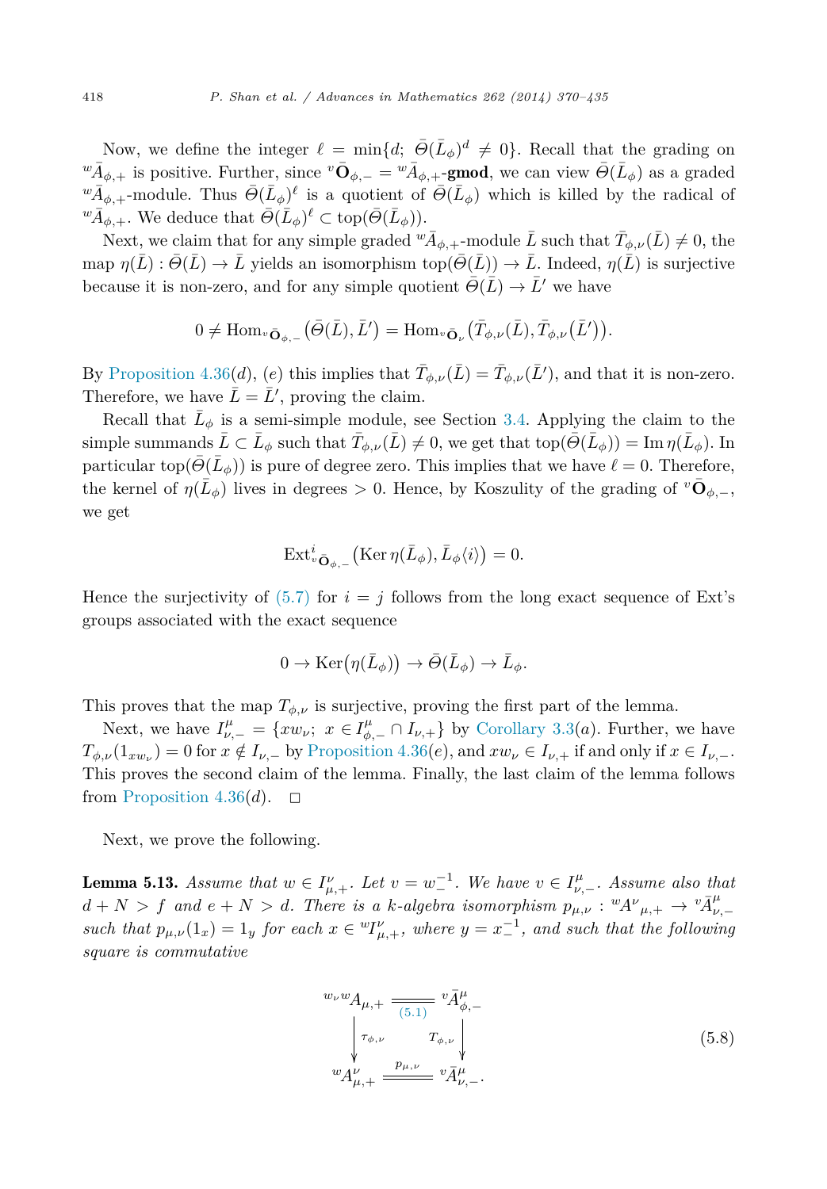Now, we define the integer $\ell = \min\{d;\ \bar{\Theta}(\bar{L}_\phi)^d \neq 0\}$. Recall that the grading on ${}^w\bar{A}_{\phi,+}$ is positive. Further, since ${}^v\bar{\mathbf{O}}_{\phi,-} = {}^w\bar{A}_{\phi,+}\text{-}\mathbf{gmod}$, we can view $\bar{\Theta}(\bar{L}_\phi)$ as a graded ${}^w\bar{A}_{\phi,+}$-module. Thus $\bar{\Theta}(\bar{L}_\phi)^\ell$ is a quotient of $\bar{\Theta}(\bar{L}_\phi)$ which is killed by the radical of ${}^w\bar{A}_{\phi,+}$. We deduce that $\bar{\Theta}(\bar{L}_\phi)^\ell \subset \operatorname{top}(\bar{\Theta}(\bar{L}_\phi))$.

Next, we claim that for any simple graded ${}^w\bar{A}_{\phi,+}$-module $\bar{L}$ such that $\bar{T}_{\phi,\nu}(\bar{L}) \neq 0$, the map $\eta(\bar{L}) : \bar{\Theta}(\bar{L}) \to \bar{L}$ yields an isomorphism $\operatorname{top}(\bar{\Theta}(\bar{L})) \to \bar{L}$. Indeed, $\eta(\bar{L})$ is surjective because it is non-zero, and for any simple quotient $\bar{\Theta}(\bar{L}) \to \bar{L}'$ we have

$$0 \neq \operatorname{Hom}_{{}^v\bar{\mathbf{O}}_{\phi,-}}\big(\bar{\Theta}(\bar{L}), \bar{L}'\big) = \operatorname{Hom}_{{}^v\bar{\mathbf{O}}_{\nu}}\big(\bar{T}_{\phi,\nu}(\bar{L}), \bar{T}_{\phi,\nu}(\bar{L}')\big).$$

By Proposition 4.36(*d*), (*e*) this implies that $\bar{T}_{\phi,\nu}(\bar{L}) = \bar{T}_{\phi,\nu}(\bar{L}')$, and that it is non-zero. Therefore, we have $\bar{L} = \bar{L}'$, proving the claim.

Recall that $\bar{L}_\phi$ is a semi-simple module, see Section 3.4. Applying the claim to the simple summands $\bar{L} \subset \bar{L}_\phi$ such that $\bar{T}_{\phi,\nu}(\bar{L}) \neq 0$, we get that $\operatorname{top}(\bar{\Theta}(\bar{L}_\phi)) = \operatorname{Im}\eta(\bar{L}_\phi)$. In particular $\operatorname{top}(\bar{\Theta}(\bar{L}_\phi))$ is pure of degree zero. This implies that we have $\ell = 0$. Therefore, the kernel of $\eta(\bar{L}_\phi)$ lives in degrees $> 0$. Hence, by Koszulity of the grading of ${}^v\bar{\mathbf{O}}_{\phi,-}$, we get

$$\operatorname{Ext}^i_{{}^v\bar{\mathbf{O}}_{\phi,-}}\big(\operatorname{Ker}\eta(\bar{L}_\phi), \bar{L}_\phi\langle i\rangle\big) = 0.$$

Hence the surjectivity of (5.7) for $i = j$ follows from the long exact sequence of Ext's groups associated with the exact sequence

$$0 \to \operatorname{Ker}\big(\eta(\bar{L}_\phi)\big) \to \bar{\Theta}(\bar{L}_\phi) \to \bar{L}_\phi.$$

This proves that the map $T_{\phi,\nu}$ is surjective, proving the first part of the lemma.

Next, we have $I^\mu_{\nu,-} = \{xw_\nu;\ x \in I^\mu_{\phi,-} \cap I_{\nu,+}\}$ by Corollary 3.3(*a*). Further, we have $T_{\phi,\nu}(1_{xw_\nu}) = 0$ for $x \notin I_{\nu,-}$ by Proposition 4.36(*e*), and $xw_\nu \in I_{\nu,+}$ if and only if $x \in I_{\nu,-}$. This proves the second claim of the lemma. Finally, the last claim of the lemma follows from Proposition 4.36(*d*). $\square$

Next, we prove the following.

**Lemma 5.13.** *Assume that $w \in I^\nu_{\mu,+}$. Let $v = w_-^{-1}$. We have $v \in I^\mu_{\nu,-}$. Assume also that $d + N > f$ and $e + N > d$. There is a $k$-algebra isomorphism $p_{\mu,\nu} : {}^wA^\nu{}_{\mu,+} \to {}^v\bar{A}^\mu_{\nu,-}$ such that $p_{\mu,\nu}(1_x) = 1_y$ for each $x \in {}^wI^\nu_{\mu,+}$, where $y = x_-^{-1}$, and such that the following square is commutative*

$$\begin{array}{ccc} {}^{w_\nu w}A_{\mu,+} & \overset{(5.1)}{=\!=\!=} & {}^v\bar{A}^\mu_{\phi,-} \\ \Big\downarrow{\scriptstyle \tau_{\phi,\nu}} & & \Big\downarrow{\scriptstyle T_{\phi,\nu}} \\ {}^wA^\nu_{\mu,+} & \overset{p_{\mu,\nu}}{=\!=\!=} & {}^v\bar{A}^\mu_{\nu,-}. \end{array} \tag{5.8}$$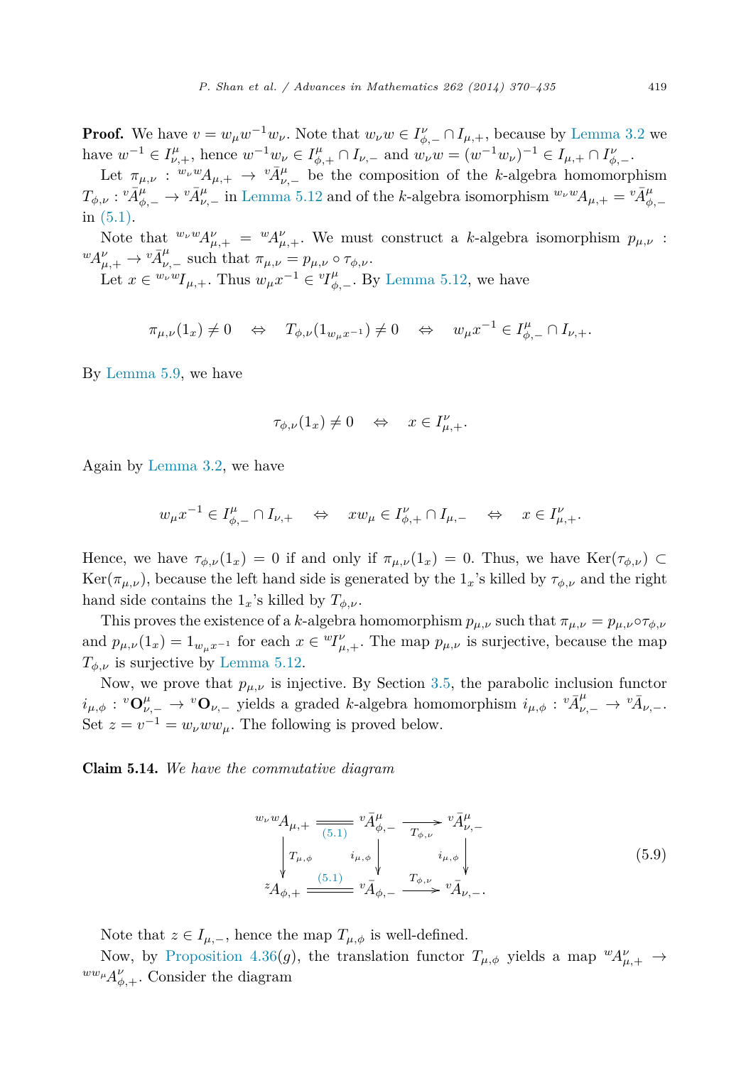**Proof.** We have $v = w_\mu w^{-1} w_\nu$. Note that $w_\nu w \in I^\nu_{\phi,-} \cap I_{\mu,+}$, because by Lemma 3.2 we have $w^{-1} \in I^\mu_{\nu,+}$, hence $w^{-1}w_\nu \in I^\mu_{\phi,+} \cap I_{\nu,-}$ and $w_\nu w = (w^{-1}w_\nu)^{-1} \in I_{\mu,+} \cap I^\nu_{\phi,-}$.

Let $\pi_{\mu,\nu} : {}^{w_\nu w}A_{\mu,+} \to {}^v\bar{A}^\mu_{\nu,-}$ be the composition of the $k$-algebra homomorphism $T_{\phi,\nu} : {}^v\bar{A}^\mu_{\phi,-} \to {}^v\bar{A}^\mu_{\nu,-}$ in Lemma 5.12 and of the $k$-algebra isomorphism ${}^{w_\nu w}A_{\mu,+} = {}^v\bar{A}^\mu_{\phi,-}$ in (5.1).

Note that ${}^{w_\nu w}A^\nu_{\mu,+} = {}^wA^\nu_{\mu,+}$. We must construct a $k$-algebra isomorphism $p_{\mu,\nu} : {}^wA^\nu_{\mu,+} \to {}^v\bar{A}^\mu_{\nu,-}$ such that $\pi_{\mu,\nu} = p_{\mu,\nu} \circ \tau_{\phi,\nu}$.

Let $x \in {}^{w_\nu w}I_{\mu,+}$. Thus $w_\mu x^{-1} \in {}^vI^\mu_{\phi,-}$. By Lemma 5.12, we have

$$\pi_{\mu,\nu}(1_x) \neq 0 \quad \Leftrightarrow \quad T_{\phi,\nu}(1_{w_\mu x^{-1}}) \neq 0 \quad \Leftrightarrow \quad w_\mu x^{-1} \in I^\mu_{\phi,-} \cap I_{\nu,+}.$$

By Lemma 5.9, we have

$$\tau_{\phi,\nu}(1_x) \neq 0 \quad \Leftrightarrow \quad x \in I^\nu_{\mu,+}.$$

Again by Lemma 3.2, we have

$$w_\mu x^{-1} \in I^\mu_{\phi,-} \cap I_{\nu,+} \quad \Leftrightarrow \quad x w_\mu \in I^\nu_{\phi,+} \cap I_{\mu,-} \quad \Leftrightarrow \quad x \in I^\nu_{\mu,+}.$$

Hence, we have $\tau_{\phi,\nu}(1_x) = 0$ if and only if $\pi_{\mu,\nu}(1_x) = 0$. Thus, we have $\operatorname{Ker}(\tau_{\phi,\nu}) \subset \operatorname{Ker}(\pi_{\mu,\nu})$, because the left hand side is generated by the $1_x$'s killed by $\tau_{\phi,\nu}$ and the right hand side contains the $1_x$'s killed by $T_{\phi,\nu}$.

This proves the existence of a $k$-algebra homomorphism $p_{\mu,\nu}$ such that $\pi_{\mu,\nu} = p_{\mu,\nu} \circ \tau_{\phi,\nu}$ and $p_{\mu,\nu}(1_x) = 1_{w_\mu x^{-1}}$ for each $x \in {}^wI^\nu_{\mu,+}$. The map $p_{\mu,\nu}$ is surjective, because the map $T_{\phi,\nu}$ is surjective by Lemma 5.12.

Now, we prove that $p_{\mu,\nu}$ is injective. By Section 3.5, the parabolic inclusion functor $i_{\mu,\phi} : {}^v\mathbf{O}^\mu_{\nu,-} \to {}^v\mathbf{O}_{\nu,-}$ yields a graded $k$-algebra homomorphism $i_{\mu,\phi} : {}^v\bar{A}^\mu_{\nu,-} \to {}^v\bar{A}_{\nu,-}$. Set $z = v^{-1} = w_\nu w w_\mu$. The following is proved below.

**Claim 5.14.** *We have the commutative diagram*

$$\begin{array}{ccccc}
{}^{w_\nu w}A_{\mu,+} & \overset{(5.1)}{=\!=\!=} & {}^v\bar{A}^\mu_{\phi,-} & \xrightarrow{T_{\phi,\nu}} & {}^v\bar{A}^\mu_{\nu,-} \\
\downarrow{\scriptstyle T_{\mu,\phi}} & & \downarrow{\scriptstyle i_{\mu,\phi}} & & \downarrow{\scriptstyle i_{\mu,\phi}} \\
{}^zA_{\phi,+} & \overset{(5.1)}{=\!=\!=} & {}^v\bar{A}_{\phi,-} & \xrightarrow{T_{\phi,\nu}} & {}^v\bar{A}_{\nu,-}.
\end{array} \tag{5.9}$$

Note that $z \in I_{\mu,-}$, hence the map $T_{\mu,\phi}$ is well-defined.

Now, by Proposition 4.36(*g*), the translation functor $T_{\mu,\phi}$ yields a map ${}^wA^\nu_{\mu,+} \to {}^{ww_\mu}A^\nu_{\phi,+}$. Consider the diagram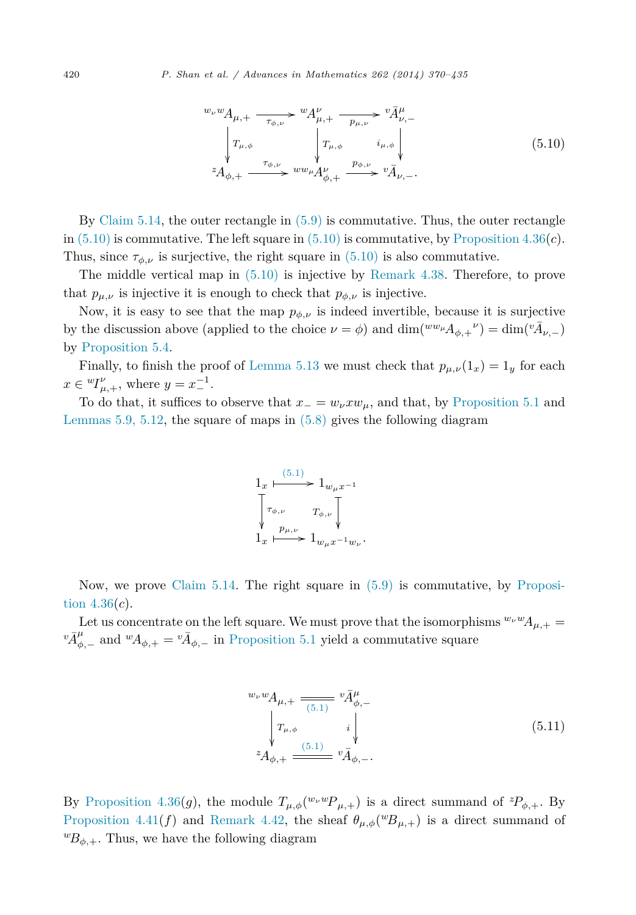$$
\begin{array}{ccccc}
{}^{w_\nu w}A_{\mu,+} & \xrightarrow{\tau_{\phi,\nu}} & {}^{w}A^{\nu}_{\mu,+} & \xrightarrow{p_{\mu,\nu}} & {}^{v}\bar{A}^{\mu}_{\nu,-} \\
\downarrow T_{\mu,\phi} & & \downarrow T_{\mu,\phi} & & \downarrow i_{\mu,\phi} \\
{}^{z}A_{\phi,+} & \xrightarrow{\tau_{\phi,\nu}} & {}^{ww_\mu}A^{\nu}_{\phi,+} & \xrightarrow{p_{\phi,\nu}} & {}^{v}\bar{A}_{\nu,-}.
\end{array}
\tag{5.10}
$$

By Claim 5.14, the outer rectangle in (5.9) is commutative. Thus, the outer rectangle in (5.10) is commutative. The left square in (5.10) is commutative, by Proposition 4.36($c$). Thus, since $\tau_{\phi,\nu}$ is surjective, the right square in (5.10) is also commutative.

The middle vertical map in (5.10) is injective by Remark 4.38. Therefore, to prove that $p_{\mu,\nu}$ is injective it is enough to check that $p_{\phi,\nu}$ is injective.

Now, it is easy to see that the map $p_{\phi,\nu}$ is indeed invertible, because it is surjective by the discussion above (applied to the choice $\nu = \phi$) and $\dim({}^{ww_\mu}A_{\phi,+}{}^{\nu}) = \dim({}^{v}\bar{A}_{\nu,-})$ by Proposition 5.4.

Finally, to finish the proof of Lemma 5.13 we must check that $p_{\mu,\nu}(1_x) = 1_y$ for each $x \in {}^{w}I^{\nu}_{\mu,+}$, where $y = x_-^{-1}$.

To do that, it suffices to observe that $x_- = w_\nu x w_\mu$, and that, by Proposition 5.1 and Lemmas 5.9, 5.12, the square of maps in (5.8) gives the following diagram

$$
\begin{array}{ccc}
1_x & \overset{(5.1)}{\longmapsto} & 1_{w_\mu x^{-1}} \\
\downarrow \tau_{\phi,\nu} & & \downarrow T_{\phi,\nu} \\
1_x & \overset{p_{\mu,\nu}}{\longmapsto} & 1_{w_\mu x^{-1} w_\nu}.
\end{array}
$$

Now, we prove Claim 5.14. The right square in (5.9) is commutative, by Proposition 4.36($c$).

Let us concentrate on the left square. We must prove that the isomorphisms ${}^{w_\nu w}A_{\mu,+} = {}^{v}\bar{A}^{\mu}_{\phi,-}$ and ${}^{w}A_{\phi,+} = {}^{v}\bar{A}_{\phi,-}$ in Proposition 5.1 yield a commutative square

$$
\begin{array}{ccc}
{}^{w_\nu w}A_{\mu,+} & \overset{(5.1)}{=\!=} & {}^{v}\bar{A}^{\mu}_{\phi,-} \\
\downarrow T_{\mu,\phi} & & \downarrow i \\
{}^{z}A_{\phi,+} & \overset{(5.1)}{=\!=} & {}^{v}\bar{A}_{\phi,-}.
\end{array}
\tag{5.11}
$$

By Proposition 4.36($g$), the module $T_{\mu,\phi}({}^{w_\nu w}P_{\mu,+})$ is a direct summand of ${}^{z}P_{\phi,+}$. By Proposition 4.41($f$) and Remark 4.42, the sheaf $\theta_{\mu,\phi}({}^{w}B_{\mu,+})$ is a direct summand of ${}^{w}B_{\phi,+}$. Thus, we have the following diagram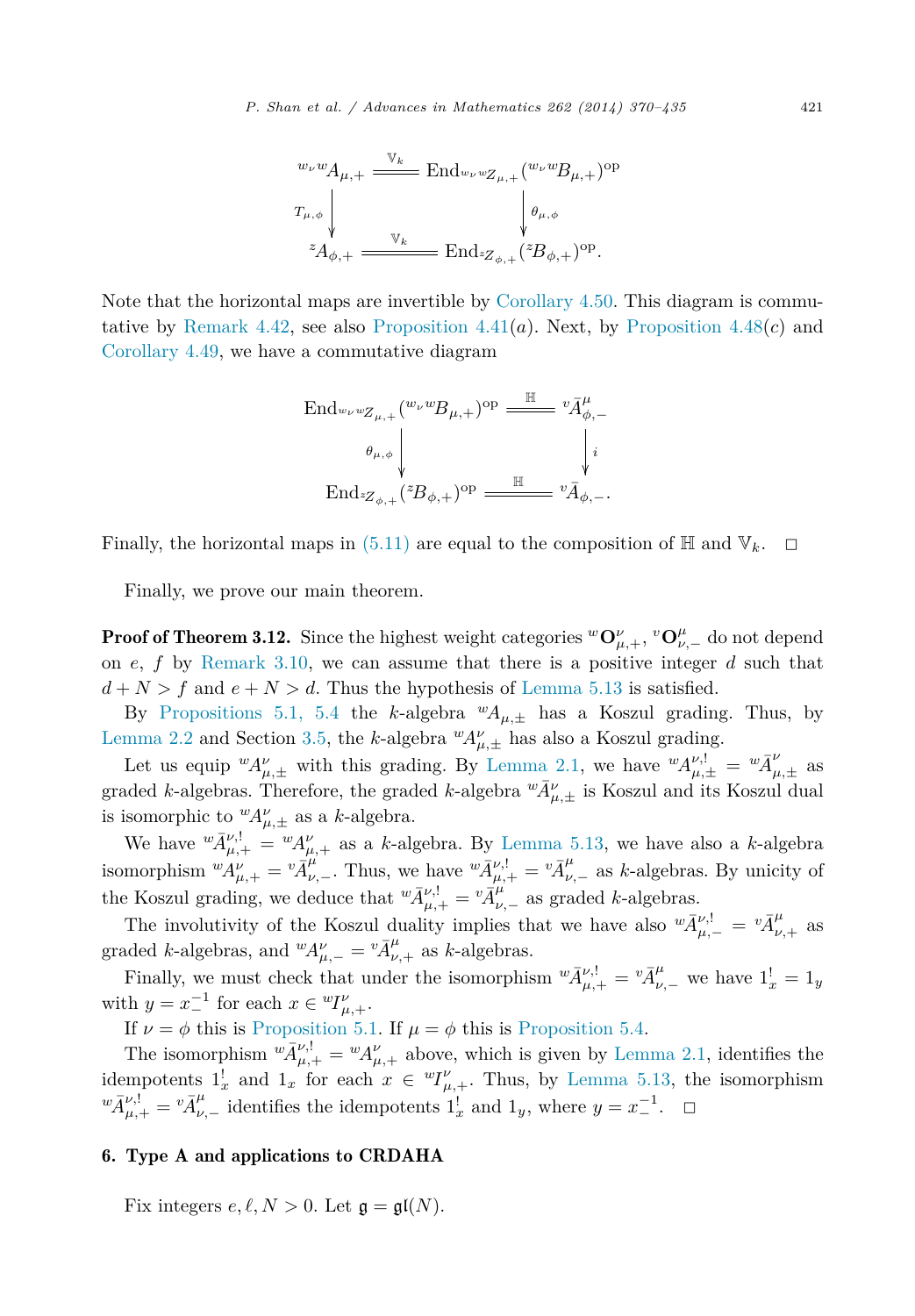$$\begin{array}{ccc} {}^{w_\nu w}A_{\mu,+} & \xlongequal{\mathbb{V}_k} & \mathrm{End}_{{}^{w_\nu w}Z_{\mu,+}}({}^{w_\nu w}B_{\mu,+})^{\mathrm{op}} \\ \Big\downarrow T_{\mu,\phi} & & \Big\downarrow \theta_{\mu,\phi} \\ {}^{z}A_{\phi,+} & \xlongequal{\mathbb{V}_k} & \mathrm{End}_{{}^{z}Z_{\phi,+}}({}^{z}B_{\phi,+})^{\mathrm{op}}. \end{array}$$

Note that the horizontal maps are invertible by Corollary 4.50. This diagram is commutative by Remark 4.42, see also Proposition 4.41(*a*). Next, by Proposition 4.48(*c*) and Corollary 4.49, we have a commutative diagram

$$\begin{array}{ccc} \mathrm{End}_{{}^{w_\nu w}Z_{\mu,+}}({}^{w_\nu w}B_{\mu,+})^{\mathrm{op}} & \xlongequal{\mathbb{H}} & {}^{v}\bar{A}^{\mu}_{\phi,-} \\ \Big\downarrow \theta_{\mu,\phi} & & \Big\downarrow i \\ \mathrm{End}_{{}^{z}Z_{\phi,+}}({}^{z}B_{\phi,+})^{\mathrm{op}} & \xlongequal{\mathbb{H}} & {}^{v}\bar{A}_{\phi,-}. \end{array}$$

Finally, the horizontal maps in (5.11) are equal to the composition of $\mathbb{H}$ and $\mathbb{V}_k$. $\square$

Finally, we prove our main theorem.

**Proof of Theorem 3.12.** Since the highest weight categories ${}^{w}\mathbf{O}^{\nu}_{\mu,+}$, ${}^{v}\mathbf{O}^{\mu}_{\nu,-}$ do not depend on $e$, $f$ by Remark 3.10, we can assume that there is a positive integer $d$ such that $d+N>f$ and $e+N>d$. Thus the hypothesis of Lemma 5.13 is satisfied.

By Propositions 5.1, 5.4 the $k$-algebra ${}^{w}A_{\mu,\pm}$ has a Koszul grading. Thus, by Lemma 2.2 and Section 3.5, the $k$-algebra ${}^{w}A^{\nu}_{\mu,\pm}$ has also a Koszul grading.

Let us equip ${}^{w}A^{\nu}_{\mu,\pm}$ with this grading. By Lemma 2.1, we have ${}^{w}A^{\nu,!}_{\mu,\pm} = {}^{w}\bar{A}^{\nu}_{\mu,\pm}$ as graded $k$-algebras. Therefore, the graded $k$-algebra ${}^{w}\bar{A}^{\nu}_{\mu,\pm}$ is Koszul and its Koszul dual is isomorphic to ${}^{w}A^{\nu}_{\mu,\pm}$ as a $k$-algebra.

We have ${}^{w}\bar{A}^{\nu,!}_{\mu,+} = {}^{w}A^{\nu}_{\mu,+}$ as a $k$-algebra. By Lemma 5.13, we have also a $k$-algebra isomorphism ${}^{w}A^{\nu}_{\mu,+} = {}^{v}\bar{A}^{\mu}_{\nu,-}$. Thus, we have ${}^{w}\bar{A}^{\nu,!}_{\mu,+} = {}^{v}\bar{A}^{\mu}_{\nu,-}$ as $k$-algebras. By unicity of the Koszul grading, we deduce that ${}^{w}\bar{A}^{\nu,!}_{\mu,+} = {}^{v}\bar{A}^{\mu}_{\nu,-}$ as graded $k$-algebras.

The involutivity of the Koszul duality implies that we have also ${}^{w}\bar{A}^{\nu,!}_{\mu,-} = {}^{v}\bar{A}^{\mu}_{\nu,+}$ as graded $k$-algebras, and ${}^{w}A^{\nu}_{\mu,-} = {}^{v}\bar{A}^{\mu}_{\nu,+}$ as $k$-algebras.

Finally, we must check that under the isomorphism ${}^{w}\bar{A}^{\nu,!}_{\mu,+} = {}^{v}\bar{A}^{\mu}_{\nu,-}$ we have $1^!_x = 1_y$ with $y = x_-^{-1}$ for each $x \in {}^{w}I^{\nu}_{\mu,+}$.

If $\nu = \phi$ this is Proposition 5.1. If $\mu = \phi$ this is Proposition 5.4.

The isomorphism ${}^{w}\bar{A}^{\nu,!}_{\mu,+} = {}^{w}A^{\nu}_{\mu,+}$ above, which is given by Lemma 2.1, identifies the idempotents $1^!_x$ and $1_x$ for each $x \in {}^{w}I^{\nu}_{\mu,+}$. Thus, by Lemma 5.13, the isomorphism ${}^{w}\bar{A}^{\nu,!}_{\mu,+} = {}^{v}\bar{A}^{\mu}_{\nu,-}$ identifies the idempotents $1^!_x$ and $1_y$, where $y = x_-^{-1}$. $\square$

## 6. Type A and applications to CRDAHA

Fix integers $e, \ell, N > 0$. Let $\mathfrak{g} = \mathfrak{gl}(N)$.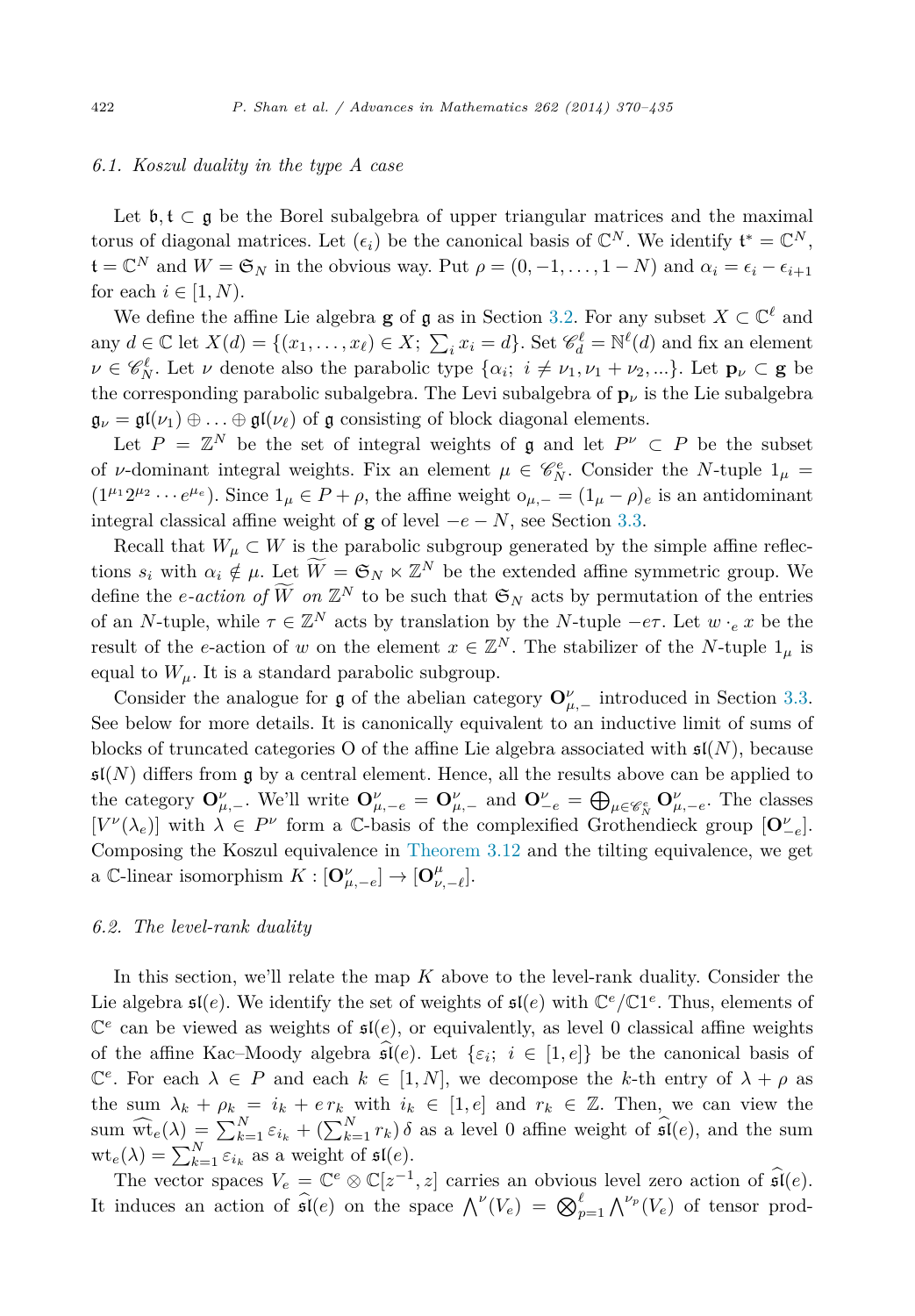### 6.1. Koszul duality in the type A case

Let $\mathfrak{b}, \mathfrak{t} \subset \mathfrak{g}$ be the Borel subalgebra of upper triangular matrices and the maximal torus of diagonal matrices. Let $(\epsilon_i)$ be the canonical basis of $\mathbb{C}^N$. We identify $\mathfrak{t}^* = \mathbb{C}^N$, $\mathfrak{t} = \mathbb{C}^N$ and $W = \mathfrak{S}_N$ in the obvious way. Put $\rho = (0, -1, \dots, 1-N)$ and $\alpha_i = \epsilon_i - \epsilon_{i+1}$ for each $i \in [1, N)$.

We define the affine Lie algebra $\mathbf{g}$ of $\mathfrak{g}$ as in Section 3.2. For any subset $X \subset \mathbb{C}^\ell$ and any $d \in \mathbb{C}$ let $X(d) = \{(x_1, \dots, x_\ell) \in X;\ \sum_i x_i = d\}$. Set $\mathscr{C}_d^\ell = \mathbb{N}^\ell(d)$ and fix an element $\nu \in \mathscr{C}_N^\ell$. Let $\nu$ denote also the parabolic type $\{\alpha_i;\ i \neq \nu_1, \nu_1 + \nu_2, \dots\}$. Let $\mathbf{p}_\nu \subset \mathbf{g}$ be the corresponding parabolic subalgebra. The Levi subalgebra of $\mathbf{p}_\nu$ is the Lie subalgebra $\mathfrak{g}_\nu = \mathfrak{gl}(\nu_1) \oplus \dots \oplus \mathfrak{gl}(\nu_\ell)$ of $\mathfrak{g}$ consisting of block diagonal elements.

Let $P = \mathbb{Z}^N$ be the set of integral weights of $\mathfrak{g}$ and let $P^\nu \subset P$ be the subset of $\nu$-dominant integral weights. Fix an element $\mu \in \mathscr{C}_N^e$. Consider the $N$-tuple $1_\mu = (1^{\mu_1} 2^{\mu_2} \cdots e^{\mu_e})$. Since $1_\mu \in P + \rho$, the affine weight $\mathrm{o}_{\mu,-} = (1_\mu - \rho)_e$ is an antidominant integral classical affine weight of $\mathbf{g}$ of level $-e - N$, see Section 3.3.

Recall that $W_\mu \subset W$ is the parabolic subgroup generated by the simple affine reflections $s_i$ with $\alpha_i \notin \mu$. Let $\widetilde{W} = \mathfrak{S}_N \ltimes \mathbb{Z}^N$ be the extended affine symmetric group. We define the *e-action of* $\widetilde{W}$ *on* $\mathbb{Z}^N$ to be such that $\mathfrak{S}_N$ acts by permutation of the entries of an $N$-tuple, while $\tau \in \mathbb{Z}^N$ acts by translation by the $N$-tuple $-e\tau$. Let $w \cdot_e x$ be the result of the $e$-action of $w$ on the element $x \in \mathbb{Z}^N$. The stabilizer of the $N$-tuple $1_\mu$ is equal to $W_\mu$. It is a standard parabolic subgroup.

Consider the analogue for $\mathfrak{g}$ of the abelian category $\mathbf{O}^\nu_{\mu,-}$ introduced in Section 3.3. See below for more details. It is canonically equivalent to an inductive limit of sums of blocks of truncated categories O of the affine Lie algebra associated with $\mathfrak{sl}(N)$, because $\mathfrak{sl}(N)$ differs from $\mathfrak{g}$ by a central element. Hence, all the results above can be applied to the category $\mathbf{O}^\nu_{\mu,-}$. We'll write $\mathbf{O}^\nu_{\mu,-e} = \mathbf{O}^\nu_{\mu,-}$ and $\mathbf{O}^\nu_{-e} = \bigoplus_{\mu \in \mathscr{C}_N^e} \mathbf{O}^\nu_{\mu,-e}$. The classes $[V^\nu(\lambda_e)]$ with $\lambda \in P^\nu$ form a $\mathbb{C}$-basis of the complexified Grothendieck group $[\mathbf{O}^\nu_{-e}]$. Composing the Koszul equivalence in Theorem 3.12 and the tilting equivalence, we get a $\mathbb{C}$-linear isomorphism $K : [\mathbf{O}^\nu_{\mu,-e}] \to [\mathbf{O}^\mu_{\nu,-\ell}]$.

### 6.2. The level-rank duality

In this section, we'll relate the map $K$ above to the level-rank duality. Consider the Lie algebra $\mathfrak{sl}(e)$. We identify the set of weights of $\mathfrak{sl}(e)$ with $\mathbb{C}^e/\mathbb{C}1^e$. Thus, elements of $\mathbb{C}^e$ can be viewed as weights of $\mathfrak{sl}(e)$, or equivalently, as level 0 classical affine weights of the affine Kac–Moody algebra $\widehat{\mathfrak{sl}}(e)$. Let $\{\varepsilon_i;\ i \in [1, e]\}$ be the canonical basis of $\mathbb{C}^e$. For each $\lambda \in P$ and each $k \in [1, N]$, we decompose the $k$-th entry of $\lambda + \rho$ as the sum $\lambda_k + \rho_k = i_k + e\, r_k$ with $i_k \in [1, e]$ and $r_k \in \mathbb{Z}$. Then, we can view the sum $\widehat{\mathrm{wt}}_e(\lambda) = \sum_{k=1}^N \varepsilon_{i_k} + (\sum_{k=1}^N r_k)\,\delta$ as a level 0 affine weight of $\widehat{\mathfrak{sl}}(e)$, and the sum $\mathrm{wt}_e(\lambda) = \sum_{k=1}^N \varepsilon_{i_k}$ as a weight of $\mathfrak{sl}(e)$.

The vector spaces $V_e = \mathbb{C}^e \otimes \mathbb{C}[z^{-1}, z]$ carries an obvious level zero action of $\widehat{\mathfrak{sl}}(e)$. It induces an action of $\widehat{\mathfrak{sl}}(e)$ on the space $\bigwedge^\nu(V_e) = \bigotimes_{p=1}^\ell \bigwedge^{\nu_p}(V_e)$ of tensor prod-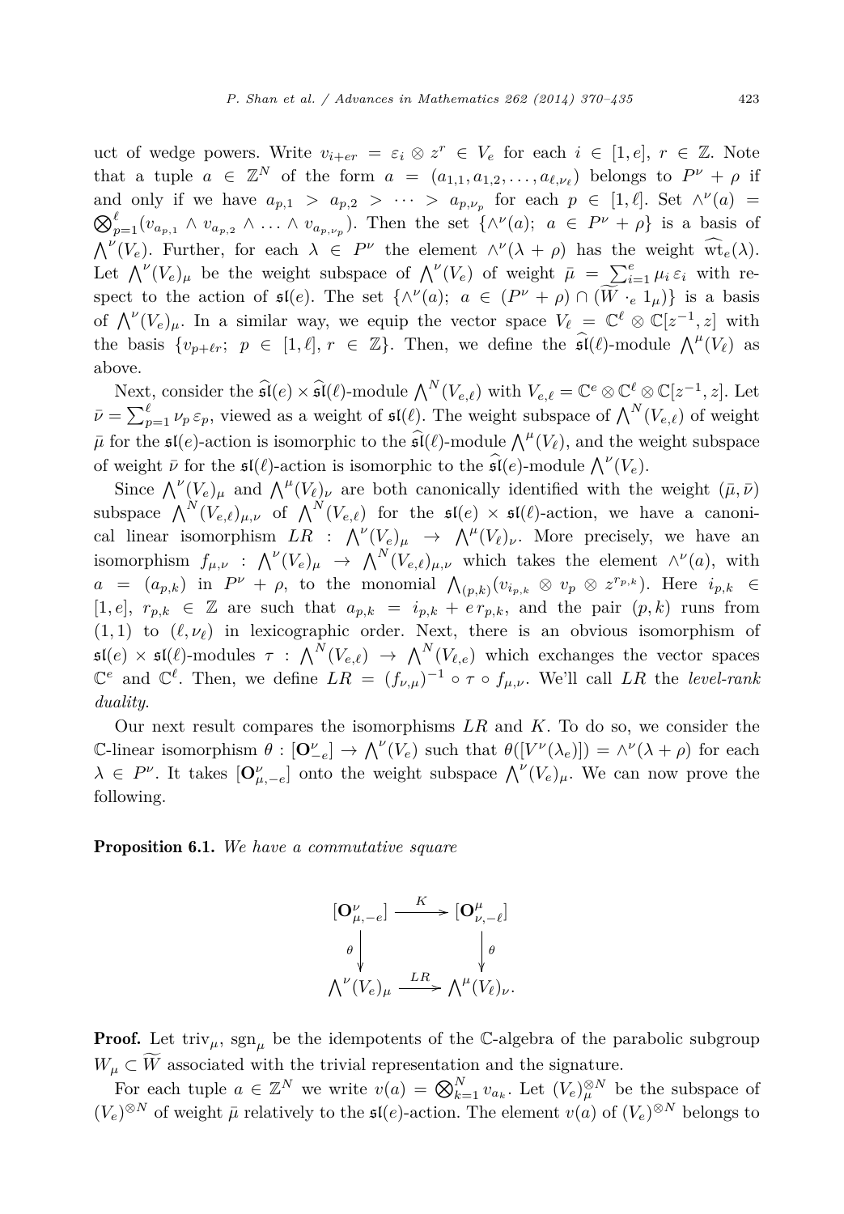uct of wedge powers. Write $v_{i+er} = \varepsilon_i \otimes z^r \in V_e$ for each $i \in [1, e]$, $r \in \mathbb{Z}$. Note that a tuple $a \in \mathbb{Z}^N$ of the form $a = (a_{1,1}, a_{1,2}, \ldots, a_{\ell,\nu_\ell})$ belongs to $P^\nu + \rho$ if and only if we have $a_{p,1} > a_{p,2} > \cdots > a_{p,\nu_p}$ for each $p \in [1, \ell]$. Set $\wedge^\nu(a) = \bigotimes_{p=1}^{\ell} (v_{a_{p,1}} \wedge v_{a_{p,2}} \wedge \ldots \wedge v_{a_{p,\nu_p}})$. Then the set $\{\wedge^\nu(a);\ a \in P^\nu + \rho\}$ is a basis of $\bigwedge^\nu(V_e)$. Further, for each $\lambda \in P^\nu$ the element $\wedge^\nu(\lambda + \rho)$ has the weight $\widehat{\mathrm{wt}}_e(\lambda)$. Let $\bigwedge^\nu(V_e)_\mu$ be the weight subspace of $\bigwedge^\nu(V_e)$ of weight $\bar{\mu} = \sum_{i=1}^{e} \mu_i \varepsilon_i$ with respect to the action of $\mathfrak{sl}(e)$. The set $\{\wedge^\nu(a);\ a \in (P^\nu + \rho) \cap (\widetilde{W} \cdot_e 1_\mu)\}$ is a basis of $\bigwedge^\nu(V_e)_\mu$. In a similar way, we equip the vector space $V_\ell = \mathbb{C}^\ell \otimes \mathbb{C}[z^{-1}, z]$ with the basis $\{v_{p+\ell r};\ p \in [1, \ell], r \in \mathbb{Z}\}$. Then, we define the $\widehat{\mathfrak{sl}}(\ell)$-module $\bigwedge^\mu(V_\ell)$ as above.

Next, consider the $\widehat{\mathfrak{sl}}(e) \times \widehat{\mathfrak{sl}}(\ell)$-module $\bigwedge^N(V_{e,\ell})$ with $V_{e,\ell} = \mathbb{C}^e \otimes \mathbb{C}^\ell \otimes \mathbb{C}[z^{-1}, z]$. Let $\bar{\nu} = \sum_{p=1}^{\ell} \nu_p \varepsilon_p$, viewed as a weight of $\mathfrak{sl}(\ell)$. The weight subspace of $\bigwedge^N(V_{e,\ell})$ of weight $\bar{\mu}$ for the $\mathfrak{sl}(e)$-action is isomorphic to the $\widehat{\mathfrak{sl}}(\ell)$-module $\bigwedge^\mu(V_\ell)$, and the weight subspace of weight $\bar{\nu}$ for the $\mathfrak{sl}(\ell)$-action is isomorphic to the $\widehat{\mathfrak{sl}}(e)$-module $\bigwedge^\nu(V_e)$.

Since $\bigwedge^\nu(V_e)_\mu$ and $\bigwedge^\mu(V_\ell)_\nu$ are both canonically identified with the weight $(\bar{\mu}, \bar{\nu})$ subspace $\bigwedge^N(V_{e,\ell})_{\mu,\nu}$ of $\bigwedge^N(V_{e,\ell})$ for the $\mathfrak{sl}(e) \times \mathfrak{sl}(\ell)$-action, we have a canonical linear isomorphism $LR : \bigwedge^\nu(V_e)_\mu \to \bigwedge^\mu(V_\ell)_\nu$. More precisely, we have an isomorphism $f_{\mu,\nu} : \bigwedge^\nu(V_e)_\mu \to \bigwedge^N(V_{e,\ell})_{\mu,\nu}$ which takes the element $\wedge^\nu(a)$, with $a = (a_{p,k})$ in $P^\nu + \rho$, to the monomial $\bigwedge_{(p,k)}(v_{i_{p,k}} \otimes v_p \otimes z^{r_{p,k}})$. Here $i_{p,k} \in [1, e]$, $r_{p,k} \in \mathbb{Z}$ are such that $a_{p,k} = i_{p,k} + e\, r_{p,k}$, and the pair $(p, k)$ runs from $(1, 1)$ to $(\ell, \nu_\ell)$ in lexicographic order. Next, there is an obvious isomorphism of $\mathfrak{sl}(e) \times \mathfrak{sl}(\ell)$-modules $\tau : \bigwedge^N(V_{e,\ell}) \to \bigwedge^N(V_{\ell,e})$ which exchanges the vector spaces $\mathbb{C}^e$ and $\mathbb{C}^\ell$. Then, we define $LR = (f_{\nu,\mu})^{-1} \circ \tau \circ f_{\mu,\nu}$. We'll call $LR$ the *level-rank duality*.

Our next result compares the isomorphisms $LR$ and $K$. To do so, we consider the $\mathbb{C}$-linear isomorphism $\theta : [\mathbf{O}^\nu_{-e}] \to \bigwedge^\nu(V_e)$ such that $\theta([V^\nu(\lambda_e)]) = \wedge^\nu(\lambda + \rho)$ for each $\lambda \in P^\nu$. It takes $[\mathbf{O}^\nu_{\mu,-e}]$ onto the weight subspace $\bigwedge^\nu(V_e)_\mu$. We can now prove the following.

**Proposition 6.1.** *We have a commutative square*

$$\begin{array}{ccc} [\mathbf{O}^\nu_{\mu,-e}] & \xrightarrow{K} & [\mathbf{O}^\mu_{\nu,-\ell}] \\ \Big\downarrow{\scriptstyle\theta} & & \Big\downarrow{\scriptstyle\theta} \\ \bigwedge^\nu(V_e)_\mu & \xrightarrow{LR} & \bigwedge^\mu(V_\ell)_\nu. \end{array}$$

**Proof.** Let $\mathrm{triv}_\mu$, $\mathrm{sgn}_\mu$ be the idempotents of the $\mathbb{C}$-algebra of the parabolic subgroup $W_\mu \subset \widetilde{W}$ associated with the trivial representation and the signature.

For each tuple $a \in \mathbb{Z}^N$ we write $v(a) = \bigotimes_{k=1}^{N} v_{a_k}$. Let $(V_e)^{\otimes N}_\mu$ be the subspace of $(V_e)^{\otimes N}$ of weight $\bar{\mu}$ relatively to the $\mathfrak{sl}(e)$-action. The element $v(a)$ of $(V_e)^{\otimes N}$ belongs to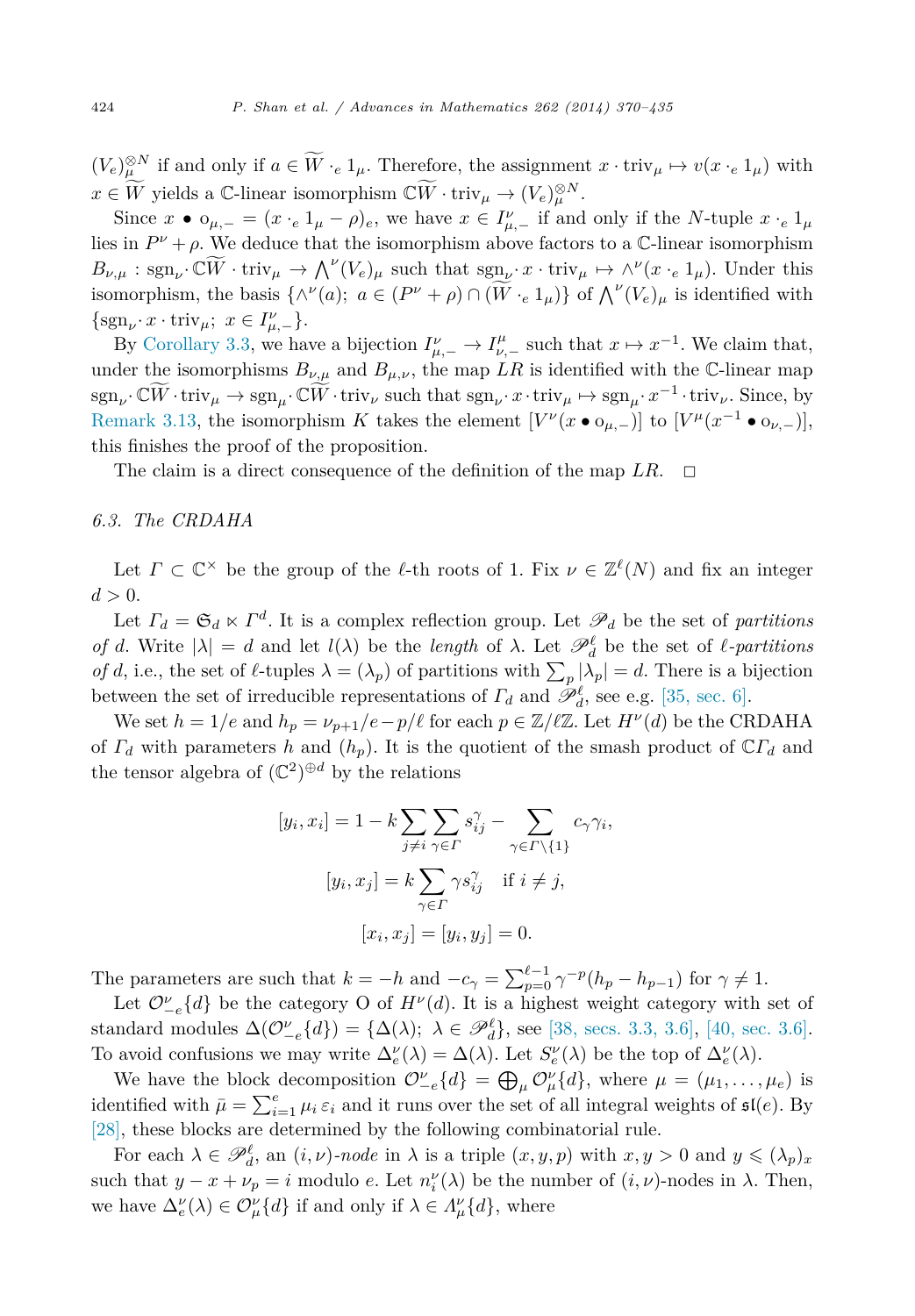$(V_e)^{\otimes N}_\mu$ if and only if $a \in \widetilde{W} \cdot_e 1_\mu$. Therefore, the assignment $x \cdot \mathrm{triv}_\mu \mapsto v(x \cdot_e 1_\mu)$ with $x \in \widetilde{W}$ yields a $\mathbb{C}$-linear isomorphism $\mathbb{C}\widetilde{W} \cdot \mathrm{triv}_\mu \to (V_e)^{\otimes N}_\mu$.

Since $x \bullet \mathrm{o}_{\mu,-} = (x \cdot_e 1_\mu - \rho)_e$, we have $x \in I^\nu_{\mu,-}$ if and only if the $N$-tuple $x \cdot_e 1_\mu$ lies in $P^\nu + \rho$. We deduce that the isomorphism above factors to a $\mathbb{C}$-linear isomorphism $B_{\nu,\mu} : \mathrm{sgn}_\nu \cdot \mathbb{C}\widetilde{W} \cdot \mathrm{triv}_\mu \to \bigwedge^\nu (V_e)_\mu$ such that $\mathrm{sgn}_\nu \cdot x \cdot \mathrm{triv}_\mu \mapsto \wedge^\nu(x \cdot_e 1_\mu)$. Under this isomorphism, the basis $\{\wedge^\nu(a);\ a \in (P^\nu + \rho) \cap (\widetilde{W} \cdot_e 1_\mu)\}$ of $\bigwedge^\nu (V_e)_\mu$ is identified with $\{\mathrm{sgn}_\nu \cdot x \cdot \mathrm{triv}_\mu;\ x \in I^\nu_{\mu,-}\}$.

By Corollary 3.3, we have a bijection $I^\nu_{\mu,-} \to I^\mu_{\nu,-}$ such that $x \mapsto x^{-1}$. We claim that, under the isomorphisms $B_{\nu,\mu}$ and $B_{\mu,\nu}$, the map $LR$ is identified with the $\mathbb{C}$-linear map $\mathrm{sgn}_\nu \cdot \mathbb{C}\widetilde{W} \cdot \mathrm{triv}_\mu \to \mathrm{sgn}_\mu \cdot \mathbb{C}\widetilde{W} \cdot \mathrm{triv}_\nu$ such that $\mathrm{sgn}_\nu \cdot x \cdot \mathrm{triv}_\mu \mapsto \mathrm{sgn}_\mu \cdot x^{-1} \cdot \mathrm{triv}_\nu$. Since, by Remark 3.13, the isomorphism $K$ takes the element $[V^\nu(x \bullet \mathrm{o}_{\mu,-})]$ to $[V^\mu(x^{-1} \bullet \mathrm{o}_{\nu,-})]$, this finishes the proof of the proposition.

The claim is a direct consequence of the definition of the map $LR$. $\square$

### *6.3. The CRDAHA*

Let $\Gamma \subset \mathbb{C}^\times$ be the group of the $\ell$-th roots of 1. Fix $\nu \in \mathbb{Z}^\ell(N)$ and fix an integer $d > 0$.

Let $\Gamma_d = \mathfrak{S}_d \ltimes \Gamma^d$. It is a complex reflection group. Let $\mathscr{P}_d$ be the set of *partitions of* $d$. Write $|\lambda| = d$ and let $l(\lambda)$ be the *length* of $\lambda$. Let $\mathscr{P}^\ell_d$ be the set of *$\ell$-partitions of* $d$, i.e., the set of $\ell$-tuples $\lambda = (\lambda_p)$ of partitions with $\sum_p |\lambda_p| = d$. There is a bijection between the set of irreducible representations of $\Gamma_d$ and $\mathscr{P}^\ell_d$, see e.g. [35, sec. 6].

We set $h = 1/e$ and $h_p = \nu_{p+1}/e - p/\ell$ for each $p \in \mathbb{Z}/\ell\mathbb{Z}$. Let $H^\nu(d)$ be the CRDAHA of $\Gamma_d$ with parameters $h$ and $(h_p)$. It is the quotient of the smash product of $\mathbb{C}\Gamma_d$ and the tensor algebra of $(\mathbb{C}^2)^{\oplus d}$ by the relations

$$[y_i, x_i] = 1 - k \sum_{j \neq i} \sum_{\gamma \in \Gamma} s^\gamma_{ij} - \sum_{\gamma \in \Gamma \setminus \{1\}} c_\gamma \gamma_i,$$

$$[y_i, x_j] = k \sum_{\gamma \in \Gamma} \gamma s^\gamma_{ij} \quad \text{if } i \neq j,$$

$$[x_i, x_j] = [y_i, y_j] = 0.$$

The parameters are such that $k = -h$ and $-c_\gamma = \sum_{p=0}^{\ell-1} \gamma^{-p}(h_p - h_{p-1})$ for $\gamma \neq 1$.

Let $\mathcal{O}^\nu_{-e}\{d\}$ be the category O of $H^\nu(d)$. It is a highest weight category with set of standard modules $\Delta(\mathcal{O}^\nu_{-e}\{d\}) = \{\Delta(\lambda);\ \lambda \in \mathscr{P}^\ell_d\}$, see [38, secs. 3.3, 3.6], [40, sec. 3.6]. To avoid confusions we may write $\Delta^\nu_e(\lambda) = \Delta(\lambda)$. Let $S^\nu_e(\lambda)$ be the top of $\Delta^\nu_e(\lambda)$.

We have the block decomposition $\mathcal{O}^\nu_{-e}\{d\} = \bigoplus_\mu \mathcal{O}^\nu_\mu\{d\}$, where $\mu = (\mu_1, \ldots, \mu_e)$ is identified with $\bar\mu = \sum_{i=1}^e \mu_i \varepsilon_i$ and it runs over the set of all integral weights of $\mathfrak{sl}(e)$. By [28], these blocks are determined by the following combinatorial rule.

For each $\lambda \in \mathscr{P}^\ell_d$, an *$(i,\nu)$-node* in $\lambda$ is a triple $(x, y, p)$ with $x, y > 0$ and $y \leqslant (\lambda_p)_x$ such that $y - x + \nu_p = i$ modulo $e$. Let $n^\nu_i(\lambda)$ be the number of $(i,\nu)$-nodes in $\lambda$. Then, we have $\Delta^\nu_e(\lambda) \in \mathcal{O}^\nu_\mu\{d\}$ if and only if $\lambda \in \Lambda^\nu_\mu\{d\}$, where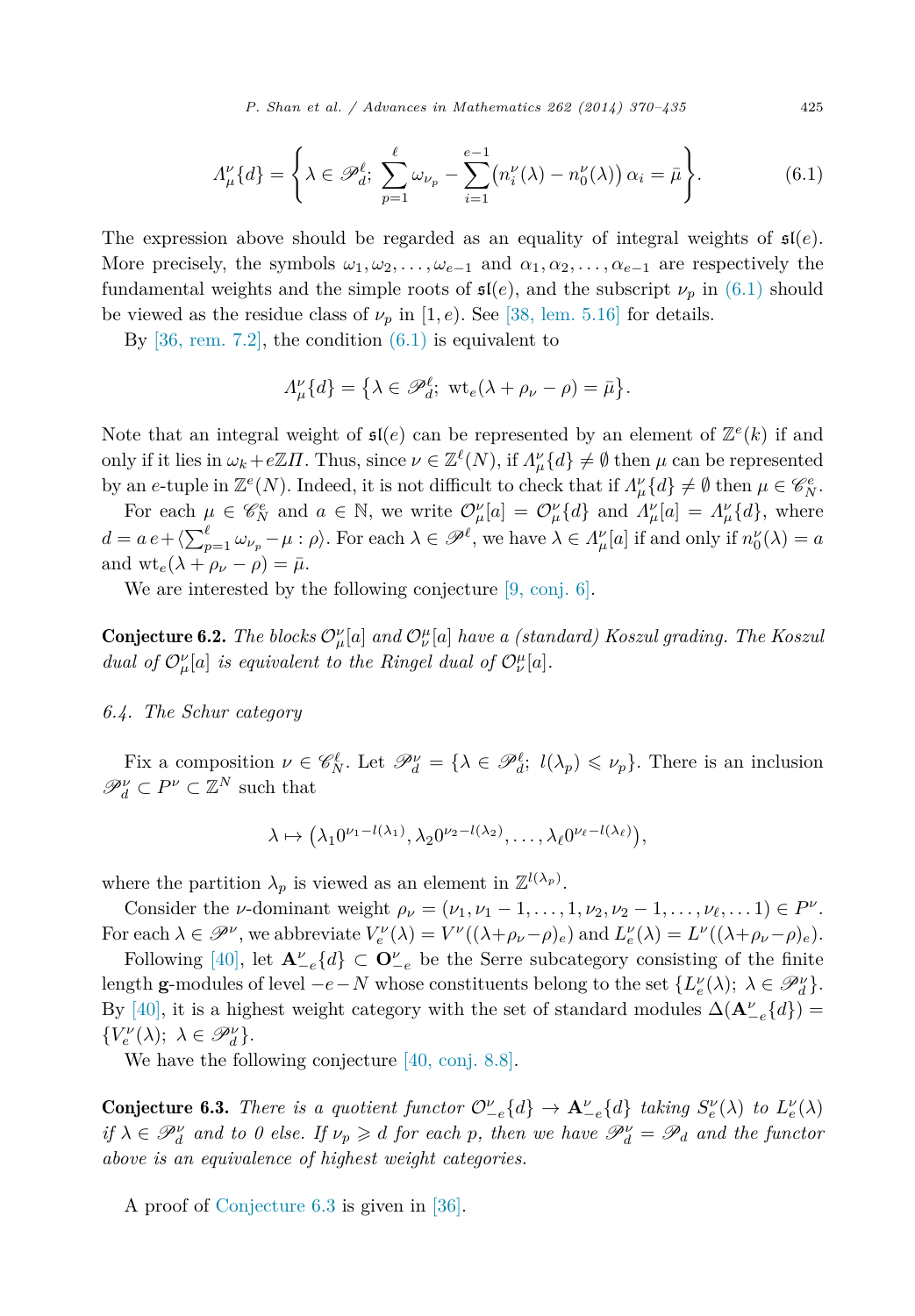$$\Lambda^\nu_\mu\{d\} = \left\{\lambda \in \mathscr{P}^\ell_d;\ \sum_{p=1}^{\ell} \omega_{\nu_p} - \sum_{i=1}^{e-1}\big(n^\nu_i(\lambda) - n^\nu_0(\lambda)\big)\,\alpha_i = \bar{\mu}\right\}. \tag{6.1}$$

The expression above should be regarded as an equality of integral weights of $\mathfrak{sl}(e)$. More precisely, the symbols $\omega_1, \omega_2, \ldots, \omega_{e-1}$ and $\alpha_1, \alpha_2, \ldots, \alpha_{e-1}$ are respectively the fundamental weights and the simple roots of $\mathfrak{sl}(e)$, and the subscript $\nu_p$ in (6.1) should be viewed as the residue class of $\nu_p$ in $[1, e)$. See [38, lem. 5.16] for details.

By [36, rem. 7.2], the condition (6.1) is equivalent to

$$\Lambda^\nu_\mu\{d\} = \big\{\lambda \in \mathscr{P}^\ell_d;\ \mathrm{wt}_e(\lambda + \rho_\nu - \rho) = \bar{\mu}\big\}.$$

Note that an integral weight of $\mathfrak{sl}(e)$ can be represented by an element of $\mathbb{Z}^e(k)$ if and only if it lies in $\omega_k + e\mathbb{Z}\Pi$. Thus, since $\nu \in \mathbb{Z}^\ell(N)$, if $\Lambda^\nu_\mu\{d\} \neq \emptyset$ then $\mu$ can be represented by an $e$-tuple in $\mathbb{Z}^e(N)$. Indeed, it is not difficult to check that if $\Lambda^\nu_\mu\{d\} \neq \emptyset$ then $\mu \in \mathscr{C}^e_N$.

For each $\mu \in \mathscr{C}^e_N$ and $a \in \mathbb{N}$, we write $\mathcal{O}^\nu_\mu[a] = \mathcal{O}^\nu_\mu\{d\}$ and $\Lambda^\nu_\mu[a] = \Lambda^\nu_\mu\{d\}$, where $d = a\,e + \langle \sum_{p=1}^{\ell} \omega_{\nu_p} - \mu : \rho\rangle$. For each $\lambda \in \mathscr{P}^\ell$, we have $\lambda \in \Lambda^\nu_\mu[a]$ if and only if $n^\nu_0(\lambda) = a$ and $\mathrm{wt}_e(\lambda + \rho_\nu - \rho) = \bar{\mu}$.

We are interested by the following conjecture [9, conj. 6].

**Conjecture 6.2.** *The blocks $\mathcal{O}^\nu_\mu[a]$ and $\mathcal{O}^\mu_\nu[a]$ have a (standard) Koszul grading. The Koszul dual of $\mathcal{O}^\nu_\mu[a]$ is equivalent to the Ringel dual of $\mathcal{O}^\mu_\nu[a]$.*

*6.4. The Schur category*

Fix a composition $\nu \in \mathscr{C}^\ell_N$. Let $\mathscr{P}^\nu_d = \{\lambda \in \mathscr{P}^\ell_d;\ l(\lambda_p) \leqslant \nu_p\}$. There is an inclusion $\mathscr{P}^\nu_d \subset P^\nu \subset \mathbb{Z}^N$ such that

$$\lambda \mapsto \big(\lambda_1 0^{\nu_1 - l(\lambda_1)}, \lambda_2 0^{\nu_2 - l(\lambda_2)}, \ldots, \lambda_\ell 0^{\nu_\ell - l(\lambda_\ell)}\big),$$

where the partition $\lambda_p$ is viewed as an element in $\mathbb{Z}^{l(\lambda_p)}$.

Consider the $\nu$-dominant weight $\rho_\nu = (\nu_1, \nu_1 - 1, \ldots, 1, \nu_2, \nu_2 - 1, \ldots, \nu_\ell, \ldots 1) \in P^\nu$. For each $\lambda \in \mathscr{P}^\nu$, we abbreviate $V^\nu_e(\lambda) = V^\nu((\lambda + \rho_\nu - \rho)_e)$ and $L^\nu_e(\lambda) = L^\nu((\lambda + \rho_\nu - \rho)_e)$.

Following [40], let $\mathbf{A}^\nu_{-e}\{d\} \subset \mathbf{O}^\nu_{-e}$ be the Serre subcategory consisting of the finite length $\mathbf{g}$-modules of level $-e-N$ whose constituents belong to the set $\{L^\nu_e(\lambda);\ \lambda \in \mathscr{P}^\nu_d\}$. By [40], it is a highest weight category with the set of standard modules $\Delta(\mathbf{A}^\nu_{-e}\{d\}) = \{V^\nu_e(\lambda);\ \lambda \in \mathscr{P}^\nu_d\}$.

We have the following conjecture [40, conj. 8.8].

**Conjecture 6.3.** *There is a quotient functor $\mathcal{O}^\nu_{-e}\{d\} \to \mathbf{A}^\nu_{-e}\{d\}$ taking $S^\nu_e(\lambda)$ to $L^\nu_e(\lambda)$ if $\lambda \in \mathscr{P}^\nu_d$ and to 0 else. If $\nu_p \geqslant d$ for each $p$, then we have $\mathscr{P}^\nu_d = \mathscr{P}_d$ and the functor above is an equivalence of highest weight categories.*

A proof of Conjecture 6.3 is given in [36].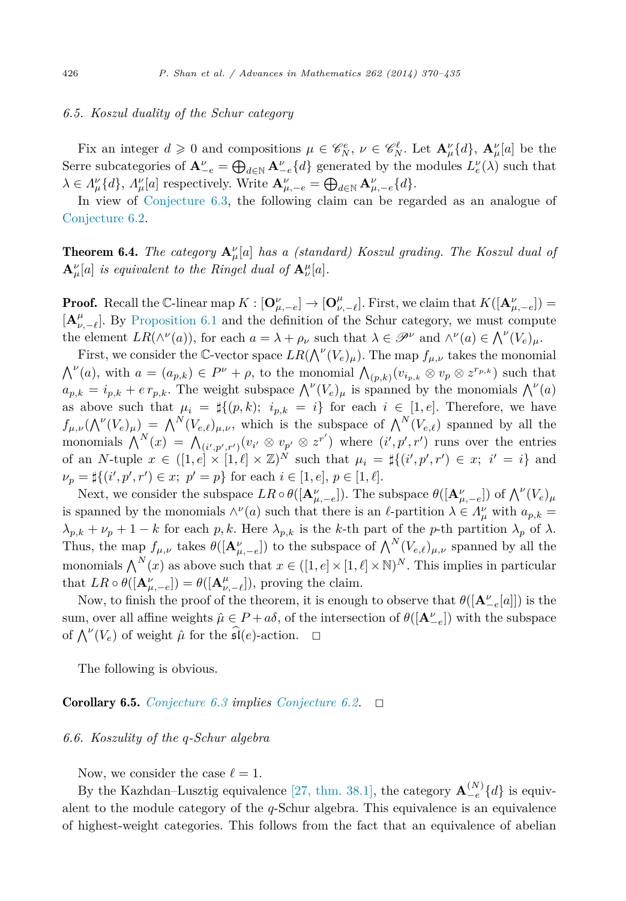*6.5. Koszul duality of the Schur category*

Fix an integer $d \geqslant 0$ and compositions $\mu \in \mathscr{C}_N^e$, $\nu \in \mathscr{C}_N^\ell$. Let $\mathbf{A}_\mu^\nu\{d\}$, $\mathbf{A}_\mu^\nu[a]$ be the Serre subcategories of $\mathbf{A}_{-e}^\nu = \bigoplus_{d \in \mathbb{N}} \mathbf{A}_{-e}^\nu\{d\}$ generated by the modules $L_e^\nu(\lambda)$ such that $\lambda \in \Lambda_\mu^\nu\{d\}$, $\Lambda_\mu^\nu[a]$ respectively. Write $\mathbf{A}_{\mu,-e}^\nu = \bigoplus_{d \in \mathbb{N}} \mathbf{A}_{\mu,-e}^\nu\{d\}$.

In view of Conjecture 6.3, the following claim can be regarded as an analogue of Conjecture 6.2.

**Theorem 6.4.** *The category $\mathbf{A}_\mu^\nu[a]$ has a (standard) Koszul grading. The Koszul dual of $\mathbf{A}_\mu^\nu[a]$ is equivalent to the Ringel dual of $\mathbf{A}_\nu^\mu[a]$.*

**Proof.** Recall the $\mathbb{C}$-linear map $K : [\mathbf{O}_{\mu,-e}^\nu] \to [\mathbf{O}_{\nu,-e}^\mu]$. First, we claim that $K([\mathbf{A}_{\mu,-e}^\nu]) = [\mathbf{A}_{\nu,-\ell}^\mu]$. By Proposition 6.1 and the definition of the Schur category, we must compute the element $LR(\wedge^\nu(a))$, for each $a = \lambda + \rho_\nu$ such that $\lambda \in \mathscr{P}^\nu$ and $\wedge^\nu(a) \in \bigwedge^\nu(V_e)_\mu$.

First, we consider the $\mathbb{C}$-vector space $LR(\bigwedge^\nu(V_e)_\mu)$. The map $f_{\mu,\nu}$ takes the monomial $\bigwedge^\nu(a)$, with $a = (a_{p,k}) \in P^\nu + \rho$, to the monomial $\bigwedge_{(p,k)}(v_{i_{p,k}} \otimes v_p \otimes z^{r_{p,k}})$ such that $a_{p,k} = i_{p,k} + e\, r_{p,k}$. The weight subspace $\bigwedge^\nu(V_e)_\mu$ is spanned by the monomials $\bigwedge^\nu(a)$ as above such that $\mu_i = \sharp\{(p,k);\ i_{p,k} = i\}$ for each $i \in [1,e]$. Therefore, we have $f_{\mu,\nu}(\bigwedge^\nu(V_e)_\mu) = \bigwedge^N(V_{e,\ell})_{\mu,\nu}$, which is the subspace of $\bigwedge^N(V_{e,\ell})$ spanned by all the monomials $\bigwedge^N(x) = \bigwedge_{(i',p',r')}(v_{i'} \otimes v_{p'} \otimes z^{r'})$ where $(i',p',r')$ runs over the entries of an $N$-tuple $x \in ([1,e] \times [1,\ell] \times \mathbb{Z})^N$ such that $\mu_i = \sharp\{(i',p',r') \in x;\ i' = i\}$ and $\nu_p = \sharp\{(i',p',r') \in x;\ p' = p\}$ for each $i \in [1,e]$, $p \in [1,\ell]$.

Next, we consider the subspace $LR \circ \theta([\mathbf{A}_{\mu,-e}^\nu])$. The subspace $\theta([\mathbf{A}_{\mu,-e}^\nu])$ of $\bigwedge^\nu(V_e)_\mu$ is spanned by the monomials $\wedge^\nu(a)$ such that there is an $\ell$-partition $\lambda \in \Lambda_\mu^\nu$ with $a_{p,k} = \lambda_{p,k} + \nu_p + 1 - k$ for each $p, k$. Here $\lambda_{p,k}$ is the $k$-th part of the $p$-th partition $\lambda_p$ of $\lambda$. Thus, the map $f_{\mu,\nu}$ takes $\theta([\mathbf{A}_{\mu,-e}^\nu])$ to the subspace of $\bigwedge^N(V_{e,\ell})_{\mu,\nu}$ spanned by all the monomials $\bigwedge^N(x)$ as above such that $x \in ([1,e] \times [1,\ell] \times \mathbb{N})^N$. This implies in particular that $LR \circ \theta([\mathbf{A}_{\mu,-e}^\nu]) = \theta([\mathbf{A}_{\nu,-\ell}^\mu])$, proving the claim.

Now, to finish the proof of the theorem, it is enough to observe that $\theta([\mathbf{A}_{-e}^\nu[a]])$ is the sum, over all affine weights $\hat{\mu} \in P + a\delta$, of the intersection of $\theta([\mathbf{A}_{-e}^\nu])$ with the subspace of $\bigwedge^\nu(V_e)$ of weight $\hat{\mu}$ for the $\widehat{\mathfrak{sl}}(e)$-action. $\square$

The following is obvious.

**Corollary 6.5.** *Conjecture 6.3 implies Conjecture 6.2.* $\square$

*6.6. Koszulity of the q-Schur algebra*

Now, we consider the case $\ell = 1$.

By the Kazhdan–Lusztig equivalence [27, thm. 38.1], the category $\mathbf{A}_{-e}^{(N)}\{d\}$ is equivalent to the module category of the $q$-Schur algebra. This equivalence is an equivalence of highest-weight categories. This follows from the fact that an equivalence of abelian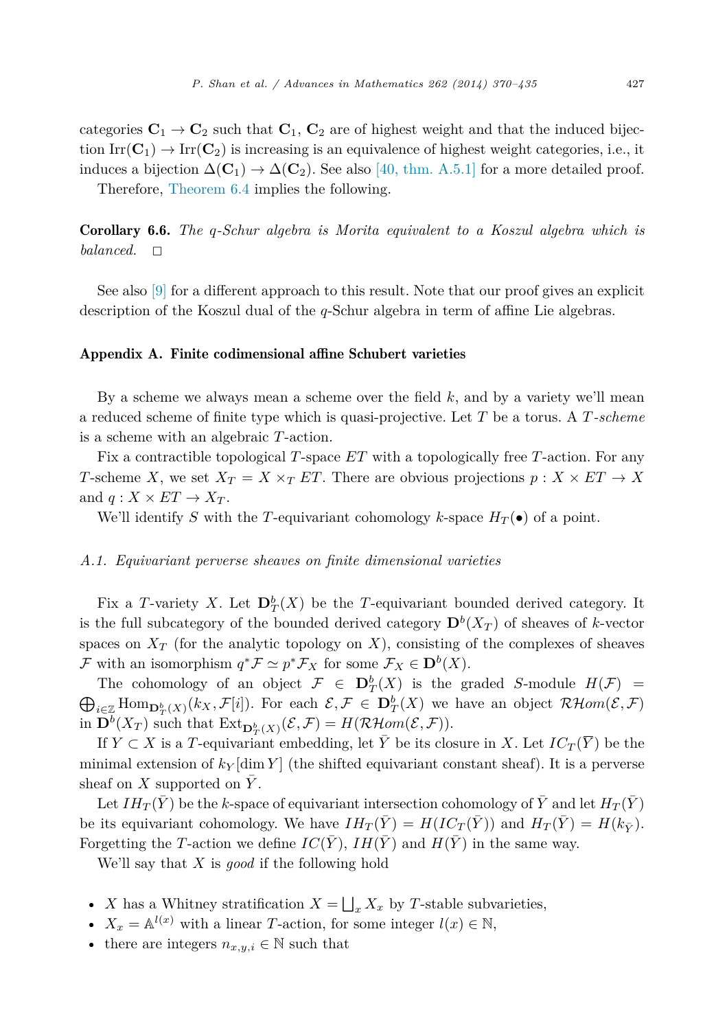categories $\mathbf{C}_1 \to \mathbf{C}_2$ such that $\mathbf{C}_1$, $\mathbf{C}_2$ are of highest weight and that the induced bijection $\mathrm{Irr}(\mathbf{C}_1) \to \mathrm{Irr}(\mathbf{C}_2)$ is increasing is an equivalence of highest weight categories, i.e., it induces a bijection $\Delta(\mathbf{C}_1) \to \Delta(\mathbf{C}_2)$. See also [40, thm. A.5.1] for a more detailed proof.

Therefore, Theorem 6.4 implies the following.

**Corollary 6.6.** *The q-Schur algebra is Morita equivalent to a Koszul algebra which is balanced.* □

See also [9] for a different approach to this result. Note that our proof gives an explicit description of the Koszul dual of the $q$-Schur algebra in term of affine Lie algebras.

## Appendix A. Finite codimensional affine Schubert varieties

By a scheme we always mean a scheme over the field $k$, and by a variety we'll mean a reduced scheme of finite type which is quasi-projective. Let $T$ be a torus. A *T-scheme* is a scheme with an algebraic $T$-action.

Fix a contractible topological $T$-space $ET$ with a topologically free $T$-action. For any $T$-scheme $X$, we set $X_T = X \times_T ET$. There are obvious projections $p : X \times ET \to X$ and $q : X \times ET \to X_T$.

We'll identify $S$ with the $T$-equivariant cohomology $k$-space $H_T(\bullet)$ of a point.

### A.1. Equivariant perverse sheaves on finite dimensional varieties

Fix a $T$-variety $X$. Let $\mathbf{D}^b_T(X)$ be the $T$-equivariant bounded derived category. It is the full subcategory of the bounded derived category $\mathbf{D}^b(X_T)$ of sheaves of $k$-vector spaces on $X_T$ (for the analytic topology on $X$), consisting of the complexes of sheaves $\mathcal{F}$ with an isomorphism $q^*\mathcal{F} \simeq p^*\mathcal{F}_X$ for some $\mathcal{F}_X \in \mathbf{D}^b(X)$.

The cohomology of an object $\mathcal{F} \in \mathbf{D}^b_T(X)$ is the graded $S$-module $H(\mathcal{F}) = \bigoplus_{i\in\mathbb{Z}} \mathrm{Hom}_{\mathbf{D}^b_T(X)}(k_X, \mathcal{F}[i])$. For each $\mathcal{E}, \mathcal{F} \in \mathbf{D}^b_T(X)$ we have an object $\mathcal{RH}om(\mathcal{E}, \mathcal{F})$ in $\mathbf{D}^b(X_T)$ such that $\mathrm{Ext}_{\mathbf{D}^b_T(X)}(\mathcal{E}, \mathcal{F}) = H(\mathcal{RH}om(\mathcal{E}, \mathcal{F}))$.

If $Y \subset X$ is a $T$-equivariant embedding, let $\bar{Y}$ be its closure in $X$. Let $IC_T(\overline{Y})$ be the minimal extension of $k_Y[\dim Y]$ (the shifted equivariant constant sheaf). It is a perverse sheaf on $X$ supported on $\bar{Y}$.

Let $IH_T(\bar{Y})$ be the $k$-space of equivariant intersection cohomology of $\bar{Y}$ and let $H_T(\bar{Y})$ be its equivariant cohomology. We have $IH_T(\bar{Y}) = H(IC_T(\bar{Y}))$ and $H_T(\bar{Y}) = H(k_{\bar{Y}})$. Forgetting the $T$-action we define $IC(\bar{Y})$, $IH(\bar{Y})$ and $H(\bar{Y})$ in the same way.

We'll say that $X$ is *good* if the following hold

- $X$ has a Whitney stratification $X = \bigsqcup_x X_x$ by $T$-stable subvarieties,
- $X_x = \mathbb{A}^{l(x)}$ with a linear $T$-action, for some integer $l(x) \in \mathbb{N}$,
- there are integers $n_{x,y,i} \in \mathbb{N}$ such that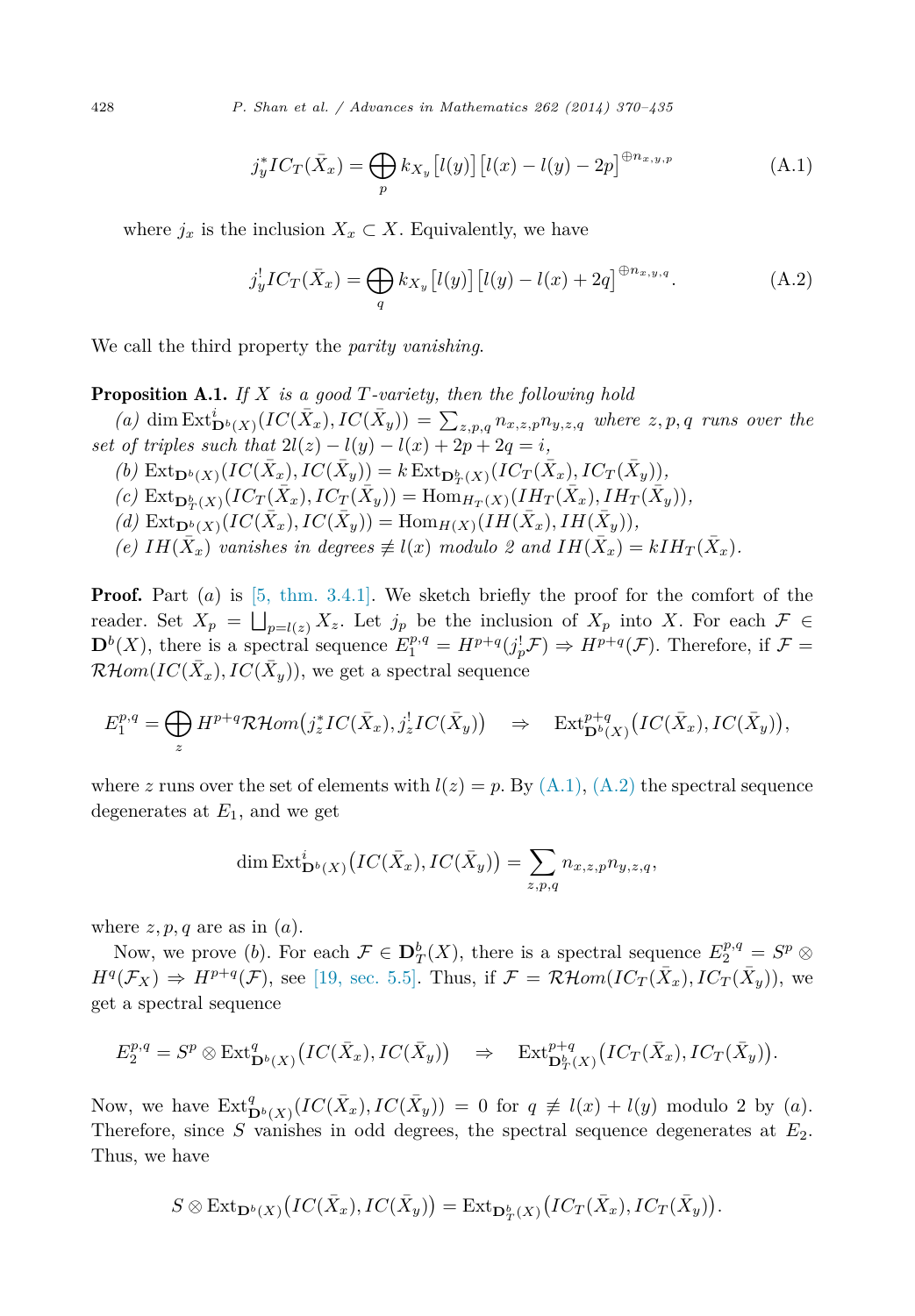$$j_y^* IC_T(\bar{X}_x) = \bigoplus_p k_{X_y}\big[l(y)\big]\big[l(x) - l(y) - 2p\big]^{\oplus n_{x,y,p}} \tag{A.1}$$

where $j_x$ is the inclusion $X_x \subset X$. Equivalently, we have

$$j_y^! IC_T(\bar{X}_x) = \bigoplus_q k_{X_y}\big[l(y)\big]\big[l(y) - l(x) + 2q\big]^{\oplus n_{x,y,q}}. \tag{A.2}$$

We call the third property the *parity vanishing*.

**Proposition A.1.** *If $X$ is a good $T$-variety, then the following hold*

*(a) $\dim \mathrm{Ext}^i_{\mathbf{D}^b(X)}(IC(\bar{X}_x), IC(\bar{X}_y)) = \sum_{z,p,q} n_{x,z,p} n_{y,z,q}$ where $z, p, q$ runs over the set of triples such that $2l(z) - l(y) - l(x) + 2p + 2q = i$,*

*(b) $\mathrm{Ext}_{\mathbf{D}^b(X)}(IC(\bar{X}_x), IC(\bar{X}_y)) = k\, \mathrm{Ext}_{\mathbf{D}^b_T(X)}(IC_T(\bar{X}_x), IC_T(\bar{X}_y))$,*

*(c) $\mathrm{Ext}_{\mathbf{D}^b_T(X)}(IC_T(\bar{X}_x), IC_T(\bar{X}_y)) = \mathrm{Hom}_{H_T(X)}(IH_T(\bar{X}_x), IH_T(\bar{X}_y))$,*

*(d) $\mathrm{Ext}_{\mathbf{D}^b(X)}(IC(\bar{X}_x), IC(\bar{X}_y)) = \mathrm{Hom}_{H(X)}(IH(\bar{X}_x), IH(\bar{X}_y))$,*

*(e) $IH(\bar{X}_x)$ vanishes in degrees $\not\equiv l(x)$ modulo 2 and $IH(\bar{X}_x) = kIH_T(\bar{X}_x)$.*

**Proof.** Part $(a)$ is [5, thm. 3.4.1]. We sketch briefly the proof for the comfort of the reader. Set $X_p = \bigsqcup_{p=l(z)} X_z$. Let $j_p$ be the inclusion of $X_p$ into $X$. For each $\mathcal{F} \in \mathbf{D}^b(X)$, there is a spectral sequence $E_1^{p,q} = H^{p+q}(j_p^! \mathcal{F}) \Rightarrow H^{p+q}(\mathcal{F})$. Therefore, if $\mathcal{F} = \mathcal{RH}om(IC(\bar{X}_x), IC(\bar{X}_y))$, we get a spectral sequence

$$E_1^{p,q} = \bigoplus_z H^{p+q} \mathcal{RH}om\big(j_z^* IC(\bar{X}_x), j_z^! IC(\bar{X}_y)\big) \quad \Rightarrow \quad \mathrm{Ext}^{p+q}_{\mathbf{D}^b(X)}\big(IC(\bar{X}_x), IC(\bar{X}_y)\big),$$

where $z$ runs over the set of elements with $l(z) = p$. By (A.1), (A.2) the spectral sequence degenerates at $E_1$, and we get

$$\dim \mathrm{Ext}^i_{\mathbf{D}^b(X)}\big(IC(\bar{X}_x), IC(\bar{X}_y)\big) = \sum_{z,p,q} n_{x,z,p} n_{y,z,q},$$

where $z, p, q$ are as in $(a)$.

Now, we prove $(b)$. For each $\mathcal{F} \in \mathbf{D}^b_T(X)$, there is a spectral sequence $E_2^{p,q} = S^p \otimes H^q(\mathcal{F}_X) \Rightarrow H^{p+q}(\mathcal{F})$, see [19, sec. 5.5]. Thus, if $\mathcal{F} = \mathcal{RH}om(IC_T(\bar{X}_x), IC_T(\bar{X}_y))$, we get a spectral sequence

$$E_2^{p,q} = S^p \otimes \mathrm{Ext}^q_{\mathbf{D}^b(X)}\big(IC(\bar{X}_x), IC(\bar{X}_y)\big) \quad \Rightarrow \quad \mathrm{Ext}^{p+q}_{\mathbf{D}^b_T(X)}\big(IC_T(\bar{X}_x), IC_T(\bar{X}_y)\big).$$

Now, we have $\mathrm{Ext}^q_{\mathbf{D}^b(X)}(IC(\bar{X}_x), IC(\bar{X}_y)) = 0$ for $q \not\equiv l(x) + l(y)$ modulo 2 by $(a)$. Therefore, since $S$ vanishes in odd degrees, the spectral sequence degenerates at $E_2$. Thus, we have

$$S \otimes \mathrm{Ext}_{\mathbf{D}^b(X)}\big(IC(\bar{X}_x), IC(\bar{X}_y)\big) = \mathrm{Ext}_{\mathbf{D}^b_T(X)}\big(IC_T(\bar{X}_x), IC_T(\bar{X}_y)\big).$$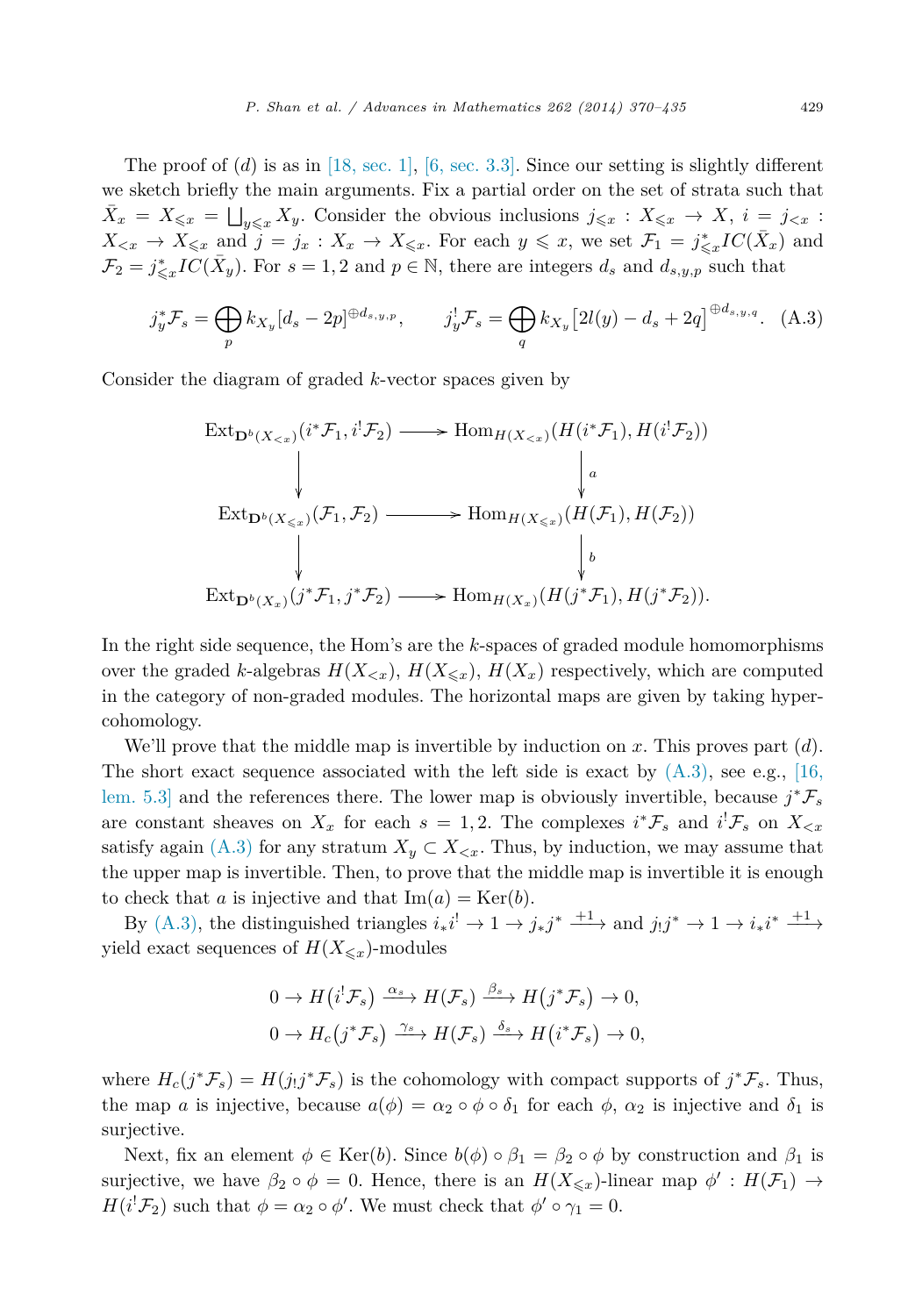The proof of $(d)$ is as in [18, sec. 1], [6, sec. 3.3]. Since our setting is slightly different we sketch briefly the main arguments. Fix a partial order on the set of strata such that $\bar{X}_x = X_{\leqslant x} = \bigsqcup_{y \leqslant x} X_y$. Consider the obvious inclusions $j_{\leqslant x} : X_{\leqslant x} \to X$, $i = j_{<x} : X_{<x} \to X_{\leqslant x}$ and $j = j_x : X_x \to X_{\leqslant x}$. For each $y \leqslant x$, we set $\mathcal{F}_1 = j^*_{\leqslant x} IC(\bar{X}_x)$ and $\mathcal{F}_2 = j^*_{\leqslant x} IC(\bar{X}_y)$. For $s = 1, 2$ and $p \in \mathbb{N}$, there are integers $d_s$ and $d_{s,y,p}$ such that

$$j_y^* \mathcal{F}_s = \bigoplus_p k_{X_y}[d_s - 2p]^{\oplus d_{s,y,p}}, \qquad j_y^! \mathcal{F}_s = \bigoplus_q k_{X_y}\big[2l(y) - d_s + 2q\big]^{\oplus d_{s,y,q}}. \quad \text{(A.3)}$$

Consider the diagram of graded $k$-vector spaces given by

$$\begin{array}{ccc}
\operatorname{Ext}_{\mathbf{D}^b(X_{<x})}(i^*\mathcal{F}_1, i^!\mathcal{F}_2) & \longrightarrow & \operatorname{Hom}_{H(X_{<x})}(H(i^*\mathcal{F}_1), H(i^!\mathcal{F}_2)) \\
\downarrow & & \downarrow a \\
\operatorname{Ext}_{\mathbf{D}^b(X_{\leqslant x})}(\mathcal{F}_1, \mathcal{F}_2) & \longrightarrow & \operatorname{Hom}_{H(X_{\leqslant x})}(H(\mathcal{F}_1), H(\mathcal{F}_2)) \\
\downarrow & & \downarrow b \\
\operatorname{Ext}_{\mathbf{D}^b(X_x)}(j^*\mathcal{F}_1, j^*\mathcal{F}_2) & \longrightarrow & \operatorname{Hom}_{H(X_x)}(H(j^*\mathcal{F}_1), H(j^*\mathcal{F}_2)).
\end{array}$$

In the right side sequence, the Hom's are the $k$-spaces of graded module homomorphisms over the graded $k$-algebras $H(X_{<x})$, $H(X_{\leqslant x})$, $H(X_x)$ respectively, which are computed in the category of non-graded modules. The horizontal maps are given by taking hypercohomology.

We'll prove that the middle map is invertible by induction on $x$. This proves part $(d)$. The short exact sequence associated with the left side is exact by (A.3), see e.g., [16, lem. 5.3] and the references there. The lower map is obviously invertible, because $j^*\mathcal{F}_s$ are constant sheaves on $X_x$ for each $s = 1, 2$. The complexes $i^*\mathcal{F}_s$ and $i^!\mathcal{F}_s$ on $X_{<x}$ satisfy again (A.3) for any stratum $X_y \subset X_{<x}$. Thus, by induction, we may assume that the upper map is invertible. Then, to prove that the middle map is invertible it is enough to check that $a$ is injective and that $\operatorname{Im}(a) = \operatorname{Ker}(b)$.

By (A.3), the distinguished triangles $i_*i^! \to 1 \to j_*j^* \xrightarrow{+1}$ and $j_!j^* \to 1 \to i_*i^* \xrightarrow{+1}$ yield exact sequences of $H(X_{\leqslant x})$-modules

$$0 \to H\big(i^!\mathcal{F}_s\big) \xrightarrow{\alpha_s} H(\mathcal{F}_s) \xrightarrow{\beta_s} H\big(j^*\mathcal{F}_s\big) \to 0,$$
$$0 \to H_c\big(j^*\mathcal{F}_s\big) \xrightarrow{\gamma_s} H(\mathcal{F}_s) \xrightarrow{\delta_s} H\big(i^*\mathcal{F}_s\big) \to 0,$$

where $H_c(j^*\mathcal{F}_s) = H(j_!j^*\mathcal{F}_s)$ is the cohomology with compact supports of $j^*\mathcal{F}_s$. Thus, the map $a$ is injective, because $a(\phi) = \alpha_2 \circ \phi \circ \delta_1$ for each $\phi$, $\alpha_2$ is injective and $\delta_1$ is surjective.

Next, fix an element $\phi \in \operatorname{Ker}(b)$. Since $b(\phi) \circ \beta_1 = \beta_2 \circ \phi$ by construction and $\beta_1$ is surjective, we have $\beta_2 \circ \phi = 0$. Hence, there is an $H(X_{\leqslant x})$-linear map $\phi' : H(\mathcal{F}_1) \to H(i^!\mathcal{F}_2)$ such that $\phi = \alpha_2 \circ \phi'$. We must check that $\phi' \circ \gamma_1 = 0$.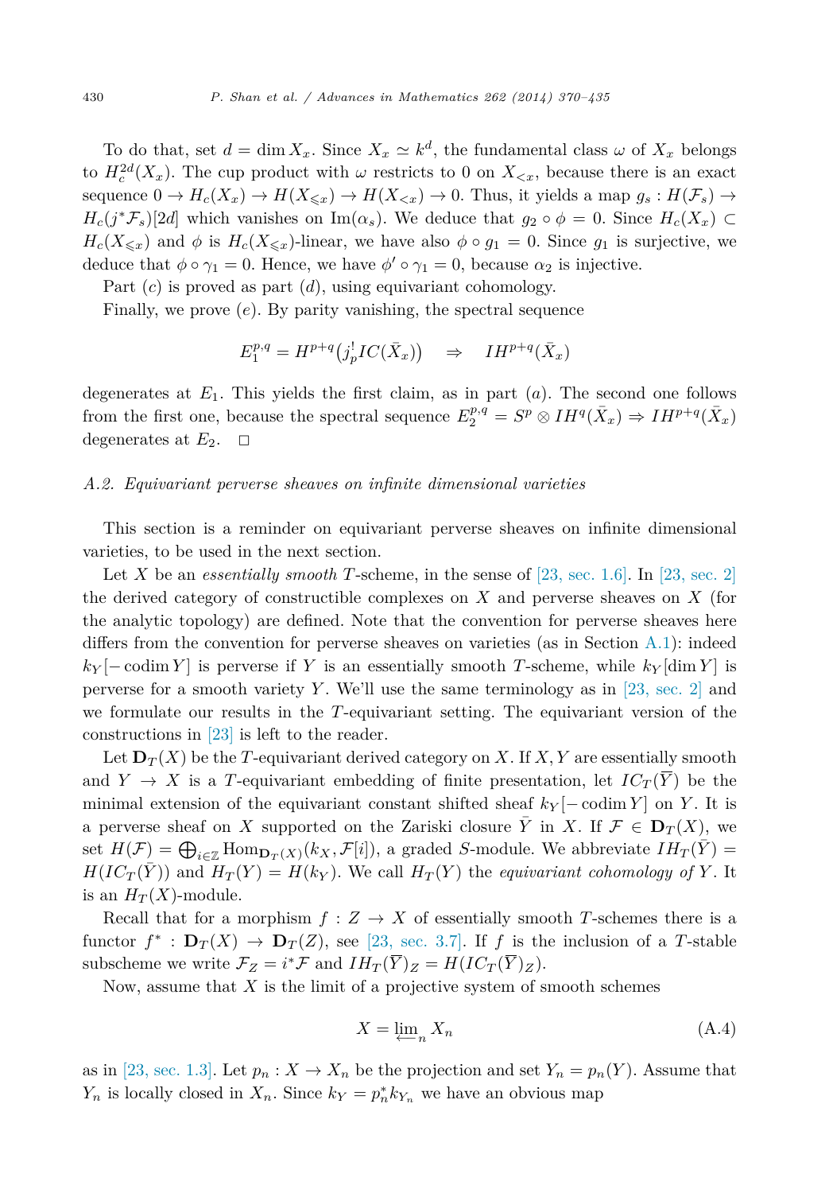To do that, set $d = \dim X_x$. Since $X_x \simeq k^d$, the fundamental class $\omega$ of $X_x$ belongs to $H_c^{2d}(X_x)$. The cup product with $\omega$ restricts to 0 on $X_{<x}$, because there is an exact sequence $0 \to H_c(X_x) \to H(X_{\leqslant x}) \to H(X_{<x}) \to 0$. Thus, it yields a map $g_s : H(\mathcal{F}_s) \to H_c(j^*\mathcal{F}_s)[2d]$ which vanishes on $\mathrm{Im}(\alpha_s)$. We deduce that $g_2 \circ \phi = 0$. Since $H_c(X_x) \subset H_c(X_{\leqslant x})$ and $\phi$ is $H_c(X_{\leqslant x})$-linear, we have also $\phi \circ g_1 = 0$. Since $g_1$ is surjective, we deduce that $\phi \circ \gamma_1 = 0$. Hence, we have $\phi' \circ \gamma_1 = 0$, because $\alpha_2$ is injective.

Part $(c)$ is proved as part $(d)$, using equivariant cohomology.

Finally, we prove $(e)$. By parity vanishing, the spectral sequence

$$E_1^{p,q} = H^{p+q}\big(j_p^! IC(\bar{X}_x)\big) \quad \Rightarrow \quad IH^{p+q}(\bar{X}_x)$$

degenerates at $E_1$. This yields the first claim, as in part $(a)$. The second one follows from the first one, because the spectral sequence $E_2^{p,q} = S^p \otimes IH^q(\bar{X}_x) \Rightarrow IH^{p+q}(\bar{X}_x)$ degenerates at $E_2$. $\square$

### A.2. Equivariant perverse sheaves on infinite dimensional varieties

This section is a reminder on equivariant perverse sheaves on infinite dimensional varieties, to be used in the next section.

Let $X$ be an *essentially smooth* $T$-scheme, in the sense of [23, sec. 1.6]. In [23, sec. 2] the derived category of constructible complexes on $X$ and perverse sheaves on $X$ (for the analytic topology) are defined. Note that the convention for perverse sheaves here differs from the convention for perverse sheaves on varieties (as in Section A.1): indeed $k_Y[-\operatorname{codim} Y]$ is perverse if $Y$ is an essentially smooth $T$-scheme, while $k_Y[\dim Y]$ is perverse for a smooth variety $Y$. We'll use the same terminology as in [23, sec. 2] and we formulate our results in the $T$-equivariant setting. The equivariant version of the constructions in [23] is left to the reader.

Let $\mathbf{D}_T(X)$ be the $T$-equivariant derived category on $X$. If $X, Y$ are essentially smooth and $Y \to X$ is a $T$-equivariant embedding of finite presentation, let $IC_T(\overline{Y})$ be the minimal extension of the equivariant constant shifted sheaf $k_Y[-\operatorname{codim} Y]$ on $Y$. It is a perverse sheaf on $X$ supported on the Zariski closure $\bar{Y}$ in $X$. If $\mathcal{F} \in \mathbf{D}_T(X)$, we set $H(\mathcal{F}) = \bigoplus_{i \in \mathbb{Z}} \mathrm{Hom}_{\mathbf{D}_T(X)}(k_X, \mathcal{F}[i])$, a graded $S$-module. We abbreviate $IH_T(\bar{Y}) = H(IC_T(\bar{Y}))$ and $H_T(Y) = H(k_Y)$. We call $H_T(Y)$ the *equivariant cohomology of* $Y$. It is an $H_T(X)$-module.

Recall that for a morphism $f : Z \to X$ of essentially smooth $T$-schemes there is a functor $f^* : \mathbf{D}_T(X) \to \mathbf{D}_T(Z)$, see [23, sec. 3.7]. If $f$ is the inclusion of a $T$-stable subscheme we write $\mathcal{F}_Z = i^*\mathcal{F}$ and $IH_T(\overline{Y})_Z = H(IC_T(\overline{Y})_Z)$.

Now, assume that $X$ is the limit of a projective system of smooth schemes

$$X = \varprojlim_n X_n \tag{A.4}$$

as in [23, sec. 1.3]. Let $p_n : X \to X_n$ be the projection and set $Y_n = p_n(Y)$. Assume that $Y_n$ is locally closed in $X_n$. Since $k_Y = p_n^* k_{Y_n}$ we have an obvious map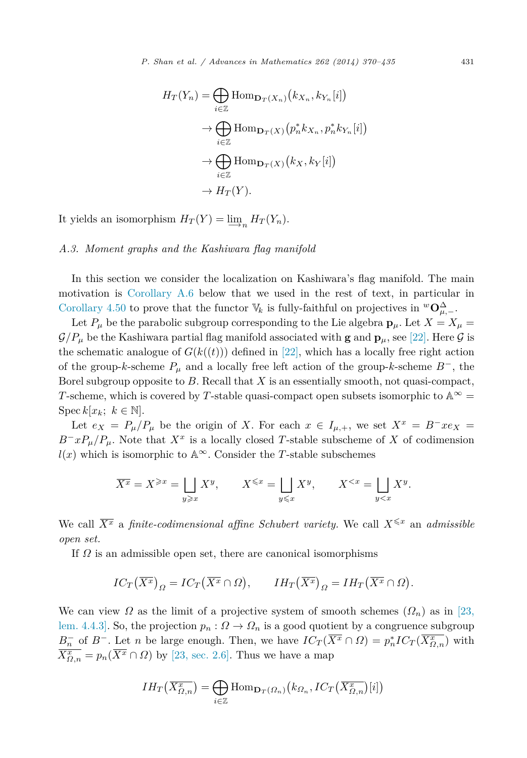$$
\begin{aligned}
H_T(Y_n) &= \bigoplus_{i\in\mathbb{Z}} \operatorname{Hom}_{\mathbf{D}_T(X_n)}\big(k_{X_n}, k_{Y_n}[i]\big) \\
&\to \bigoplus_{i\in\mathbb{Z}} \operatorname{Hom}_{\mathbf{D}_T(X)}\big(p_n^* k_{X_n}, p_n^* k_{Y_n}[i]\big) \\
&\to \bigoplus_{i\in\mathbb{Z}} \operatorname{Hom}_{\mathbf{D}_T(X)}\big(k_X, k_Y[i]\big) \\
&\to H_T(Y).
\end{aligned}
$$

It yields an isomorphism $H_T(Y) = \varinjlim_n H_T(Y_n)$.

### A.3. Moment graphs and the Kashiwara flag manifold

In this section we consider the localization on Kashiwara's flag manifold. The main motivation is Corollary A.6 below that we used in the rest of text, in particular in Corollary 4.50 to prove that the functor $\mathbb{V}_k$ is fully-faithful on projectives in ${}^{w}\mathbf{O}^{\Delta}_{\mu,-}$.

Let $P_\mu$ be the parabolic subgroup corresponding to the Lie algebra $\mathbf{p}_\mu$. Let $X = X_\mu = \mathcal{G}/P_\mu$ be the Kashiwara partial flag manifold associated with $\mathbf{g}$ and $\mathbf{p}_\mu$, see [22]. Here $\mathcal{G}$ is the schematic analogue of $G(k((t)))$ defined in [22], which has a locally free right action of the group-$k$-scheme $P_\mu$ and a locally free left action of the group-$k$-scheme $B^-$, the Borel subgroup opposite to $B$. Recall that $X$ is an essentially smooth, not quasi-compact, $T$-scheme, which is covered by $T$-stable quasi-compact open subsets isomorphic to $\mathbb{A}^\infty = \operatorname{Spec} k[x_k;\ k \in \mathbb{N}]$.

Let $e_X = P_\mu/P_\mu$ be the origin of $X$. For each $x \in I_{\mu,+}$, we set $X^x = B^- x e_X = B^- x P_\mu/P_\mu$. Note that $X^x$ is a locally closed $T$-stable subscheme of $X$ of codimension $l(x)$ which is isomorphic to $\mathbb{A}^\infty$. Consider the $T$-stable subschemes

$$
\overline{X^x} = X^{\geqslant x} = \bigsqcup_{y \geqslant x} X^y, \qquad X^{\leqslant x} = \bigsqcup_{y \leqslant x} X^y, \qquad X^{<x} = \bigsqcup_{y < x} X^y.
$$

We call $\overline{X^x}$ a *finite-codimensional affine Schubert variety.* We call $X^{\leqslant x}$ an *admissible open set.*

If $\Omega$ is an admissible open set, there are canonical isomorphisms

$$
IC_T\big(\overline{X^x}\big)_\Omega = IC_T\big(\overline{X^x} \cap \Omega\big), \qquad IH_T\big(\overline{X^x}\big)_\Omega = IH_T\big(\overline{X^x} \cap \Omega\big).
$$

We can view $\Omega$ as the limit of a projective system of smooth schemes $(\Omega_n)$ as in [23, lem. 4.4.3]. So, the projection $p_n : \Omega \to \Omega_n$ is a good quotient by a congruence subgroup $B_n^-$ of $B^-$. Let $n$ be large enough. Then, we have $IC_T(\overline{X^x} \cap \Omega) = p_n^* IC_T(\overline{X^x_{\Omega,n}})$ with $\overline{X^x_{\Omega,n}} = p_n(\overline{X^x} \cap \Omega)$ by [23, sec. 2.6]. Thus we have a map

$$
IH_T\big(\overline{X^x_{\Omega,n}}\big) = \bigoplus_{i\in\mathbb{Z}} \operatorname{Hom}_{\mathbf{D}_T(\Omega_n)}\big(k_{\Omega_n}, IC_T\big(\overline{X^x_{\Omega,n}}\big)[i]\big)
$$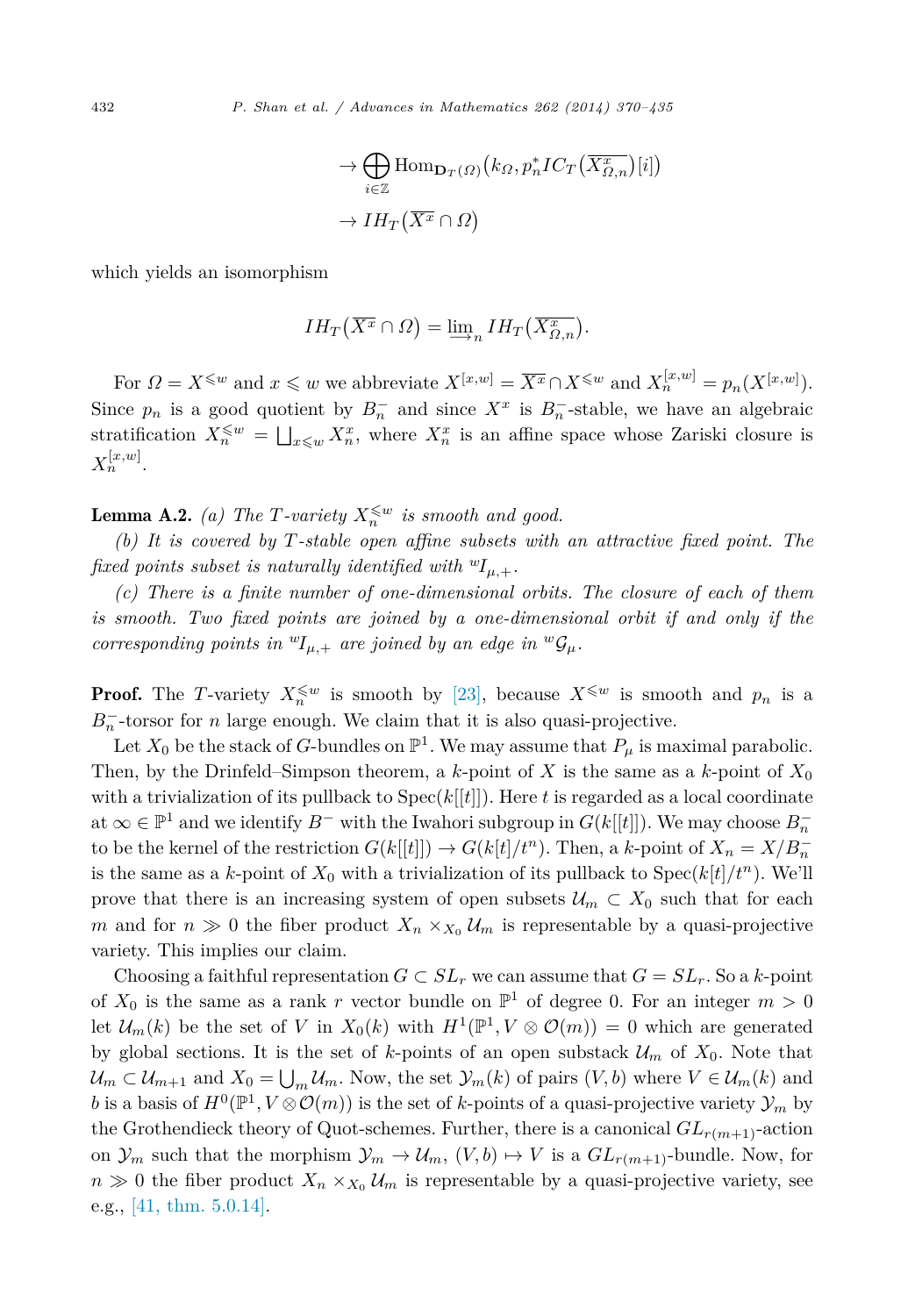$$\to \bigoplus_{i\in\mathbb{Z}} \mathrm{Hom}_{\mathbf{D}_T(\Omega)}\big(k_\Omega, p_n^* IC_T\big(\overline{X^x_{\Omega,n}}\big)[i]\big)$$

$$\to IH_T\big(\overline{X^x} \cap \Omega\big)$$

which yields an isomorphism

$$IH_T\big(\overline{X^x} \cap \Omega\big) = \varinjlim_n IH_T\big(\overline{X^x_{\Omega,n}}\big).$$

For $\Omega = X^{\leqslant w}$ and $x \leqslant w$ we abbreviate $X^{[x,w]} = \overline{X^x} \cap X^{\leqslant w}$ and $X_n^{[x,w]} = p_n(X^{[x,w]})$. Since $p_n$ is a good quotient by $B_n^-$ and since $X^x$ is $B_n^-$-stable, we have an algebraic stratification $X_n^{\leqslant w} = \bigsqcup_{x \leqslant w} X_n^x$, where $X_n^x$ is an affine space whose Zariski closure is $X_n^{[x,w]}$.

**Lemma A.2.** *(a) The $T$-variety $X_n^{\leqslant w}$ is smooth and good.*

*(b) It is covered by $T$-stable open affine subsets with an attractive fixed point. The fixed points subset is naturally identified with ${}^wI_{\mu,+}$.*

*(c) There is a finite number of one-dimensional orbits. The closure of each of them is smooth. Two fixed points are joined by a one-dimensional orbit if and only if the corresponding points in ${}^wI_{\mu,+}$ are joined by an edge in ${}^w\mathcal{G}_\mu$.*

**Proof.** The $T$-variety $X_n^{\leqslant w}$ is smooth by [23], because $X^{\leqslant w}$ is smooth and $p_n$ is a $B_n^-$-torsor for $n$ large enough. We claim that it is also quasi-projective.

Let $X_0$ be the stack of $G$-bundles on $\mathbb{P}^1$. We may assume that $P_\mu$ is maximal parabolic. Then, by the Drinfeld–Simpson theorem, a $k$-point of $X$ is the same as a $k$-point of $X_0$ with a trivialization of its pullback to $\mathrm{Spec}(k[[t]])$. Here $t$ is regarded as a local coordinate at $\infty \in \mathbb{P}^1$ and we identify $B^-$ with the Iwahori subgroup in $G(k[[t]])$. We may choose $B_n^-$ to be the kernel of the restriction $G(k[[t]]) \to G(k[t]/t^n)$. Then, a $k$-point of $X_n = X/B_n^-$ is the same as a $k$-point of $X_0$ with a trivialization of its pullback to $\mathrm{Spec}(k[t]/t^n)$. We'll prove that there is an increasing system of open subsets $\mathcal{U}_m \subset X_0$ such that for each $m$ and for $n \gg 0$ the fiber product $X_n \times_{X_0} \mathcal{U}_m$ is representable by a quasi-projective variety. This implies our claim.

Choosing a faithful representation $G \subset SL_r$ we can assume that $G = SL_r$. So a $k$-point of $X_0$ is the same as a rank $r$ vector bundle on $\mathbb{P}^1$ of degree 0. For an integer $m > 0$ let $\mathcal{U}_m(k)$ be the set of $V$ in $X_0(k)$ with $H^1(\mathbb{P}^1, V \otimes \mathcal{O}(m)) = 0$ which are generated by global sections. It is the set of $k$-points of an open substack $\mathcal{U}_m$ of $X_0$. Note that $\mathcal{U}_m \subset \mathcal{U}_{m+1}$ and $X_0 = \bigcup_m \mathcal{U}_m$. Now, the set $\mathcal{Y}_m(k)$ of pairs $(V, b)$ where $V \in \mathcal{U}_m(k)$ and $b$ is a basis of $H^0(\mathbb{P}^1, V \otimes \mathcal{O}(m))$ is the set of $k$-points of a quasi-projective variety $\mathcal{Y}_m$ by the Grothendieck theory of Quot-schemes. Further, there is a canonical $GL_{r(m+1)}$-action on $\mathcal{Y}_m$ such that the morphism $\mathcal{Y}_m \to \mathcal{U}_m$, $(V, b) \mapsto V$ is a $GL_{r(m+1)}$-bundle. Now, for $n \gg 0$ the fiber product $X_n \times_{X_0} \mathcal{U}_m$ is representable by a quasi-projective variety, see e.g., [41, thm. 5.0.14].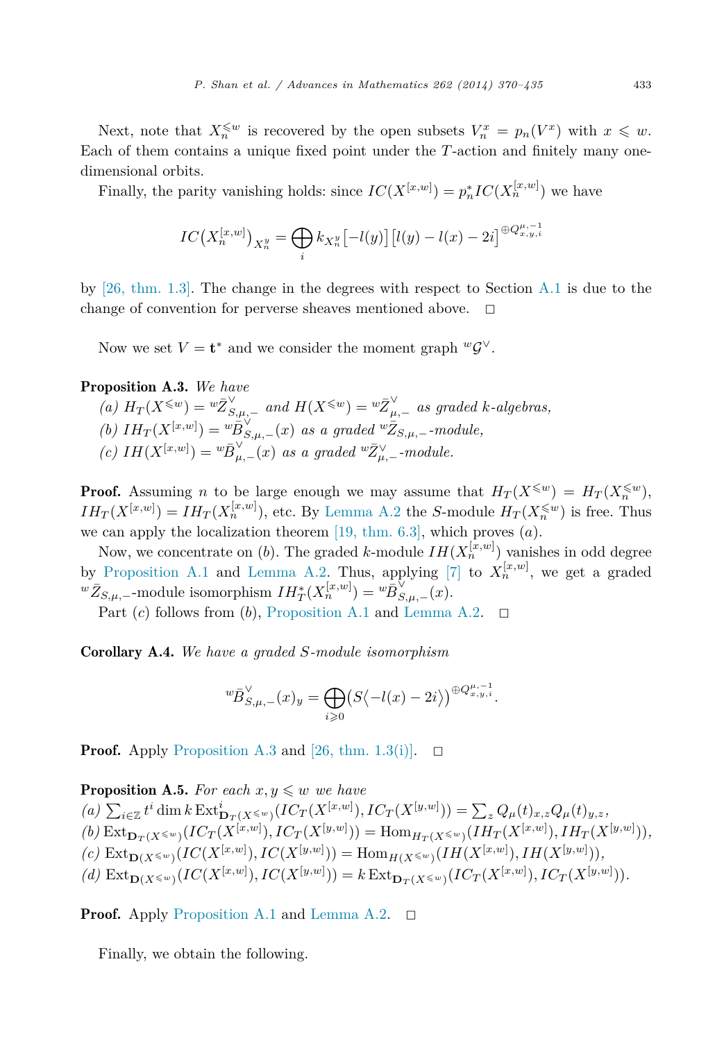Next, note that $X_n^{\leqslant w}$ is recovered by the open subsets $V_n^x = p_n(V^x)$ with $x \leqslant w$. Each of them contains a unique fixed point under the $T$-action and finitely many one-dimensional orbits.

Finally, the parity vanishing holds: since $IC(X^{[x,w]}) = p_n^* IC(X_n^{[x,w]})$ we have

$$IC\big(X_n^{[x,w]}\big)_{X_n^y} = \bigoplus_i k_{X_n^y}\big[-l(y)\big]\big[l(y) - l(x) - 2i\big]^{\oplus Q_{x,y,i}^{\mu,-1}}$$

by [26, thm. 1.3]. The change in the degrees with respect to Section A.1 is due to the change of convention for perverse sheaves mentioned above. $\square$

Now we set $V = \mathbf{t}^*$ and we consider the moment graph ${}^w\mathcal{G}^\vee$.

**Proposition A.3.** *We have*

*(a)* $H_T(X^{\leqslant w}) = {}^w\bar{Z}^\vee_{S,\mu,-}$ *and* $H(X^{\leqslant w}) = {}^w\bar{Z}^\vee_{\mu,-}$ *as graded $k$-algebras,*

*(b)* $IH_T(X^{[x,w]}) = {}^w\bar{B}^\vee_{S,\mu,-}(x)$ *as a graded* ${}^w\bar{Z}_{S,\mu,-}$*-module,*

*(c)* $IH(X^{[x,w]}) = {}^w\bar{B}^\vee_{\mu,-}(x)$ *as a graded* ${}^w\bar{Z}^\vee_{\mu,-}$*-module.*

**Proof.** Assuming $n$ to be large enough we may assume that $H_T(X^{\leqslant w}) = H_T(X_n^{\leqslant w})$, $IH_T(X^{[x,w]}) = IH_T(X_n^{[x,w]})$, etc. By Lemma A.2 the $S$-module $H_T(X_n^{\leqslant w})$ is free. Thus we can apply the localization theorem [19, thm. 6.3], which proves $(a)$.

Now, we concentrate on $(b)$. The graded $k$-module $IH(X_n^{[x,w]})$ vanishes in odd degree by Proposition A.1 and Lemma A.2. Thus, applying [7] to $X_n^{[x,w]}$, we get a graded ${}^w\bar{Z}_{S,\mu,-}$-module isomorphism $IH_T^*(X_n^{[x,w]}) = {}^w\bar{B}^\vee_{S,\mu,-}(x)$.

Part $(c)$ follows from $(b)$, Proposition A.1 and Lemma A.2. $\square$

**Corollary A.4.** *We have a graded $S$-module isomorphism*

$${}^w\bar{B}^\vee_{S,\mu,-}(x)_y = \bigoplus_{i\geqslant 0}\big(S\langle -l(x) - 2i\rangle\big)^{\oplus Q_{x,y,i}^{\mu,-1}}.$$

**Proof.** Apply Proposition A.3 and [26, thm. 1.3(i)]. $\square$

**Proposition A.5.** *For each $x, y \leqslant w$ we have*

*(a)* $\sum_{i\in\mathbb{Z}} t^i \dim k\,\mathrm{Ext}^i_{\mathbf{D}_T(X^{\leqslant w})}(IC_T(X^{[x,w]}), IC_T(X^{[y,w]})) = \sum_z Q_\mu(t)_{x,z} Q_\mu(t)_{y,z}$,

*(b)* $\mathrm{Ext}_{\mathbf{D}_T(X^{\leqslant w})}(IC_T(X^{[x,w]}), IC_T(X^{[y,w]})) = \mathrm{Hom}_{H_T(X^{\leqslant w})}(IH_T(X^{[x,w]}), IH_T(X^{[y,w]}))$,

*(c)* $\mathrm{Ext}_{\mathbf{D}(X^{\leqslant w})}(IC(X^{[x,w]}), IC(X^{[y,w]})) = \mathrm{Hom}_{H(X^{\leqslant w})}(IH(X^{[x,w]}), IH(X^{[y,w]}))$,

*(d)* $\mathrm{Ext}_{\mathbf{D}(X^{\leqslant w})}(IC(X^{[x,w]}), IC(X^{[y,w]})) = k\,\mathrm{Ext}_{\mathbf{D}_T(X^{\leqslant w})}(IC_T(X^{[x,w]}), IC_T(X^{[y,w]}))$.

**Proof.** Apply Proposition A.1 and Lemma A.2. $\square$

Finally, we obtain the following.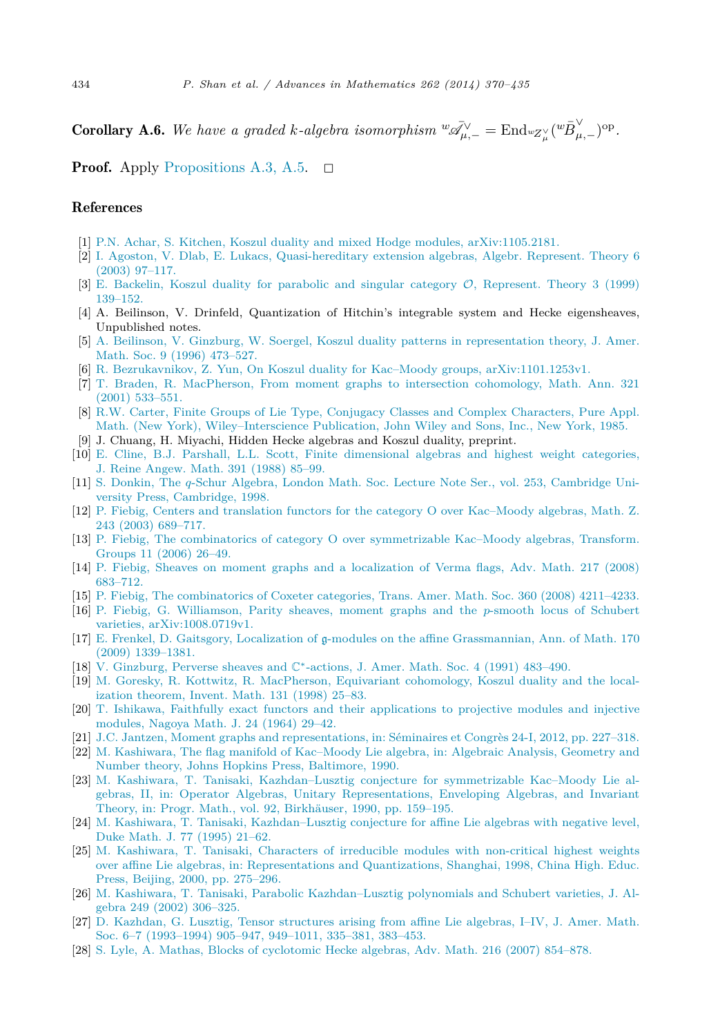**Corollary A.6.** *We have a graded k-algebra isomorphism* ${}^{w}\bar{\mathscr{A}}^{\vee}_{\mu,-} = \mathrm{End}_{{}^{w}Z^{\vee}_{\mu}}({}^{w}\bar{B}^{\vee}_{\mu,-})^{\mathrm{op}}$.

**Proof.** Apply Propositions A.3, A.5. $\square$

## References

[1] P.N. Achar, S. Kitchen, Koszul duality and mixed Hodge modules, arXiv:1105.2181.

[2] I. Agoston, V. Dlab, E. Lukacs, Quasi-hereditary extension algebras, Algebr. Represent. Theory 6 (2003) 97–117.

[3] E. Backelin, Koszul duality for parabolic and singular category $\mathcal{O}$, Represent. Theory 3 (1999) 139–152.

[4] A. Beilinson, V. Drinfeld, Quantization of Hitchin's integrable system and Hecke eigensheaves, Unpublished notes.

[5] A. Beilinson, V. Ginzburg, W. Soergel, Koszul duality patterns in representation theory, J. Amer. Math. Soc. 9 (1996) 473–527.

[6] R. Bezrukavnikov, Z. Yun, On Koszul duality for Kac–Moody groups, arXiv:1101.1253v1.

[7] T. Braden, R. MacPherson, From moment graphs to intersection cohomology, Math. Ann. 321 (2001) 533–551.

[8] R.W. Carter, Finite Groups of Lie Type, Conjugacy Classes and Complex Characters, Pure Appl. Math. (New York), Wiley–Interscience Publication, John Wiley and Sons, Inc., New York, 1985.

[9] J. Chuang, H. Miyachi, Hidden Hecke algebras and Koszul duality, preprint.

[10] E. Cline, B.J. Parshall, L.L. Scott, Finite dimensional algebras and highest weight categories, J. Reine Angew. Math. 391 (1988) 85–99.

[11] S. Donkin, The $q$-Schur Algebra, London Math. Soc. Lecture Note Ser., vol. 253, Cambridge University Press, Cambridge, 1998.

[12] P. Fiebig, Centers and translation functors for the category O over Kac–Moody algebras, Math. Z. 243 (2003) 689–717.

[13] P. Fiebig, The combinatorics of category O over symmetrizable Kac–Moody algebras, Transform. Groups 11 (2006) 26–49.

[14] P. Fiebig, Sheaves on moment graphs and a localization of Verma flags, Adv. Math. 217 (2008) 683–712.

[15] P. Fiebig, The combinatorics of Coxeter categories, Trans. Amer. Math. Soc. 360 (2008) 4211–4233.

[16] P. Fiebig, G. Williamson, Parity sheaves, moment graphs and the $p$-smooth locus of Schubert varieties, arXiv:1008.0719v1.

[17] E. Frenkel, D. Gaitsgory, Localization of $\mathfrak{g}$-modules on the affine Grassmannian, Ann. of Math. 170 (2009) 1339–1381.

[18] V. Ginzburg, Perverse sheaves and $\mathbb{C}^*$-actions, J. Amer. Math. Soc. 4 (1991) 483–490.

[19] M. Goresky, R. Kottwitz, R. MacPherson, Equivariant cohomology, Koszul duality and the localization theorem, Invent. Math. 131 (1998) 25–83.

[20] T. Ishikawa, Faithfully exact functors and their applications to projective modules and injective modules, Nagoya Math. J. 24 (1964) 29–42.

[21] J.C. Jantzen, Moment graphs and representations, in: Séminaires et Congrès 24-I, 2012, pp. 227–318.

[22] M. Kashiwara, The flag manifold of Kac–Moody Lie algebra, in: Algebraic Analysis, Geometry and Number theory, Johns Hopkins Press, Baltimore, 1990.

[23] M. Kashiwara, T. Tanisaki, Kazhdan–Lusztig conjecture for symmetrizable Kac–Moody Lie algebras, II, in: Operator Algebras, Unitary Representations, Enveloping Algebras, and Invariant Theory, in: Progr. Math., vol. 92, Birkhäuser, 1990, pp. 159–195.

[24] M. Kashiwara, T. Tanisaki, Kazhdan–Lusztig conjecture for affine Lie algebras with negative level, Duke Math. J. 77 (1995) 21–62.

[25] M. Kashiwara, T. Tanisaki, Characters of irreducible modules with non-critical highest weights over affine Lie algebras, in: Representations and Quantizations, Shanghai, 1998, China High. Educ. Press, Beijing, 2000, pp. 275–296.

[26] M. Kashiwara, T. Tanisaki, Parabolic Kazhdan–Lusztig polynomials and Schubert varieties, J. Algebra 249 (2002) 306–325.

[27] D. Kazhdan, G. Lusztig, Tensor structures arising from affine Lie algebras, I–IV, J. Amer. Math. Soc. 6–7 (1993–1994) 905–947, 949–1011, 335–381, 383–453.

[28] S. Lyle, A. Mathas, Blocks of cyclotomic Hecke algebras, Adv. Math. 216 (2007) 854–878.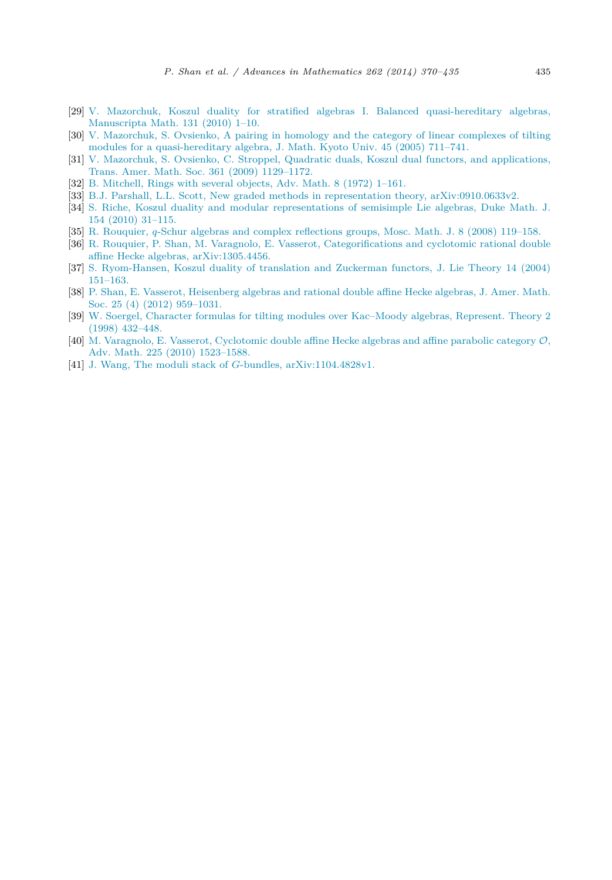[29] V. Mazorchuk, Koszul duality for stratified algebras I. Balanced quasi-hereditary algebras, Manuscripta Math. 131 (2010) 1–10.

[30] V. Mazorchuk, S. Ovsienko, A pairing in homology and the category of linear complexes of tilting modules for a quasi-hereditary algebra, J. Math. Kyoto Univ. 45 (2005) 711–741.

[31] V. Mazorchuk, S. Ovsienko, C. Stroppel, Quadratic duals, Koszul dual functors, and applications, Trans. Amer. Math. Soc. 361 (2009) 1129–1172.

[32] B. Mitchell, Rings with several objects, Adv. Math. 8 (1972) 1–161.

[33] B.J. Parshall, L.L. Scott, New graded methods in representation theory, arXiv:0910.0633v2.

[34] S. Riche, Koszul duality and modular representations of semisimple Lie algebras, Duke Math. J. 154 (2010) 31–115.

[35] R. Rouquier, $q$-Schur algebras and complex reflections groups, Mosc. Math. J. 8 (2008) 119–158.

[36] R. Rouquier, P. Shan, M. Varagnolo, E. Vasserot, Categorifications and cyclotomic rational double affine Hecke algebras, arXiv:1305.4456.

[37] S. Ryom-Hansen, Koszul duality of translation and Zuckerman functors, J. Lie Theory 14 (2004) 151–163.

[38] P. Shan, E. Vasserot, Heisenberg algebras and rational double affine Hecke algebras, J. Amer. Math. Soc. 25 (4) (2012) 959–1031.

[39] W. Soergel, Character formulas for tilting modules over Kac–Moody algebras, Represent. Theory 2 (1998) 432–448.

[40] M. Varagnolo, E. Vasserot, Cyclotomic double affine Hecke algebras and affine parabolic category $\mathcal{O}$, Adv. Math. 225 (2010) 1523–1588.

[41] J. Wang, The moduli stack of $G$-bundles, arXiv:1104.4828v1.